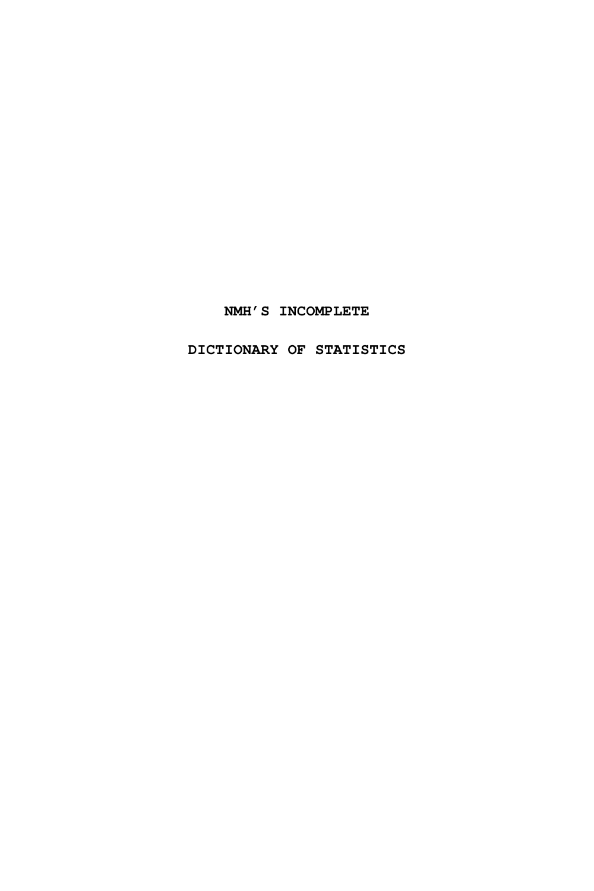# NMH'S INCOMPLETE

# DICTIONARY OF STATISTICS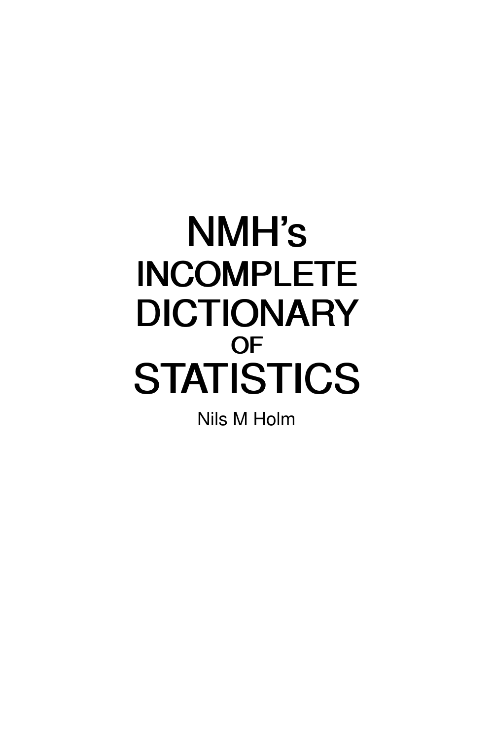# NMH's INCOMPLETE DICTIONARY OF STATISTICS

Nils M Holm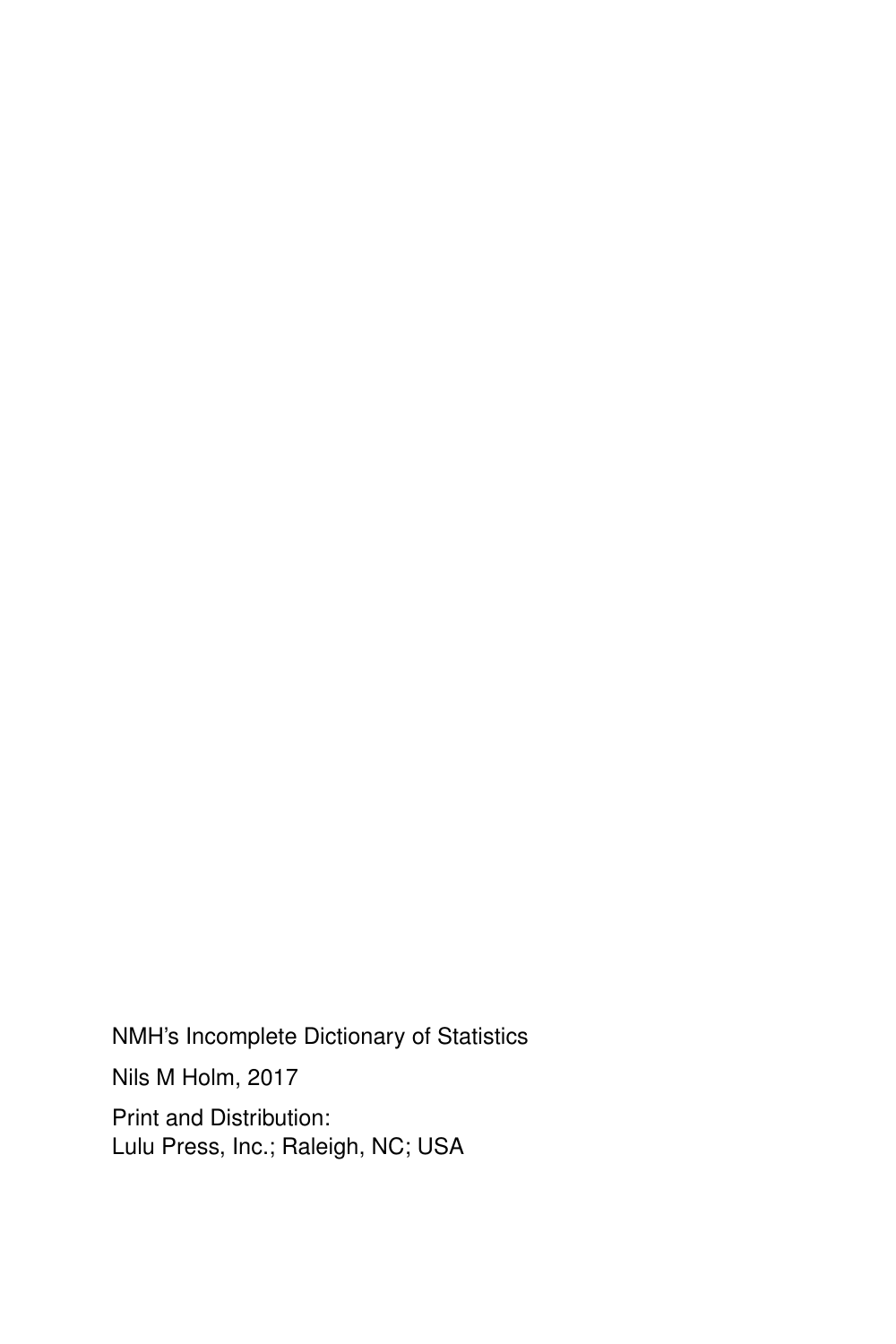NMH's Incomplete Dictionary of Statistics

Nils M Holm, 2017

Print and Distribution:
Lulu Press, Inc.; Raleigh, NC; USA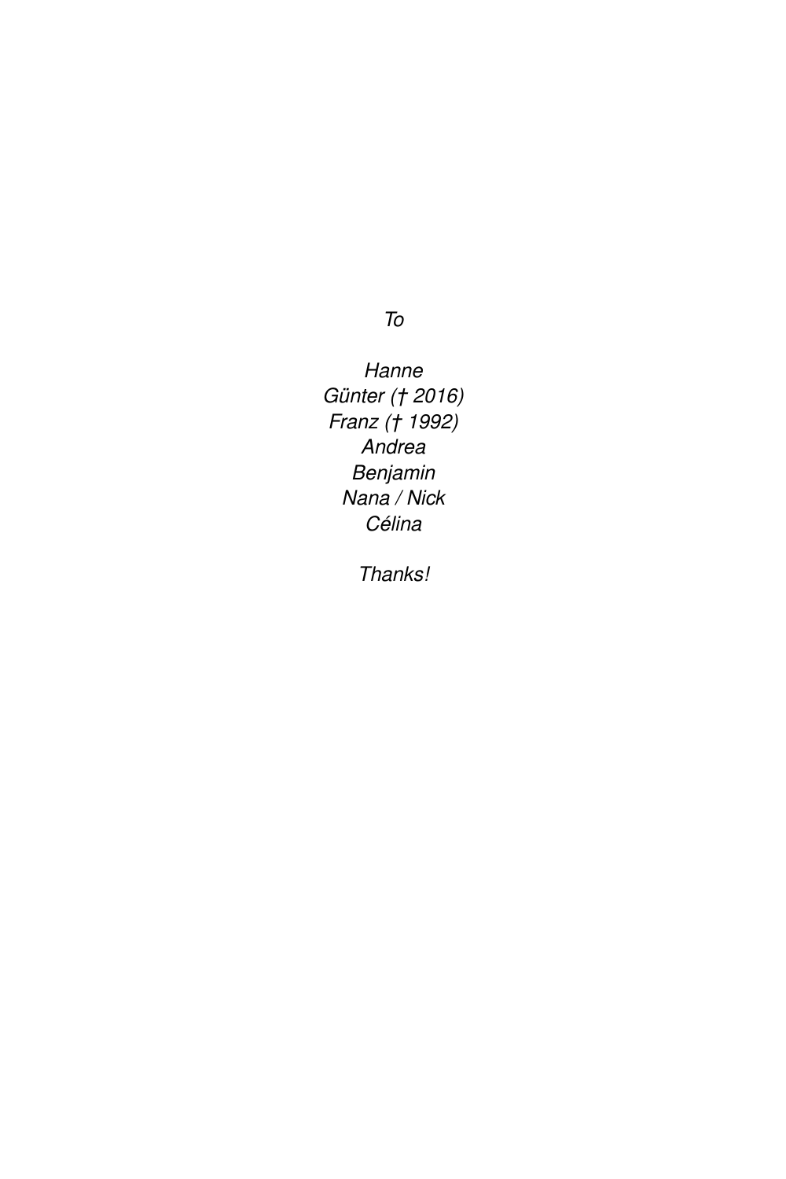*To*

*Hanne*
*Günter († 2016)*
*Franz († 1992)*
*Andrea*
*Benjamin*
*Nana / Nick*
*Célina*

*Thanks!*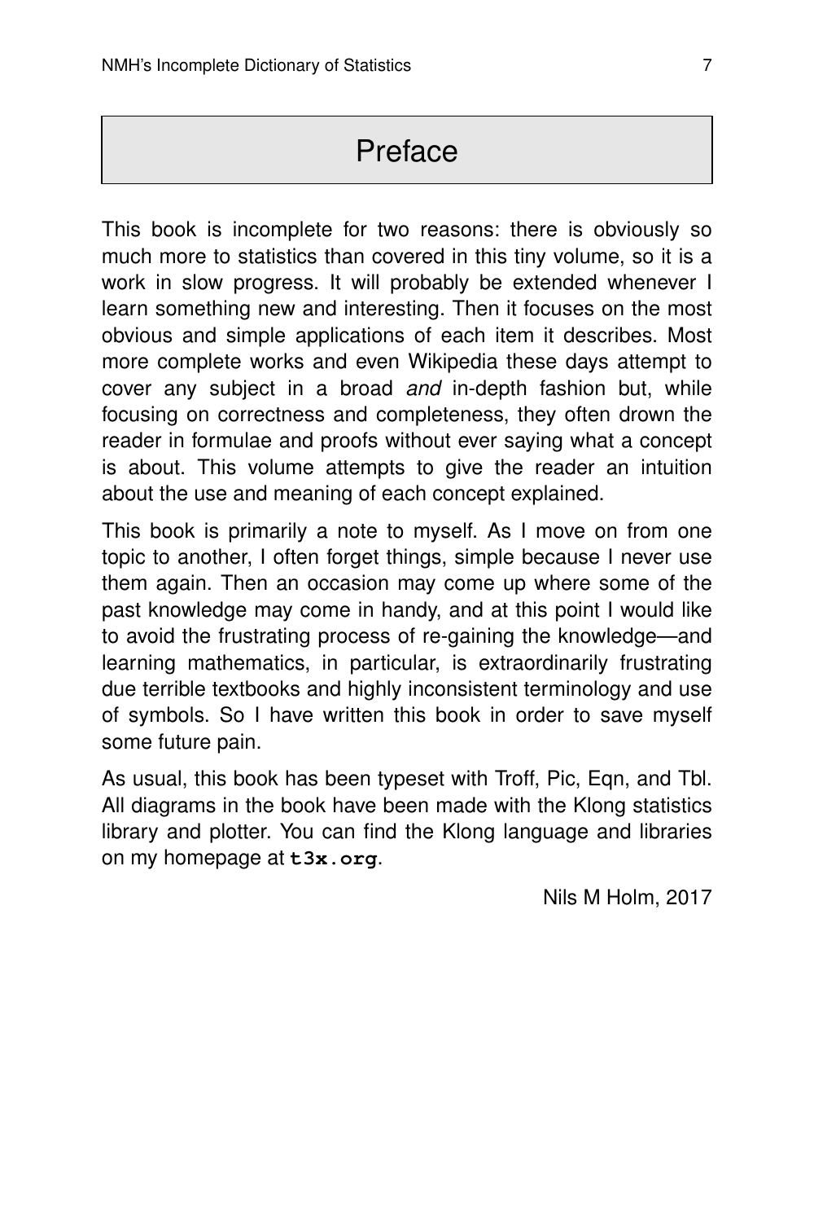# Preface

This book is incomplete for two reasons: there is obviously so much more to statistics than covered in this tiny volume, so it is a work in slow progress. It will probably be extended whenever I learn something new and interesting. Then it focuses on the most obvious and simple applications of each item it describes. Most more complete works and even Wikipedia these days attempt to cover any subject in a broad *and* in-depth fashion but, while focusing on correctness and completeness, they often drown the reader in formulae and proofs without ever saying what a concept is about. This volume attempts to give the reader an intuition about the use and meaning of each concept explained.

This book is primarily a note to myself. As I move on from one topic to another, I often forget things, simple because I never use them again. Then an occasion may come up where some of the past knowledge may come in handy, and at this point I would like to avoid the frustrating process of re-gaining the knowledge—and learning mathematics, in particular, is extraordinarily frustrating due terrible textbooks and highly inconsistent terminology and use of symbols. So I have written this book in order to save myself some future pain.

As usual, this book has been typeset with Troff, Pic, Eqn, and Tbl. All diagrams in the book have been made with the Klong statistics library and plotter. You can find the Klong language and libraries on my homepage at **`t3x.org`**.

Nils M Holm, 2017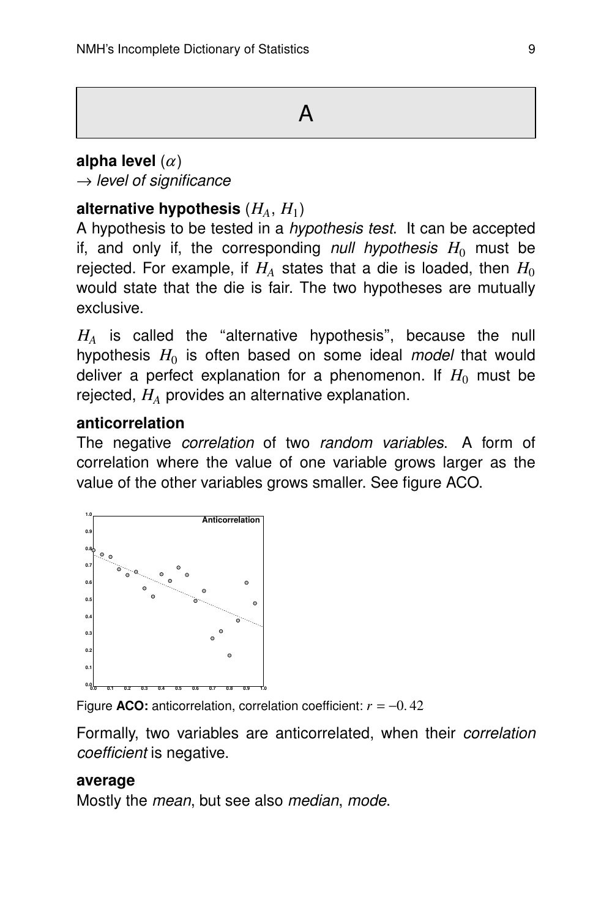# A

**alpha level** ($\alpha$)
→ *level of significance*

**alternative hypothesis** ($H_A$, $H_1$)
A hypothesis to be tested in a *hypothesis test*. It can be accepted if, and only if, the corresponding *null hypothesis* $H_0$ must be rejected. For example, if $H_A$ states that a die is loaded, then $H_0$ would state that the die is fair. The two hypotheses are mutually exclusive.

$H_A$ is called the "alternative hypothesis", because the null hypothesis $H_0$ is often based on some ideal *model* that would deliver a perfect explanation for a phenomenon. If $H_0$ must be rejected, $H_A$ provides an alternative explanation.

**anticorrelation**
The negative *correlation* of two *random variables*. A form of correlation where the value of one variable grows larger as the value of the other variables grows smaller. See figure ACO.

Figure **ACO:** anticorrelation, correlation coefficient: $r = -0.42$

Formally, two variables are anticorrelated, when their *correlation coefficient* is negative.

**average**
Mostly the *mean*, but see also *median*, *mode*.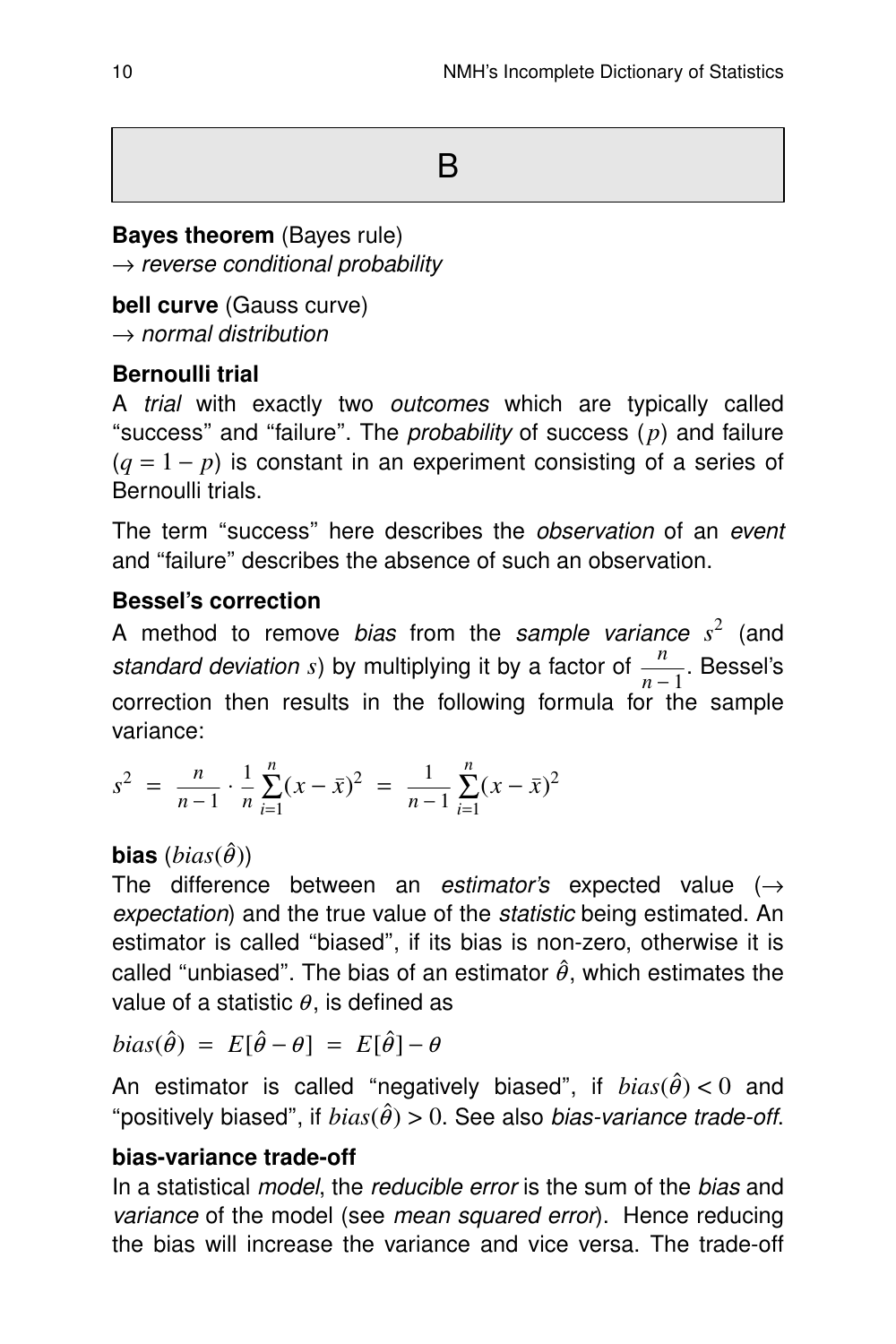# B

**Bayes theorem** (Bayes rule)
→ *reverse conditional probability*

**bell curve** (Gauss curve)
→ *normal distribution*

**Bernoulli trial**

A *trial* with exactly two *outcomes* which are typically called "success" and "failure". The *probability* of success ($p$) and failure ($q = 1 - p$) is constant in an experiment consisting of a series of Bernoulli trials.

The term "success" here describes the *observation* of an *event* and "failure" describes the absence of such an observation.

**Bessel's correction**

A method to remove *bias* from the *sample variance* $s^2$ (and *standard deviation* $s$) by multiplying it by a factor of $\frac{n}{n-1}$. Bessel's correction then results in the following formula for the sample variance:

$$s^2 = \frac{n}{n-1} \cdot \frac{1}{n} \sum_{i=1}^{n} (x - \bar{x})^2 = \frac{1}{n-1} \sum_{i=1}^{n} (x - \bar{x})^2$$

**bias** ($bias(\hat{\theta})$)

The difference between an *estimator's* expected value (→ *expectation*) and the true value of the *statistic* being estimated. An estimator is called "biased", if its bias is non-zero, otherwise it is called "unbiased". The bias of an estimator $\hat{\theta}$, which estimates the value of a statistic $\theta$, is defined as

$$bias(\hat{\theta}) = E[\hat{\theta} - \theta] = E[\hat{\theta}] - \theta$$

An estimator is called "negatively biased", if $bias(\hat{\theta}) < 0$ and "positively biased", if $bias(\hat{\theta}) > 0$. See also *bias-variance trade-off*.

**bias-variance trade-off**

In a statistical *model*, the *reducible error* is the sum of the *bias* and *variance* of the model (see *mean squared error*). Hence reducing the bias will increase the variance and vice versa. The trade-off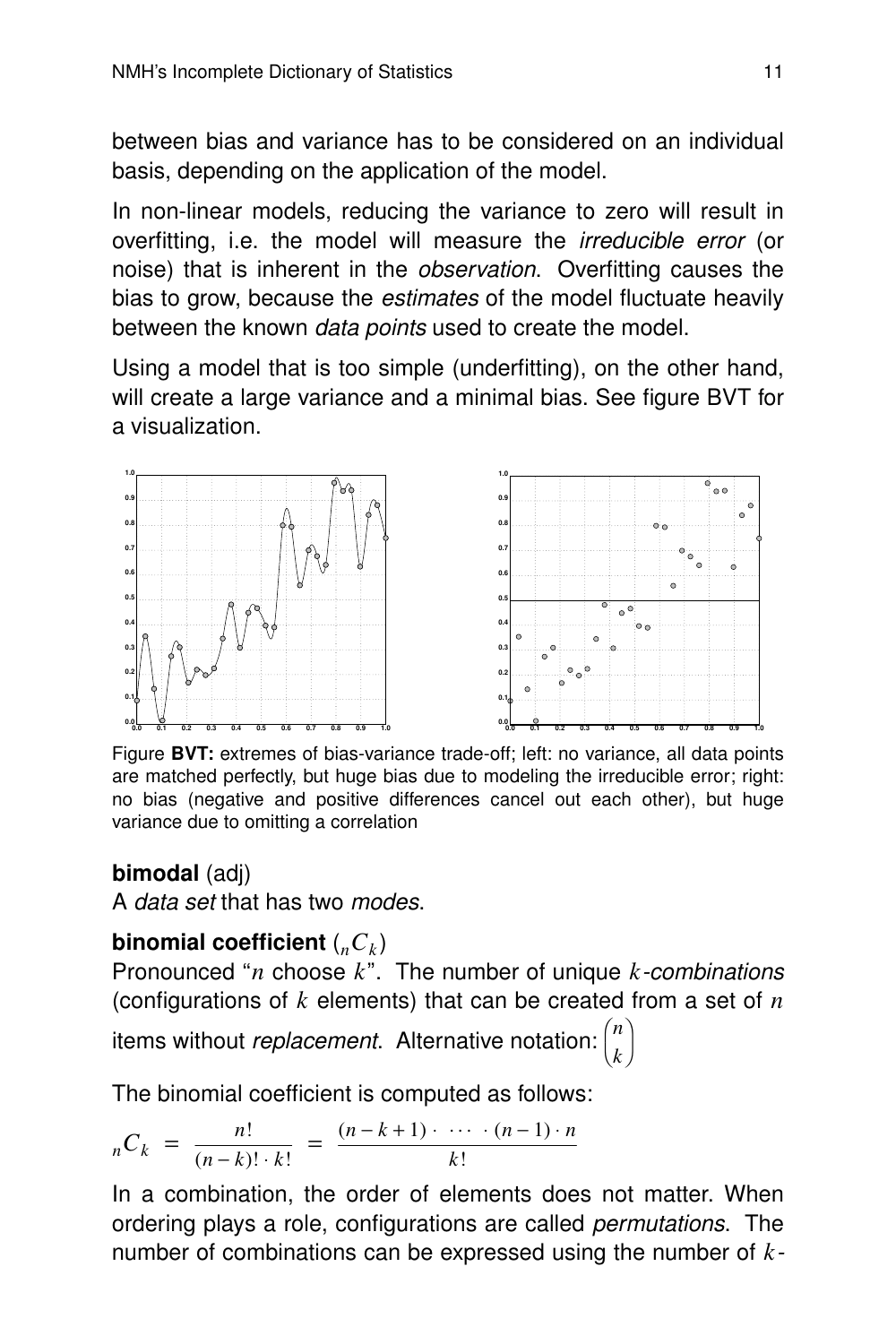between bias and variance has to be considered on an individual basis, depending on the application of the model.

In non-linear models, reducing the variance to zero will result in overfitting, i.e. the model will measure the *irreducible error* (or noise) that is inherent in the *observation*. Overfitting causes the bias to grow, because the *estimates* of the model fluctuate heavily between the known *data points* used to create the model.

Using a model that is too simple (underfitting), on the other hand, will create a large variance and a minimal bias. See figure BVT for a visualization.

Figure **BVT:** extremes of bias-variance trade-off; left: no variance, all data points are matched perfectly, but huge bias due to modeling the irreducible error; right: no bias (negative and positive differences cancel out each other), but huge variance due to omitting a correlation

**bimodal** (adj)
A *data set* that has two *modes*.

**binomial coefficient** ($_nC_k$)
Pronounced "$n$ choose $k$". The number of unique $k$-*combinations* (configurations of $k$ elements) that can be created from a set of $n$ items without *replacement*. Alternative notation: $\binom{n}{k}$

The binomial coefficient is computed as follows:

$$_nC_k \;=\; \frac{n!}{(n-k)! \cdot k!} \;=\; \frac{(n-k+1) \cdot \;\cdots\; \cdot (n-1) \cdot n}{k!}$$

In a combination, the order of elements does not matter. When ordering plays a role, configurations are called *permutations*. The number of combinations can be expressed using the number of $k$-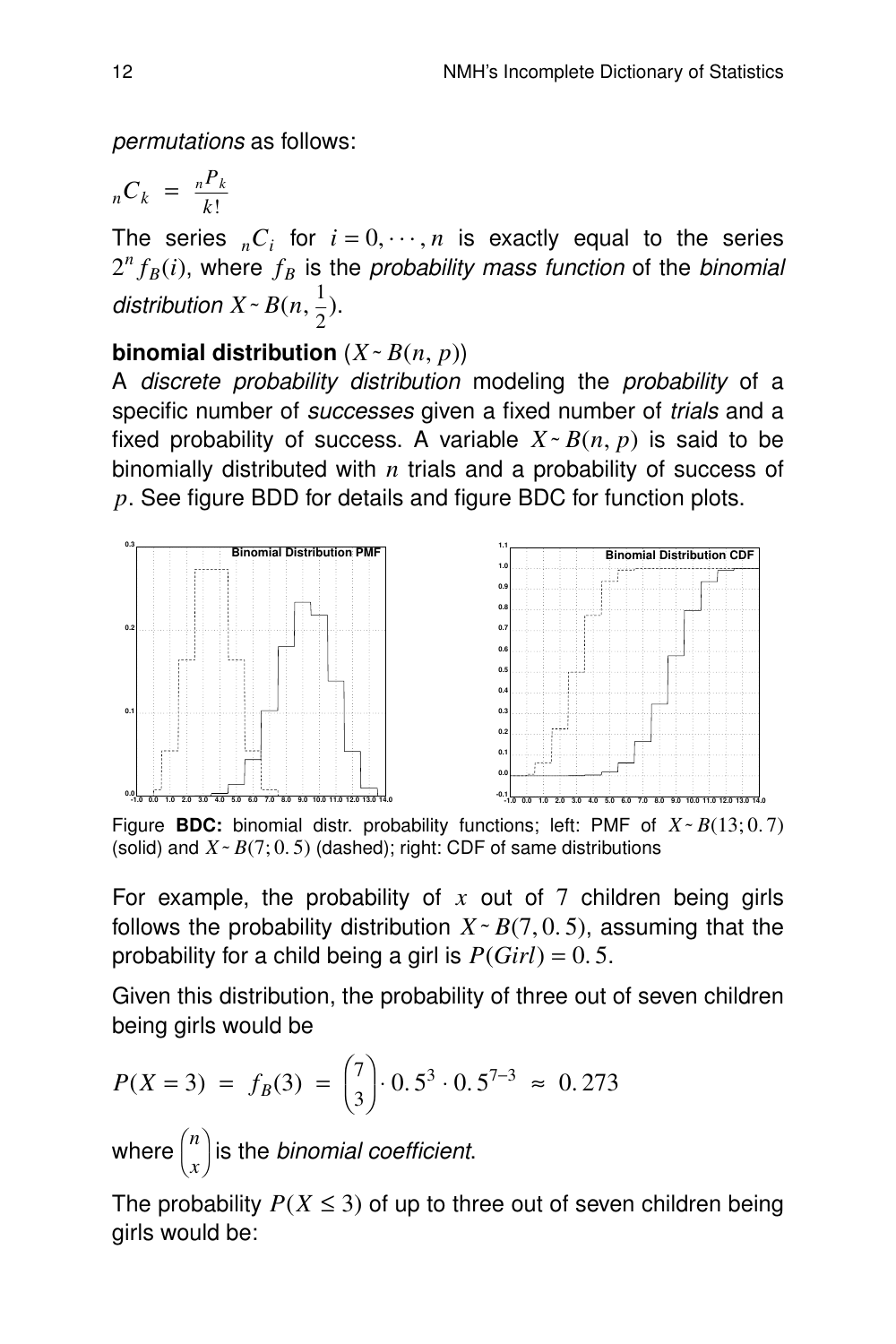*permutations* as follows:

$${}_nC_k = \frac{{}_nP_k}{k!}$$

The series ${}_nC_i$ for $i = 0, \cdots, n$ is exactly equal to the series $2^n f_B(i)$, where $f_B$ is the *probability mass function* of the *binomial distribution* $X \sim B(n, \frac{1}{2})$.

**binomial distribution** ($X \sim B(n, p)$)
A *discrete probability distribution* modeling the *probability* of a specific number of *successes* given a fixed number of *trials* and a fixed probability of success. A variable $X \sim B(n, p)$ is said to be binomially distributed with $n$ trials and a probability of success of $p$. See figure BDD for details and figure BDC for function plots.

Figure **BDC:** binomial distr. probability functions; left: PMF of $X \sim B(13; 0.7)$ (solid) and $X \sim B(7; 0.5)$ (dashed); right: CDF of same distributions

For example, the probability of $x$ out of 7 children being girls follows the probability distribution $X \sim B(7, 0.5)$, assuming that the probability for a child being a girl is $P(Girl) = 0.5$.

Given this distribution, the probability of three out of seven children being girls would be

$$P(X = 3) = f_B(3) = \binom{7}{3} \cdot 0.5^3 \cdot 0.5^{7-3} \approx 0.273$$

where $\binom{n}{x}$ is the *binomial coefficient*.

The probability $P(X \leq 3)$ of up to three out of seven children being girls would be: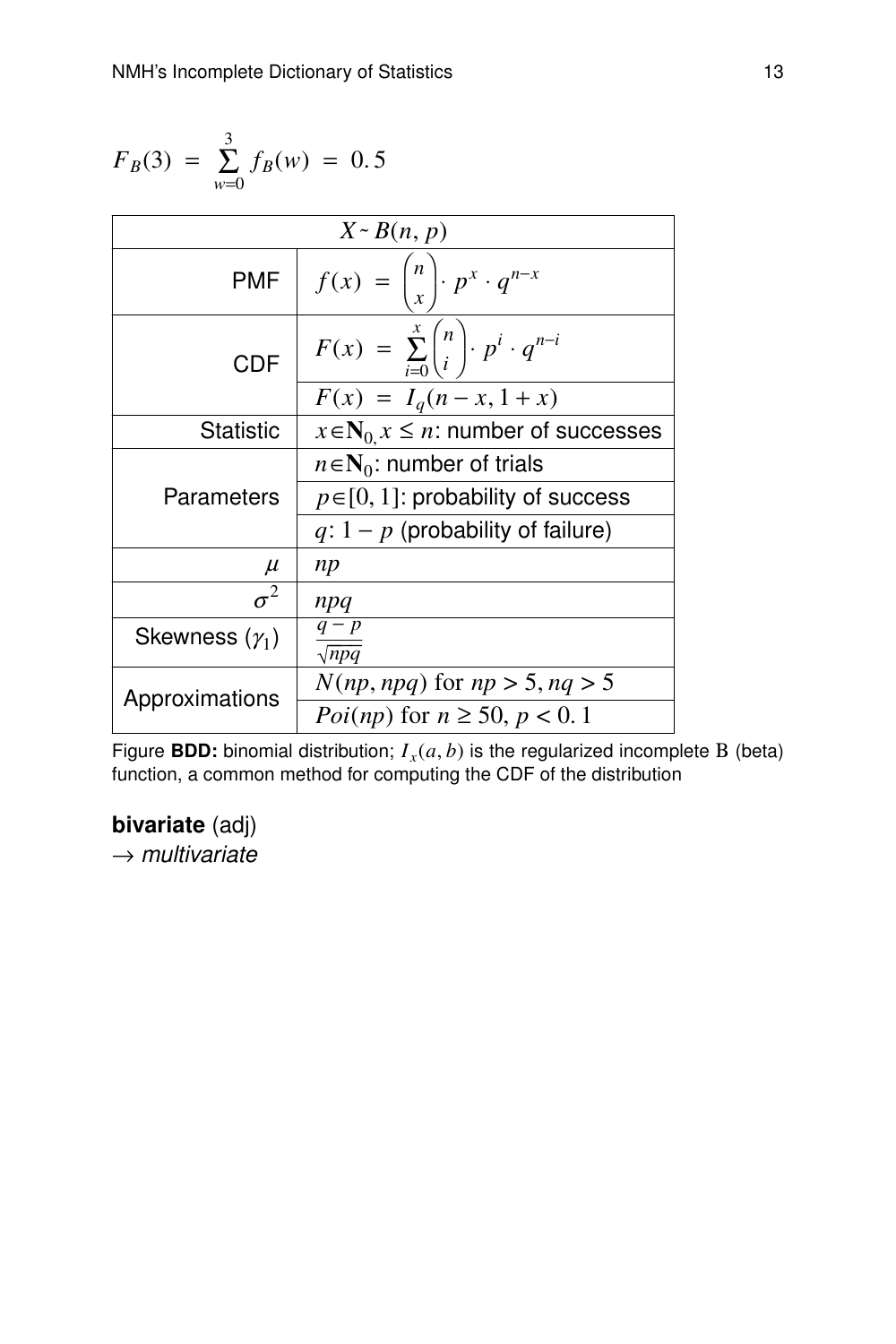$$F_B(3) = \sum_{w=0}^{3} f_B(w) = 0.5$$

| $X \sim B(n, p)$ | |
|---|---|
| PMF | $f(x) = \binom{n}{x} \cdot p^x \cdot q^{n-x}$ |
| CDF | $F(x) = \sum_{i=0}^{x} \binom{n}{i} \cdot p^i \cdot q^{n-i}$ |
| | $F(x) = I_q(n - x, 1 + x)$ |
| Statistic | $x \in \mathbf{N}_0, x \leq n$: number of successes |
| Parameters | $n \in \mathbf{N}_0$: number of trials |
| | $p \in [0, 1]$: probability of success |
| | $q$: $1 - p$ (probability of failure) |
| $\mu$ | $np$ |
| $\sigma^2$ | $npq$ |
| Skewness ($\gamma_1$) | $\frac{q - p}{\sqrt{npq}}$ |
| Approximations | $N(np, npq)$ for $np > 5, nq > 5$ |
| | $Poi(np)$ for $n \geq 50$, $p < 0.1$ |

Figure **BDD:** binomial distribution; $I_x(a, b)$ is the regularized incomplete $\mathrm{B}$ (beta) function, a common method for computing the CDF of the distribution

**bivariate** (adj)
→ *multivariate*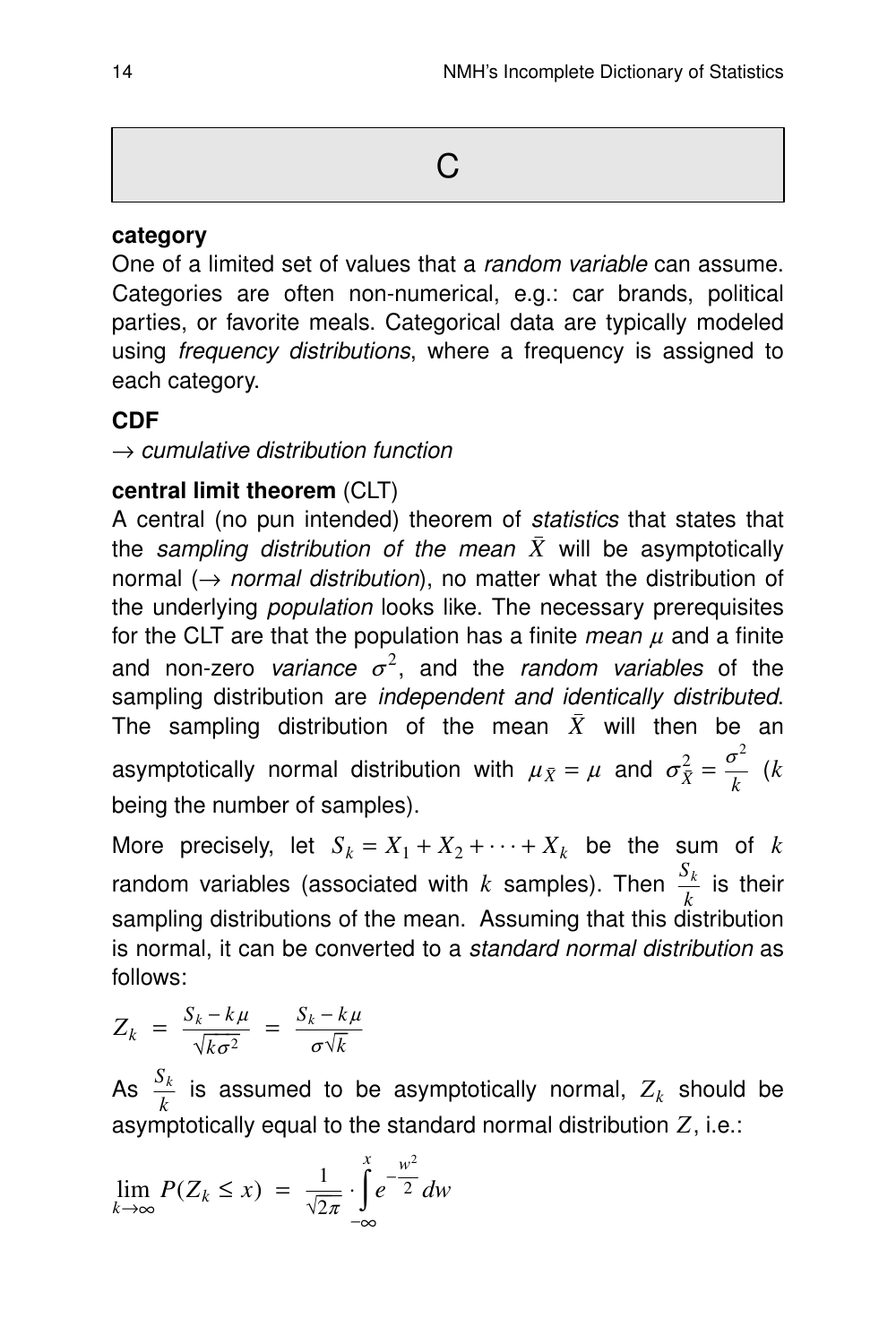# C

**category**
One of a limited set of values that a *random variable* can assume. Categories are often non-numerical, e.g.: car brands, political parties, or favorite meals. Categorical data are typically modeled using *frequency distributions*, where a frequency is assigned to each category.

**CDF**
→ *cumulative distribution function*

**central limit theorem** (CLT)
A central (no pun intended) theorem of *statistics* that states that the *sampling distribution of the mean* $\bar{X}$ will be asymptotically normal (→ *normal distribution*), no matter what the distribution of the underlying *population* looks like. The necessary prerequisites for the CLT are that the population has a finite *mean* $\mu$ and a finite and non-zero *variance* $\sigma^2$, and the *random variables* of the sampling distribution are *independent and identically distributed*. The sampling distribution of the mean $\bar{X}$ will then be an asymptotically normal distribution with $\mu_{\bar{X}} = \mu$ and $\sigma_{\bar{X}}^2 = \frac{\sigma^2}{k}$ ($k$ being the number of samples).

More precisely, let $S_k = X_1 + X_2 + \cdots + X_k$ be the sum of $k$ random variables (associated with $k$ samples). Then $\frac{S_k}{k}$ is their sampling distributions of the mean. Assuming that this distribution is normal, it can be converted to a *standard normal distribution* as follows:

$$Z_k = \frac{S_k - k\mu}{\sqrt{k\sigma^2}} = \frac{S_k - k\mu}{\sigma\sqrt{k}}$$

As $\frac{S_k}{k}$ is assumed to be asymptotically normal, $Z_k$ should be asymptotically equal to the standard normal distribution $Z$, i.e.:

$$\lim_{k \to \infty} P(Z_k \leq x) = \frac{1}{\sqrt{2\pi}} \cdot \int_{-\infty}^{x} e^{-\frac{w^2}{2}} dw$$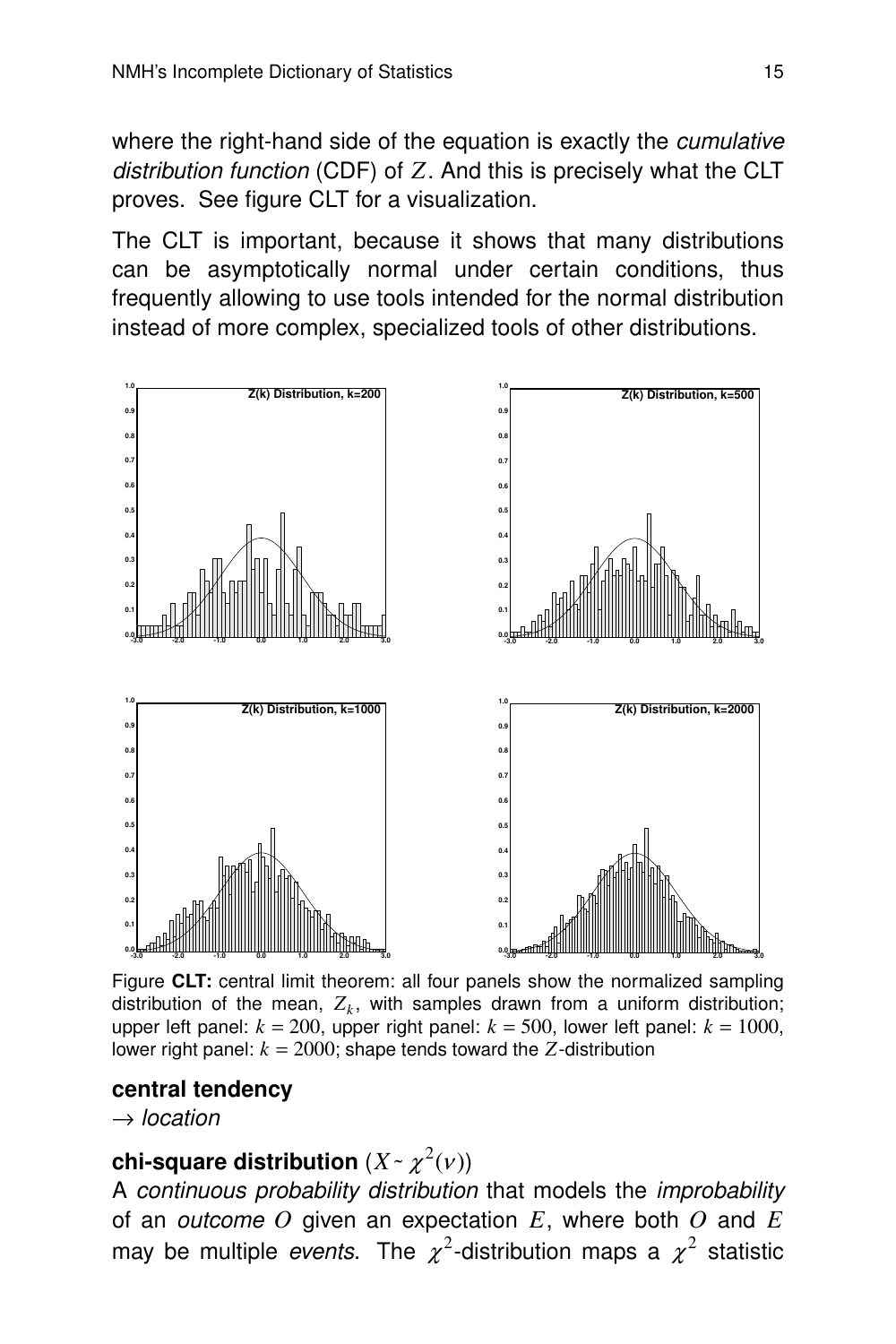where the right-hand side of the equation is exactly the *cumulative distribution function* (CDF) of $Z$. And this is precisely what the CLT proves. See figure CLT for a visualization.

The CLT is important, because it shows that many distributions can be asymptotically normal under certain conditions, thus frequently allowing to use tools intended for the normal distribution instead of more complex, specialized tools of other distributions.

Figure **CLT:** central limit theorem: all four panels show the normalized sampling distribution of the mean, $Z_k$, with samples drawn from a uniform distribution; upper left panel: $k = 200$, upper right panel: $k = 500$, lower left panel: $k = 1000$, lower right panel: $k = 2000$; shape tends toward the $Z$-distribution

**central tendency**

→ *location*

**chi-square distribution** $(X \sim \chi^2(\nu))$

A *continuous probability distribution* that models the *improbability* of an *outcome* $O$ given an expectation $E$, where both $O$ and $E$ may be multiple *events*. The $\chi^2$-distribution maps a $\chi^2$ statistic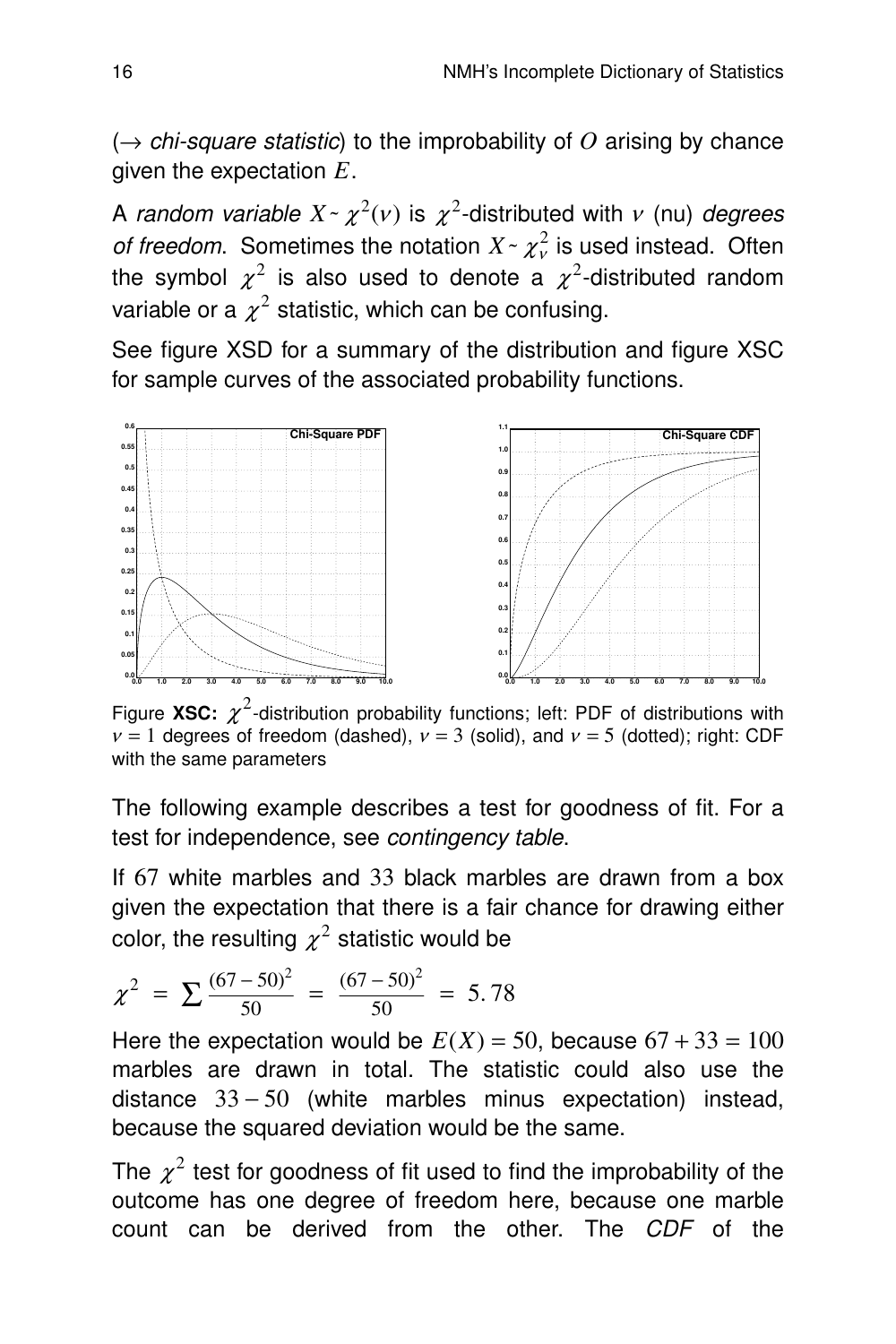(→ *chi-square statistic*) to the improbability of $O$ arising by chance given the expectation $E$.

A *random variable* $X \sim \chi^2(\nu)$ is $\chi^2$-distributed with $\nu$ (nu) *degrees of freedom*. Sometimes the notation $X \sim \chi^2_\nu$ is used instead. Often the symbol $\chi^2$ is also used to denote a $\chi^2$-distributed random variable or a $\chi^2$ statistic, which can be confusing.

See figure XSD for a summary of the distribution and figure XSC for sample curves of the associated probability functions.

Figure **XSC:** $\chi^2$-distribution probability functions; left: PDF of distributions with $\nu = 1$ degrees of freedom (dashed), $\nu = 3$ (solid), and $\nu = 5$ (dotted); right: CDF with the same parameters

The following example describes a test for goodness of fit. For a test for independence, see *contingency table*.

If 67 white marbles and 33 black marbles are drawn from a box given the expectation that there is a fair chance for drawing either color, the resulting $\chi^2$ statistic would be

$$\chi^2 = \sum \frac{(67-50)^2}{50} = \frac{(67-50)^2}{50} = 5.78$$

Here the expectation would be $E(X) = 50$, because $67 + 33 = 100$ marbles are drawn in total. The statistic could also use the distance $33 - 50$ (white marbles minus expectation) instead, because the squared deviation would be the same.

The $\chi^2$ test for goodness of fit used to find the improbability of the outcome has one degree of freedom here, because one marble count can be derived from the other. The *CDF* of the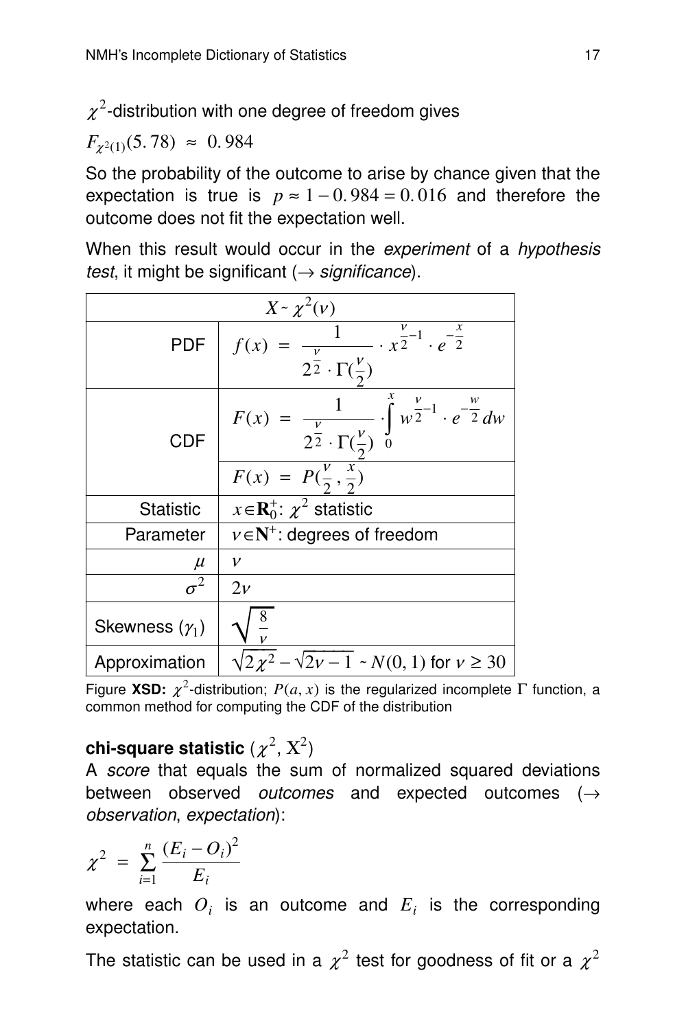$\chi^2$-distribution with one degree of freedom gives

$F_{\chi^2(1)}(5.78) \approx 0.984$

So the probability of the outcome to arise by chance given that the expectation is true is $p \approx 1 - 0.984 = 0.016$ and therefore the outcome does not fit the expectation well.

When this result would occur in the *experiment* of a *hypothesis test*, it might be significant (→ *significance*).

| $X \sim \chi^2(\nu)$ | |
|---|---|
| PDF | $f(x) = \frac{1}{2^{\frac{\nu}{2}} \cdot \Gamma(\frac{\nu}{2})} \cdot x^{\frac{\nu}{2}-1} \cdot e^{-\frac{x}{2}}$ |
| CDF | $F(x) = \frac{1}{2^{\frac{\nu}{2}} \cdot \Gamma(\frac{\nu}{2})} \cdot \int_0^x w^{\frac{\nu}{2}-1} \cdot e^{-\frac{w}{2}} dw$ |
| | $F(x) = P(\frac{\nu}{2}, \frac{x}{2})$ |
| Statistic | $x \in \mathbf{R}_0^+$: $\chi^2$ statistic |
| Parameter | $\nu \in \mathbf{N}^+$: degrees of freedom |
| $\mu$ | $\nu$ |
| $\sigma^2$ | $2\nu$ |
| Skewness ($\gamma_1$) | $\sqrt{\frac{8}{\nu}}$ |
| Approximation | $\sqrt{2\chi^2} - \sqrt{2\nu - 1} \sim N(0, 1)$ for $\nu \geq 30$ |

Figure **XSD:** $\chi^2$-distribution; $P(a, x)$ is the regularized incomplete $\Gamma$ function, a common method for computing the CDF of the distribution

**chi-square statistic** ($\chi^2$, $\mathrm{X}^2$)

A *score* that equals the sum of normalized squared deviations between observed *outcomes* and expected outcomes (→ *observation*, *expectation*):

$$\chi^2 = \sum_{i=1}^{n} \frac{(E_i - O_i)^2}{E_i}$$

where each $O_i$ is an outcome and $E_i$ is the corresponding expectation.

The statistic can be used in a $\chi^2$ test for goodness of fit or a $\chi^2$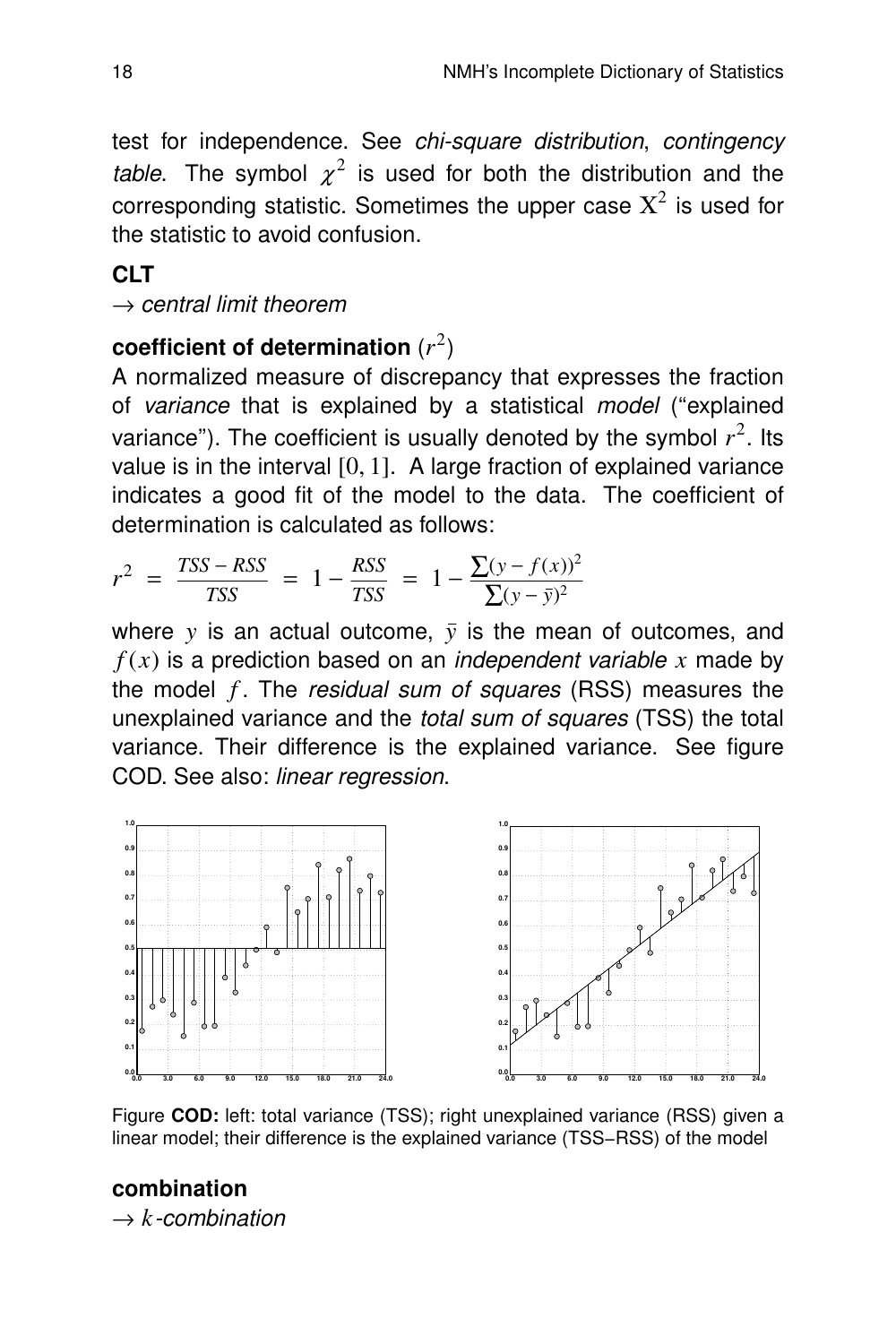test for independence. See *chi-square distribution*, *contingency table*. The symbol $\chi^2$ is used for both the distribution and the corresponding statistic. Sometimes the upper case $\mathrm{X}^2$ is used for the statistic to avoid confusion.

**CLT**

→ *central limit theorem*

**coefficient of determination** $(r^2)$

A normalized measure of discrepancy that expresses the fraction of *variance* that is explained by a statistical *model* ("explained variance"). The coefficient is usually denoted by the symbol $r^2$. Its value is in the interval $[0, 1]$. A large fraction of explained variance indicates a good fit of the model to the data. The coefficient of determination is calculated as follows:

$$r^2 = \frac{TSS - RSS}{TSS} = 1 - \frac{RSS}{TSS} = 1 - \frac{\sum(y - f(x))^2}{\sum(y - \bar{y})^2}$$

where $y$ is an actual outcome, $\bar{y}$ is the mean of outcomes, and $f(x)$ is a prediction based on an *independent variable* $x$ made by the model $f$. The *residual sum of squares* (RSS) measures the unexplained variance and the *total sum of squares* (TSS) the total variance. Their difference is the explained variance. See figure COD. See also: *linear regression*.

Figure **COD:** left: total variance (TSS); right unexplained variance (RSS) given a linear model; their difference is the explained variance (TSS−RSS) of the model

**combination**

→ $k$*-combination*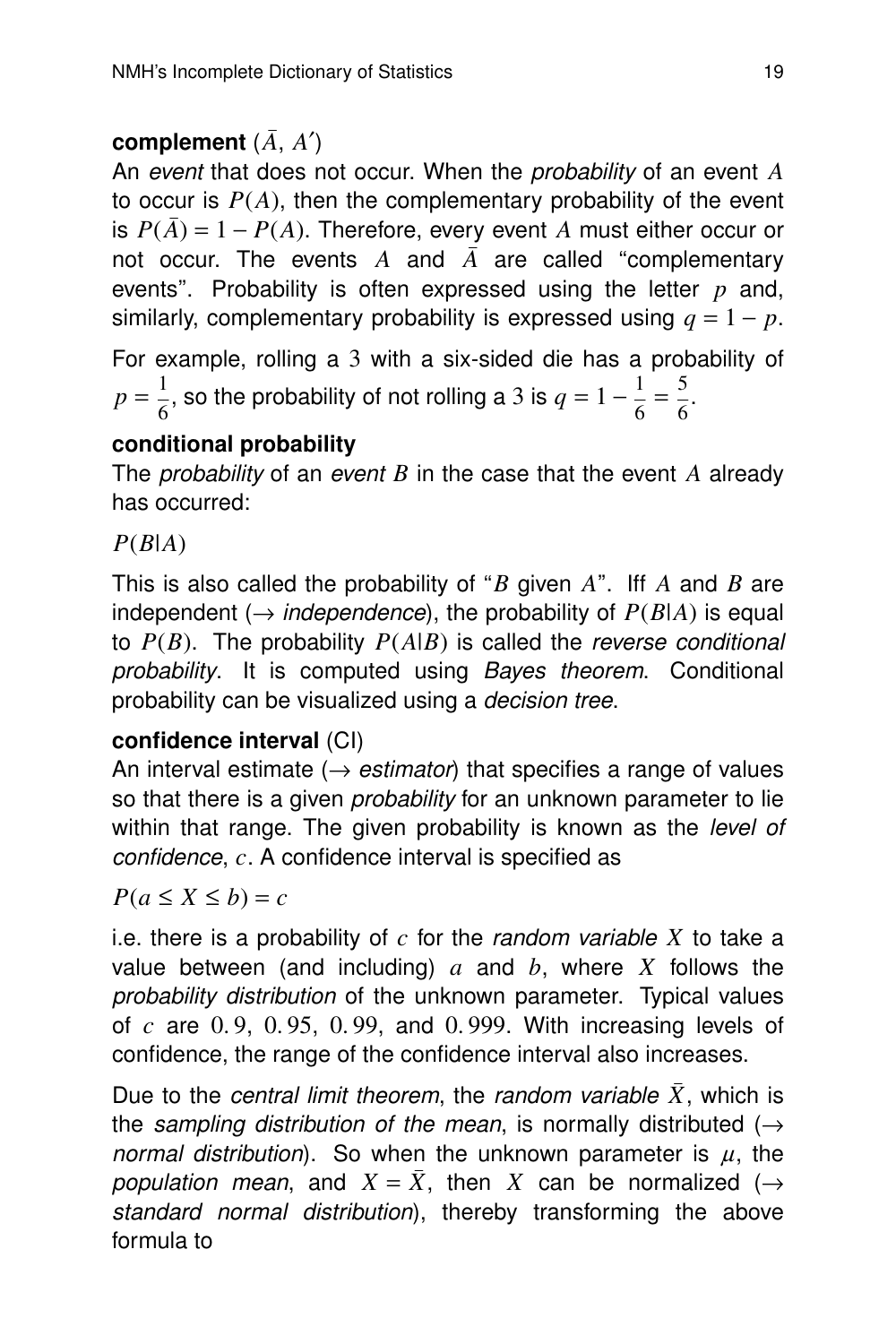**complement** ($\bar{A}$, $A'$)

An *event* that does not occur. When the *probability* of an event $A$ to occur is $P(A)$, then the complementary probability of the event is $P(\bar{A}) = 1 - P(A)$. Therefore, every event $A$ must either occur or not occur. The events $A$ and $\bar{A}$ are called "complementary events". Probability is often expressed using the letter $p$ and, similarly, complementary probability is expressed using $q = 1 - p$.

For example, rolling a $3$ with a six-sided die has a probability of $p = \frac{1}{6}$, so the probability of not rolling a $3$ is $q = 1 - \frac{1}{6} = \frac{5}{6}$.

**conditional probability**

The *probability* of an *event* $B$ in the case that the event $A$ already has occurred:

$$P(B|A)$$

This is also called the probability of "$B$ given $A$". Iff $A$ and $B$ are independent ($\rightarrow$ *independence*), the probability of $P(B|A)$ is equal to $P(B)$. The probability $P(A|B)$ is called the *reverse conditional probability*. It is computed using *Bayes theorem*. Conditional probability can be visualized using a *decision tree*.

**confidence interval** (CI)

An interval estimate ($\rightarrow$ *estimator*) that specifies a range of values so that there is a given *probability* for an unknown parameter to lie within that range. The given probability is known as the *level of confidence*, $c$. A confidence interval is specified as

$$P(a \leq X \leq b) = c$$

i.e. there is a probability of $c$ for the *random variable* $X$ to take a value between (and including) $a$ and $b$, where $X$ follows the *probability distribution* of the unknown parameter. Typical values of $c$ are $0.9$, $0.95$, $0.99$, and $0.999$. With increasing levels of confidence, the range of the confidence interval also increases.

Due to the *central limit theorem*, the *random variable* $\bar{X}$, which is the *sampling distribution of the mean*, is normally distributed ($\rightarrow$ *normal distribution*). So when the unknown parameter is $\mu$, the *population mean*, and $X = \bar{X}$, then $X$ can be normalized ($\rightarrow$ *standard normal distribution*), thereby transforming the above formula to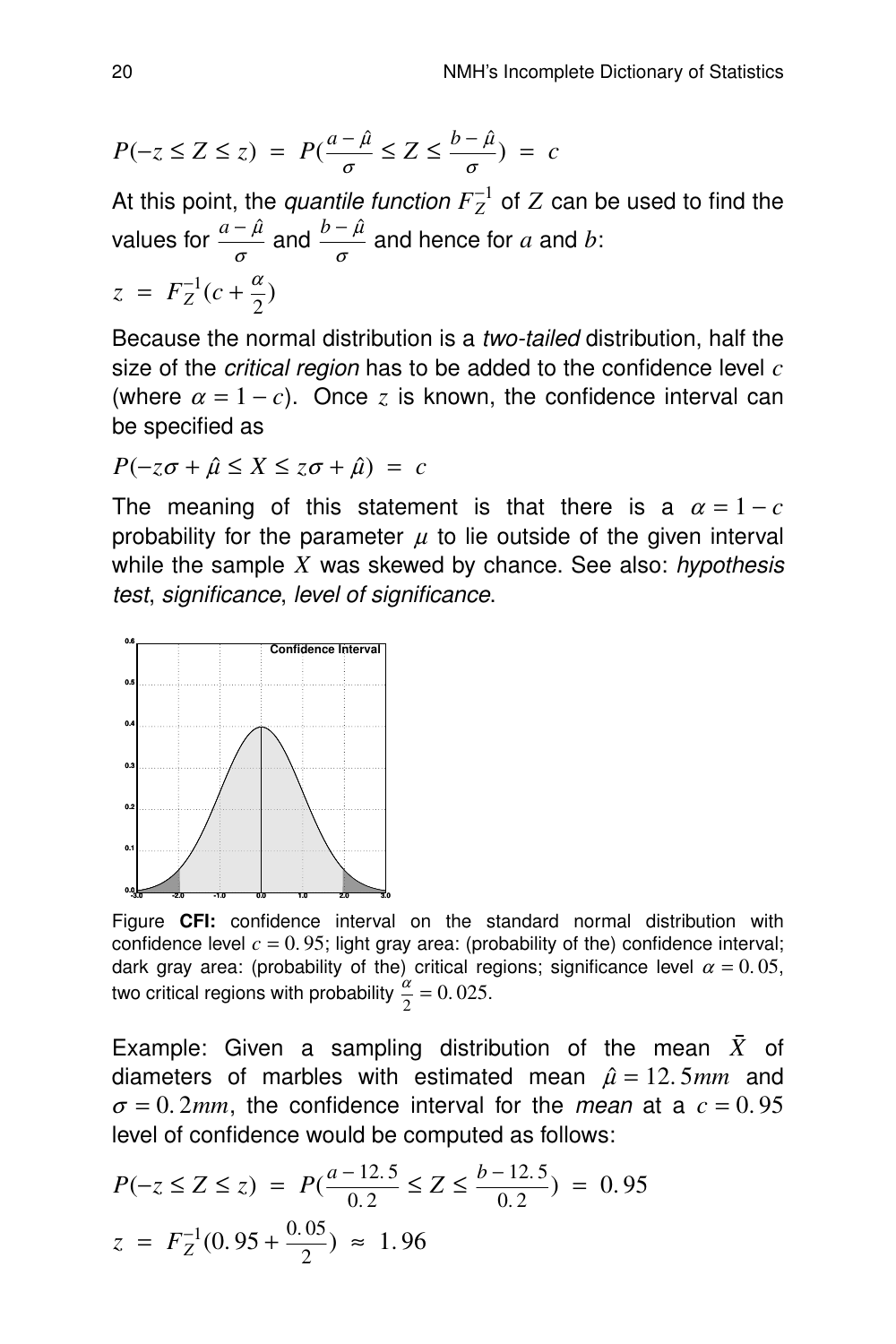$$P(-z \le Z \le z) \;=\; P(\frac{a-\hat{\mu}}{\sigma} \le Z \le \frac{b-\hat{\mu}}{\sigma}) \;=\; c$$

At this point, the *quantile function* $F_Z^{-1}$ of $Z$ can be used to find the values for $\frac{a-\hat{\mu}}{\sigma}$ and $\frac{b-\hat{\mu}}{\sigma}$ and hence for $a$ and $b$:

$$z \;=\; F_Z^{-1}(c + \frac{\alpha}{2})$$

Because the normal distribution is a *two-tailed* distribution, half the size of the *critical region* has to be added to the confidence level $c$ (where $\alpha = 1 - c$). Once $z$ is known, the confidence interval can be specified as

$$P(-z\sigma + \hat{\mu} \le X \le z\sigma + \hat{\mu}) \;=\; c$$

The meaning of this statement is that there is a $\alpha = 1 - c$ probability for the parameter $\mu$ to lie outside of the given interval while the sample $X$ was skewed by chance. See also: *hypothesis test*, *significance*, *level of significance*.

Figure **CFI:** confidence interval on the standard normal distribution with confidence level $c = 0.95$; light gray area: (probability of the) confidence interval; dark gray area: (probability of the) critical regions; significance level $\alpha = 0.05$, two critical regions with probability $\frac{\alpha}{2} = 0.025$.

Example: Given a sampling distribution of the mean $\bar{X}$ of diameters of marbles with estimated mean $\hat{\mu} = 12.5mm$ and $\sigma = 0.2mm$, the confidence interval for the *mean* at a $c = 0.95$ level of confidence would be computed as follows:

$$P(-z \le Z \le z) \;=\; P(\frac{a-12.5}{0.2} \le Z \le \frac{b-12.5}{0.2}) \;=\; 0.95$$

$$z \;=\; F_Z^{-1}(0.95 + \frac{0.05}{2}) \;\approx\; 1.96$$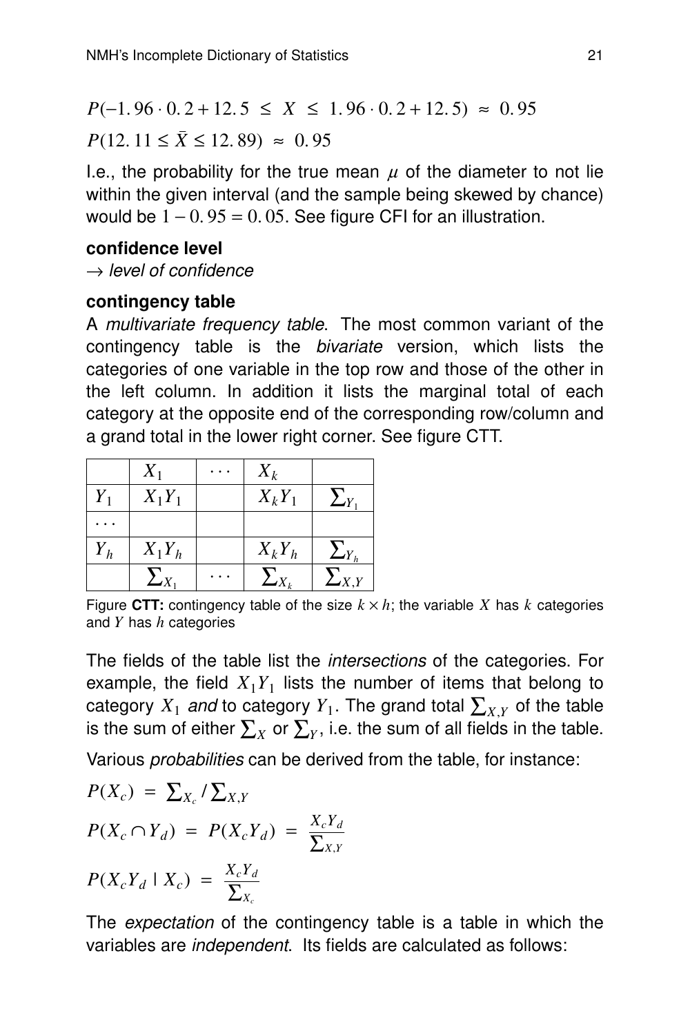$$P(-1.96 \cdot 0.2 + 12.5 \;\leq\; X \;\leq\; 1.96 \cdot 0.2 + 12.5) \;\approx\; 0.95$$

$$P(12.11 \leq \bar{X} \leq 12.89) \;\approx\; 0.95$$

I.e., the probability for the true mean $\mu$ of the diameter to not lie within the given interval (and the sample being skewed by chance) would be $1 - 0.95 = 0.05$. See figure CFI for an illustration.

**confidence level**
→ *level of confidence*

**contingency table**
A *multivariate frequency table*. The most common variant of the contingency table is the *bivariate* version, which lists the categories of one variable in the top row and those of the other in the left column. In addition it lists the marginal total of each category at the opposite end of the corresponding row/column and a grand total in the lower right corner. See figure CTT.

| | $X_1$ | $\cdots$ | $X_k$ | |
|---|---|---|---|---|
| $Y_1$ | $X_1Y_1$ | | $X_kY_1$ | $\sum_{Y_1}$ |
| $\cdots$ | | | | |
| $Y_h$ | $X_1Y_h$ | | $X_kY_h$ | $\sum_{Y_h}$ |
| | $\sum_{X_1}$ | $\cdots$ | $\sum_{X_k}$ | $\sum_{X,Y}$ |

Figure **CTT:** contingency table of the size $k \times h$; the variable $X$ has $k$ categories and $Y$ has $h$ categories

The fields of the table list the *intersections* of the categories. For example, the field $X_1Y_1$ lists the number of items that belong to category $X_1$ *and* to category $Y_1$. The grand total $\sum_{X,Y}$ of the table is the sum of either $\sum_X$ or $\sum_Y$, i.e. the sum of all fields in the table.

Various *probabilities* can be derived from the table, for instance:

$$P(X_c) \;=\; \sum_{X_c} / \sum_{X,Y}$$

$$P(X_c \cap Y_d) \;=\; P(X_cY_d) \;=\; \frac{X_cY_d}{\sum_{X,Y}}$$

$$P(X_cY_d \mid X_c) \;=\; \frac{X_cY_d}{\sum_{X_c}}$$

The *expectation* of the contingency table is a table in which the variables are *independent*. Its fields are calculated as follows: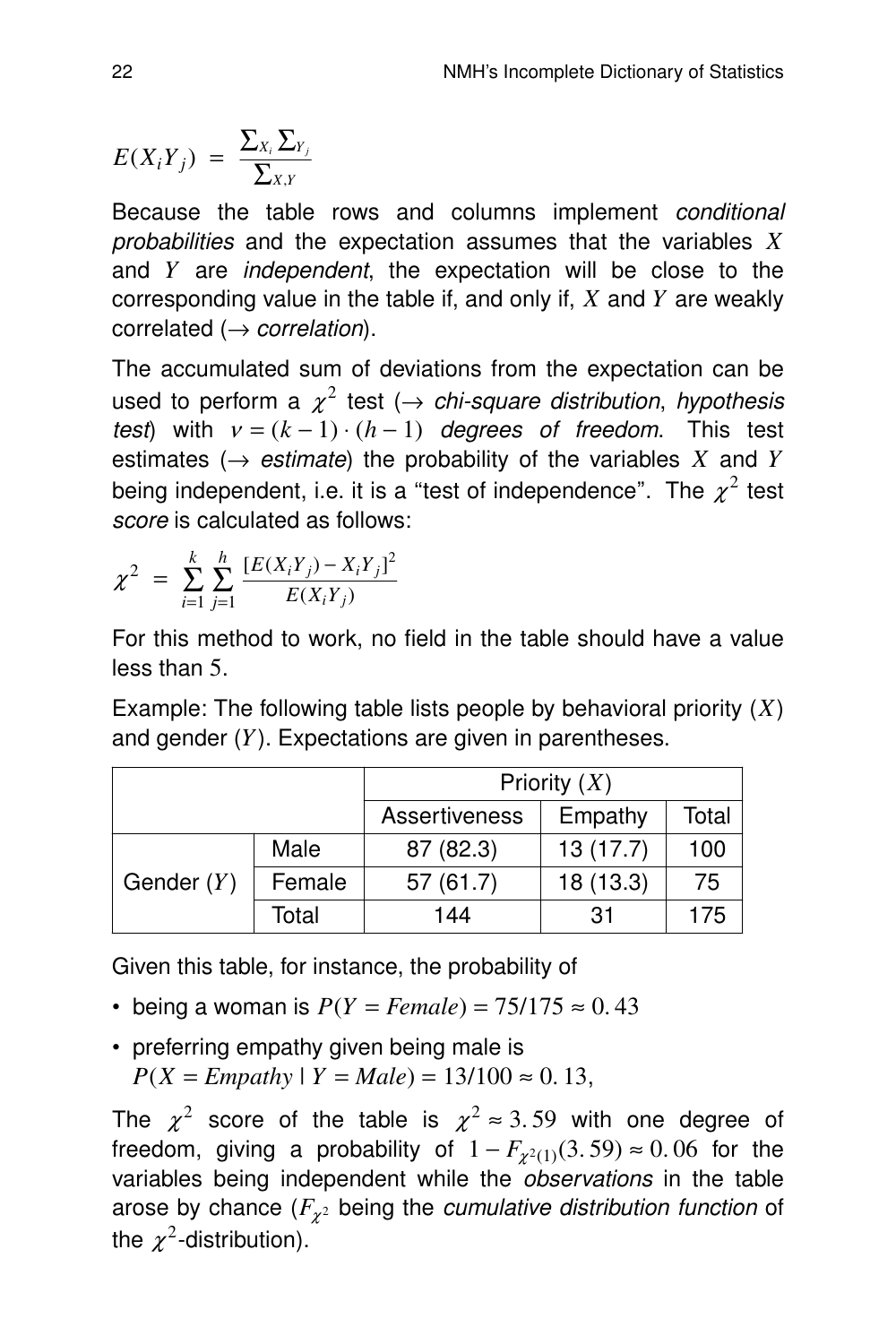$$E(X_i Y_j) = \frac{\sum_{X_i} \sum_{Y_j}}{\sum_{X,Y}}$$

Because the table rows and columns implement *conditional probabilities* and the expectation assumes that the variables $X$ and $Y$ are *independent*, the expectation will be close to the corresponding value in the table if, and only if, $X$ and $Y$ are weakly correlated (→ *correlation*).

The accumulated sum of deviations from the expectation can be used to perform a $\chi^2$ test (→ *chi-square distribution*, *hypothesis test*) with $\nu = (k-1) \cdot (h-1)$ *degrees of freedom*. This test estimates (→ *estimate*) the probability of the variables $X$ and $Y$ being independent, i.e. it is a "test of independence". The $\chi^2$ test *score* is calculated as follows:

$$\chi^2 = \sum_{i=1}^{k} \sum_{j=1}^{h} \frac{[E(X_i Y_j) - X_i Y_j]^2}{E(X_i Y_j)}$$

For this method to work, no field in the table should have a value less than 5.

Example: The following table lists people by behavioral priority ($X$) and gender ($Y$). Expectations are given in parentheses.

| | | Priority ($X$) | | |
|---|---|---|---|---|
| | | Assertiveness | Empathy | Total |
| Gender ($Y$) | Male | 87 (82.3) | 13 (17.7) | 100 |
| | Female | 57 (61.7) | 18 (13.3) | 75 |
| | Total | 144 | 31 | 175 |

Given this table, for instance, the probability of

- being a woman is $P(Y = Female) = 75/175 \approx 0.43$
- preferring empathy given being male is $P(X = Empathy \mid Y = Male) = 13/100 \approx 0.13$,

The $\chi^2$ score of the table is $\chi^2 \approx 3.59$ with one degree of freedom, giving a probability of $1 - F_{\chi^2(1)}(3.59) \approx 0.06$ for the variables being independent while the *observations* in the table arose by chance ($F_{\chi^2}$ being the *cumulative distribution function* of the $\chi^2$-distribution).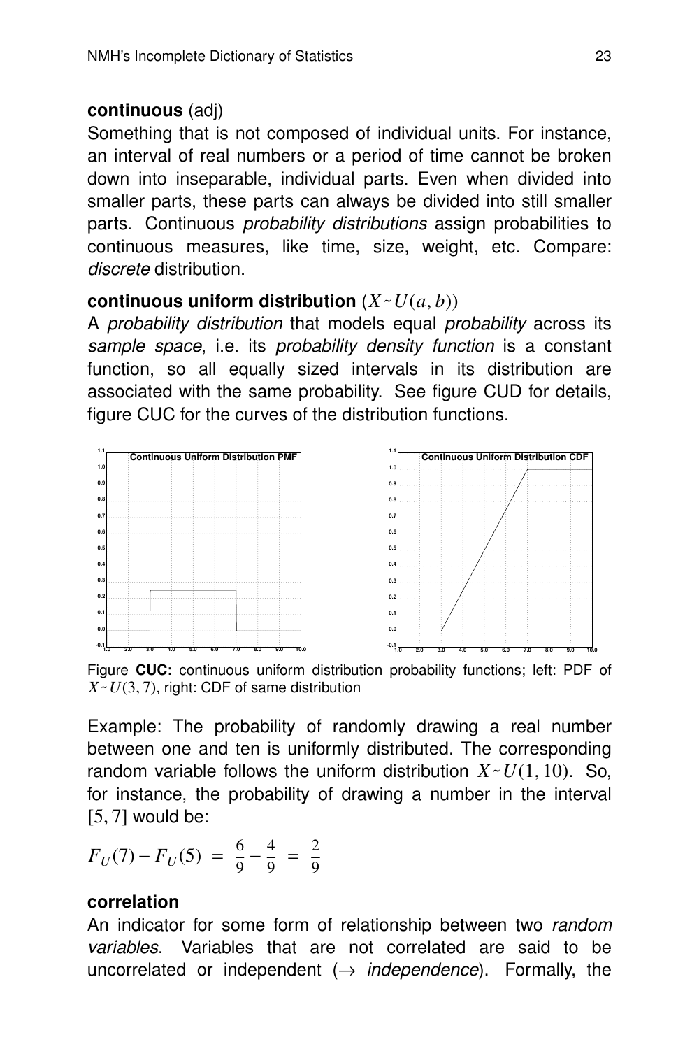**continuous** (adj)

Something that is not composed of individual units. For instance, an interval of real numbers or a period of time cannot be broken down into inseparable, individual parts. Even when divided into smaller parts, these parts can always be divided into still smaller parts. Continuous *probability distributions* assign probabilities to continuous measures, like time, size, weight, etc. Compare: *discrete* distribution.

**continuous uniform distribution** $(X \sim U(a, b))$

A *probability distribution* that models equal *probability* across its *sample space*, i.e. its *probability density function* is a constant function, so all equally sized intervals in its distribution are associated with the same probability. See figure CUD for details, figure CUC for the curves of the distribution functions.

Figure **CUC:** continuous uniform distribution probability functions; left: PDF of $X \sim U(3, 7)$, right: CDF of same distribution

Example: The probability of randomly drawing a real number between one and ten is uniformly distributed. The corresponding random variable follows the uniform distribution $X \sim U(1, 10)$. So, for instance, the probability of drawing a number in the interval $[5, 7]$ would be:

$$F_U(7) - F_U(5) = \frac{6}{9} - \frac{4}{9} = \frac{2}{9}$$

**correlation**

An indicator for some form of relationship between two *random variables*. Variables that are not correlated are said to be uncorrelated or independent ($\rightarrow$ *independence*). Formally, the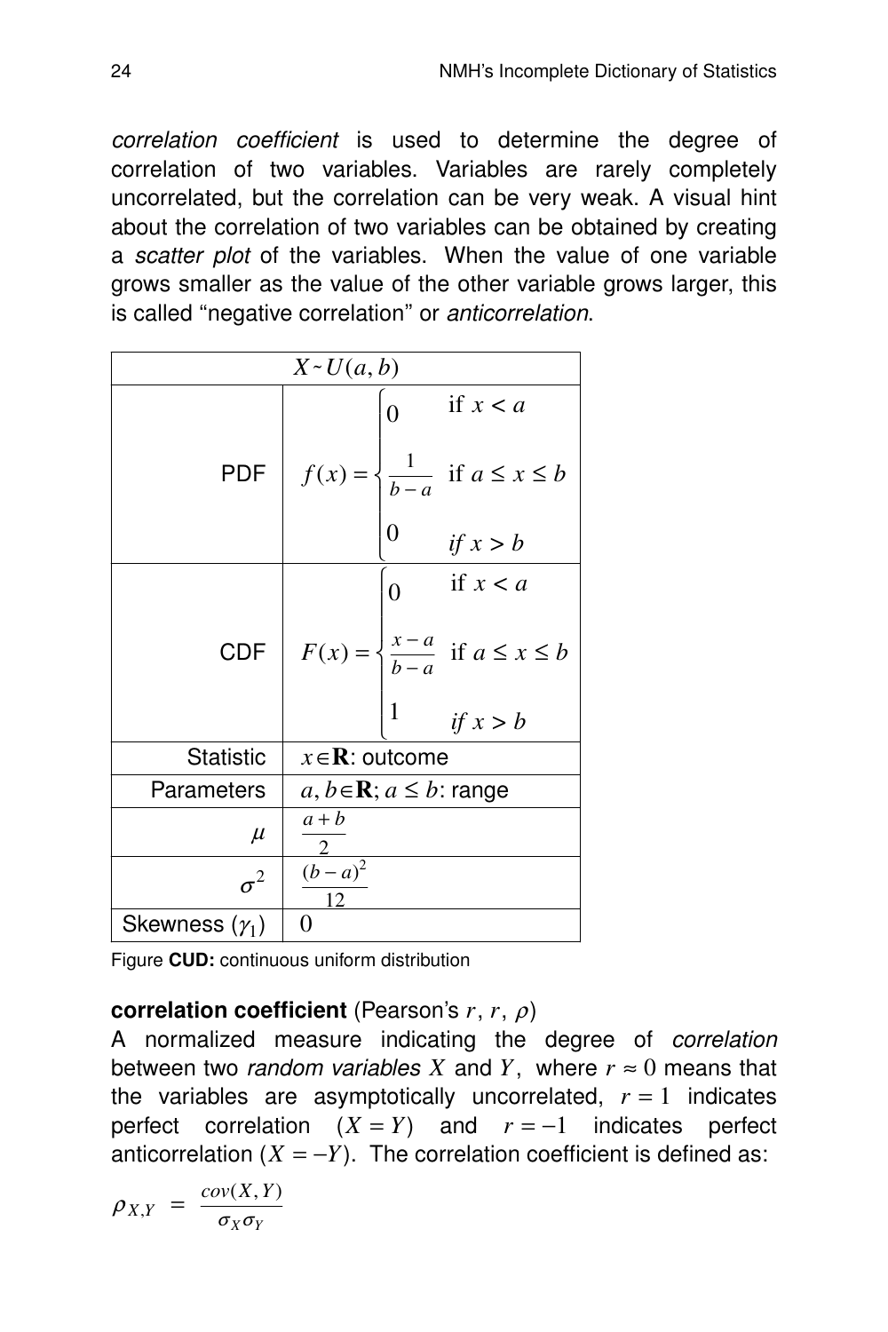*correlation coefficient* is used to determine the degree of correlation of two variables. Variables are rarely completely uncorrelated, but the correlation can be very weak. A visual hint about the correlation of two variables can be obtained by creating a *scatter plot* of the variables. When the value of one variable grows smaller as the value of the other variable grows larger, this is called "negative correlation" or *anticorrelation*.

| $X \sim U(a,b)$ | |
|---|---|
| PDF | $f(x) = \begin{cases} 0 & \text{if } x < a \\ \frac{1}{b-a} & \text{if } a \le x \le b \\ 0 & \text{if } x > b \end{cases}$ |
| CDF | $F(x) = \begin{cases} 0 & \text{if } x < a \\ \frac{x-a}{b-a} & \text{if } a \le x \le b \\ 1 & \text{if } x > b \end{cases}$ |
| Statistic | $x \in \mathbf{R}$: outcome |
| Parameters | $a, b \in \mathbf{R}$; $a \le b$: range |
| $\mu$ | $\frac{a+b}{2}$ |
| $\sigma^2$ | $\frac{(b-a)^2}{12}$ |
| Skewness ($\gamma_1$) | $0$ |

Figure **CUD:** continuous uniform distribution

**correlation coefficient** (Pearson's $r$, $r$, $\rho$)

A normalized measure indicating the degree of *correlation* between two *random variables* $X$ and $Y$, where $r \approx 0$ means that the variables are asymptotically uncorrelated, $r = 1$ indicates perfect correlation ($X = Y$) and $r = -1$ indicates perfect anticorrelation ($X = -Y$). The correlation coefficient is defined as:

$$\rho_{X,Y} = \frac{cov(X,Y)}{\sigma_X \sigma_Y}$$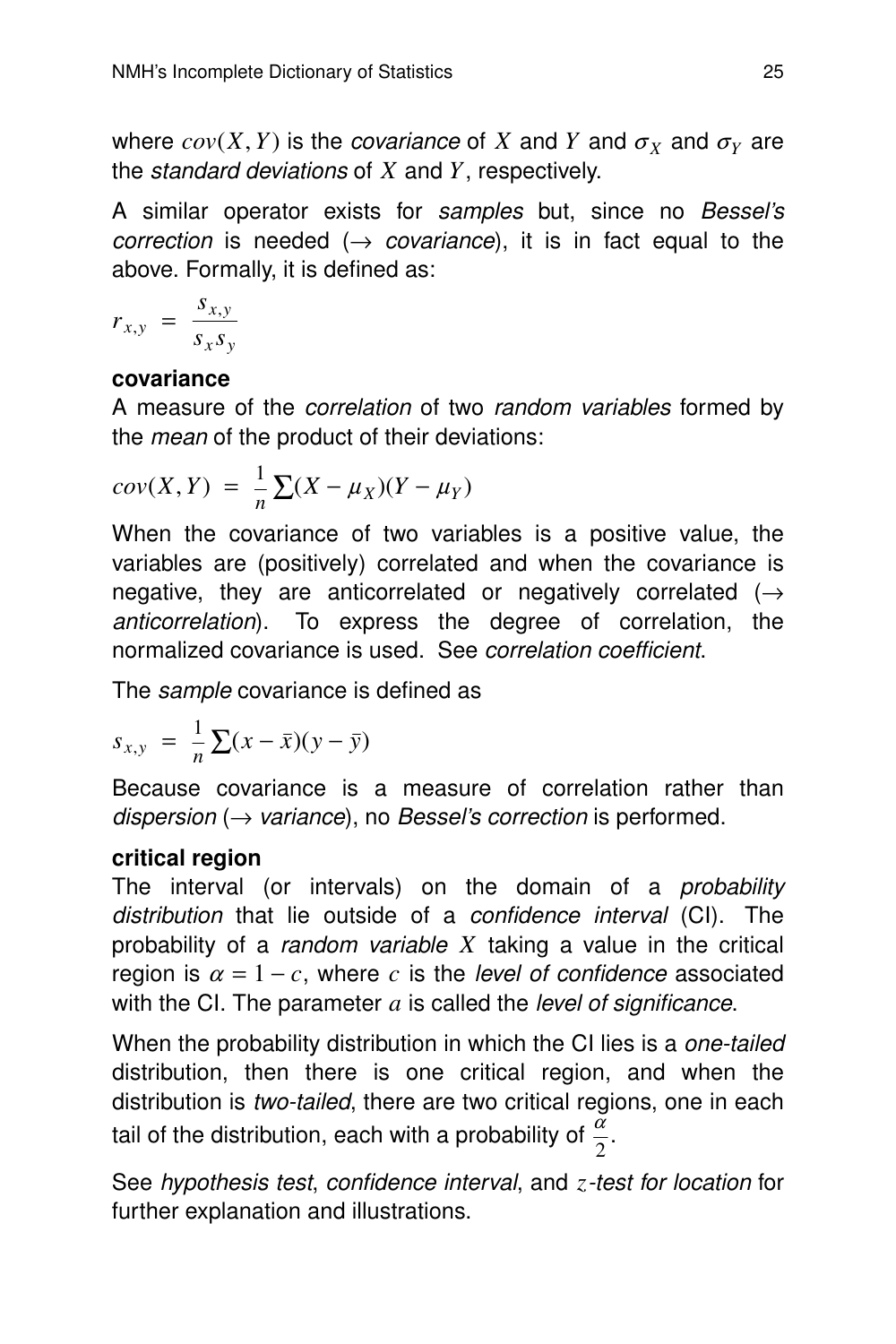where $cov(X, Y)$ is the *covariance* of $X$ and $Y$ and $\sigma_X$ and $\sigma_Y$ are the *standard deviations* of $X$ and $Y$, respectively.

A similar operator exists for *samples* but, since no *Bessel's correction* is needed (→ *covariance*), it is in fact equal to the above. Formally, it is defined as:

$$r_{x,y} = \frac{s_{x,y}}{s_x s_y}$$

**covariance**

A measure of the *correlation* of two *random variables* formed by the *mean* of the product of their deviations:

$$cov(X, Y) = \frac{1}{n} \sum (X - \mu_X)(Y - \mu_Y)$$

When the covariance of two variables is a positive value, the variables are (positively) correlated and when the covariance is negative, they are anticorrelated or negatively correlated (→ *anticorrelation*). To express the degree of correlation, the normalized covariance is used. See *correlation coefficient*.

The *sample* covariance is defined as

$$s_{x,y} = \frac{1}{n} \sum (x - \bar{x})(y - \bar{y})$$

Because covariance is a measure of correlation rather than *dispersion* (→ *variance*), no *Bessel's correction* is performed.

**critical region**

The interval (or intervals) on the domain of a *probability distribution* that lie outside of a *confidence interval* (CI). The probability of a *random variable* $X$ taking a value in the critical region is $\alpha = 1 - c$, where $c$ is the *level of confidence* associated with the CI. The parameter $a$ is called the *level of significance*.

When the probability distribution in which the CI lies is a *one-tailed* distribution, then there is one critical region, and when the distribution is *two-tailed*, there are two critical regions, one in each tail of the distribution, each with a probability of $\frac{\alpha}{2}$.

See *hypothesis test*, *confidence interval*, and $z$*-test for location* for further explanation and illustrations.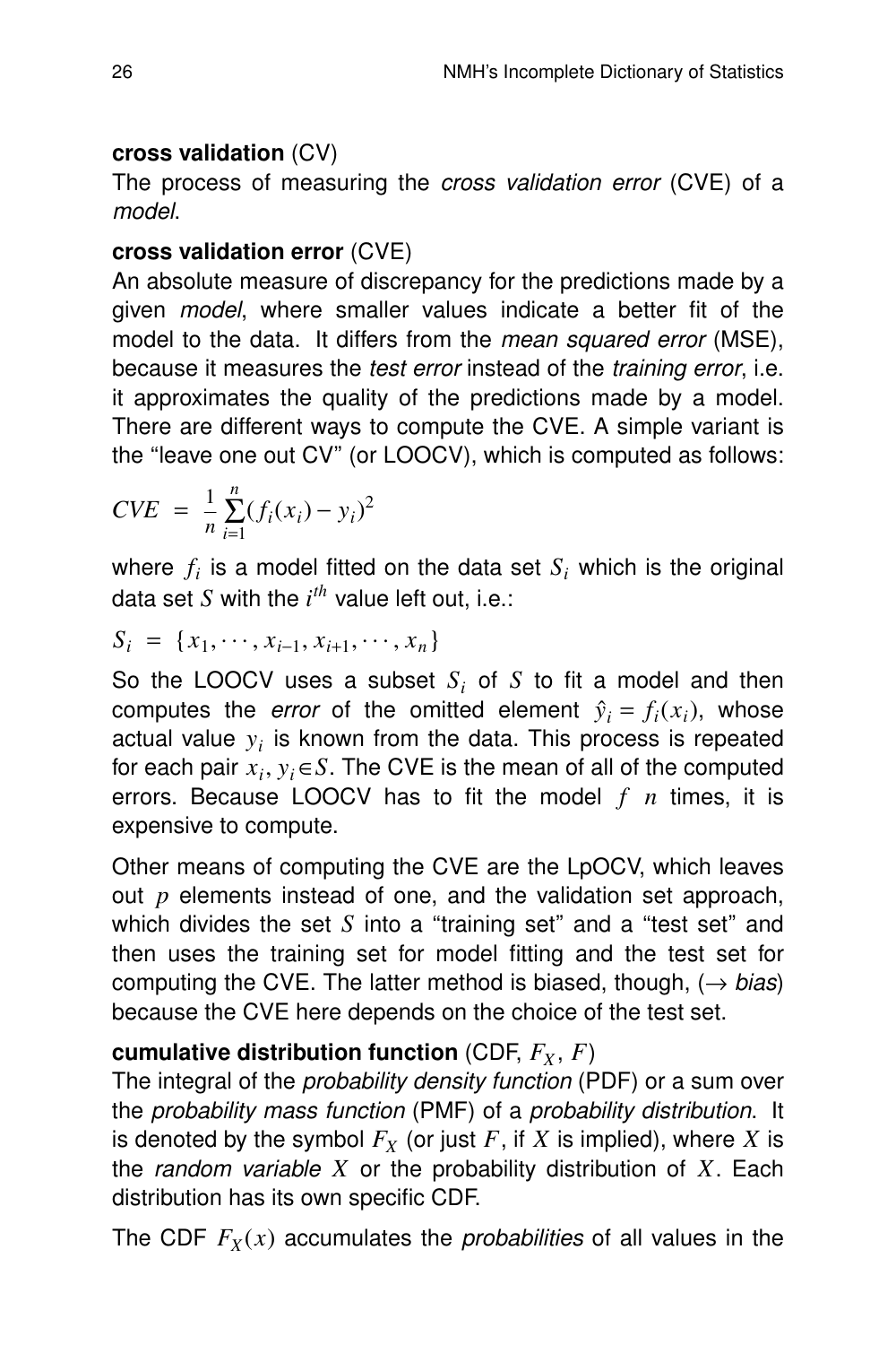**cross validation** (CV)
The process of measuring the *cross validation error* (CVE) of a *model*.

**cross validation error** (CVE)
An absolute measure of discrepancy for the predictions made by a given *model*, where smaller values indicate a better fit of the model to the data. It differs from the *mean squared error* (MSE), because it measures the *test error* instead of the *training error*, i.e. it approximates the quality of the predictions made by a model. There are different ways to compute the CVE. A simple variant is the "leave one out CV" (or LOOCV), which is computed as follows:

$$CVE = \frac{1}{n}\sum_{i=1}^{n}(f_i(x_i) - y_i)^2$$

where $f_i$ is a model fitted on the data set $S_i$ which is the original data set $S$ with the $i^{th}$ value left out, i.e.:

$$S_i = \{x_1, \cdots, x_{i-1}, x_{i+1}, \cdots, x_n\}$$

So the LOOCV uses a subset $S_i$ of $S$ to fit a model and then computes the *error* of the omitted element $\hat{y}_i = f_i(x_i)$, whose actual value $y_i$ is known from the data. This process is repeated for each pair $x_i, y_i \in S$. The CVE is the mean of all of the computed errors. Because LOOCV has to fit the model $f$ $n$ times, it is expensive to compute.

Other means of computing the CVE are the LpOCV, which leaves out $p$ elements instead of one, and the validation set approach, which divides the set $S$ into a "training set" and a "test set" and then uses the training set for model fitting and the test set for computing the CVE. The latter method is biased, though, (→ *bias*) because the CVE here depends on the choice of the test set.

**cumulative distribution function** (CDF, $F_X$, $F$)
The integral of the *probability density function* (PDF) or a sum over the *probability mass function* (PMF) of a *probability distribution*. It is denoted by the symbol $F_X$ (or just $F$, if $X$ is implied), where $X$ is the *random variable* $X$ or the probability distribution of $X$. Each distribution has its own specific CDF.

The CDF $F_X(x)$ accumulates the *probabilities* of all values in the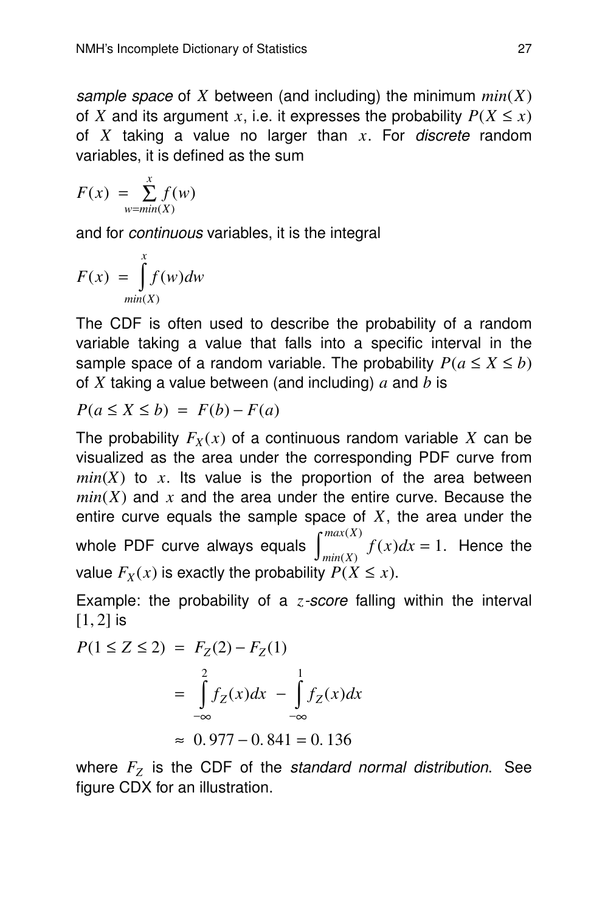*sample space* of $X$ between (and including) the minimum $min(X)$ of $X$ and its argument $x$, i.e. it expresses the probability $P(X \leq x)$ of $X$ taking a value no larger than $x$. For *discrete* random variables, it is defined as the sum

$$F(x) = \sum_{w=min(X)}^{x} f(w)$$

and for *continuous* variables, it is the integral

$$F(x) = \int_{min(X)}^{x} f(w)dw$$

The CDF is often used to describe the probability of a random variable taking a value that falls into a specific interval in the sample space of a random variable. The probability $P(a \leq X \leq b)$ of $X$ taking a value between (and including) $a$ and $b$ is

$$P(a \leq X \leq b) = F(b) - F(a)$$

The probability $F_X(x)$ of a continuous random variable $X$ can be visualized as the area under the corresponding PDF curve from $min(X)$ to $x$. Its value is the proportion of the area between $min(X)$ and $x$ and the area under the entire curve. Because the entire curve equals the sample space of $X$, the area under the whole PDF curve always equals $\int_{min(X)}^{max(X)} f(x)dx = 1$. Hence the value $F_X(x)$ is exactly the probability $P(X \leq x)$.

Example: the probability of a $z$*-score* falling within the interval $[1, 2]$ is

$$\begin{aligned} P(1 \leq Z \leq 2) &= F_Z(2) - F_Z(1) \\ &= \int_{-\infty}^{2} f_Z(x)dx - \int_{-\infty}^{1} f_Z(x)dx \\ &\approx 0.977 - 0.841 = 0.136 \end{aligned}$$

where $F_Z$ is the CDF of the *standard normal distribution*. See figure CDX for an illustration.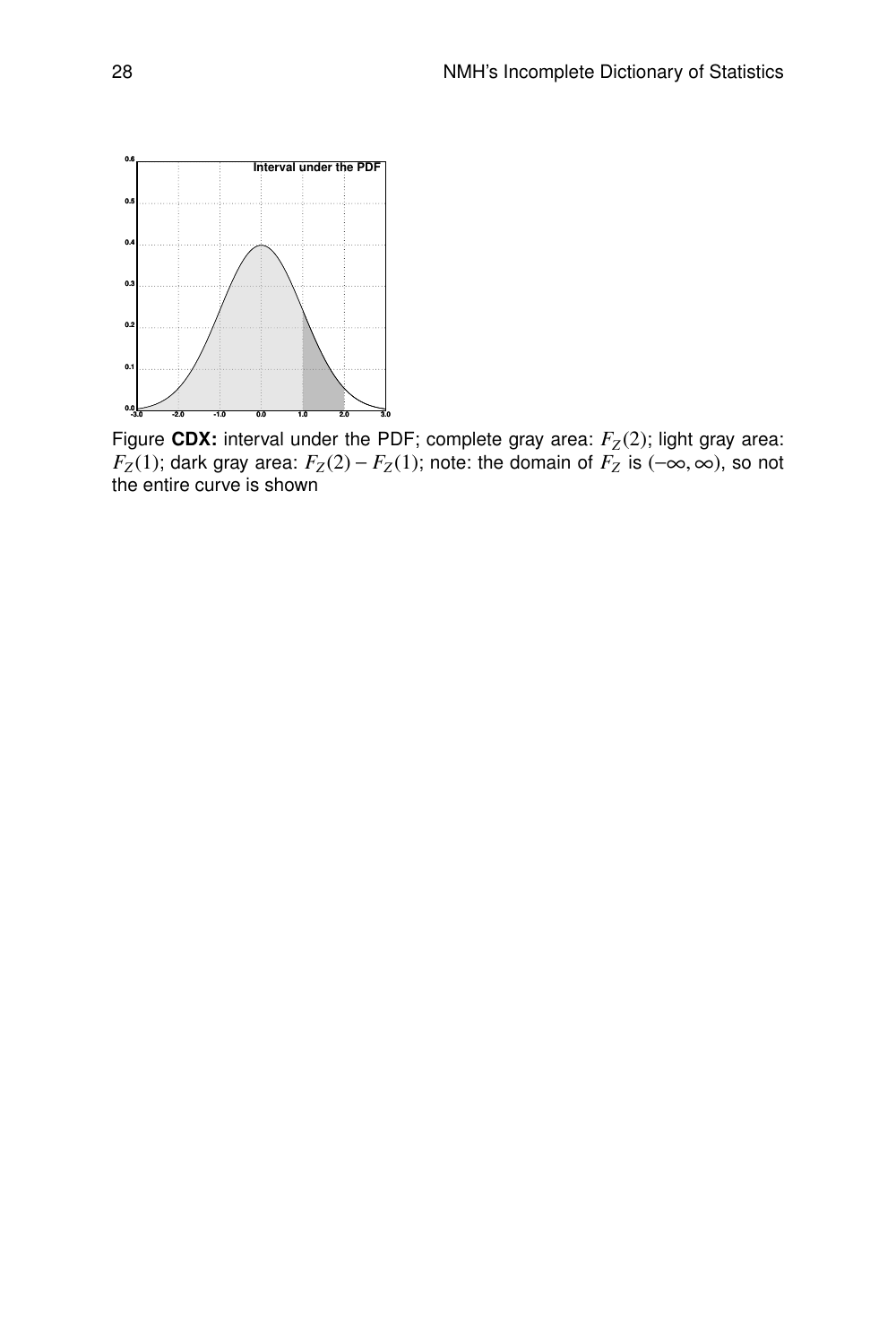Figure **CDX:** interval under the PDF; complete gray area: $F_Z(2)$; light gray area: $F_Z(1)$; dark gray area: $F_Z(2) - F_Z(1)$; note: the domain of $F_Z$ is $(-\infty, \infty)$, so not the entire curve is shown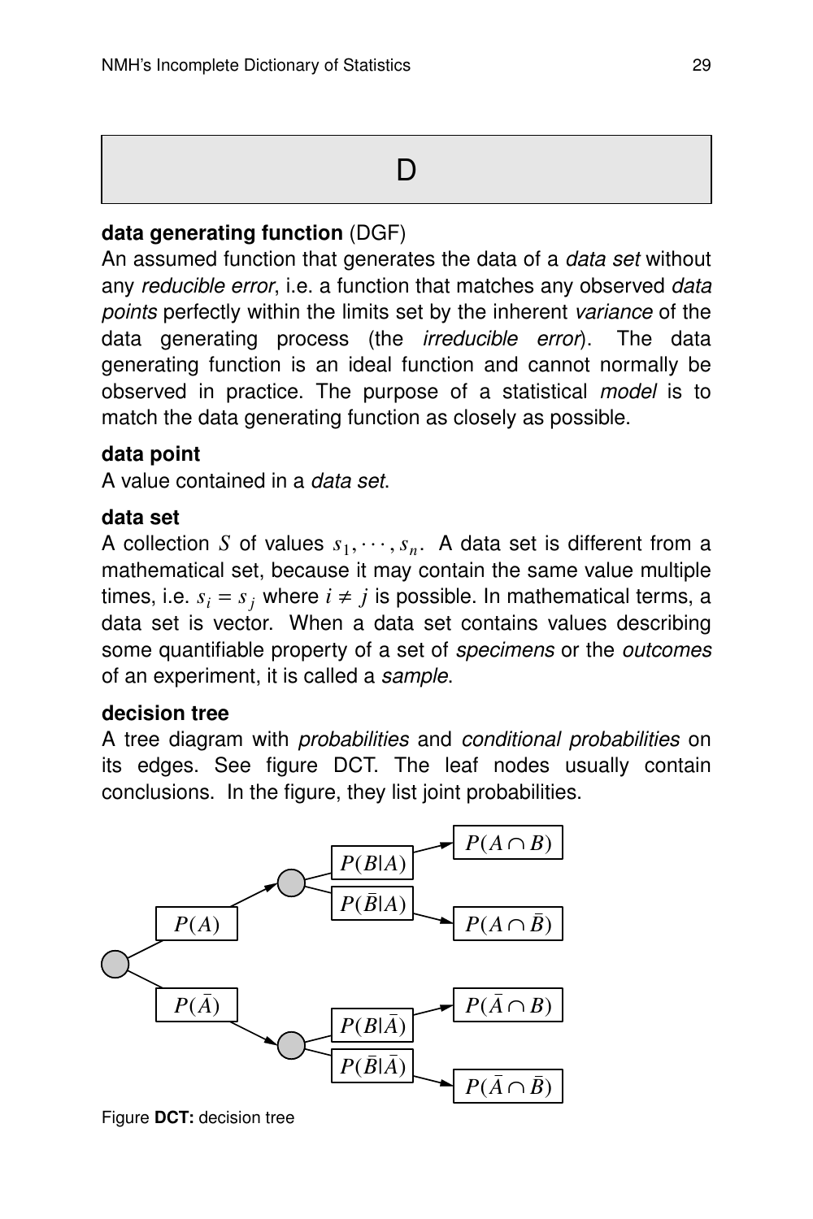# D

**data generating function** (DGF)
An assumed function that generates the data of a *data set* without any *reducible error*, i.e. a function that matches any observed *data points* perfectly within the limits set by the inherent *variance* of the data generating process (the *irreducible error*). The data generating function is an ideal function and cannot normally be observed in practice. The purpose of a statistical *model* is to match the data generating function as closely as possible.

**data point**
A value contained in a *data set*.

**data set**
A collection $S$ of values $s_1, \cdots, s_n$. A data set is different from a mathematical set, because it may contain the same value multiple times, i.e. $s_i = s_j$ where $i \neq j$ is possible. In mathematical terms, a data set is vector. When a data set contains values describing some quantifiable property of a set of *specimens* or the *outcomes* of an experiment, it is called a *sample*.

**decision tree**
A tree diagram with *probabilities* and *conditional probabilities* on its edges. See figure DCT. The leaf nodes usually contain conclusions. In the figure, they list joint probabilities.

$P(A)$ → $P(B|A)$ → $P(A \cap B)$

$P(A)$ → $P(\bar{B}|A)$ → $P(A \cap \bar{B})$

$P(\bar{A})$ → $P(B|\bar{A})$ → $P(\bar{A} \cap B)$

$P(\bar{A})$ → $P(\bar{B}|\bar{A})$ → $P(\bar{A} \cap \bar{B})$

Figure **DCT:** decision tree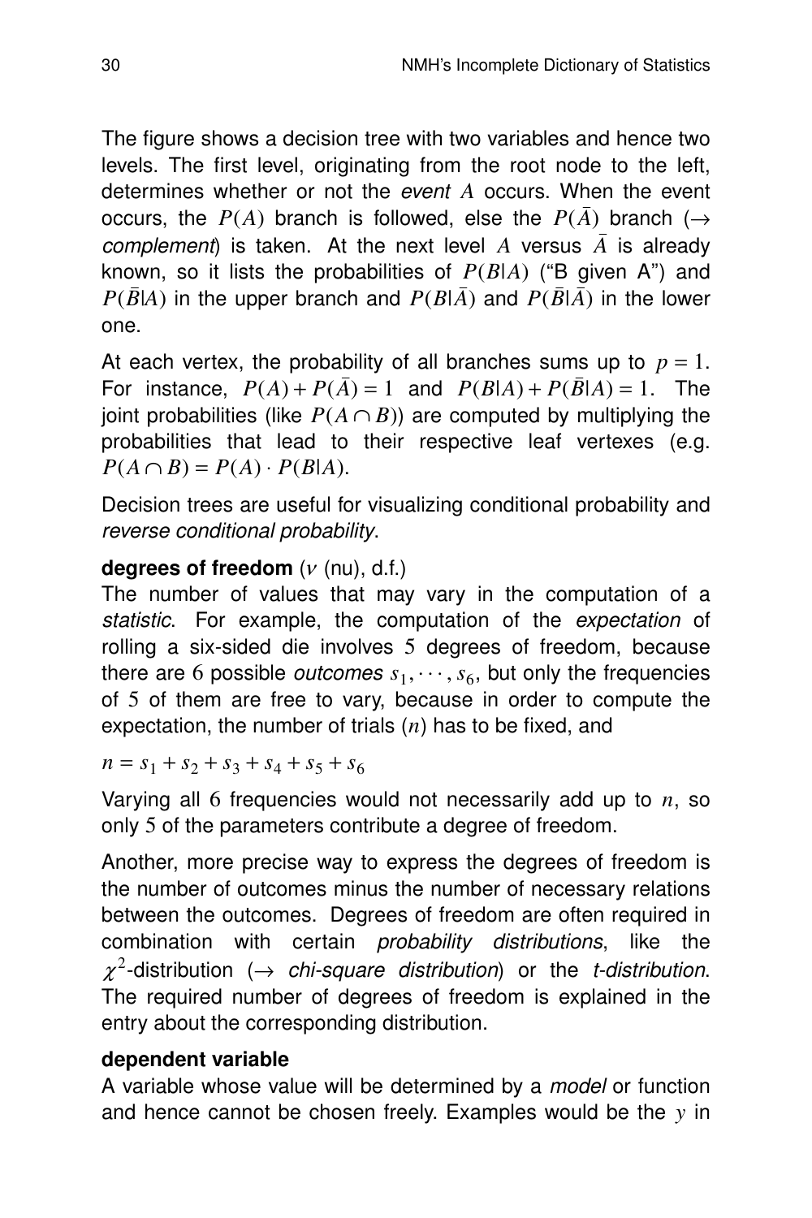The figure shows a decision tree with two variables and hence two levels. The first level, originating from the root node to the left, determines whether or not the *event* $A$ occurs. When the event occurs, the $P(A)$ branch is followed, else the $P(\bar{A})$ branch ($\rightarrow$ *complement*) is taken. At the next level $A$ versus $\bar{A}$ is already known, so it lists the probabilities of $P(B|A)$ ("B given A") and $P(\bar{B}|A)$ in the upper branch and $P(B|\bar{A})$ and $P(\bar{B}|\bar{A})$ in the lower one.

At each vertex, the probability of all branches sums up to $p = 1$. For instance, $P(A) + P(\bar{A}) = 1$ and $P(B|A) + P(\bar{B}|A) = 1$. The joint probabilities (like $P(A \cap B)$) are computed by multiplying the probabilities that lead to their respective leaf vertexes (e.g. $P(A \cap B) = P(A) \cdot P(B|A)$.

Decision trees are useful for visualizing conditional probability and *reverse conditional probability*.

**degrees of freedom** ($\nu$ (nu), d.f.)
The number of values that may vary in the computation of a *statistic*. For example, the computation of the *expectation* of rolling a six-sided die involves $5$ degrees of freedom, because there are $6$ possible *outcomes* $s_1, \cdots, s_6$, but only the frequencies of $5$ of them are free to vary, because in order to compute the expectation, the number of trials ($n$) has to be fixed, and

$$n = s_1 + s_2 + s_3 + s_4 + s_5 + s_6$$

Varying all $6$ frequencies would not necessarily add up to $n$, so only $5$ of the parameters contribute a degree of freedom.

Another, more precise way to express the degrees of freedom is the number of outcomes minus the number of necessary relations between the outcomes. Degrees of freedom are often required in combination with certain *probability distributions*, like the $\chi^2$-distribution ($\rightarrow$ *chi-square distribution*) or the *t-distribution*. The required number of degrees of freedom is explained in the entry about the corresponding distribution.

**dependent variable**
A variable whose value will be determined by a *model* or function and hence cannot be chosen freely. Examples would be the $y$ in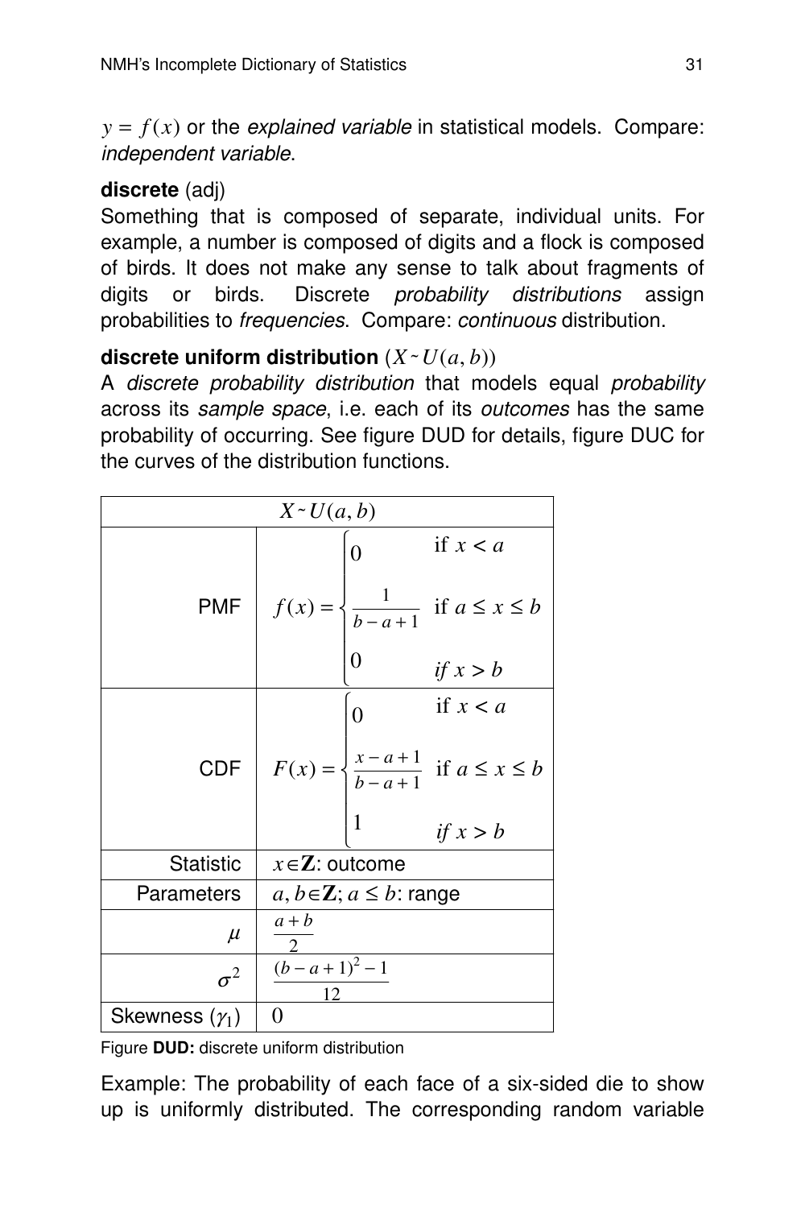$y = f(x)$ or the *explained variable* in statistical models. Compare: *independent variable*.

**discrete** (adj)
Something that is composed of separate, individual units. For example, a number is composed of digits and a flock is composed of birds. It does not make any sense to talk about fragments of digits or birds. Discrete *probability distributions* assign probabilities to *frequencies*. Compare: *continuous* distribution.

**discrete uniform distribution** ($X \sim U(a, b)$)
A *discrete probability distribution* that models equal *probability* across its *sample space*, i.e. each of its *outcomes* has the same probability of occurring. See figure DUD for details, figure DUC for the curves of the distribution functions.

| $X \sim U(a, b)$ | |
|---|---|
| PMF | $f(x) = \begin{cases} 0 & \text{if } x < a \\ \frac{1}{b-a+1} & \text{if } a \leq x \leq b \\ 0 & \text{if } x > b \end{cases}$ |
| CDF | $F(x) = \begin{cases} 0 & \text{if } x < a \\ \frac{x-a+1}{b-a+1} & \text{if } a \leq x \leq b \\ 1 & \text{if } x > b \end{cases}$ |
| Statistic | $x \in \mathbf{Z}$: outcome |
| Parameters | $a, b \in \mathbf{Z}$; $a \leq b$: range |
| $\mu$ | $\frac{a+b}{2}$ |
| $\sigma^2$ | $\frac{(b-a+1)^2 - 1}{12}$ |
| Skewness ($\gamma_1$) | $0$ |

Figure **DUD:** discrete uniform distribution

Example: The probability of each face of a six-sided die to show up is uniformly distributed. The corresponding random variable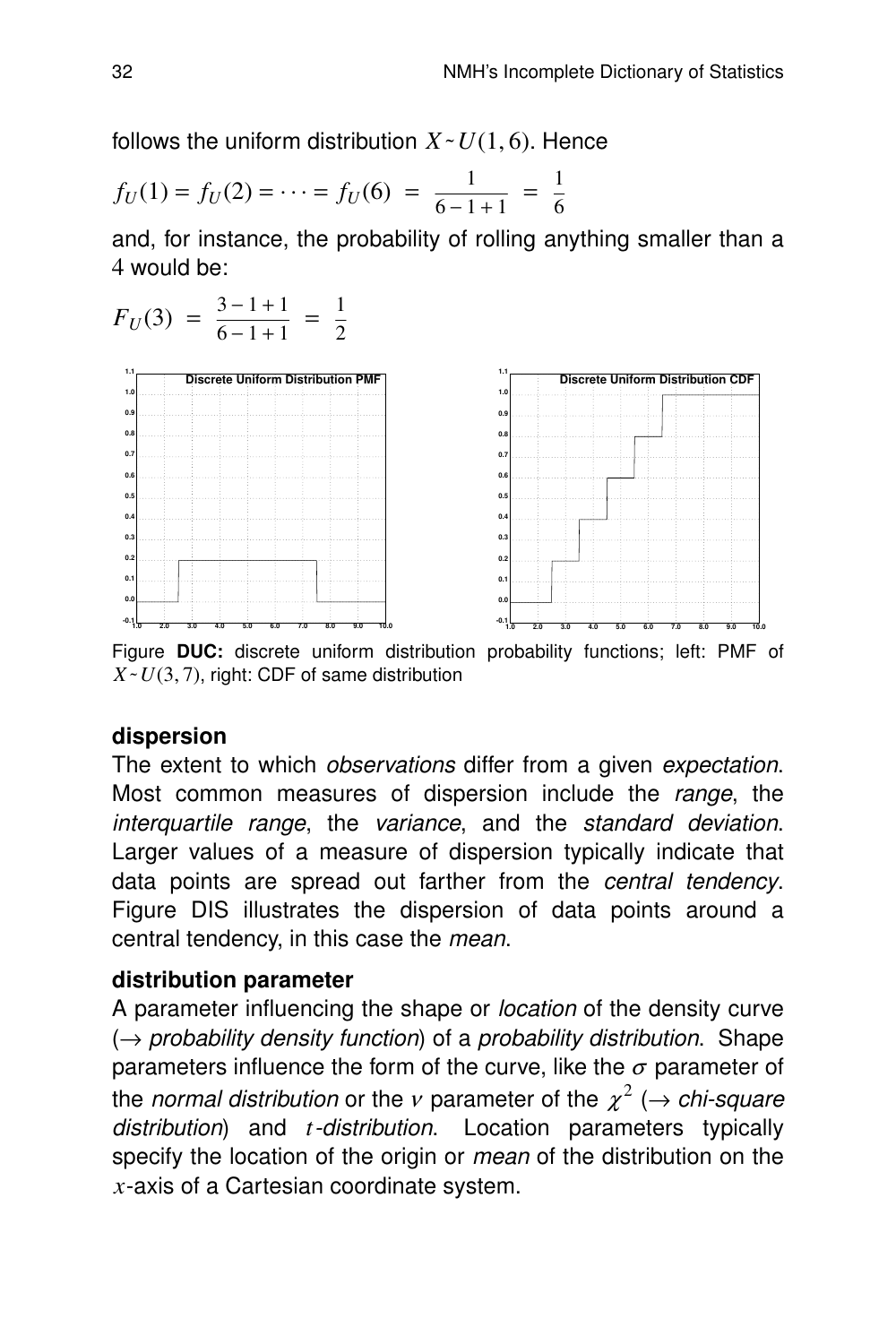follows the uniform distribution $X \sim U(1,6)$. Hence

$$f_U(1) = f_U(2) = \cdots = f_U(6) \;=\; \frac{1}{6-1+1} \;=\; \frac{1}{6}$$

and, for instance, the probability of rolling anything smaller than a 4 would be:

$$F_U(3) \;=\; \frac{3-1+1}{6-1+1} \;=\; \frac{1}{2}$$

Figure **DUC:** discrete uniform distribution probability functions; left: PMF of $X \sim U(3,7)$, right: CDF of same distribution

**dispersion**

The extent to which *observations* differ from a given *expectation*. Most common measures of dispersion include the *range*, the *interquartile range*, the *variance*, and the *standard deviation*. Larger values of a measure of dispersion typically indicate that data points are spread out farther from the *central tendency*. Figure DIS illustrates the dispersion of data points around a central tendency, in this case the *mean*.

**distribution parameter**

A parameter influencing the shape or *location* of the density curve (→ *probability density function*) of a *probability distribution*. Shape parameters influence the form of the curve, like the $\sigma$ parameter of the *normal distribution* or the $\nu$ parameter of the $\chi^2$ (→ *chi-square distribution*) and $t$*-distribution*. Location parameters typically specify the location of the origin or *mean* of the distribution on the $x$-axis of a Cartesian coordinate system.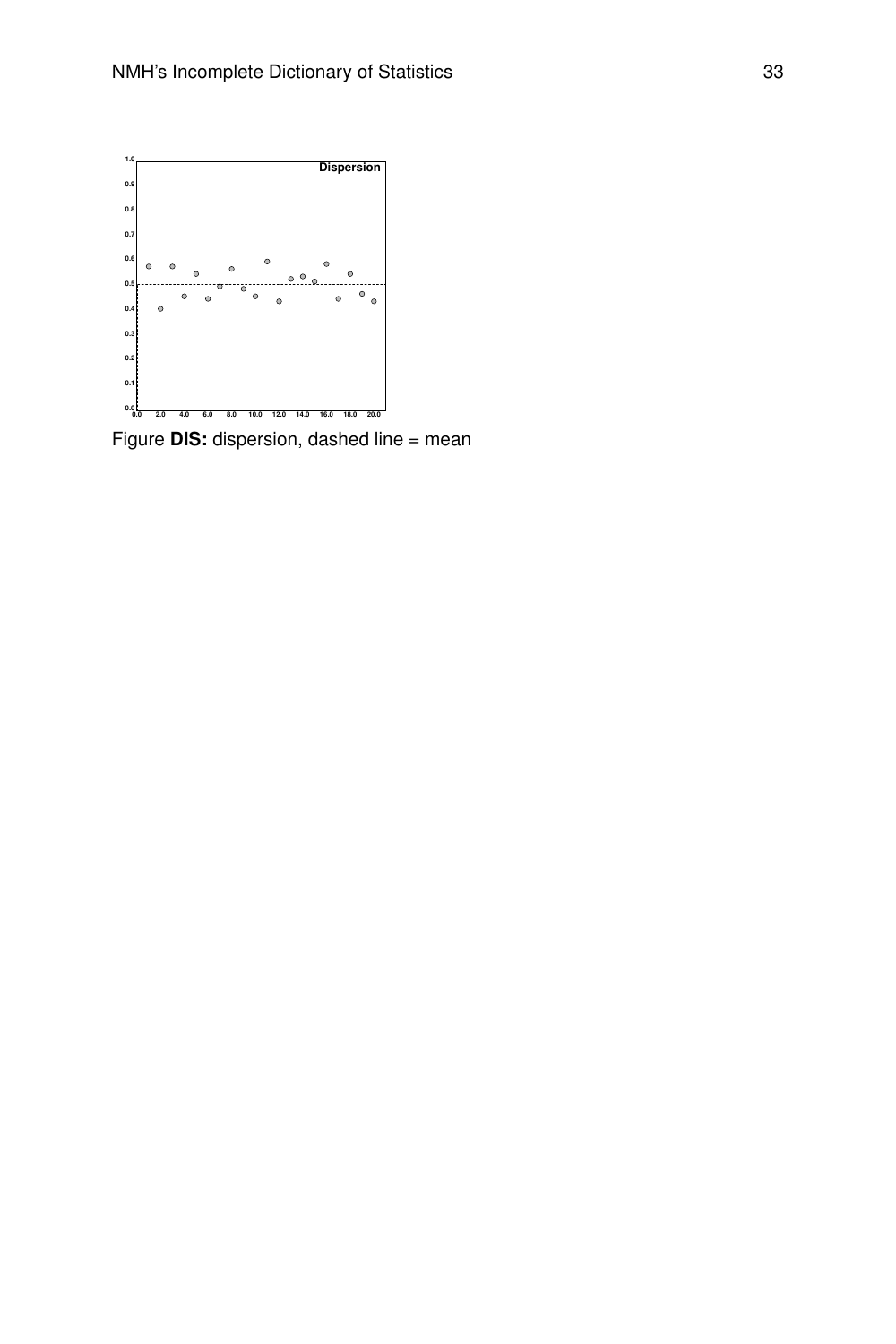Figure **DIS:** dispersion, dashed line = mean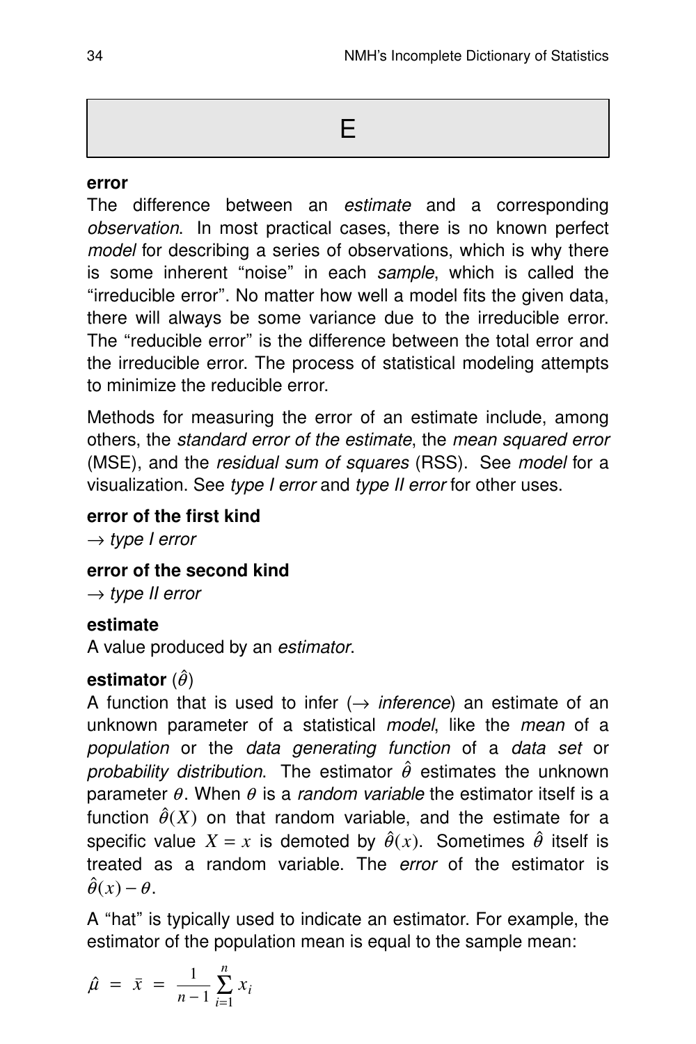# E

**error**
The difference between an *estimate* and a corresponding *observation*. In most practical cases, there is no known perfect *model* for describing a series of observations, which is why there is some inherent "noise" in each *sample*, which is called the "irreducible error". No matter how well a model fits the given data, there will always be some variance due to the irreducible error. The "reducible error" is the difference between the total error and the irreducible error. The process of statistical modeling attempts to minimize the reducible error.

Methods for measuring the error of an estimate include, among others, the *standard error of the estimate*, the *mean squared error* (MSE), and the *residual sum of squares* (RSS). See *model* for a visualization. See *type I error* and *type II error* for other uses.

**error of the first kind**
→ *type I error*

**error of the second kind**
→ *type II error*

**estimate**
A value produced by an *estimator*.

**estimator** ($\hat{\theta}$)
A function that is used to infer (→ *inference*) an estimate of an unknown parameter of a statistical *model*, like the *mean* of a *population* or the *data generating function* of a *data set* or *probability distribution*. The estimator $\hat{\theta}$ estimates the unknown parameter $\theta$. When $\theta$ is a *random variable* the estimator itself is a function $\hat{\theta}(X)$ on that random variable, and the estimate for a specific value $X = x$ is demoted by $\hat{\theta}(x)$. Sometimes $\hat{\theta}$ itself is treated as a random variable. The *error* of the estimator is $\hat{\theta}(x) - \theta$.

A "hat" is typically used to indicate an estimator. For example, the estimator of the population mean is equal to the sample mean:

$$\hat{\mu} = \bar{x} = \frac{1}{n-1} \sum_{i=1}^{n} x_i$$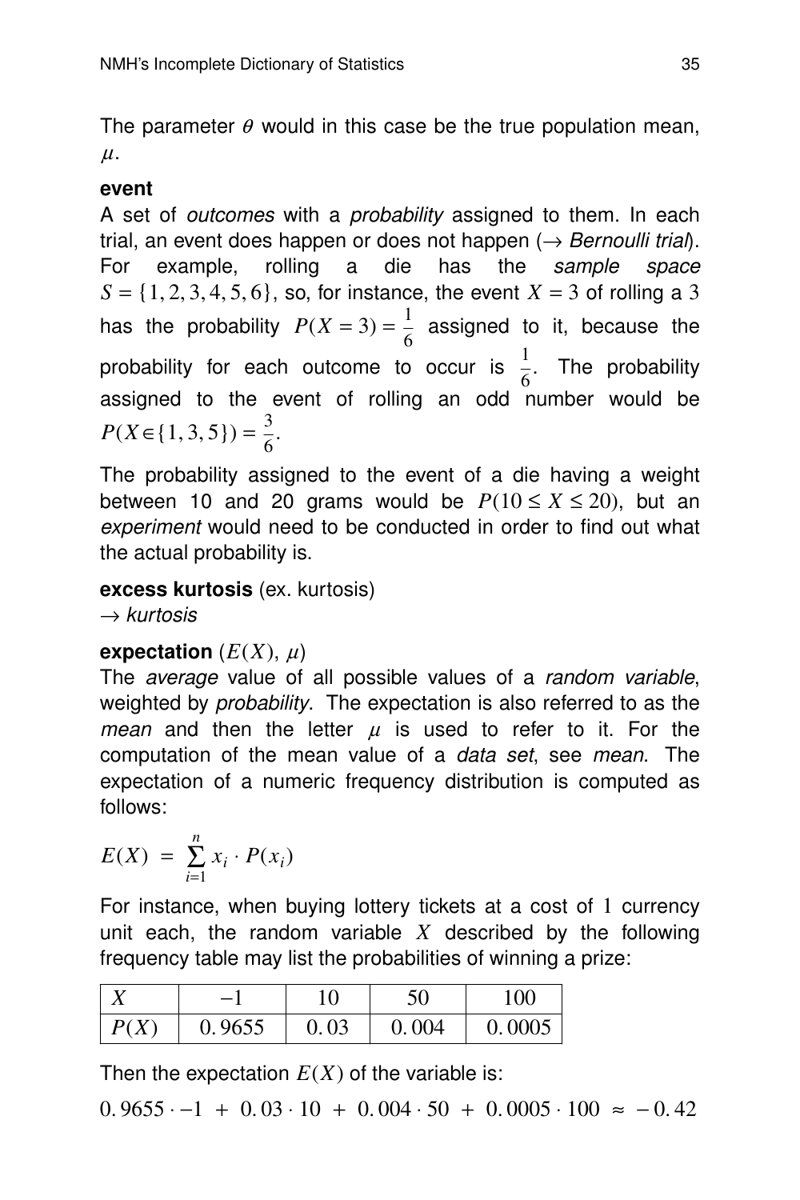The parameter $\theta$ would in this case be the true population mean, $\mu$.

**event**

A set of *outcomes* with a *probability* assigned to them. In each trial, an event does happen or does not happen ($\rightarrow$ *Bernoulli trial*). For example, rolling a die has the *sample space* $S = \{1, 2, 3, 4, 5, 6\}$, so, for instance, the event $X = 3$ of rolling a 3 has the probability $P(X = 3) = \frac{1}{6}$ assigned to it, because the probability for each outcome to occur is $\frac{1}{6}$. The probability assigned to the event of rolling an odd number would be $P(X \in \{1, 3, 5\}) = \frac{3}{6}$.

The probability assigned to the event of a die having a weight between 10 and 20 grams would be $P(10 \leq X \leq 20)$, but an *experiment* would need to be conducted in order to find out what the actual probability is.

**excess kurtosis** (ex. kurtosis)
$\rightarrow$ *kurtosis*

**expectation** ($E(X)$, $\mu$)

The *average* value of all possible values of a *random variable*, weighted by *probability*. The expectation is also referred to as the *mean* and then the letter $\mu$ is used to refer to it. For the computation of the mean value of a *data set*, see *mean*. The expectation of a numeric frequency distribution is computed as follows:

$$E(X) = \sum_{i=1}^{n} x_i \cdot P(x_i)$$

For instance, when buying lottery tickets at a cost of 1 currency unit each, the random variable $X$ described by the following frequency table may list the probabilities of winning a prize:

| $X$ | $-1$ | $10$ | $50$ | $100$ |
|---|---|---|---|---|
| $P(X)$ | $0.9655$ | $0.03$ | $0.004$ | $0.0005$ |

Then the expectation $E(X)$ of the variable is:

$$0.9655 \cdot -1 + 0.03 \cdot 10 + 0.004 \cdot 50 + 0.0005 \cdot 100 \approx -0.42$$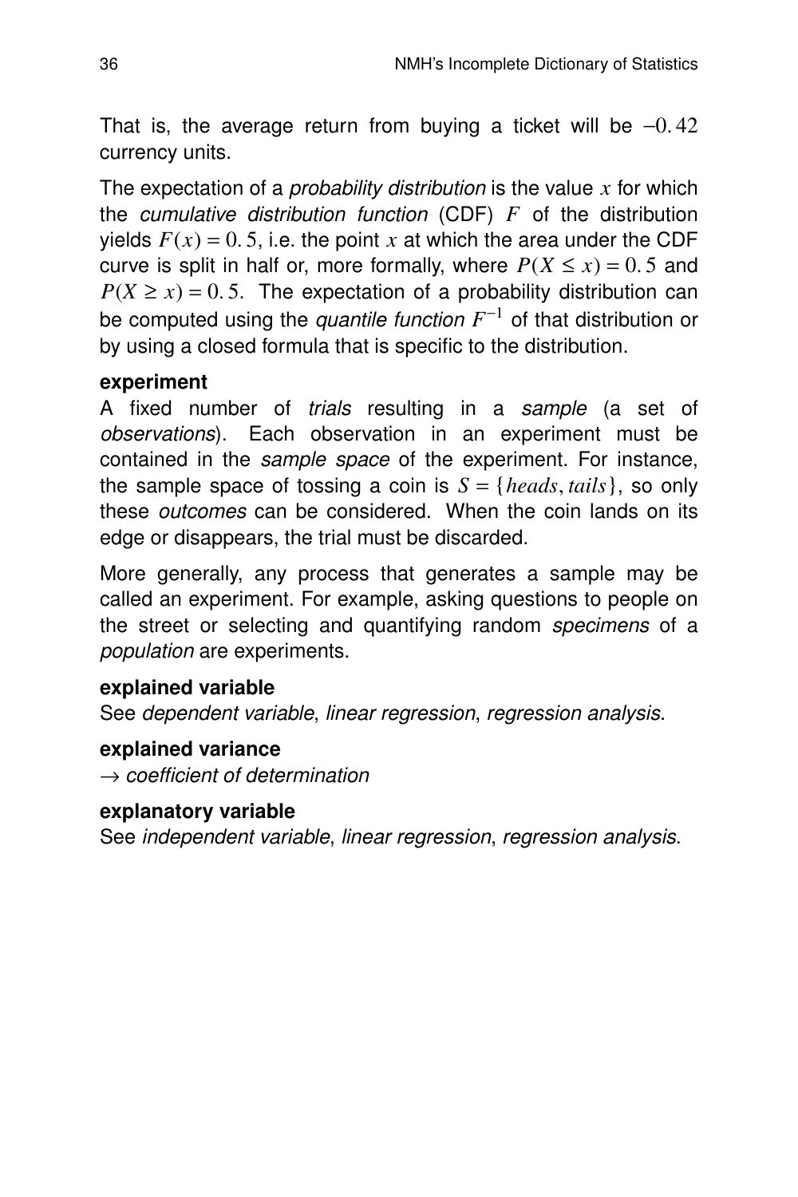That is, the average return from buying a ticket will be $-0.42$ currency units.

The expectation of a *probability distribution* is the value $x$ for which the *cumulative distribution function* (CDF) $F$ of the distribution yields $F(x) = 0.5$, i.e. the point $x$ at which the area under the CDF curve is split in half or, more formally, where $P(X \leq x) = 0.5$ and $P(X \geq x) = 0.5$. The expectation of a probability distribution can be computed using the *quantile function* $F^{-1}$ of that distribution or by using a closed formula that is specific to the distribution.

**experiment**
A fixed number of *trials* resulting in a *sample* (a set of *observations*). Each observation in an experiment must be contained in the *sample space* of the experiment. For instance, the sample space of tossing a coin is $S = \{heads, tails\}$, so only these *outcomes* can be considered. When the coin lands on its edge or disappears, the trial must be discarded.

More generally, any process that generates a sample may be called an experiment. For example, asking questions to people on the street or selecting and quantifying random *specimens* of a *population* are experiments.

**explained variable**
See *dependent variable*, *linear regression*, *regression analysis*.

**explained variance**
$\rightarrow$ *coefficient of determination*

**explanatory variable**
See *independent variable*, *linear regression*, *regression analysis*.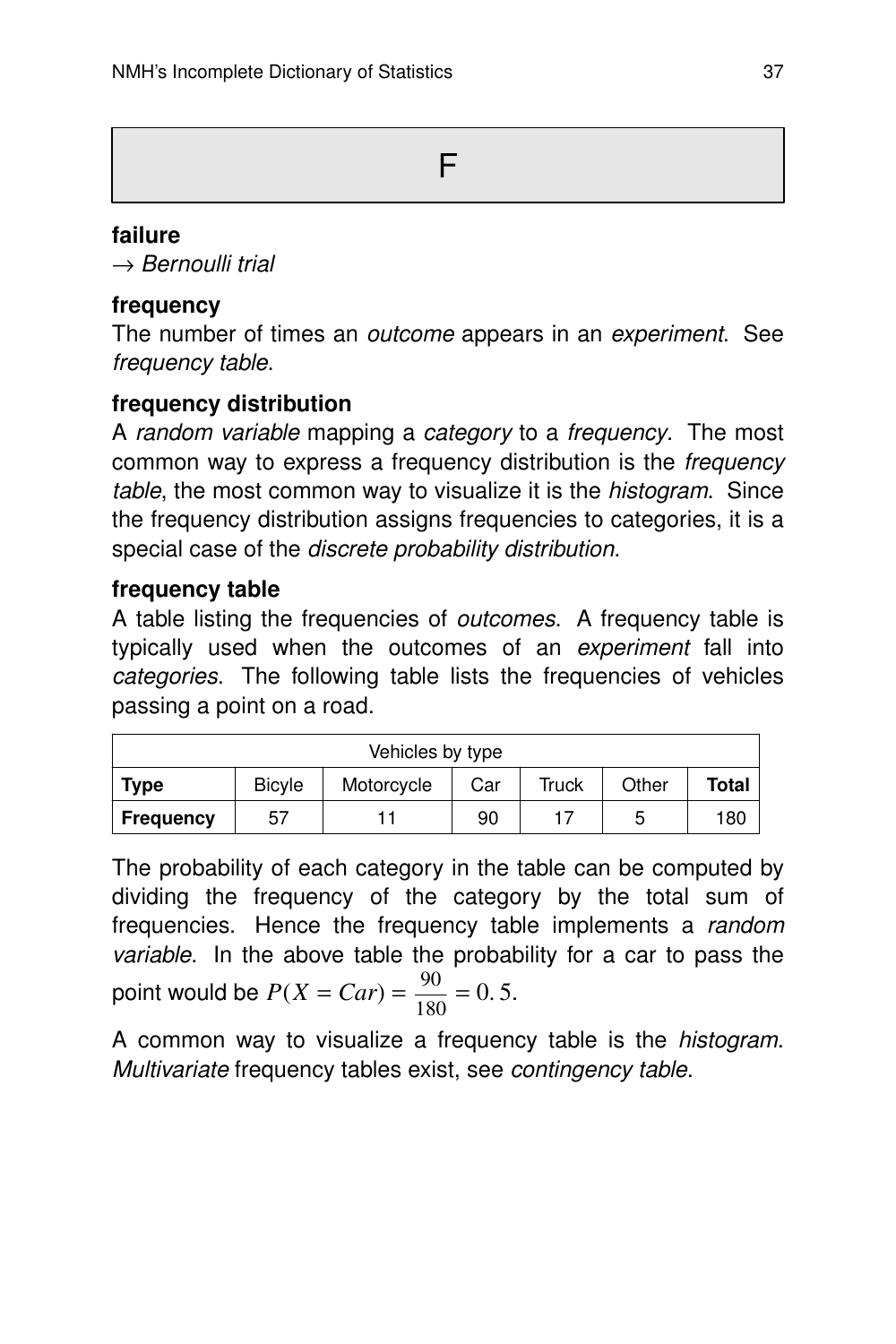# F

**failure**
→ *Bernoulli trial*

**frequency**
The number of times an *outcome* appears in an *experiment*. See *frequency table*.

**frequency distribution**
A *random variable* mapping a *category* to a *frequency*. The most common way to express a frequency distribution is the *frequency table*, the most common way to visualize it is the *histogram*. Since the frequency distribution assigns frequencies to categories, it is a special case of the *discrete probability distribution*.

**frequency table**
A table listing the frequencies of *outcomes*. A frequency table is typically used when the outcomes of an *experiment* fall into *categories*. The following table lists the frequencies of vehicles passing a point on a road.

| Vehicles by type | | | | | | |
|---|---|---|---|---|---|---|
| **Type** | Bicyle | Motorcycle | Car | Truck | Other | **Total** |
| **Frequency** | 57 | 11 | 90 | 17 | 5 | 180 |

The probability of each category in the table can be computed by dividing the frequency of the category by the total sum of frequencies. Hence the frequency table implements a *random variable*. In the above table the probability for a car to pass the point would be $P(X = Car) = \frac{90}{180} = 0.5$.

A common way to visualize a frequency table is the *histogram*. *Multivariate* frequency tables exist, see *contingency table*.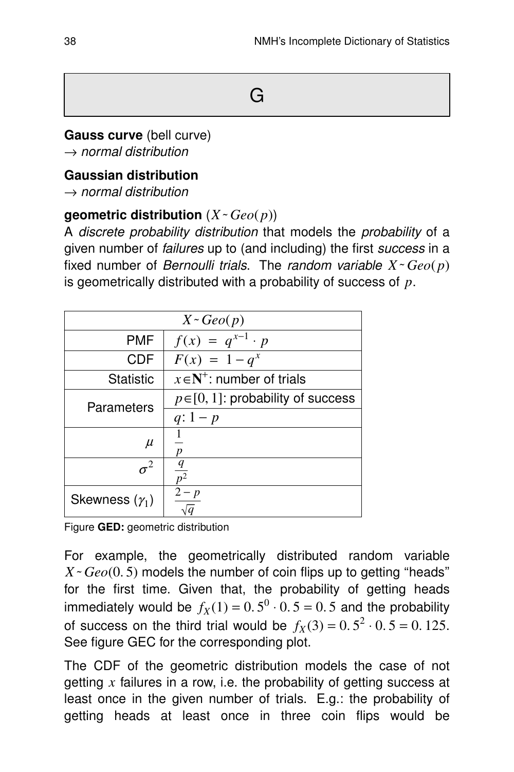# G

**Gauss curve** (bell curve)
→ *normal distribution*

**Gaussian distribution**
→ *normal distribution*

**geometric distribution** ($X \sim Geo(p)$)
A *discrete probability distribution* that models the *probability* of a given number of *failures* up to (and including) the first *success* in a fixed number of *Bernoulli trials*. The *random variable* $X \sim Geo(p)$ is geometrically distributed with a probability of success of $p$.

| $X \sim Geo(p)$ | |
|---|---|
| PMF | $f(x) = q^{x-1} \cdot p$ |
| CDF | $F(x) = 1 - q^x$ |
| Statistic | $x \in \mathbf{N}^+$: number of trials |
| Parameters | $p \in [0, 1]$: probability of success |
| | $q$: $1 - p$ |
| $\mu$ | $\frac{1}{p}$ |
| $\sigma^2$ | $\frac{q}{p^2}$ |
| Skewness ($\gamma_1$) | $\frac{2-p}{\sqrt{q}}$ |

Figure **GED:** geometric distribution

For example, the geometrically distributed random variable $X \sim Geo(0.5)$ models the number of coin flips up to getting "heads" for the first time. Given that, the probability of getting heads immediately would be $f_X(1) = 0.5^0 \cdot 0.5 = 0.5$ and the probability of success on the third trial would be $f_X(3) = 0.5^2 \cdot 0.5 = 0.125$. See figure GEC for the corresponding plot.

The CDF of the geometric distribution models the case of not getting $x$ failures in a row, i.e. the probability of getting success at least once in the given number of trials. E.g.: the probability of getting heads at least once in three coin flips would be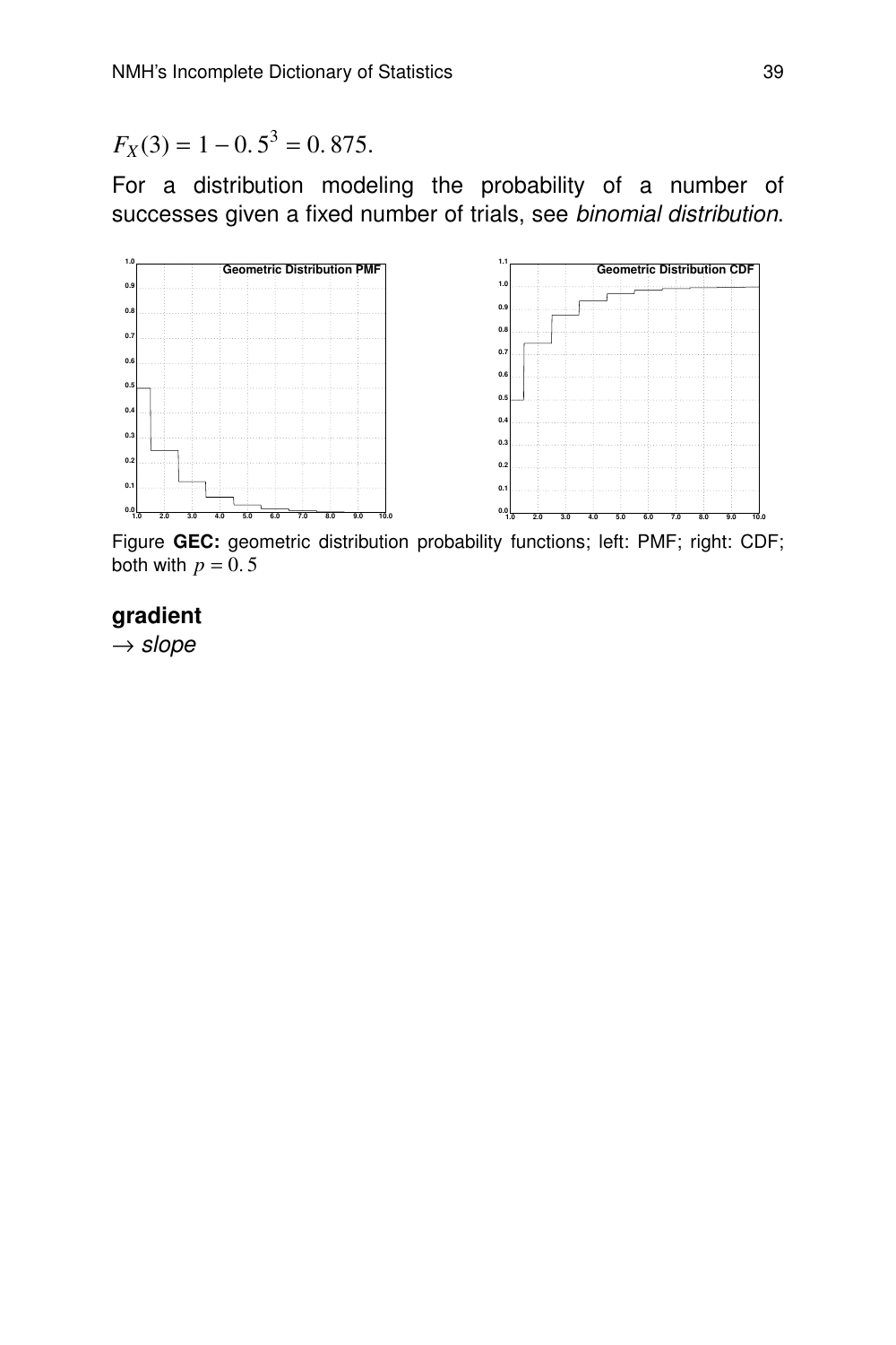$F_X(3) = 1 - 0.5^3 = 0.875.$

For a distribution modeling the probability of a number of successes given a fixed number of trials, see *binomial distribution*.

Figure **GEC:** geometric distribution probability functions; left: PMF; right: CDF; both with $p = 0.5$

**gradient**

$\rightarrow$ *slope*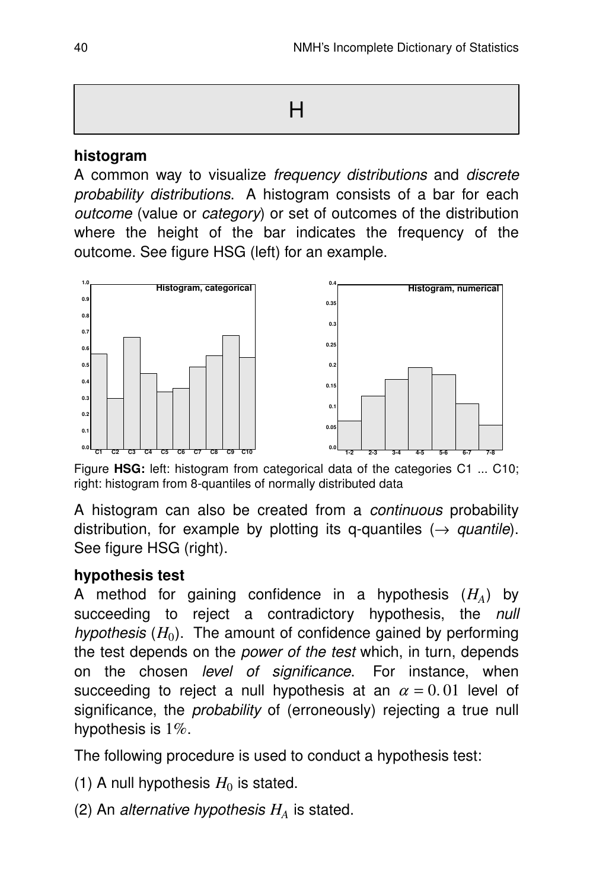# H

**histogram**

A common way to visualize *frequency distributions* and *discrete probability distributions*. A histogram consists of a bar for each *outcome* (value or *category*) or set of outcomes of the distribution where the height of the bar indicates the frequency of the outcome. See figure HSG (left) for an example.

Figure **HSG:** left: histogram from categorical data of the categories C1 ... C10; right: histogram from 8-quantiles of normally distributed data

A histogram can also be created from a *continuous* probability distribution, for example by plotting its q-quantiles ($\rightarrow$ *quantile*). See figure HSG (right).

**hypothesis test**

A method for gaining confidence in a hypothesis ($H_A$) by succeeding to reject a contradictory hypothesis, the *null hypothesis* ($H_0$). The amount of confidence gained by performing the test depends on the *power of the test* which, in turn, depends on the chosen *level of significance*. For instance, when succeeding to reject a null hypothesis at an $\alpha = 0.01$ level of significance, the *probability* of (erroneously) rejecting a true null hypothesis is $1\%$.

The following procedure is used to conduct a hypothesis test:

(1) A null hypothesis $H_0$ is stated.

(2) An *alternative hypothesis* $H_A$ is stated.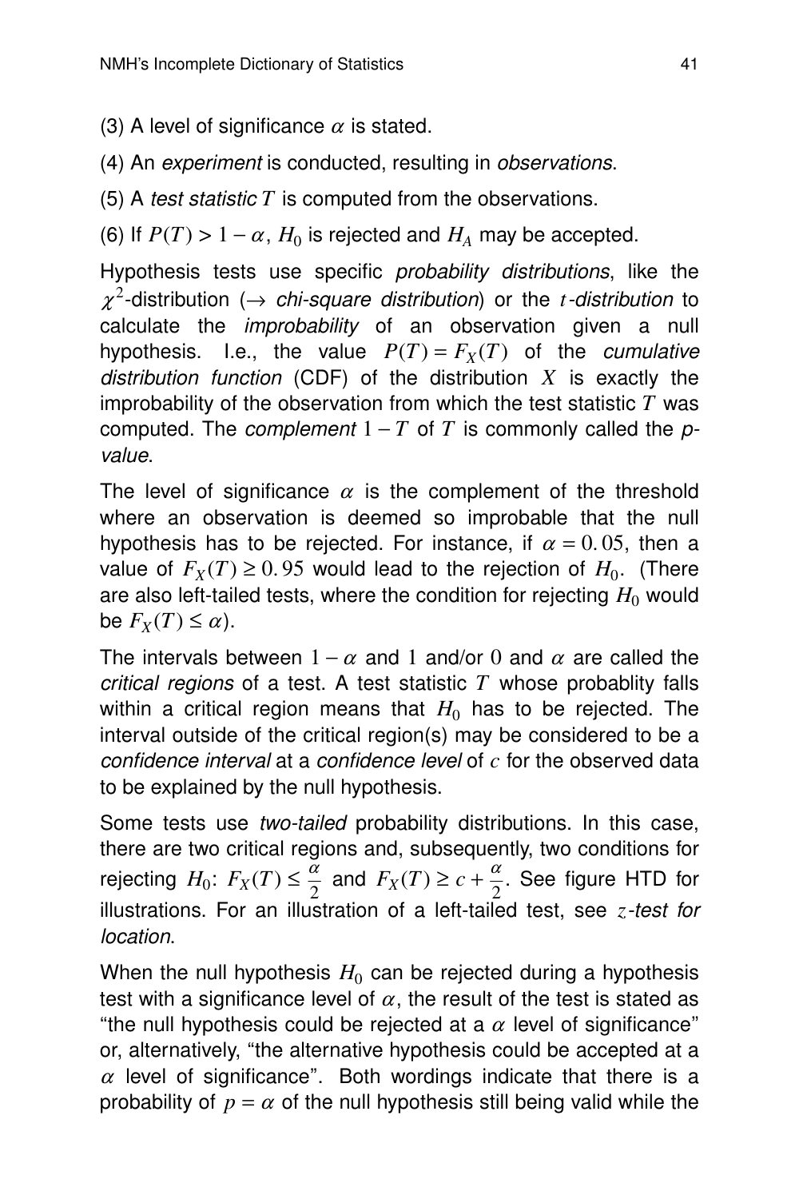(3) A level of significance $\alpha$ is stated.

(4) An *experiment* is conducted, resulting in *observations*.

(5) A *test statistic* $T$ is computed from the observations.

(6) If $P(T) > 1 - \alpha$, $H_0$ is rejected and $H_A$ may be accepted.

Hypothesis tests use specific *probability distributions*, like the $\chi^2$-distribution ($\rightarrow$ *chi-square distribution*) or the $t$*-distribution* to calculate the *improbability* of an observation given a null hypothesis. I.e., the value $P(T) = F_X(T)$ of the *cumulative distribution function* (CDF) of the distribution $X$ is exactly the improbability of the observation from which the test statistic $T$ was computed. The *complement* $1 - T$ of $T$ is commonly called the *p-value*.

The level of significance $\alpha$ is the complement of the threshold where an observation is deemed so improbable that the null hypothesis has to be rejected. For instance, if $\alpha = 0.05$, then a value of $F_X(T) \geq 0.95$ would lead to the rejection of $H_0$. (There are also left-tailed tests, where the condition for rejecting $H_0$ would be $F_X(T) \leq \alpha$).

The intervals between $1 - \alpha$ and $1$ and/or $0$ and $\alpha$ are called the *critical regions* of a test. A test statistic $T$ whose probablity falls within a critical region means that $H_0$ has to be rejected. The interval outside of the critical region(s) may be considered to be a *confidence interval* at a *confidence level* of $c$ for the observed data to be explained by the null hypothesis.

Some tests use *two-tailed* probability distributions. In this case, there are two critical regions and, subsequently, two conditions for rejecting $H_0$: $F_X(T) \leq \frac{\alpha}{2}$ and $F_X(T) \geq c + \frac{\alpha}{2}$. See figure HTD for illustrations. For an illustration of a left-tailed test, see $z$*-test for location*.

When the null hypothesis $H_0$ can be rejected during a hypothesis test with a significance level of $\alpha$, the result of the test is stated as "the null hypothesis could be rejected at a $\alpha$ level of significance" or, alternatively, "the alternative hypothesis could be accepted at a $\alpha$ level of significance". Both wordings indicate that there is a probability of $p = \alpha$ of the null hypothesis still being valid while the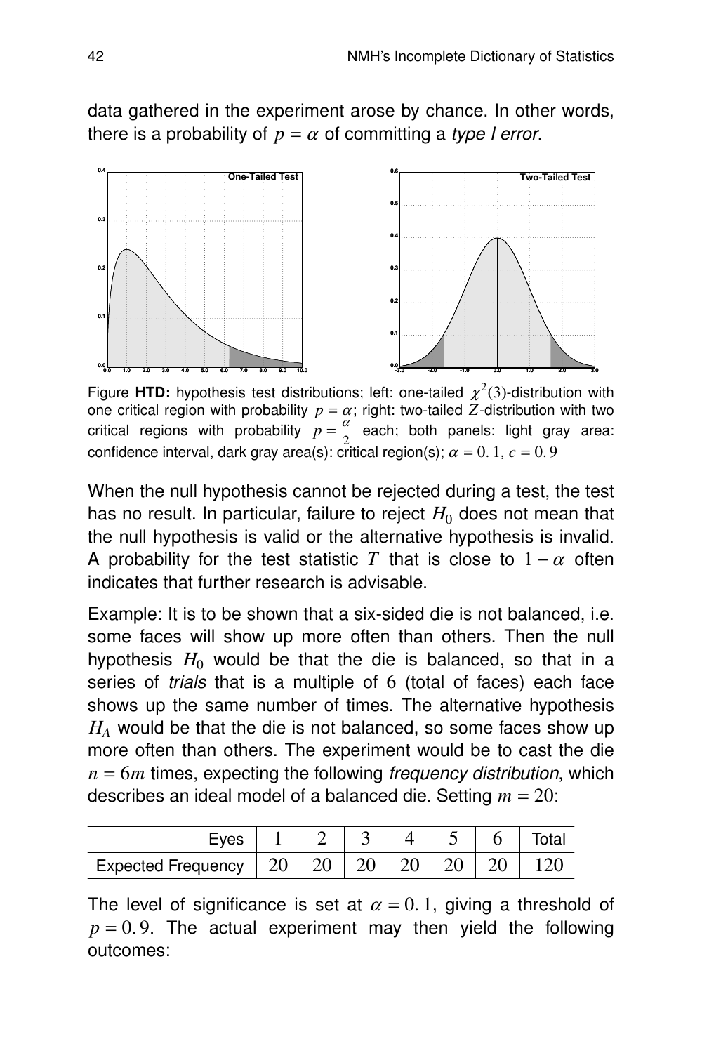data gathered in the experiment arose by chance. In other words, there is a probability of $p = \alpha$ of committing a *type I error*.

Figure **HTD:** hypothesis test distributions; left: one-tailed $\chi^2(3)$-distribution with one critical region with probability $p = \alpha$; right: two-tailed $Z$-distribution with two critical regions with probability $p = \frac{\alpha}{2}$ each; both panels: light gray area: confidence interval, dark gray area(s): critical region(s); $\alpha = 0.1$, $c = 0.9$

When the null hypothesis cannot be rejected during a test, the test has no result. In particular, failure to reject $H_0$ does not mean that the null hypothesis is valid or the alternative hypothesis is invalid. A probability for the test statistic $T$ that is close to $1 - \alpha$ often indicates that further research is advisable.

Example: It is to be shown that a six-sided die is not balanced, i.e. some faces will show up more often than others. Then the null hypothesis $H_0$ would be that the die is balanced, so that in a series of *trials* that is a multiple of 6 (total of faces) each face shows up the same number of times. The alternative hypothesis $H_A$ would be that the die is not balanced, so some faces show up more often than others. The experiment would be to cast the die $n = 6m$ times, expecting the following *frequency distribution*, which describes an ideal model of a balanced die. Setting $m = 20$:

| Eyes | 1 | 2 | 3 | 4 | 5 | 6 | Total |
|---|---|---|---|---|---|---|---|
| Expected Frequency | 20 | 20 | 20 | 20 | 20 | 20 | 120 |

The level of significance is set at $\alpha = 0.1$, giving a threshold of $p = 0.9$. The actual experiment may then yield the following outcomes: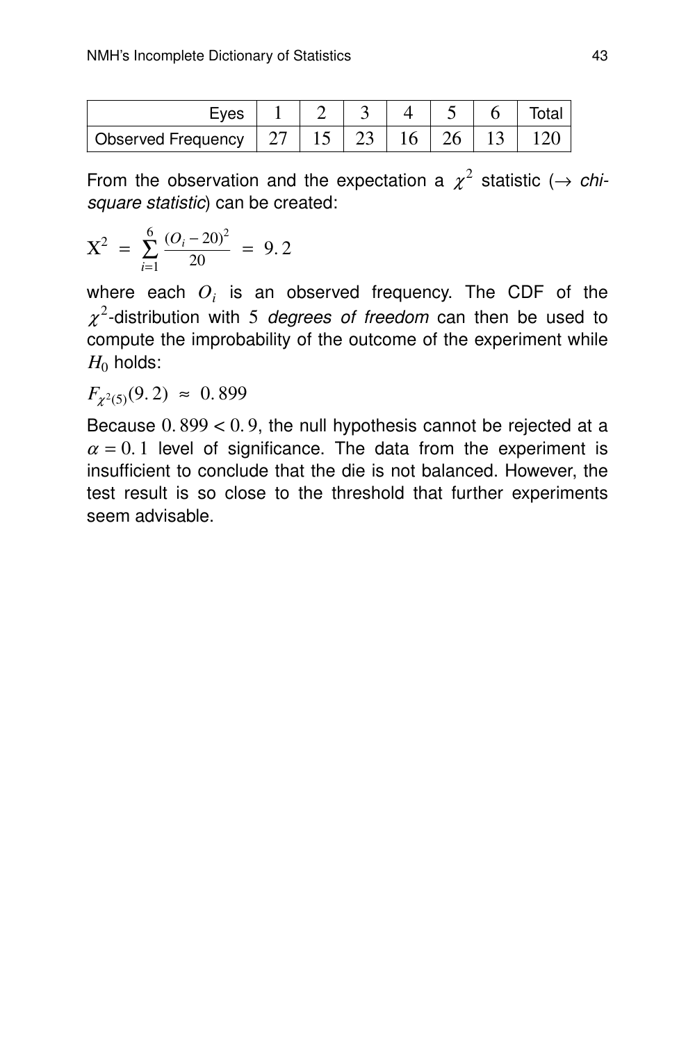| Eyes | 1 | 2 | 3 | 4 | 5 | 6 | Total |
|---|---|---|---|---|---|---|---|
| Observed Frequency | 27 | 15 | 23 | 16 | 26 | 13 | 120 |

From the observation and the expectation a $\chi^2$ statistic (→ *chi-square statistic*) can be created:

$$\mathrm{X}^2 = \sum_{i=1}^{6} \frac{(O_i - 20)^2}{20} = 9.2$$

where each $O_i$ is an observed frequency. The CDF of the $\chi^2$-distribution with $5$ *degrees of freedom* can then be used to compute the improbability of the outcome of the experiment while $H_0$ holds:

$$F_{\chi^2(5)}(9.2) \approx 0.899$$

Because $0.899 < 0.9$, the null hypothesis cannot be rejected at a $\alpha = 0.1$ level of significance. The data from the experiment is insufficient to conclude that the die is not balanced. However, the test result is so close to the threshold that further experiments seem advisable.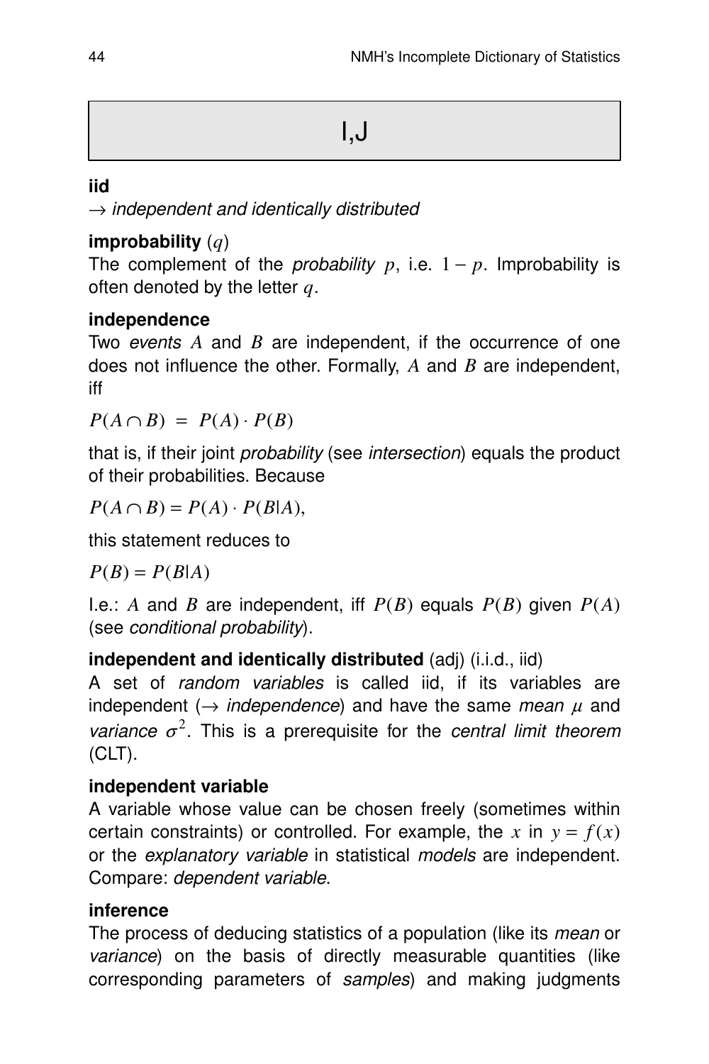# I,J

**iid**
$\rightarrow$ *independent and identically distributed*

**improbability** $(q)$
The complement of the *probability* $p$, i.e. $1-p$. Improbability is often denoted by the letter $q$.

**independence**
Two *events* $A$ and $B$ are independent, if the occurrence of one does not influence the other. Formally, $A$ and $B$ are independent, iff

$$P(A \cap B) = P(A) \cdot P(B)$$

that is, if their joint *probability* (see *intersection*) equals the product of their probabilities. Because

$$P(A \cap B) = P(A) \cdot P(B|A),$$

this statement reduces to

$$P(B) = P(B|A)$$

I.e.: $A$ and $B$ are independent, iff $P(B)$ equals $P(B)$ given $P(A)$ (see *conditional probability*).

**independent and identically distributed** (adj) (i.i.d., iid)
A set of *random variables* is called iid, if its variables are independent ($\rightarrow$ *independence*) and have the same *mean* $\mu$ and *variance* $\sigma^2$. This is a prerequisite for the *central limit theorem* (CLT).

**independent variable**
A variable whose value can be chosen freely (sometimes within certain constraints) or controlled. For example, the $x$ in $y = f(x)$ or the *explanatory variable* in statistical *models* are independent. Compare: *dependent variable*.

**inference**
The process of deducing statistics of a population (like its *mean* or *variance*) on the basis of directly measurable quantities (like corresponding parameters of *samples*) and making judgments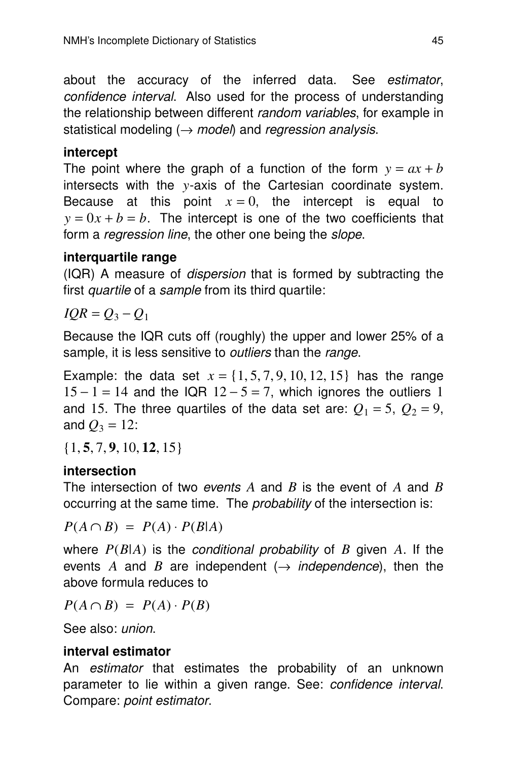about the accuracy of the inferred data. See *estimator*, *confidence interval*. Also used for the process of understanding the relationship between different *random variables*, for example in statistical modeling (→ *model*) and *regression analysis*.

**intercept**
The point where the graph of a function of the form $y = ax + b$ intersects with the $y$-axis of the Cartesian coordinate system. Because at this point $x = 0$, the intercept is equal to $y = 0x + b = b$. The intercept is one of the two coefficients that form a *regression line*, the other one being the *slope*.

**interquartile range**
(IQR) A measure of *dispersion* that is formed by subtracting the first *quartile* of a *sample* from its third quartile:

$$IQR = Q_3 - Q_1$$

Because the IQR cuts off (roughly) the upper and lower 25% of a sample, it is less sensitive to *outliers* than the *range*.

Example: the data set $x = \{1, 5, 7, 9, 10, 12, 15\}$ has the range $15 - 1 = 14$ and the IQR $12 - 5 = 7$, which ignores the outliers 1 and 15. The three quartiles of the data set are: $Q_1 = 5$, $Q_2 = 9$, and $Q_3 = 12$:

$$\{1, \mathbf{5}, 7, \mathbf{9}, 10, \mathbf{12}, 15\}$$

**intersection**
The intersection of two *events* $A$ and $B$ is the event of $A$ and $B$ occurring at the same time. The *probability* of the intersection is:

$$P(A \cap B) = P(A) \cdot P(B|A)$$

where $P(B|A)$ is the *conditional probability* of $B$ given $A$. If the events $A$ and $B$ are independent (→ *independence*), then the above formula reduces to

$$P(A \cap B) = P(A) \cdot P(B)$$

See also: *union*.

**interval estimator**
An *estimator* that estimates the probability of an unknown parameter to lie within a given range. See: *confidence interval*. Compare: *point estimator*.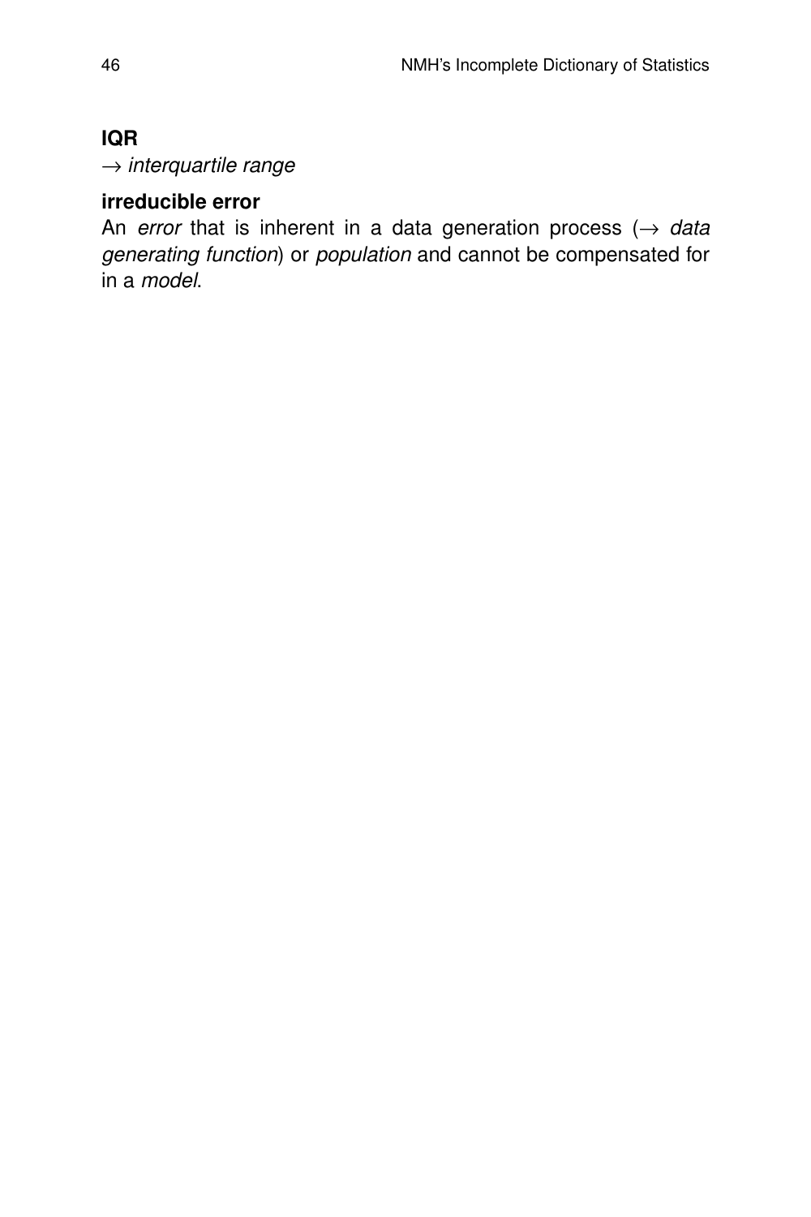**IQR**
→ *interquartile range*

**irreducible error**
An *error* that is inherent in a data generation process (→ *data generating function*) or *population* and cannot be compensated for in a *model*.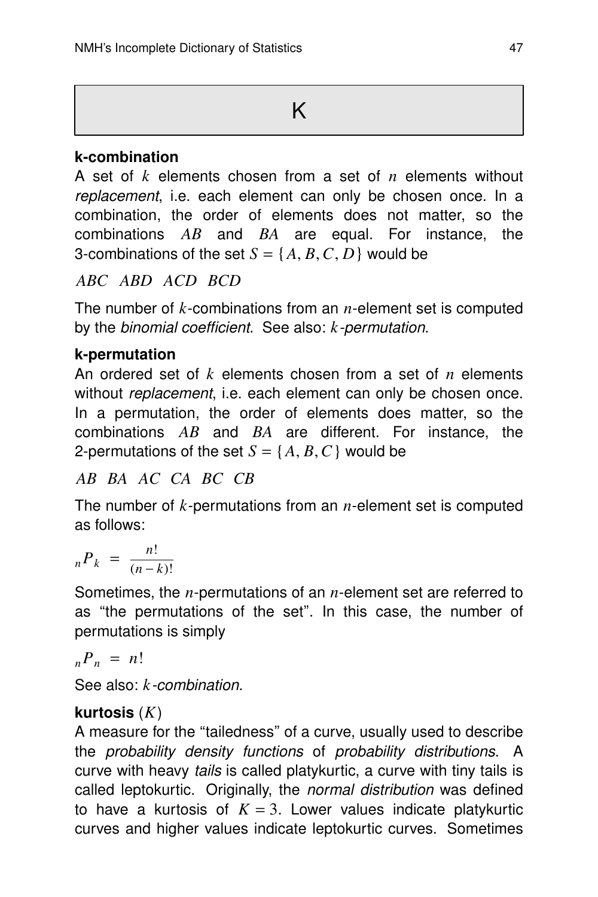# K

**k-combination**

A set of $k$ elements chosen from a set of $n$ elements without *replacement*, i.e. each element can only be chosen once. In a combination, the order of elements does not matter, so the combinations $AB$ and $BA$ are equal. For instance, the 3-combinations of the set $S = \{A, B, C, D\}$ would be

$ABC \quad ABD \quad ACD \quad BCD$

The number of $k$-combinations from an $n$-element set is computed by the *binomial coefficient*. See also: *$k$-permutation*.

**k-permutation**

An ordered set of $k$ elements chosen from a set of $n$ elements without *replacement*, i.e. each element can only be chosen once. In a permutation, the order of elements does matter, so the combinations $AB$ and $BA$ are different. For instance, the 2-permutations of the set $S = \{A, B, C\}$ would be

$AB \quad BA \quad AC \quad CA \quad BC \quad CB$

The number of $k$-permutations from an $n$-element set is computed as follows:

$${}_nP_k = \frac{n!}{(n-k)!}$$

Sometimes, the $n$-permutations of an $n$-element set are referred to as "the permutations of the set". In this case, the number of permutations is simply

$${}_nP_n = n!$$

See also: *$k$-combination.*

**kurtosis** ($K$)

A measure for the "tailedness" of a curve, usually used to describe the *probability density functions* of *probability distributions*. A curve with heavy *tails* is called platykurtic, a curve with tiny tails is called leptokurtic. Originally, the *normal distribution* was defined to have a kurtosis of $K = 3$. Lower values indicate platykurtic curves and higher values indicate leptokurtic curves. Sometimes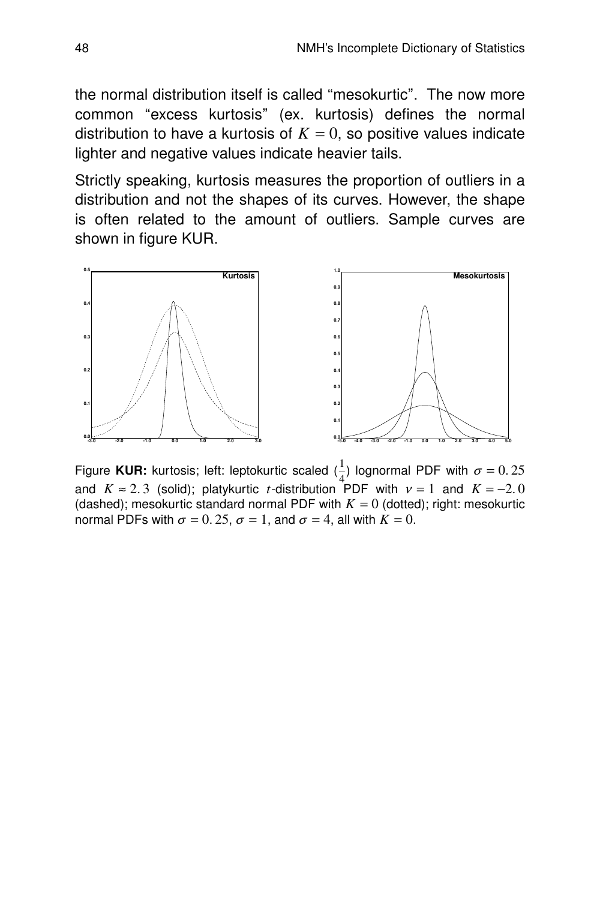the normal distribution itself is called "mesokurtic". The now more common "excess kurtosis" (ex. kurtosis) defines the normal distribution to have a kurtosis of $K = 0$, so positive values indicate lighter and negative values indicate heavier tails.

Strictly speaking, kurtosis measures the proportion of outliers in a distribution and not the shapes of its curves. However, the shape is often related to the amount of outliers. Sample curves are shown in figure KUR.

Figure **KUR:** kurtosis; left: leptokurtic scaled ($\frac{1}{4}$) lognormal PDF with $\sigma = 0.25$ and $K \approx 2.3$ (solid); platykurtic $t$-distribution PDF with $\nu = 1$ and $K = -2.0$ (dashed); mesokurtic standard normal PDF with $K = 0$ (dotted); right: mesokurtic normal PDFs with $\sigma = 0.25$, $\sigma = 1$, and $\sigma = 4$, all with $K = 0$.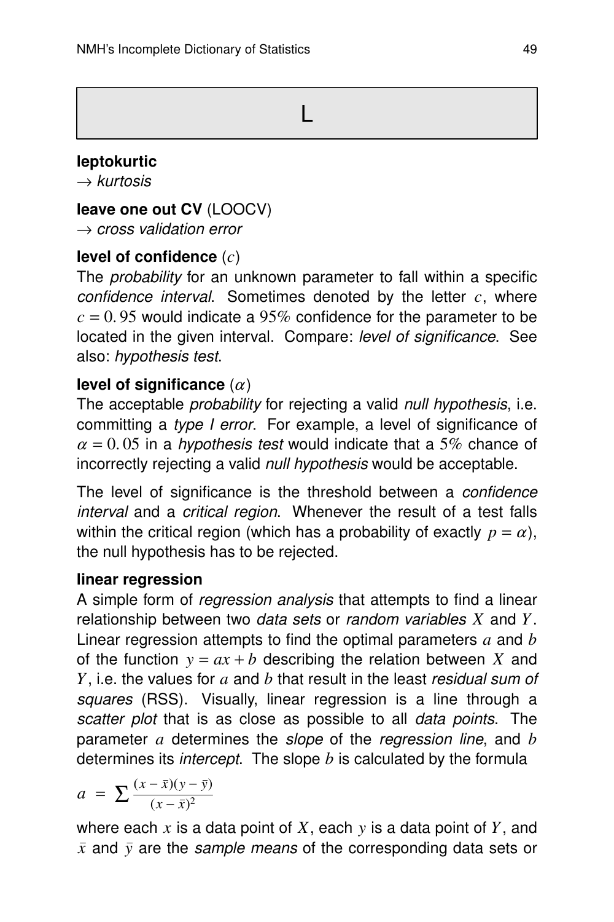# L

**leptokurtic**
→ *kurtosis*

**leave one out CV** (LOOCV)
→ *cross validation error*

**level of confidence** $(c)$
The *probability* for an unknown parameter to fall within a specific *confidence interval*. Sometimes denoted by the letter $c$, where $c = 0.95$ would indicate a $95\%$ confidence for the parameter to be located in the given interval. Compare: *level of significance*. See also: *hypothesis test*.

**level of significance** $(\alpha)$
The acceptable *probability* for rejecting a valid *null hypothesis*, i.e. committing a *type I error*. For example, a level of significance of $\alpha = 0.05$ in a *hypothesis test* would indicate that a $5\%$ chance of incorrectly rejecting a valid *null hypothesis* would be acceptable.

The level of significance is the threshold between a *confidence interval* and a *critical region*. Whenever the result of a test falls within the critical region (which has a probability of exactly $p = \alpha$), the null hypothesis has to be rejected.

**linear regression**
A simple form of *regression analysis* that attempts to find a linear relationship between two *data sets* or *random variables* $X$ and $Y$. Linear regression attempts to find the optimal parameters $a$ and $b$ of the function $y = ax + b$ describing the relation between $X$ and $Y$, i.e. the values for $a$ and $b$ that result in the least *residual sum of squares* (RSS). Visually, linear regression is a line through a *scatter plot* that is as close as possible to all *data points*. The parameter $a$ determines the *slope* of the *regression line*, and $b$ determines its *intercept*. The slope $b$ is calculated by the formula

$$a = \sum \frac{(x - \bar{x})(y - \bar{y})}{(x - \bar{x})^2}$$

where each $x$ is a data point of $X$, each $y$ is a data point of $Y$, and $\bar{x}$ and $\bar{y}$ are the *sample means* of the corresponding data sets or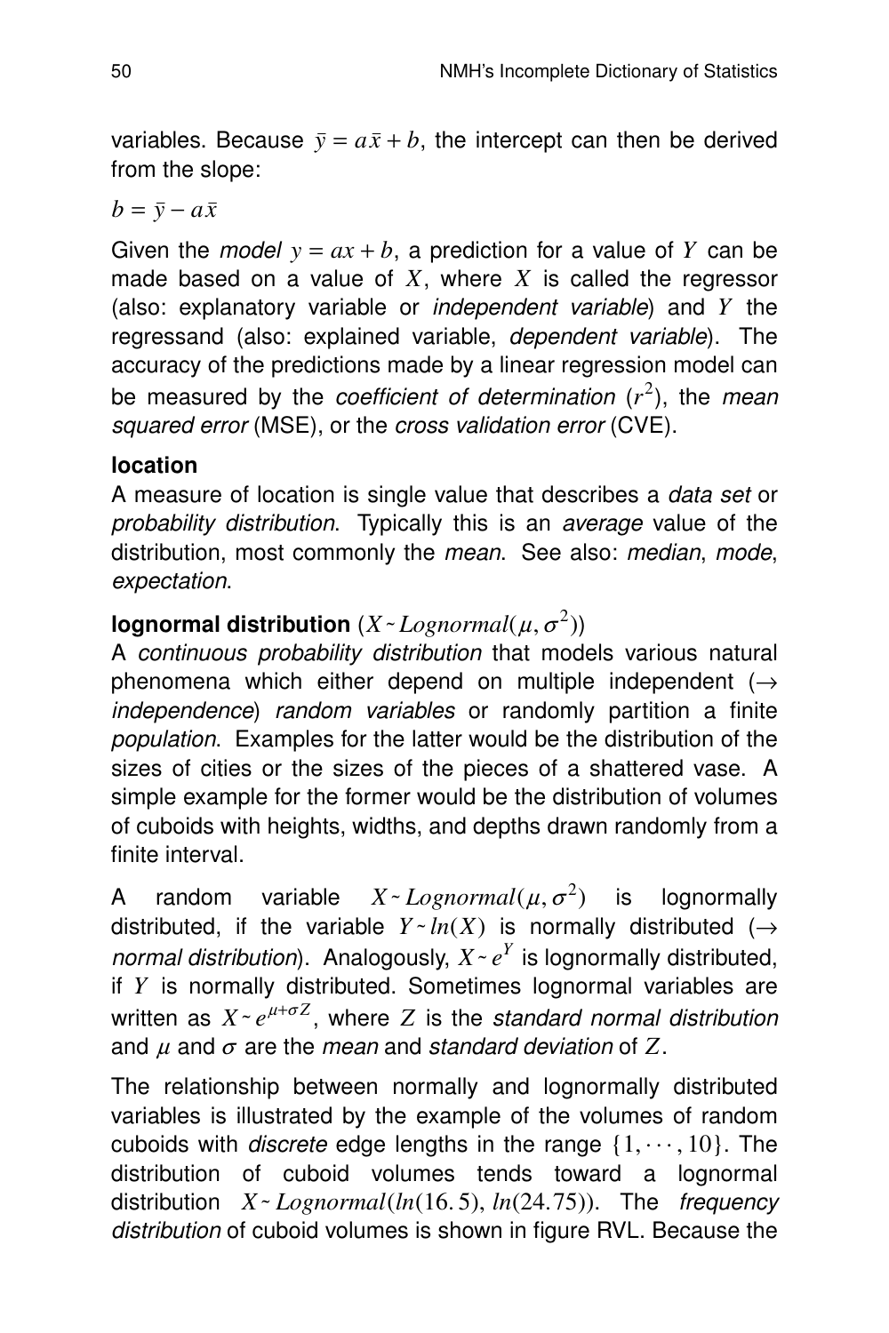variables. Because $\bar{y} = a\bar{x} + b$, the intercept can then be derived from the slope:

$b = \bar{y} - a\bar{x}$

Given the *model* $y = ax + b$, a prediction for a value of $Y$ can be made based on a value of $X$, where $X$ is called the regressor (also: explanatory variable or *independent variable*) and $Y$ the regressand (also: explained variable, *dependent variable*). The accuracy of the predictions made by a linear regression model can be measured by the *coefficient of determination* ($r^2$), the *mean squared error* (MSE), or the *cross validation error* (CVE).

**location**
A measure of location is single value that describes a *data set* or *probability distribution*. Typically this is an *average* value of the distribution, most commonly the *mean*. See also: *median*, *mode*, *expectation*.

**lognormal distribution** ($X \sim Lognormal(\mu, \sigma^2)$)
A *continuous probability distribution* that models various natural phenomena which either depend on multiple independent ($\rightarrow$ *independence*) *random variables* or randomly partition a finite *population*. Examples for the latter would be the distribution of the sizes of cities or the sizes of the pieces of a shattered vase. A simple example for the former would be the distribution of volumes of cuboids with heights, widths, and depths drawn randomly from a finite interval.

A random variable $X \sim Lognormal(\mu, \sigma^2)$ is lognormally distributed, if the variable $Y \sim ln(X)$ is normally distributed ($\rightarrow$ *normal distribution*). Analogously, $X \sim e^Y$ is lognormally distributed, if $Y$ is normally distributed. Sometimes lognormal variables are written as $X \sim e^{\mu + \sigma Z}$, where $Z$ is the *standard normal distribution* and $\mu$ and $\sigma$ are the *mean* and *standard deviation* of $Z$.

The relationship between normally and lognormally distributed variables is illustrated by the example of the volumes of random cuboids with *discrete* edge lengths in the range $\{1, \cdots, 10\}$. The distribution of cuboid volumes tends toward a lognormal distribution $X \sim Lognormal(ln(16.5), ln(24.75))$. The *frequency distribution* of cuboid volumes is shown in figure RVL. Because the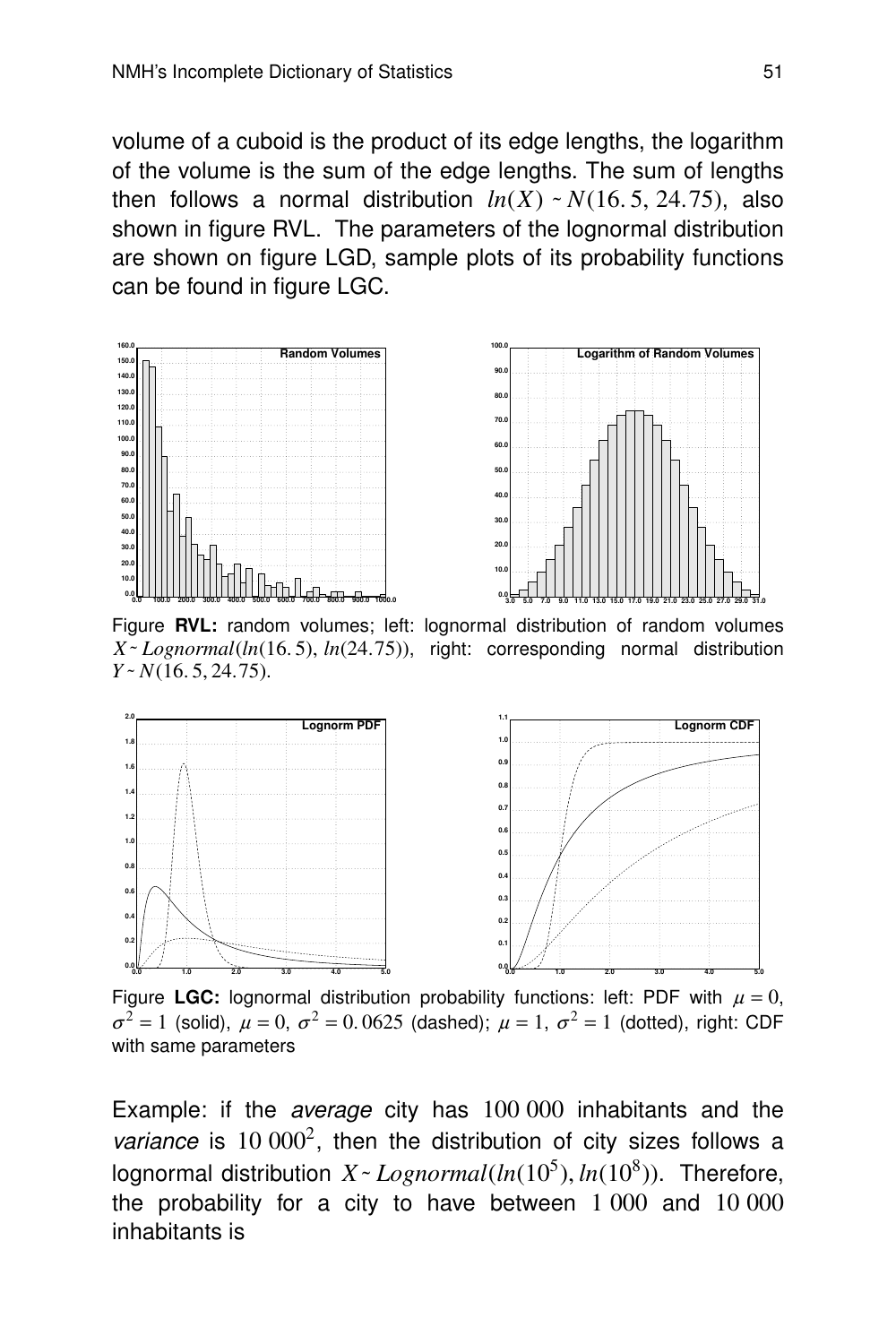volume of a cuboid is the product of its edge lengths, the logarithm of the volume is the sum of the edge lengths. The sum of lengths then follows a normal distribution $ln(X) \sim N(16.5, 24.75)$, also shown in figure RVL. The parameters of the lognormal distribution are shown on figure LGD, sample plots of its probability functions can be found in figure LGC.

Figure **RVL:** random volumes; left: lognormal distribution of random volumes $X \sim Lognormal(ln(16.5), ln(24.75))$, right: corresponding normal distribution $Y \sim N(16.5, 24.75)$.

Figure **LGC:** lognormal distribution probability functions: left: PDF with $\mu = 0$, $\sigma^2 = 1$ (solid), $\mu = 0$, $\sigma^2 = 0.0625$ (dashed); $\mu = 1$, $\sigma^2 = 1$ (dotted), right: CDF with same parameters

Example: if the *average* city has $100\,000$ inhabitants and the *variance* is $10\,000^2$, then the distribution of city sizes follows a lognormal distribution $X \sim Lognormal(ln(10^5), ln(10^8))$. Therefore, the probability for a city to have between $1\,000$ and $10\,000$ inhabitants is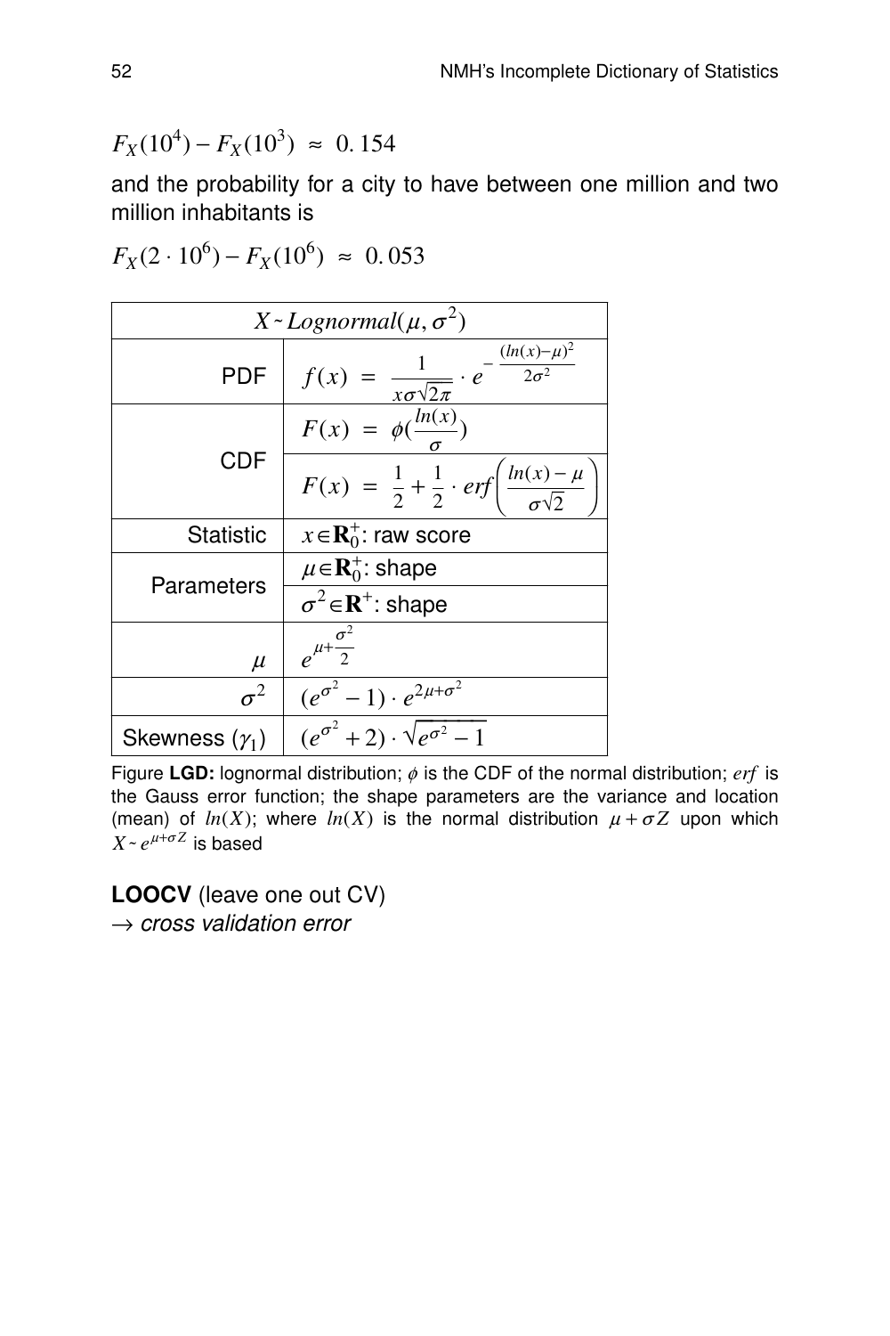$F_X(10^4) - F_X(10^3) \approx 0.154$

and the probability for a city to have between one million and two million inhabitants is

$F_X(2 \cdot 10^6) - F_X(10^6) \approx 0.053$

| $X \sim Lognormal(\mu, \sigma^2)$ | |
|---|---|
| PDF | $f(x) = \frac{1}{x\sigma\sqrt{2\pi}} \cdot e^{-\frac{(ln(x)-\mu)^2}{2\sigma^2}}$ |
| CDF | $F(x) = \phi(\frac{ln(x)}{\sigma})$ |
| | $F(x) = \frac{1}{2} + \frac{1}{2} \cdot erf\left(\frac{ln(x) - \mu}{\sigma\sqrt{2}}\right)$ |
| Statistic | $x \in \mathbf{R}_0^+$: raw score |
| Parameters | $\mu \in \mathbf{R}_0^+$: shape |
| | $\sigma^2 \in \mathbf{R}^+$: shape |
| $\mu$ | $e^{\mu + \frac{\sigma^2}{2}}$ |
| $\sigma^2$ | $(e^{\sigma^2} - 1) \cdot e^{2\mu + \sigma^2}$ |
| Skewness ($\gamma_1$) | $(e^{\sigma^2} + 2) \cdot \sqrt{e^{\sigma^2} - 1}$ |

Figure **LGD:** lognormal distribution; $\phi$ is the CDF of the normal distribution; $erf$ is the Gauss error function; the shape parameters are the variance and location (mean) of $ln(X)$; where $ln(X)$ is the normal distribution $\mu + \sigma Z$ upon which $X \sim e^{\mu + \sigma Z}$ is based

**LOOCV** (leave one out CV)
→ *cross validation error*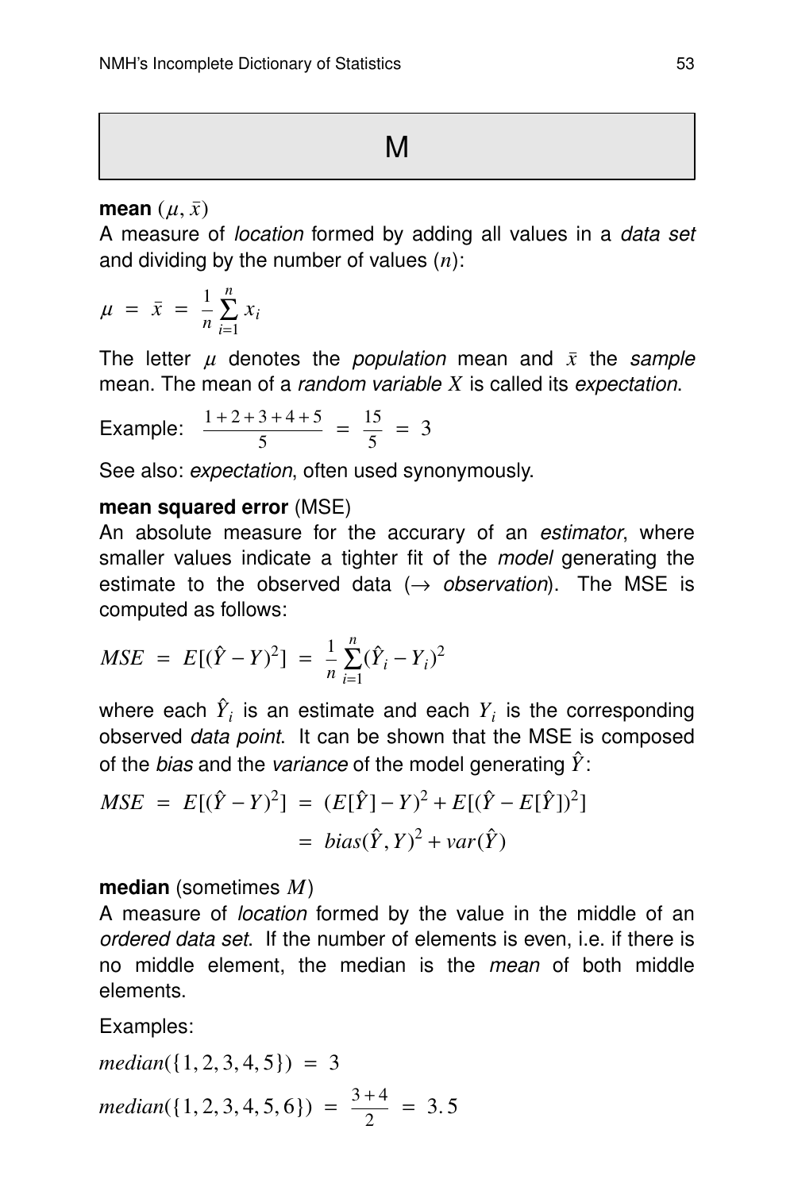# M

**mean** ($\mu, \bar{x}$)

A measure of *location* formed by adding all values in a *data set* and dividing by the number of values ($n$):

$$\mu = \bar{x} = \frac{1}{n}\sum_{i=1}^{n} x_i$$

The letter $\mu$ denotes the *population* mean and $\bar{x}$ the *sample* mean. The mean of a *random variable* $X$ is called its *expectation*.

Example: $\frac{1+2+3+4+5}{5} = \frac{15}{5} = 3$

See also: *expectation*, often used synonymously.

**mean squared error** (MSE)

An absolute measure for the accurary of an *estimator*, where smaller values indicate a tighter fit of the *model* generating the estimate to the observed data ($\rightarrow$ *observation*). The MSE is computed as follows:

$$MSE = E[(\hat{Y} - Y)^2] = \frac{1}{n}\sum_{i=1}^{n}(\hat{Y}_i - Y_i)^2$$

where each $\hat{Y}_i$ is an estimate and each $Y_i$ is the corresponding observed *data point*. It can be shown that the MSE is composed of the *bias* and the *variance* of the model generating $\hat{Y}$:

$$\begin{aligned} MSE = E[(\hat{Y} - Y)^2] &= (E[\hat{Y}] - Y)^2 + E[(\hat{Y} - E[\hat{Y}])^2] \\ &= bias(\hat{Y}, Y)^2 + var(\hat{Y}) \end{aligned}$$

**median** (sometimes $M$)

A measure of *location* formed by the value in the middle of an *ordered data set*. If the number of elements is even, i.e. if there is no middle element, the median is the *mean* of both middle elements.

Examples:

$$median(\{1, 2, 3, 4, 5\}) = 3$$

$$median(\{1, 2, 3, 4, 5, 6\}) = \frac{3+4}{2} = 3.5$$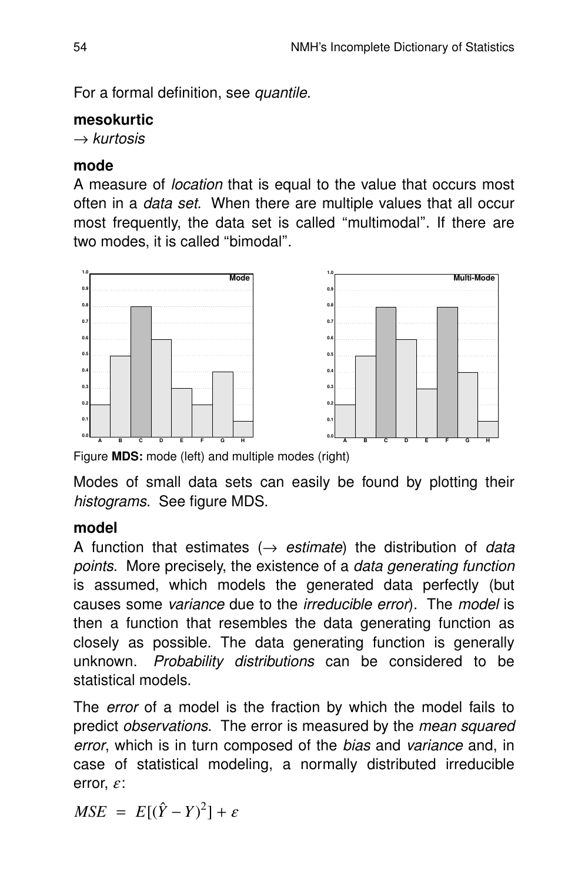For a formal definition, see *quantile*.

**mesokurtic**
→ *kurtosis*

**mode**
A measure of *location* that is equal to the value that occurs most often in a *data set*. When there are multiple values that all occur most frequently, the data set is called “multimodal”. If there are two modes, it is called “bimodal”.

Figure **MDS:** mode (left) and multiple modes (right)

Modes of small data sets can easily be found by plotting their *histograms*. See figure MDS.

**model**
A function that estimates (→ *estimate*) the distribution of *data points*. More precisely, the existence of a *data generating function* is assumed, which models the generated data perfectly (but causes some *variance* due to the *irreducible error*). The *model* is then a function that resembles the data generating function as closely as possible. The data generating function is generally unknown. *Probability distributions* can be considered to be statistical models.

The *error* of a model is the fraction by which the model fails to predict *observations*. The error is measured by the *mean squared error*, which is in turn composed of the *bias* and *variance* and, in case of statistical modeling, a normally distributed irreducible error, $\varepsilon$:

$$MSE = E[(\hat{Y} - Y)^2] + \varepsilon$$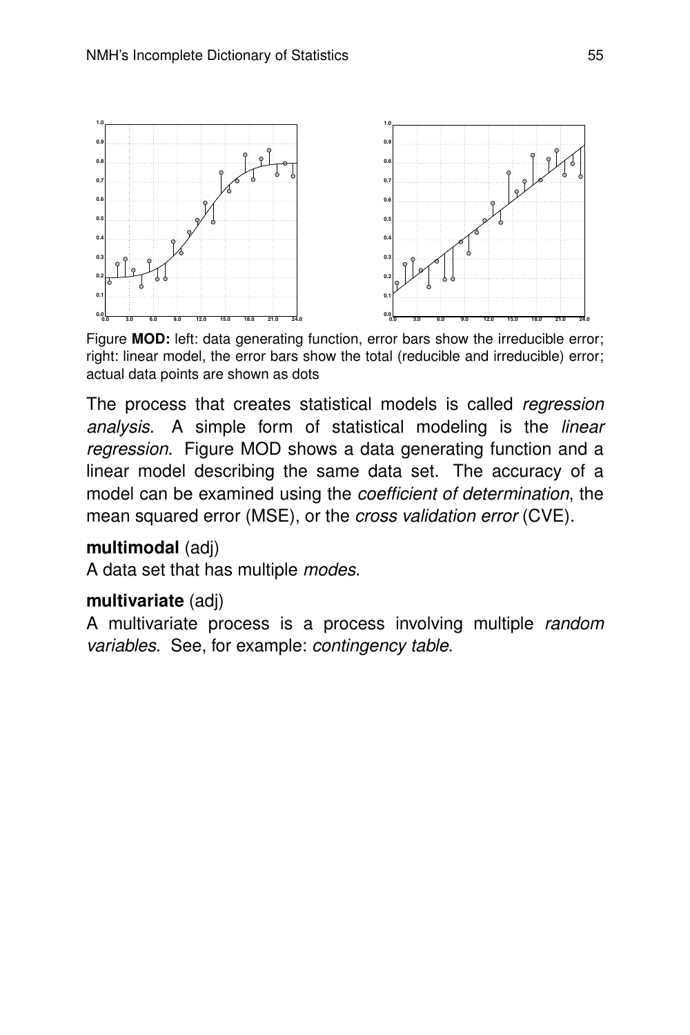Figure **MOD:** left: data generating function, error bars show the irreducible error; right: linear model, the error bars show the total (reducible and irreducible) error; actual data points are shown as dots

The process that creates statistical models is called *regression analysis*. A simple form of statistical modeling is the *linear regression*. Figure MOD shows a data generating function and a linear model describing the same data set. The accuracy of a model can be examined using the *coefficient of determination*, the mean squared error (MSE), or the *cross validation error* (CVE).

**multimodal** (adj)
A data set that has multiple *modes*.

**multivariate** (adj)
A multivariate process is a process involving multiple *random variables*. See, for example: *contingency table*.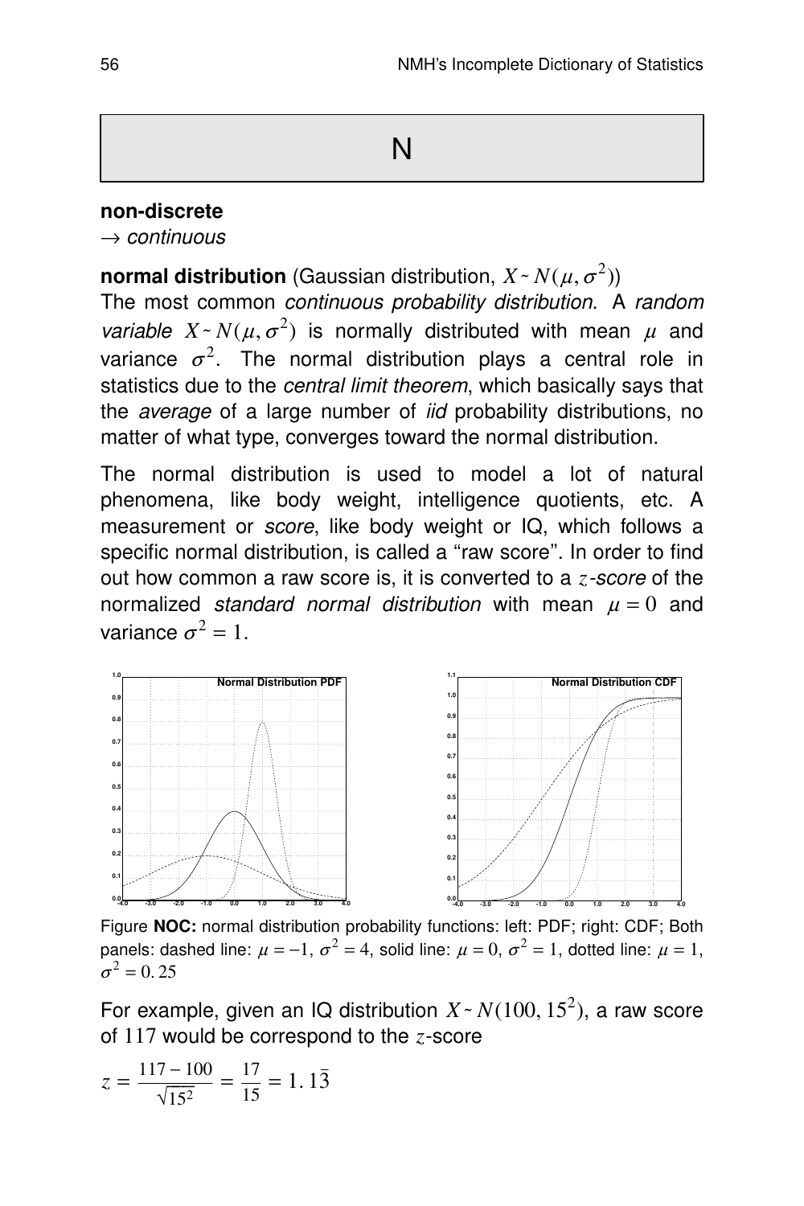# N

**non-discrete**
→ *continuous*

**normal distribution** (Gaussian distribution, $X \sim N(\mu, \sigma^2)$)
The most common *continuous probability distribution*. A *random variable* $X \sim N(\mu, \sigma^2)$ is normally distributed with mean $\mu$ and variance $\sigma^2$. The normal distribution plays a central role in statistics due to the *central limit theorem*, which basically says that the *average* of a large number of *iid* probability distributions, no matter of what type, converges toward the normal distribution.

The normal distribution is used to model a lot of natural phenomena, like body weight, intelligence quotients, etc. A measurement or *score*, like body weight or IQ, which follows a specific normal distribution, is called a "raw score". In order to find out how common a raw score is, it is converted to a $z$*-score* of the normalized *standard normal distribution* with mean $\mu = 0$ and variance $\sigma^2 = 1$.

Figure **NOC:** normal distribution probability functions: left: PDF; right: CDF; Both panels: dashed line: $\mu = -1$, $\sigma^2 = 4$, solid line: $\mu = 0$, $\sigma^2 = 1$, dotted line: $\mu = 1$, $\sigma^2 = 0.25$

For example, given an IQ distribution $X \sim N(100, 15^2)$, a raw score of 117 would be correspond to the $z$-score

$$z = \frac{117 - 100}{\sqrt{15^2}} = \frac{17}{15} = 1.1\bar{3}$$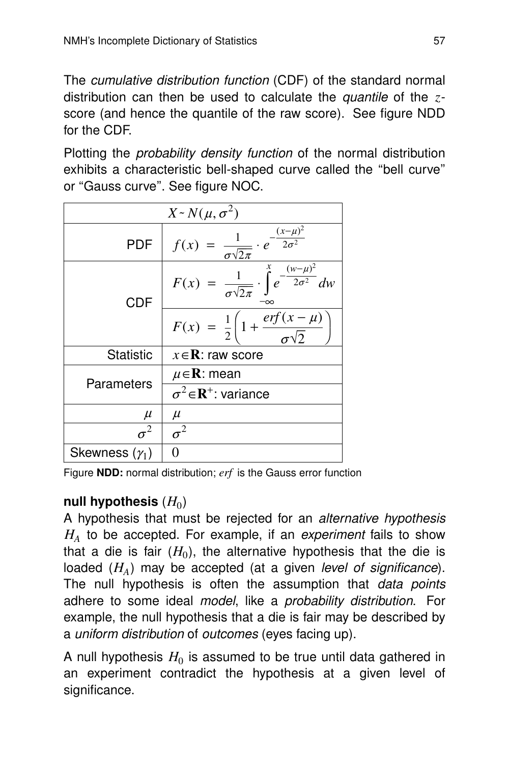The *cumulative distribution function* (CDF) of the standard normal distribution can then be used to calculate the *quantile* of the $z$-score (and hence the quantile of the raw score). See figure NDD for the CDF.

Plotting the *probability density function* of the normal distribution exhibits a characteristic bell-shaped curve called the "bell curve" or "Gauss curve". See figure NOC.

| $X \sim N(\mu, \sigma^2)$ | |
|---|---|
| PDF | $f(x) = \frac{1}{\sigma\sqrt{2\pi}} \cdot e^{-\frac{(x-\mu)^2}{2\sigma^2}}$ |
| CDF | $F(x) = \frac{1}{\sigma\sqrt{2\pi}} \cdot \int_{-\infty}^{x} e^{-\frac{(w-\mu)^2}{2\sigma^2}} dw$ |
| | $F(x) = \frac{1}{2}\left(1 + \frac{erf(x-\mu)}{\sigma\sqrt{2}}\right)$ |
| Statistic | $x \in \mathbf{R}$: raw score |
| Parameters | $\mu \in \mathbf{R}$: mean |
| | $\sigma^2 \in \mathbf{R}^+$: variance |
| $\mu$ | $\mu$ |
| $\sigma^2$ | $\sigma^2$ |
| Skewness ($\gamma_1$) | $0$ |

Figure **NDD:** normal distribution; $erf$ is the Gauss error function

**null hypothesis** ($H_0$)
A hypothesis that must be rejected for an *alternative hypothesis* $H_A$ to be accepted. For example, if an *experiment* fails to show that a die is fair ($H_0$), the alternative hypothesis that the die is loaded ($H_A$) may be accepted (at a given *level of significance*). The null hypothesis is often the assumption that *data points* adhere to some ideal *model*, like a *probability distribution*. For example, the null hypothesis that a die is fair may be described by a *uniform distribution* of *outcomes* (eyes facing up).

A null hypothesis $H_0$ is assumed to be true until data gathered in an experiment contradict the hypothesis at a given level of significance.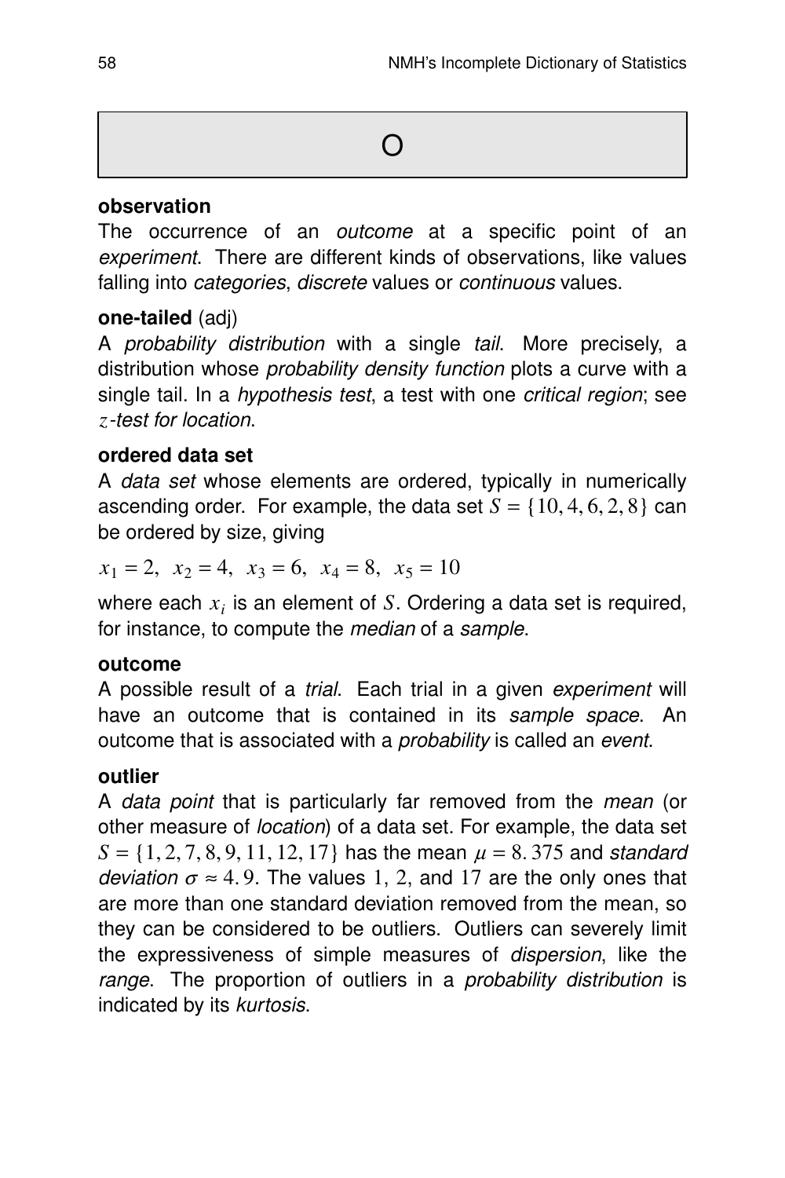# O

**observation**

The occurrence of an *outcome* at a specific point of an *experiment*. There are different kinds of observations, like values falling into *categories*, *discrete* values or *continuous* values.

**one-tailed** (adj)

A *probability distribution* with a single *tail*. More precisely, a distribution whose *probability density function* plots a curve with a single tail. In a *hypothesis test*, a test with one *critical region*; see $z$*-test for location*.

**ordered data set**

A *data set* whose elements are ordered, typically in numerically ascending order. For example, the data set $S = \{10, 4, 6, 2, 8\}$ can be ordered by size, giving

$$x_1 = 2, \ \ x_2 = 4, \ \ x_3 = 6, \ \ x_4 = 8, \ \ x_5 = 10$$

where each $x_i$ is an element of $S$. Ordering a data set is required, for instance, to compute the *median* of a *sample*.

**outcome**

A possible result of a *trial*. Each trial in a given *experiment* will have an outcome that is contained in its *sample space*. An outcome that is associated with a *probability* is called an *event*.

**outlier**

A *data point* that is particularly far removed from the *mean* (or other measure of *location*) of a data set. For example, the data set $S = \{1, 2, 7, 8, 9, 11, 12, 17\}$ has the mean $\mu = 8.375$ and *standard deviation* $\sigma \approx 4.9$. The values 1, 2, and 17 are the only ones that are more than one standard deviation removed from the mean, so they can be considered to be outliers. Outliers can severely limit the expressiveness of simple measures of *dispersion*, like the *range*. The proportion of outliers in a *probability distribution* is indicated by its *kurtosis*.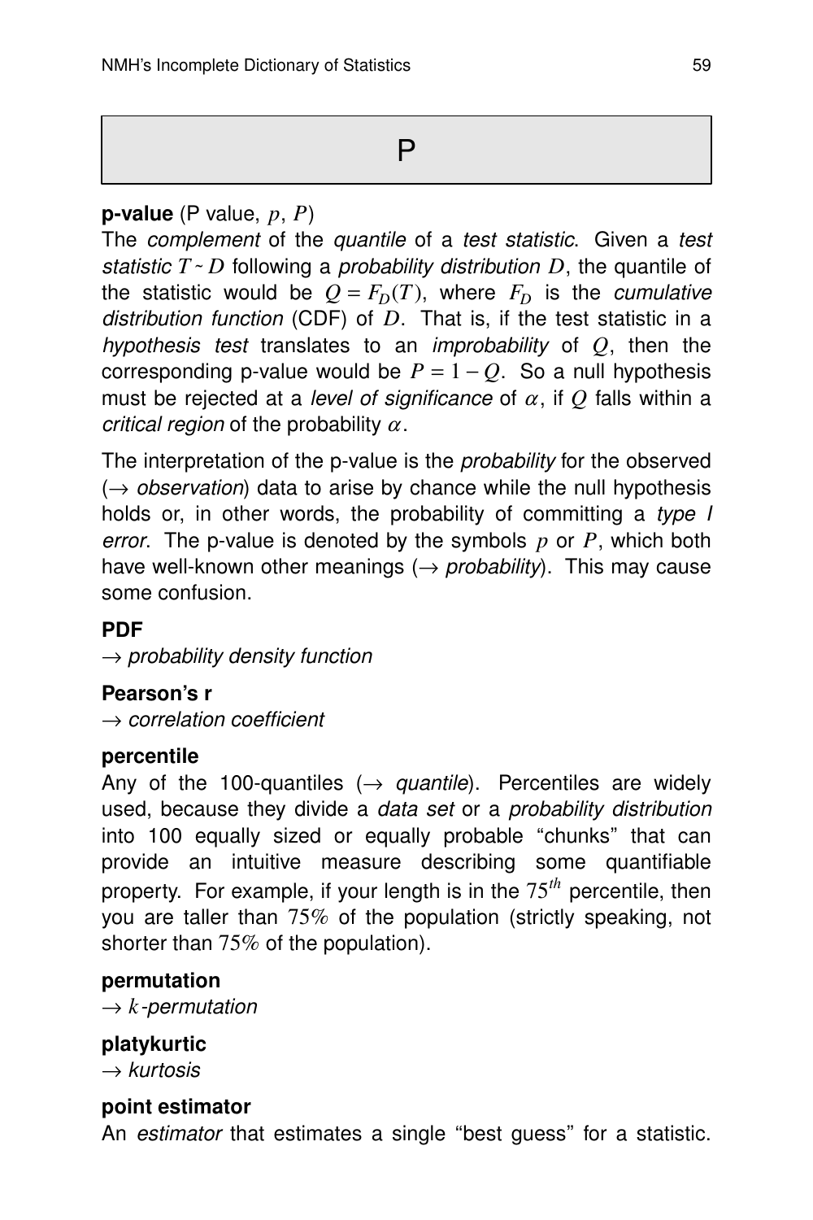# P

**p-value** (P value, $p$, $P$)
The *complement* of the *quantile* of a *test statistic*. Given a *test statistic* $T \sim D$ following a *probability distribution* $D$, the quantile of the statistic would be $Q = F_D(T)$, where $F_D$ is the *cumulative distribution function* (CDF) of $D$. That is, if the test statistic in a *hypothesis test* translates to an *improbability* of $Q$, then the corresponding p-value would be $P = 1 - Q$. So a null hypothesis must be rejected at a *level of significance* of $\alpha$, if $Q$ falls within a *critical region* of the probability $\alpha$.

The interpretation of the p-value is the *probability* for the observed ($\rightarrow$ *observation*) data to arise by chance while the null hypothesis holds or, in other words, the probability of committing a *type I error*. The p-value is denoted by the symbols $p$ or $P$, which both have well-known other meanings ($\rightarrow$ *probability*). This may cause some confusion.

**PDF**
$\rightarrow$ *probability density function*

**Pearson's r**
$\rightarrow$ *correlation coefficient*

**percentile**
Any of the 100-quantiles ($\rightarrow$ *quantile*). Percentiles are widely used, because they divide a *data set* or a *probability distribution* into 100 equally sized or equally probable "chunks" that can provide an intuitive measure describing some quantifiable property. For example, if your length is in the $75^{th}$ percentile, then you are taller than $75\%$ of the population (strictly speaking, not shorter than $75\%$ of the population).

**permutation**
$\rightarrow$ $k$*-permutation*

**platykurtic**
$\rightarrow$ *kurtosis*

**point estimator**
An *estimator* that estimates a single "best guess" for a statistic.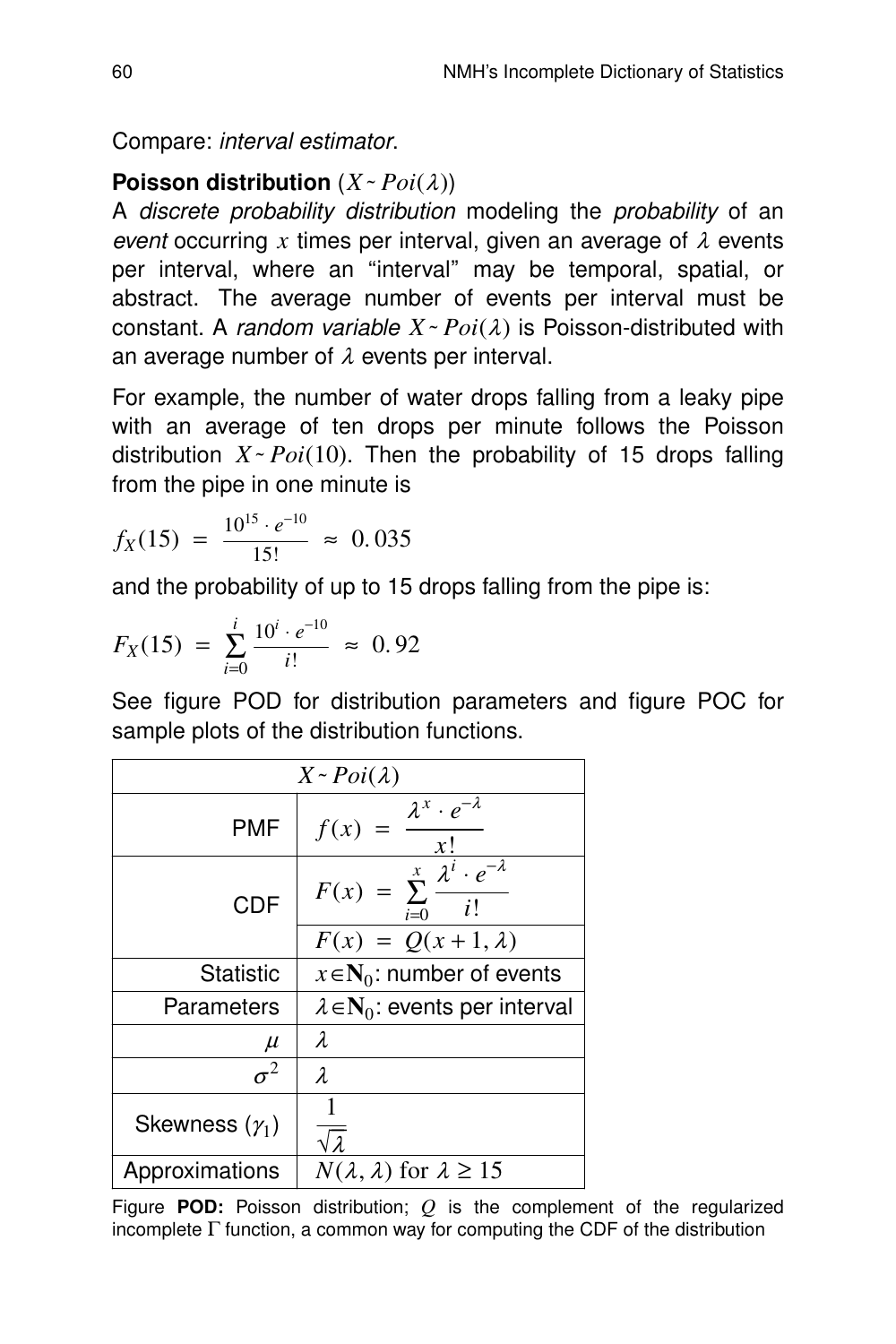Compare: *interval estimator*.

**Poisson distribution** ($X \sim Poi(\lambda)$)

A *discrete probability distribution* modeling the *probability* of an *event* occurring $x$ times per interval, given an average of $\lambda$ events per interval, where an "interval" may be temporal, spatial, or abstract. The average number of events per interval must be constant. A *random variable* $X \sim Poi(\lambda)$ is Poisson-distributed with an average number of $\lambda$ events per interval.

For example, the number of water drops falling from a leaky pipe with an average of ten drops per minute follows the Poisson distribution $X \sim Poi(10)$. Then the probability of 15 drops falling from the pipe in one minute is

$$f_X(15) = \frac{10^{15} \cdot e^{-10}}{15!} \approx 0.035$$

and the probability of up to 15 drops falling from the pipe is:

$$F_X(15) = \sum_{i=0}^{i} \frac{10^i \cdot e^{-10}}{i!} \approx 0.92$$

See figure POD for distribution parameters and figure POC for sample plots of the distribution functions.

| $X \sim Poi(\lambda)$ | |
|---|---|
| PMF | $f(x) = \dfrac{\lambda^x \cdot e^{-\lambda}}{x!}$ |
| CDF | $F(x) = \sum_{i=0}^{x} \dfrac{\lambda^i \cdot e^{-\lambda}}{i!}$ |
| | $F(x) = Q(x+1, \lambda)$ |
| Statistic | $x \in \mathbf{N}_0$: number of events |
| Parameters | $\lambda \in \mathbf{N}_0$: events per interval |
| $\mu$ | $\lambda$ |
| $\sigma^2$ | $\lambda$ |
| Skewness ($\gamma_1$) | $\dfrac{1}{\sqrt{\lambda}}$ |
| Approximations | $N(\lambda, \lambda)$ for $\lambda \geq 15$ |

Figure **POD:** Poisson distribution; $Q$ is the complement of the regularized incomplete $\Gamma$ function, a common way for computing the CDF of the distribution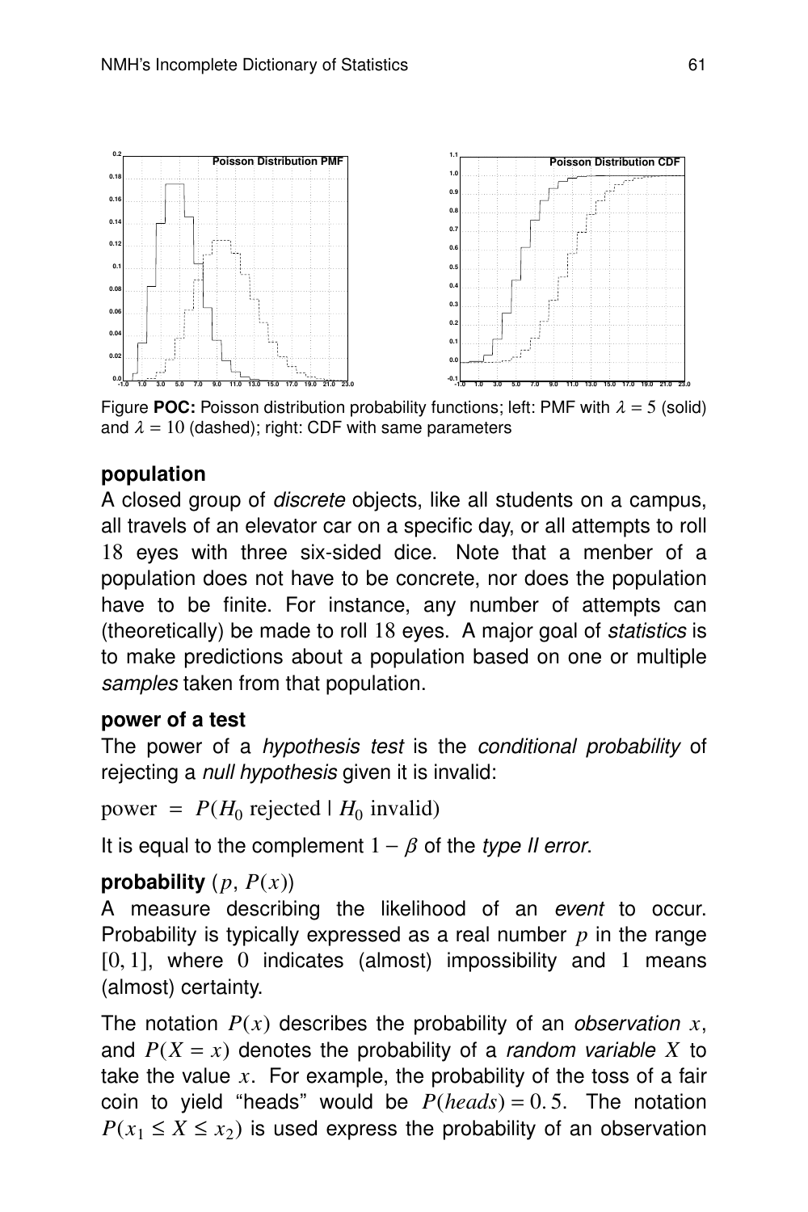Figure **POC:** Poisson distribution probability functions; left: PMF with $\lambda = 5$ (solid) and $\lambda = 10$ (dashed); right: CDF with same parameters

### population

A closed group of *discrete* objects, like all students on a campus, all travels of an elevator car on a specific day, or all attempts to roll 18 eyes with three six-sided dice. Note that a menber of a population does not have to be concrete, nor does the population have to be finite. For instance, any number of attempts can (theoretically) be made to roll 18 eyes. A major goal of *statistics* is to make predictions about a population based on one or multiple *samples* taken from that population.

### power of a test

The power of a *hypothesis test* is the *conditional probability* of rejecting a *null hypothesis* given it is invalid:

$$\text{power} \;=\; P(H_0 \text{ rejected} \mid H_0 \text{ invalid})$$

It is equal to the complement $1 - \beta$ of the *type II error*.

### probability ($p$, $P(x)$)

A measure describing the likelihood of an *event* to occur. Probability is typically expressed as a real number $p$ in the range $[0, 1]$, where 0 indicates (almost) impossibility and 1 means (almost) certainty.

The notation $P(x)$ describes the probability of an *observation* $x$, and $P(X = x)$ denotes the probability of a *random variable* $X$ to take the value $x$. For example, the probability of the toss of a fair coin to yield "heads" would be $P(heads) = 0.5$. The notation $P(x_1 \le X \le x_2)$ is used express the probability of an observation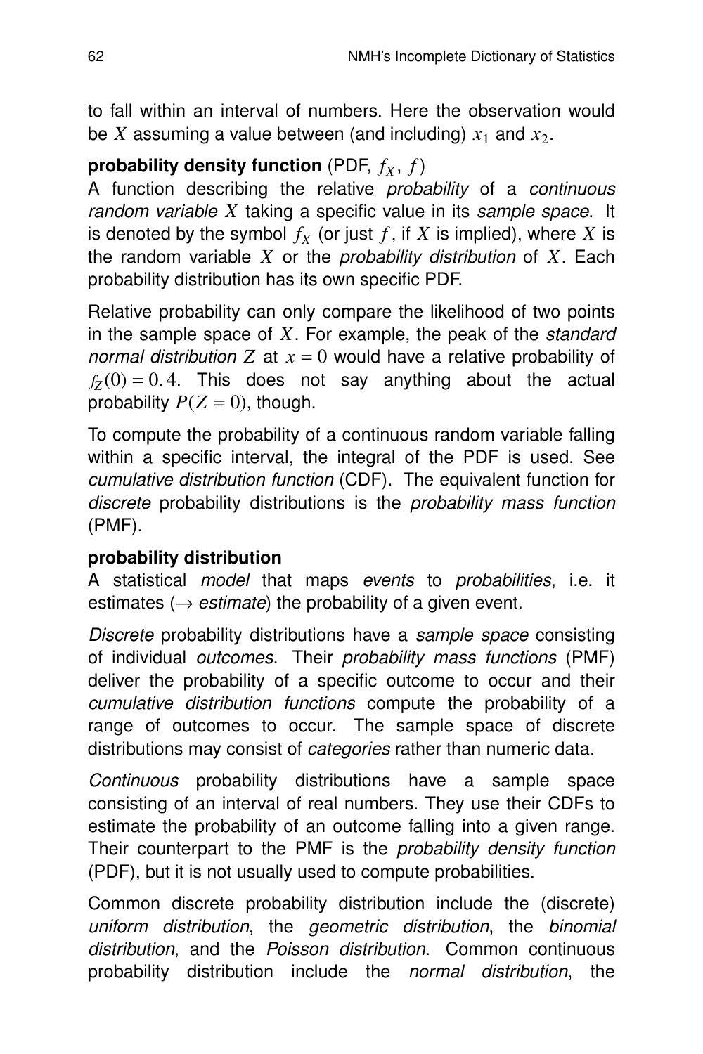to fall within an interval of numbers. Here the observation would be $X$ assuming a value between (and including) $x_1$ and $x_2$.

**probability density function** (PDF, $f_X$, $f$)
A function describing the relative *probability* of a *continuous random variable* $X$ taking a specific value in its *sample space*. It is denoted by the symbol $f_X$ (or just $f$, if $X$ is implied), where $X$ is the random variable $X$ or the *probability distribution* of $X$. Each probability distribution has its own specific PDF.

Relative probability can only compare the likelihood of two points in the sample space of $X$. For example, the peak of the *standard normal distribution* $Z$ at $x = 0$ would have a relative probability of $f_Z(0) = 0.4$. This does not say anything about the actual probability $P(Z = 0)$, though.

To compute the probability of a continuous random variable falling within a specific interval, the integral of the PDF is used. See *cumulative distribution function* (CDF). The equivalent function for *discrete* probability distributions is the *probability mass function* (PMF).

**probability distribution**
A statistical *model* that maps *events* to *probabilities*, i.e. it estimates ($\rightarrow$ *estimate*) the probability of a given event.

*Discrete* probability distributions have a *sample space* consisting of individual *outcomes*. Their *probability mass functions* (PMF) deliver the probability of a specific outcome to occur and their *cumulative distribution functions* compute the probability of a range of outcomes to occur. The sample space of discrete distributions may consist of *categories* rather than numeric data.

*Continuous* probability distributions have a sample space consisting of an interval of real numbers. They use their CDFs to estimate the probability of an outcome falling into a given range. Their counterpart to the PMF is the *probability density function* (PDF), but it is not usually used to compute probabilities.

Common discrete probability distribution include the (discrete) *uniform distribution*, the *geometric distribution*, the *binomial distribution*, and the *Poisson distribution*. Common continuous probability distribution include the *normal distribution*, the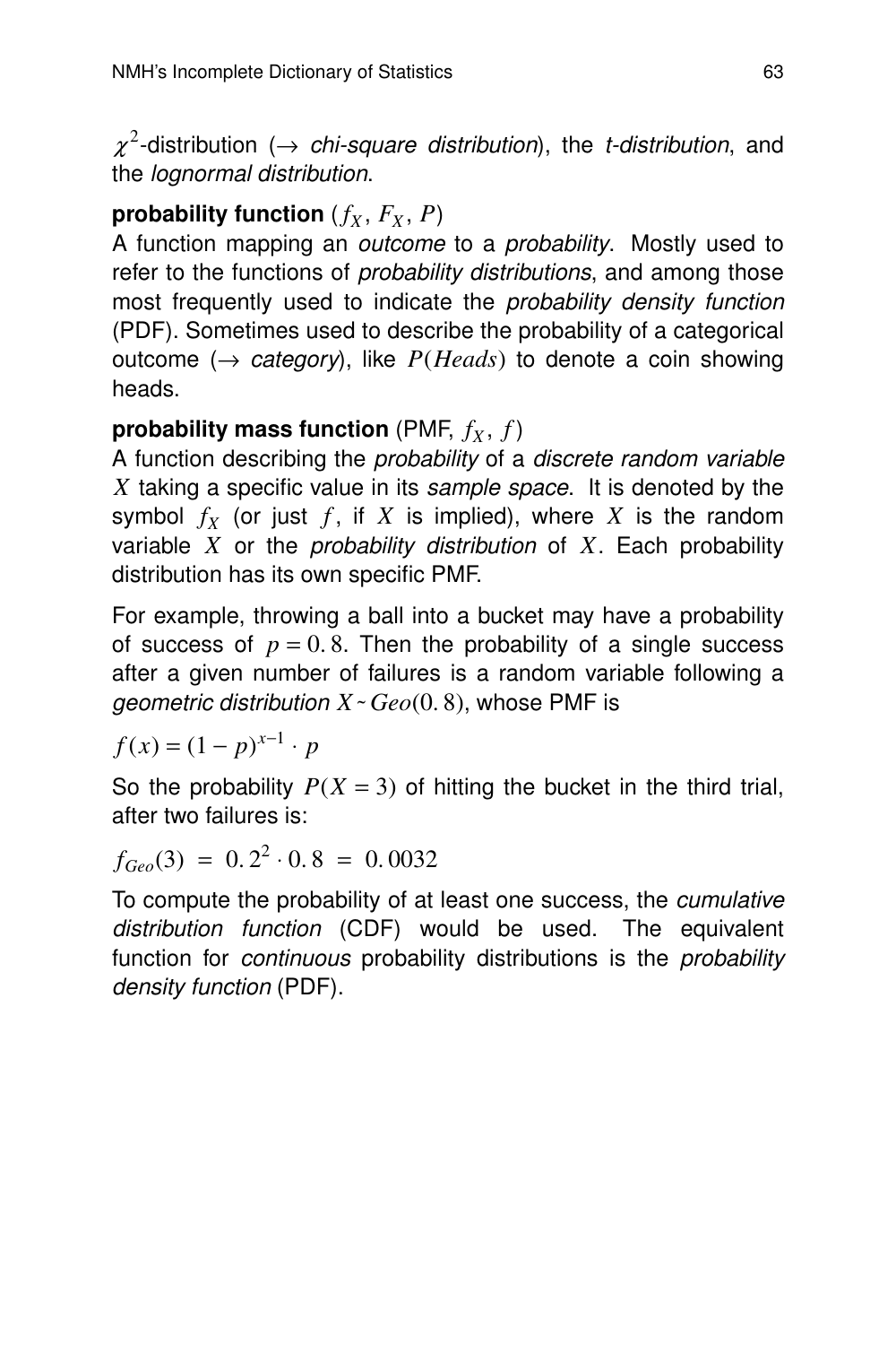$\chi^2$-distribution (→ *chi-square distribution*), the *t-distribution*, and the *lognormal distribution*.

**probability function** ($f_X$, $F_X$, $P$)
A function mapping an *outcome* to a *probability*. Mostly used to refer to the functions of *probability distributions*, and among those most frequently used to indicate the *probability density function* (PDF). Sometimes used to describe the probability of a categorical outcome (→ *category*), like $P(Heads)$ to denote a coin showing heads.

**probability mass function** (PMF, $f_X$, $f$)
A function describing the *probability* of a *discrete random variable* $X$ taking a specific value in its *sample space*. It is denoted by the symbol $f_X$ (or just $f$, if $X$ is implied), where $X$ is the random variable $X$ or the *probability distribution* of $X$. Each probability distribution has its own specific PMF.

For example, throwing a ball into a bucket may have a probability of success of $p = 0.8$. Then the probability of a single success after a given number of failures is a random variable following a *geometric distribution* $X \sim Geo(0.8)$, whose PMF is

$$f(x) = (1 - p)^{x-1} \cdot p$$

So the probability $P(X = 3)$ of hitting the bucket in the third trial, after two failures is:

$$f_{Geo}(3) = 0.2^2 \cdot 0.8 = 0.0032$$

To compute the probability of at least one success, the *cumulative distribution function* (CDF) would be used. The equivalent function for *continuous* probability distributions is the *probability density function* (PDF).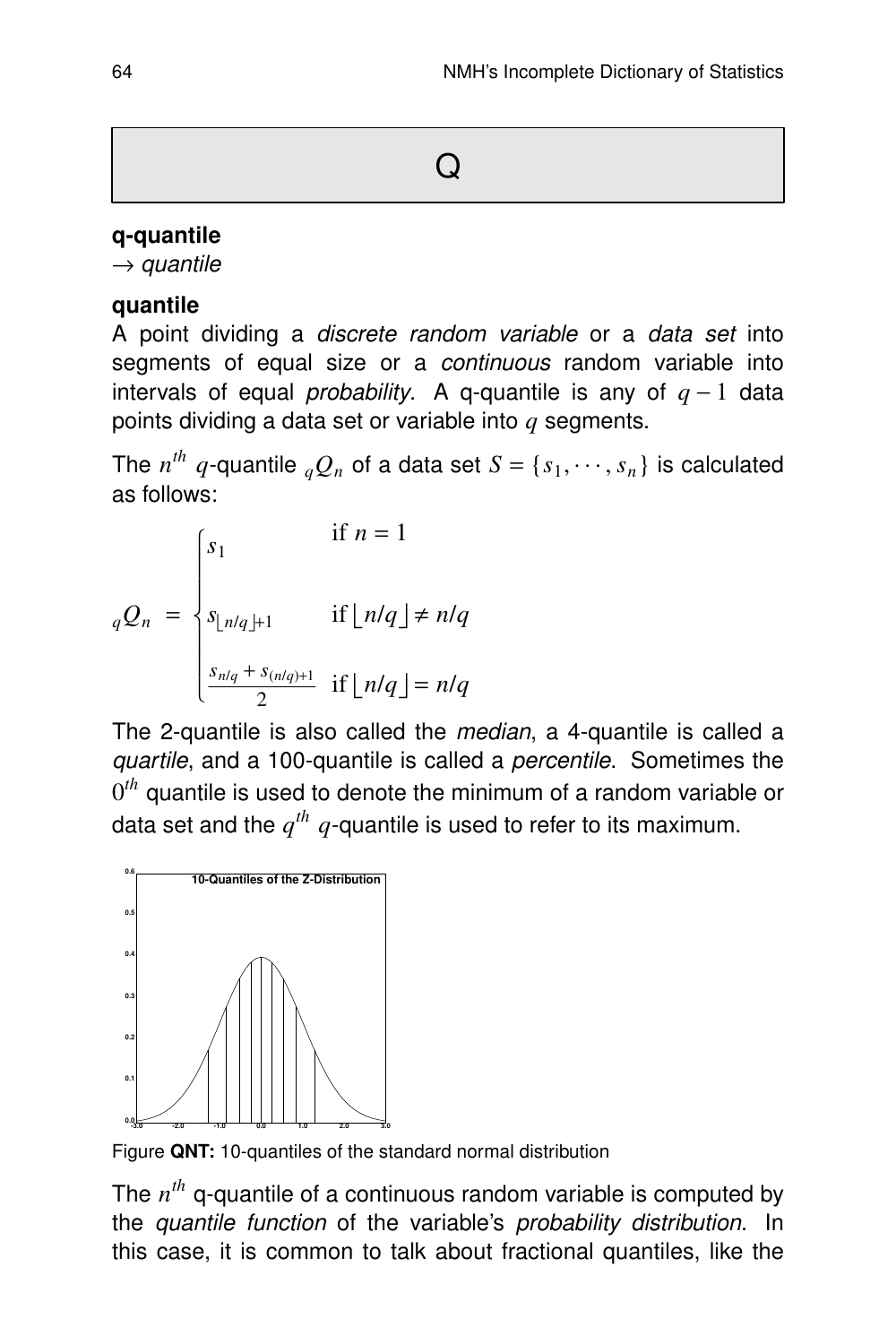# Q

**q-quantile**
→ *quantile*

**quantile**
A point dividing a *discrete random variable* or a *data set* into segments of equal size or a *continuous* random variable into intervals of equal *probability*. A q-quantile is any of $q-1$ data points dividing a data set or variable into $q$ segments.

The $n^{th}$ $q$-quantile ${}_qQ_n$ of a data set $S = \{s_1, \cdots, s_n\}$ is calculated as follows:

$$
{}_qQ_n = \begin{cases} s_1 & \text{if } n = 1 \\ s_{\lfloor n/q \rfloor + 1} & \text{if } \lfloor n/q \rfloor \neq n/q \\ \dfrac{s_{n/q} + s_{(n/q)+1}}{2} & \text{if } \lfloor n/q \rfloor = n/q \end{cases}
$$

The 2-quantile is also called the *median*, a 4-quantile is called a *quartile*, and a 100-quantile is called a *percentile*. Sometimes the $0^{th}$ quantile is used to denote the minimum of a random variable or data set and the $q^{th}$ $q$-quantile is used to refer to its maximum.

Figure **QNT:** 10-quantiles of the standard normal distribution

The $n^{th}$ q-quantile of a continuous random variable is computed by the *quantile function* of the variable's *probability distribution*. In this case, it is common to talk about fractional quantiles, like the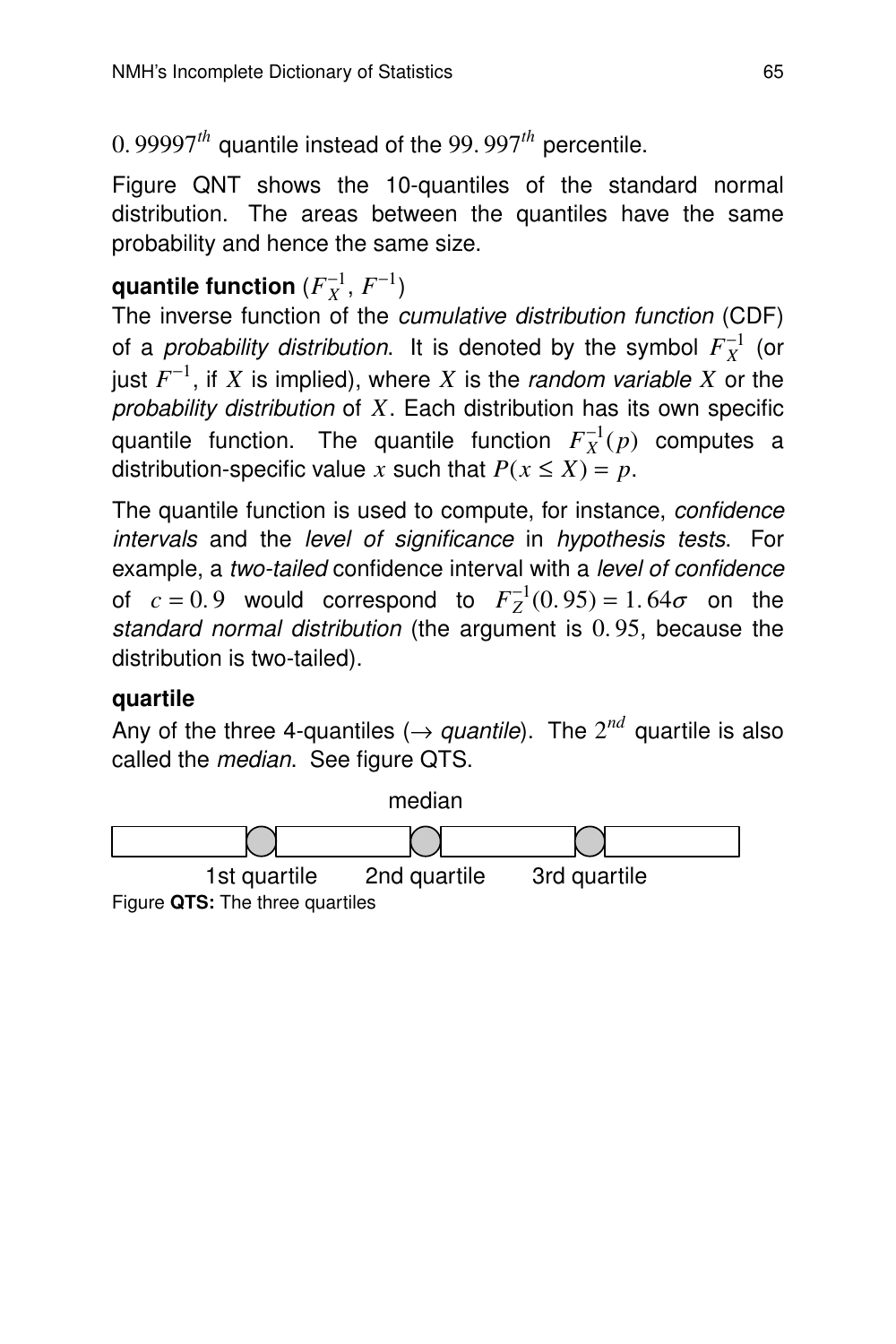$0.99997^{th}$ quantile instead of the $99.997^{th}$ percentile.

Figure QNT shows the 10-quantiles of the standard normal distribution. The areas between the quantiles have the same probability and hence the same size.

**quantile function** $(F_X^{-1}, F^{-1})$
The inverse function of the *cumulative distribution function* (CDF) of a *probability distribution*. It is denoted by the symbol $F_X^{-1}$ (or just $F^{-1}$, if $X$ is implied), where $X$ is the *random variable* $X$ or the *probability distribution* of $X$. Each distribution has its own specific quantile function. The quantile function $F_X^{-1}(p)$ computes a distribution-specific value $x$ such that $P(x \leq X) = p$.

The quantile function is used to compute, for instance, *confidence intervals* and the *level of significance* in *hypothesis tests*. For example, a *two-tailed* confidence interval with a *level of confidence* of $c = 0.9$ would correspond to $F_Z^{-1}(0.95) = 1.64\sigma$ on the *standard normal distribution* (the argument is $0.95$, because the distribution is two-tailed).

**quartile**
Any of the three 4-quantiles ($\rightarrow$ *quantile*). The $2^{nd}$ quartile is also called the *median*. See figure QTS.

median

1st quartile 2nd quartile 3rd quartile

Figure **QTS:** The three quartiles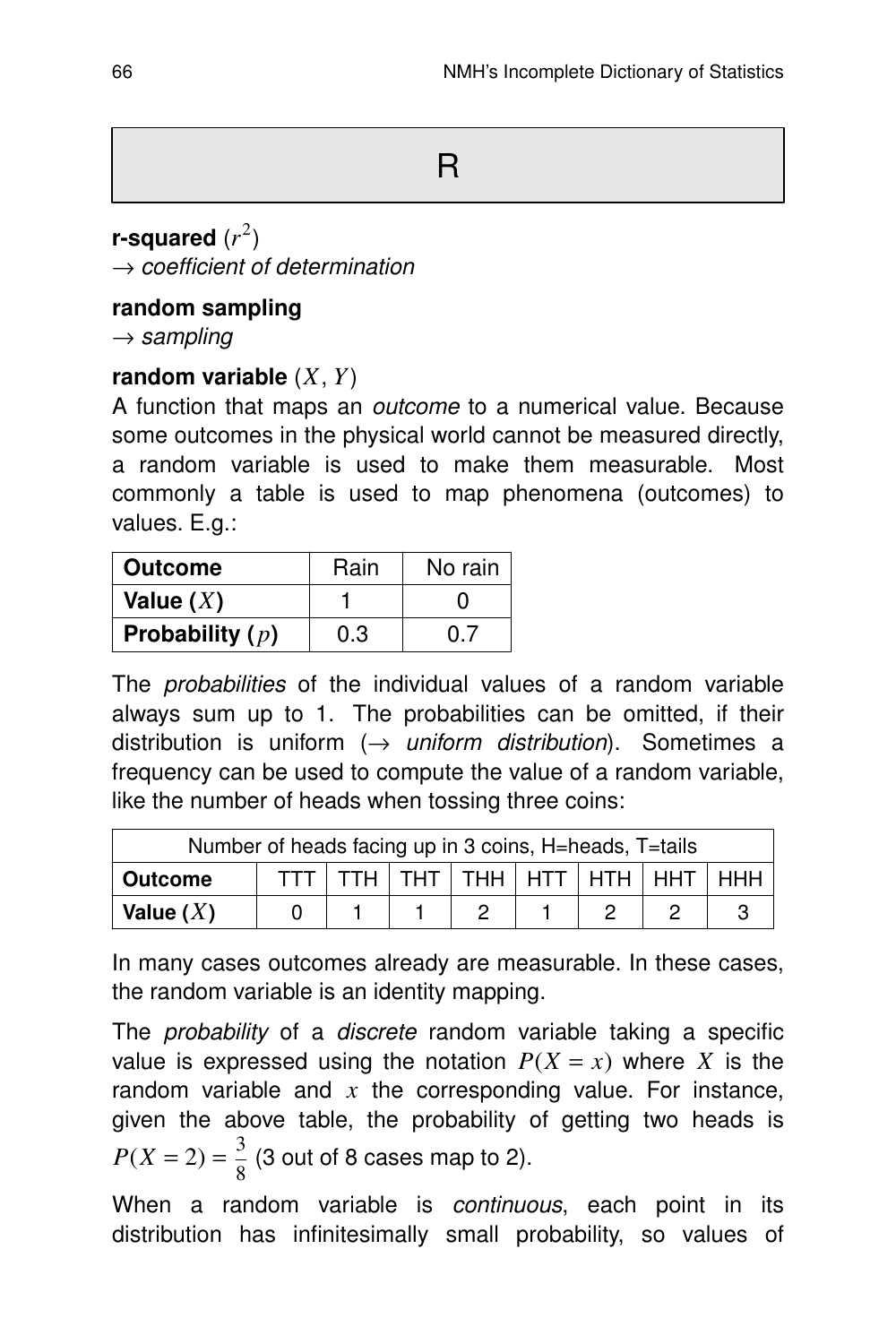# R

**r-squared** $(r^2)$
→ *coefficient of determination*

**random sampling**
→ *sampling*

**random variable** $(X, Y)$
A function that maps an *outcome* to a numerical value. Because some outcomes in the physical world cannot be measured directly, a random variable is used to make them measurable. Most commonly a table is used to map phenomena (outcomes) to values. E.g.:

| **Outcome** | Rain | No rain |
|---|---|---|
| **Value ($X$)** | 1 | 0 |
| **Probability ($p$)** | 0.3 | 0.7 |

The *probabilities* of the individual values of a random variable always sum up to 1. The probabilities can be omitted, if their distribution is uniform (→ *uniform distribution*). Sometimes a frequency can be used to compute the value of a random variable, like the number of heads when tossing three coins:

| Number of heads facing up in 3 coins, H=heads, T=tails | | | | | | | | |
|---|---|---|---|---|---|---|---|---|
| **Outcome** | TTT | TTH | THT | THH | HTT | HTH | HHT | HHH |
| **Value ($X$)** | 0 | 1 | 1 | 2 | 1 | 2 | 2 | 3 |

In many cases outcomes already are measurable. In these cases, the random variable is an identity mapping.

The *probability* of a *discrete* random variable taking a specific value is expressed using the notation $P(X = x)$ where $X$ is the random variable and $x$ the corresponding value. For instance, given the above table, the probability of getting two heads is $P(X = 2) = \frac{3}{8}$ (3 out of 8 cases map to 2).

When a random variable is *continuous*, each point in its distribution has infinitesimally small probability, so values of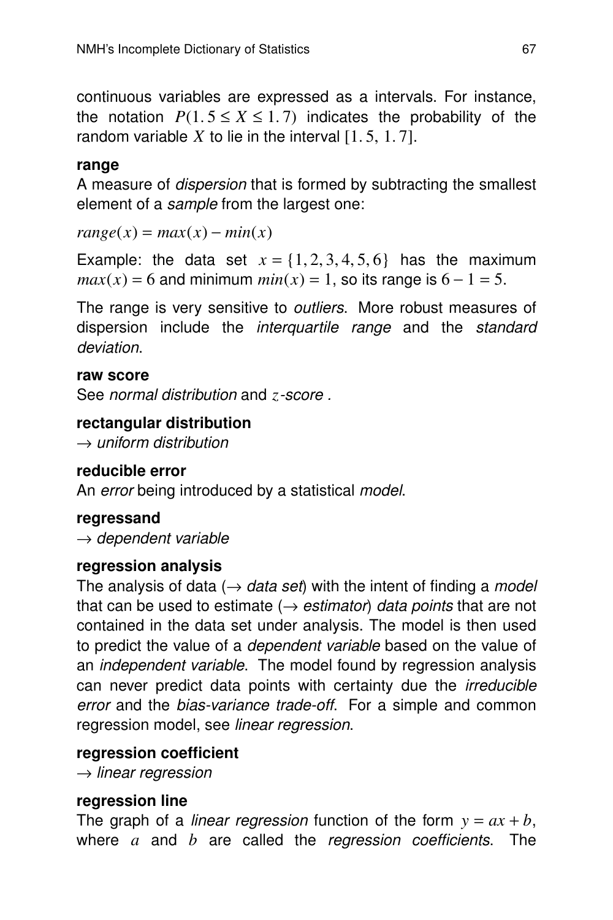continuous variables are expressed as a intervals. For instance, the notation $P(1.5 \leq X \leq 1.7)$ indicates the probability of the random variable $X$ to lie in the interval $[1.5,\ 1.7]$.

**range**
A measure of *dispersion* that is formed by subtracting the smallest element of a *sample* from the largest one:

$range(x) = max(x) - min(x)$

Example: the data set $x = \{1, 2, 3, 4, 5, 6\}$ has the maximum $max(x) = 6$ and minimum $min(x) = 1$, so its range is $6 - 1 = 5$.

The range is very sensitive to *outliers*. More robust measures of dispersion include the *interquartile range* and the *standard deviation*.

**raw score**
See *normal distribution* and $z$*-score* .

**rectangular distribution**
→ *uniform distribution*

**reducible error**
An *error* being introduced by a statistical *model*.

**regressand**
→ *dependent variable*

**regression analysis**
The analysis of data (→ *data set*) with the intent of finding a *model* that can be used to estimate (→ *estimator*) *data points* that are not contained in the data set under analysis. The model is then used to predict the value of a *dependent variable* based on the value of an *independent variable*. The model found by regression analysis can never predict data points with certainty due the *irreducible error* and the *bias-variance trade-off*. For a simple and common regression model, see *linear regression*.

**regression coefficient**
→ *linear regression*

**regression line**
The graph of a *linear regression* function of the form $y = ax + b$, where $a$ and $b$ are called the *regression coefficients*. The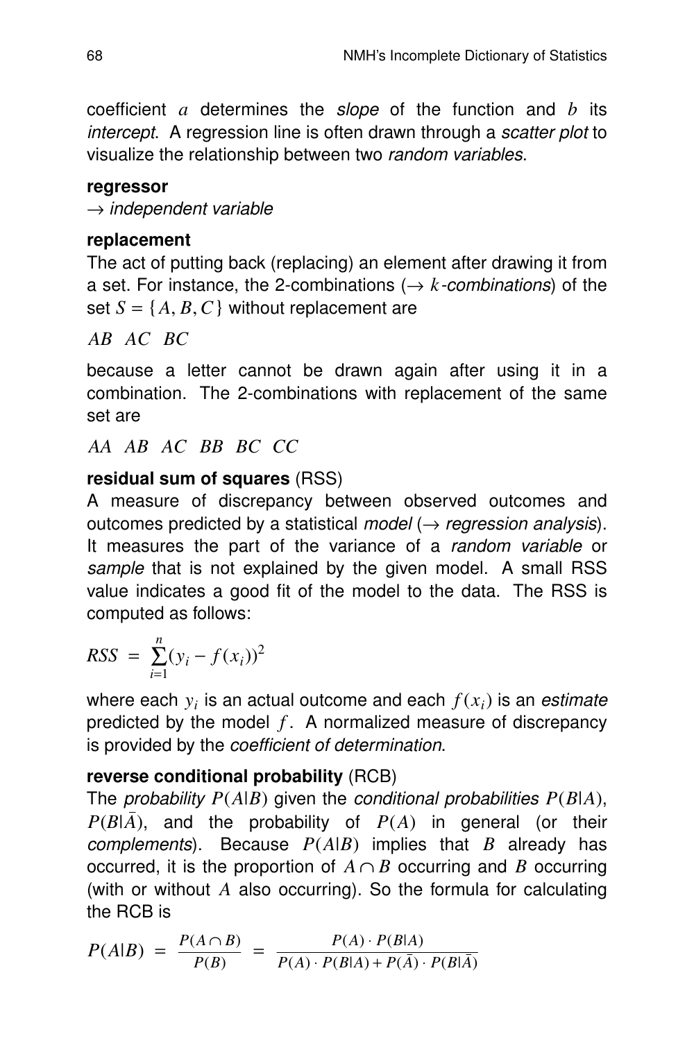coefficient $a$ determines the *slope* of the function and $b$ its *intercept*. A regression line is often drawn through a *scatter plot* to visualize the relationship between two *random variables*.

**regressor**

$\rightarrow$ *independent variable*

**replacement**

The act of putting back (replacing) an element after drawing it from a set. For instance, the 2-combinations ($\rightarrow$ $k$*-combinations*) of the set $S = \{A, B, C\}$ without replacement are

$AB \;\; AC \;\; BC$

because a letter cannot be drawn again after using it in a combination. The 2-combinations with replacement of the same set are

$AA \;\; AB \;\; AC \;\; BB \;\; BC \;\; CC$

**residual sum of squares** (RSS)

A measure of discrepancy between observed outcomes and outcomes predicted by a statistical *model* ($\rightarrow$ *regression analysis*). It measures the part of the variance of a *random variable* or *sample* that is not explained by the given model. A small RSS value indicates a good fit of the model to the data. The RSS is computed as follows:

$$RSS = \sum_{i=1}^{n}(y_i - f(x_i))^2$$

where each $y_i$ is an actual outcome and each $f(x_i)$ is an *estimate* predicted by the model $f$. A normalized measure of discrepancy is provided by the *coefficient of determination*.

**reverse conditional probability** (RCB)

The *probability* $P(A|B)$ given the *conditional probabilities* $P(B|A)$, $P(B|\bar{A})$, and the probability of $P(A)$ in general (or their *complements*). Because $P(A|B)$ implies that $B$ already has occurred, it is the proportion of $A \cap B$ occurring and $B$ occurring (with or without $A$ also occurring). So the formula for calculating the RCB is

$$P(A|B) = \frac{P(A \cap B)}{P(B)} = \frac{P(A) \cdot P(B|A)}{P(A) \cdot P(B|A) + P(\bar{A}) \cdot P(B|\bar{A})}$$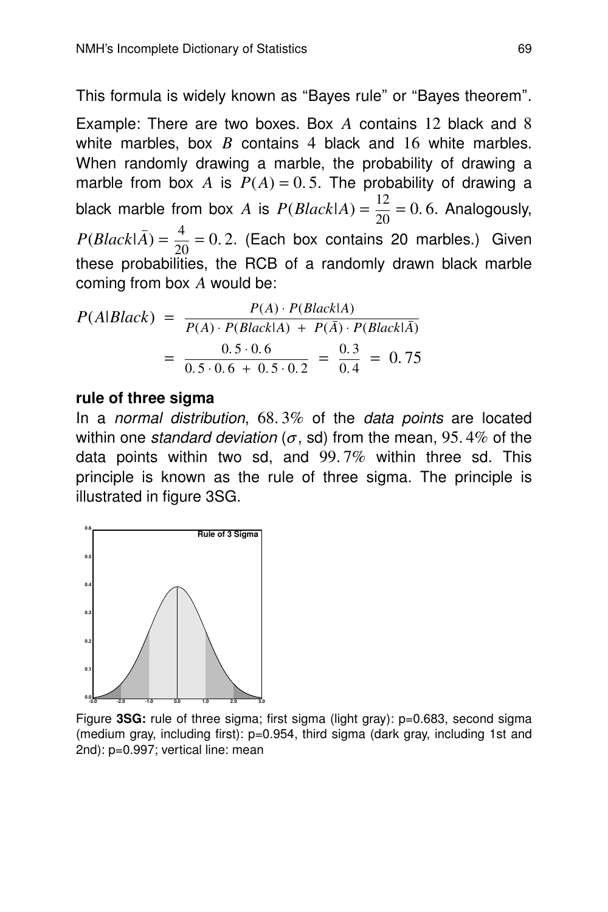This formula is widely known as “Bayes rule” or “Bayes theorem”.

Example: There are two boxes. Box $A$ contains $12$ black and $8$ white marbles, box $B$ contains $4$ black and $16$ white marbles. When randomly drawing a marble, the probability of drawing a marble from box $A$ is $P(A) = 0.5$. The probability of drawing a black marble from box $A$ is $P(Black|A) = \frac{12}{20} = 0.6$. Analogously, $P(Black|\bar{A}) = \frac{4}{20} = 0.2$. (Each box contains 20 marbles.) Given these probabilities, the RCB of a randomly drawn black marble coming from box $A$ would be:

$$
\begin{aligned}
P(A|Black) &= \frac{P(A) \cdot P(Black|A)}{P(A) \cdot P(Black|A) \; + \; P(\bar{A}) \cdot P(Black|\bar{A})} \\
&= \frac{0.5 \cdot 0.6}{0.5 \cdot 0.6 \; + \; 0.5 \cdot 0.2} \; = \; \frac{0.3}{0.4} \; = \; 0.75
\end{aligned}
$$

**rule of three sigma**

In a *normal distribution*, $68.3\%$ of the *data points* are located within one *standard deviation* ($\sigma$, sd) from the mean, $95.4\%$ of the data points within two sd, and $99.7\%$ within three sd. This principle is known as the rule of three sigma. The principle is illustrated in figure 3SG.

Figure **3SG:** rule of three sigma; first sigma (light gray): p=0.683, second sigma (medium gray, including first): p=0.954, third sigma (dark gray, including 1st and 2nd): p=0.997; vertical line: mean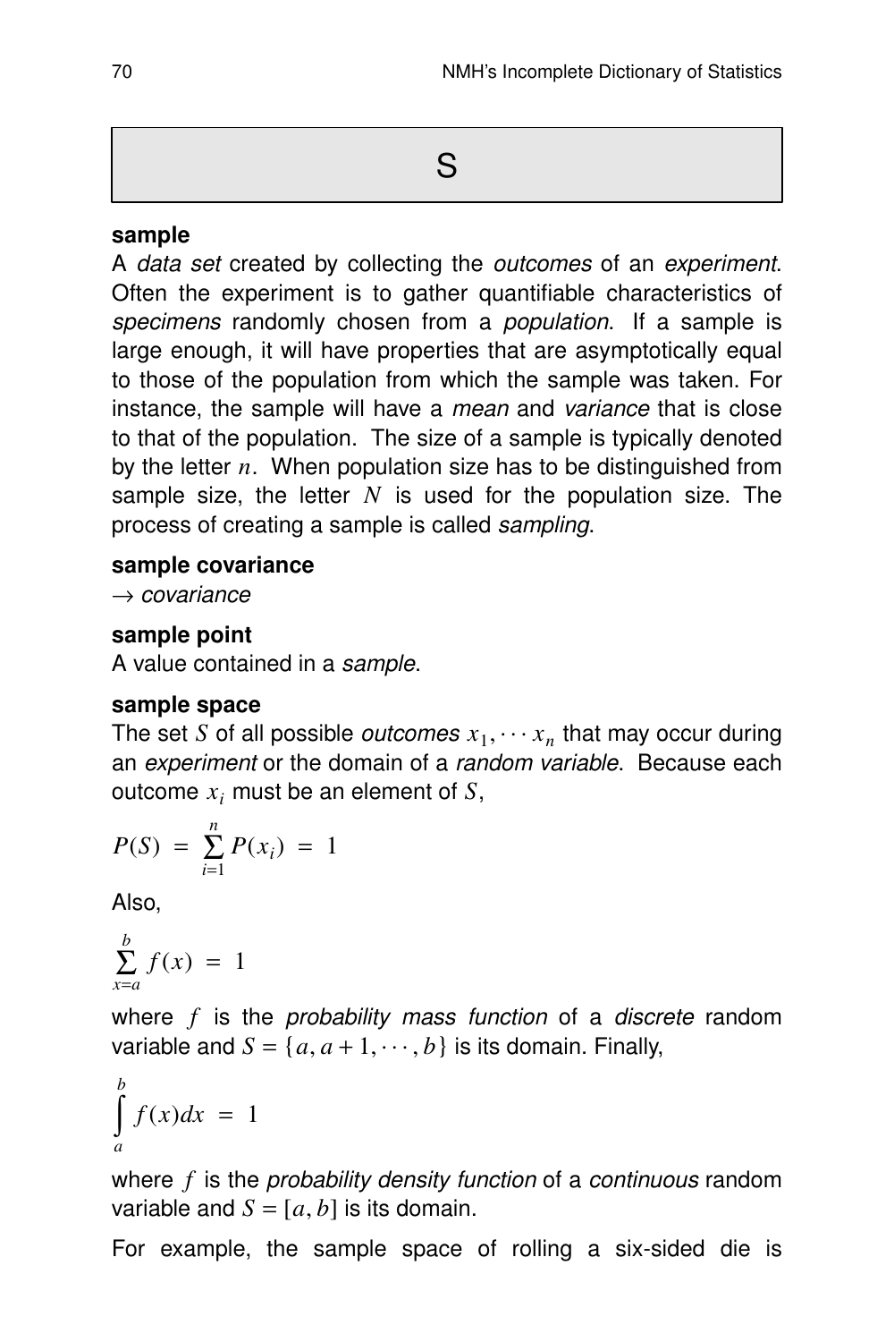# S

**sample**

A *data set* created by collecting the *outcomes* of an *experiment*. Often the experiment is to gather quantifiable characteristics of *specimens* randomly chosen from a *population*. If a sample is large enough, it will have properties that are asymptotically equal to those of the population from which the sample was taken. For instance, the sample will have a *mean* and *variance* that is close to that of the population. The size of a sample is typically denoted by the letter $n$. When population size has to be distinguished from sample size, the letter $N$ is used for the population size. The process of creating a sample is called *sampling*.

**sample covariance**

→ *covariance*

**sample point**

A value contained in a *sample*.

**sample space**

The set $S$ of all possible *outcomes* $x_1, \cdots x_n$ that may occur during an *experiment* or the domain of a *random variable*. Because each outcome $x_i$ must be an element of $S$,

$$P(S) = \sum_{i=1}^{n} P(x_i) = 1$$

Also,

$$\sum_{x=a}^{b} f(x) = 1$$

where $f$ is the *probability mass function* of a *discrete* random variable and $S = \{a, a+1, \cdots, b\}$ is its domain. Finally,

$$\int_{a}^{b} f(x)dx = 1$$

where $f$ is the *probability density function* of a *continuous* random variable and $S = [a, b]$ is its domain.

For example, the sample space of rolling a six-sided die is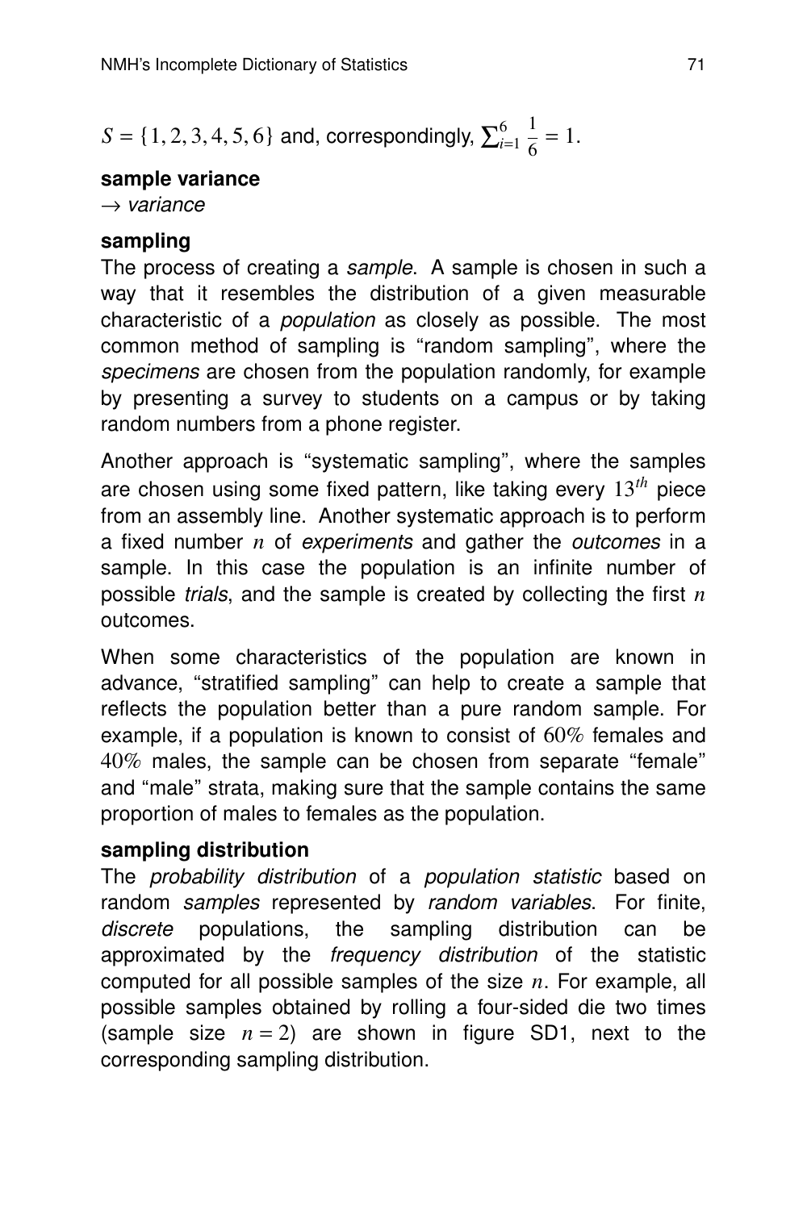$S = \{1, 2, 3, 4, 5, 6\}$ and, correspondingly, $\sum_{i=1}^{6} \frac{1}{6} = 1$.

**sample variance**
→ *variance*

**sampling**
The process of creating a *sample*. A sample is chosen in such a way that it resembles the distribution of a given measurable characteristic of a *population* as closely as possible. The most common method of sampling is "random sampling", where the *specimens* are chosen from the population randomly, for example by presenting a survey to students on a campus or by taking random numbers from a phone register.

Another approach is "systematic sampling", where the samples are chosen using some fixed pattern, like taking every $13^{th}$ piece from an assembly line. Another systematic approach is to perform a fixed number $n$ of *experiments* and gather the *outcomes* in a sample. In this case the population is an infinite number of possible *trials*, and the sample is created by collecting the first $n$ outcomes.

When some characteristics of the population are known in advance, "stratified sampling" can help to create a sample that reflects the population better than a pure random sample. For example, if a population is known to consist of $60\%$ females and $40\%$ males, the sample can be chosen from separate "female" and "male" strata, making sure that the sample contains the same proportion of males to females as the population.

**sampling distribution**
The *probability distribution* of a *population statistic* based on random *samples* represented by *random variables*. For finite, *discrete* populations, the sampling distribution can be approximated by the *frequency distribution* of the statistic computed for all possible samples of the size $n$. For example, all possible samples obtained by rolling a four-sided die two times (sample size $n = 2$) are shown in figure SD1, next to the corresponding sampling distribution.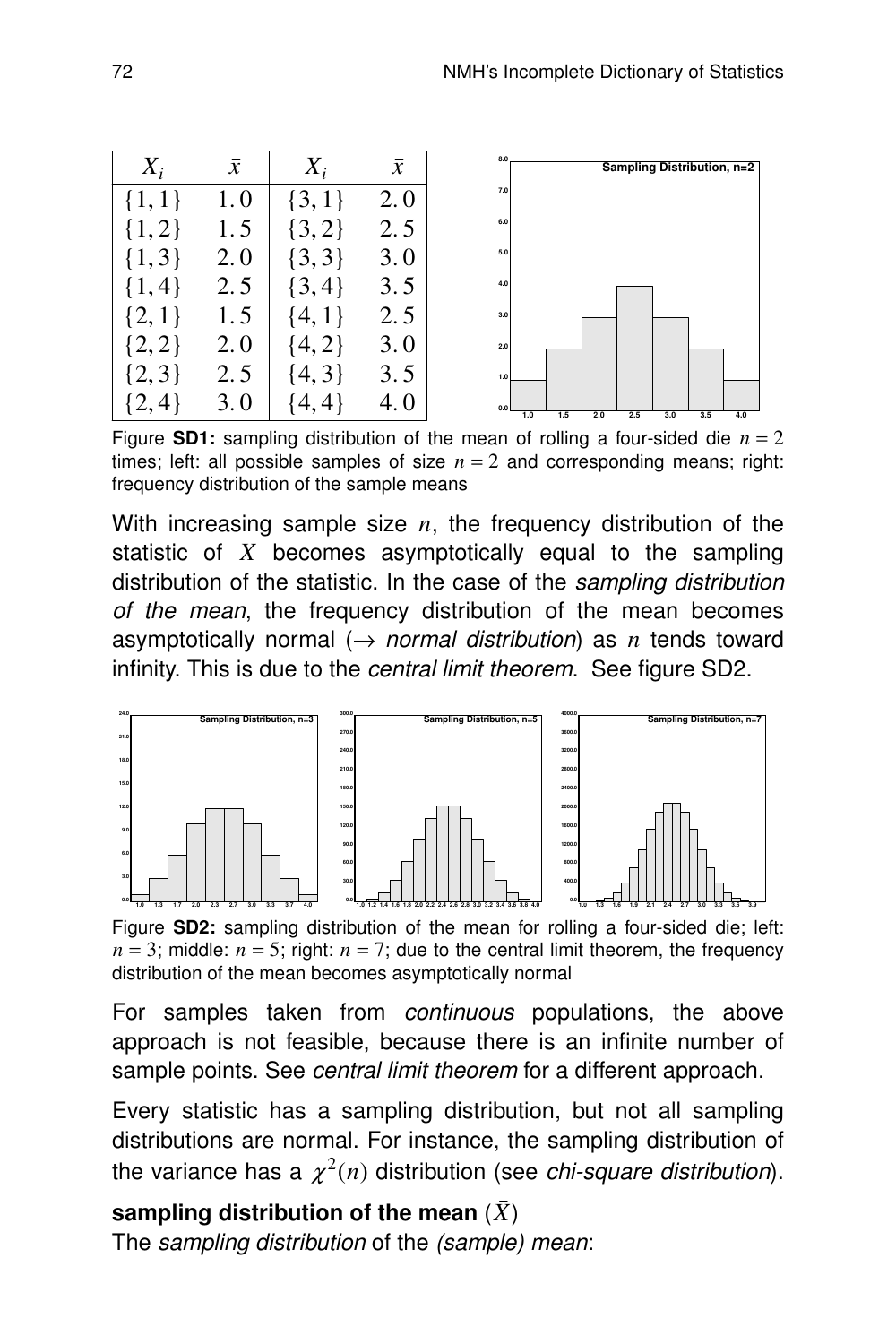| $X_i$ | $\bar{x}$ | $X_i$ | $\bar{x}$ |
|---|---|---|---|
| $\{1,1\}$ | 1.0 | $\{3,1\}$ | 2.0 |
| $\{1,2\}$ | 1.5 | $\{3,2\}$ | 2.5 |
| $\{1,3\}$ | 2.0 | $\{3,3\}$ | 3.0 |
| $\{1,4\}$ | 2.5 | $\{3,4\}$ | 3.5 |
| $\{2,1\}$ | 1.5 | $\{4,1\}$ | 2.5 |
| $\{2,2\}$ | 2.0 | $\{4,2\}$ | 3.0 |
| $\{2,3\}$ | 2.5 | $\{4,3\}$ | 3.5 |
| $\{2,4\}$ | 3.0 | $\{4,4\}$ | 4.0 |

Figure **SD1:** sampling distribution of the mean of rolling a four-sided die $n = 2$ times; left: all possible samples of size $n = 2$ and corresponding means; right: frequency distribution of the sample means

With increasing sample size $n$, the frequency distribution of the statistic of $X$ becomes asymptotically equal to the sampling distribution of the statistic. In the case of the *sampling distribution of the mean*, the frequency distribution of the mean becomes asymptotically normal (→ *normal distribution*) as $n$ tends toward infinity. This is due to the *central limit theorem*. See figure SD2.

Figure **SD2:** sampling distribution of the mean for rolling a four-sided die; left: $n = 3$; middle: $n = 5$; right: $n = 7$; due to the central limit theorem, the frequency distribution of the mean becomes asymptotically normal

For samples taken from *continuous* populations, the above approach is not feasible, because there is an infinite number of sample points. See *central limit theorem* for a different approach.

Every statistic has a sampling distribution, but not all sampling distributions are normal. For instance, the sampling distribution of the variance has a $\chi^2(n)$ distribution (see *chi-square distribution*).

**sampling distribution of the mean** ($\bar{X}$)

The *sampling distribution* of the *(sample) mean*: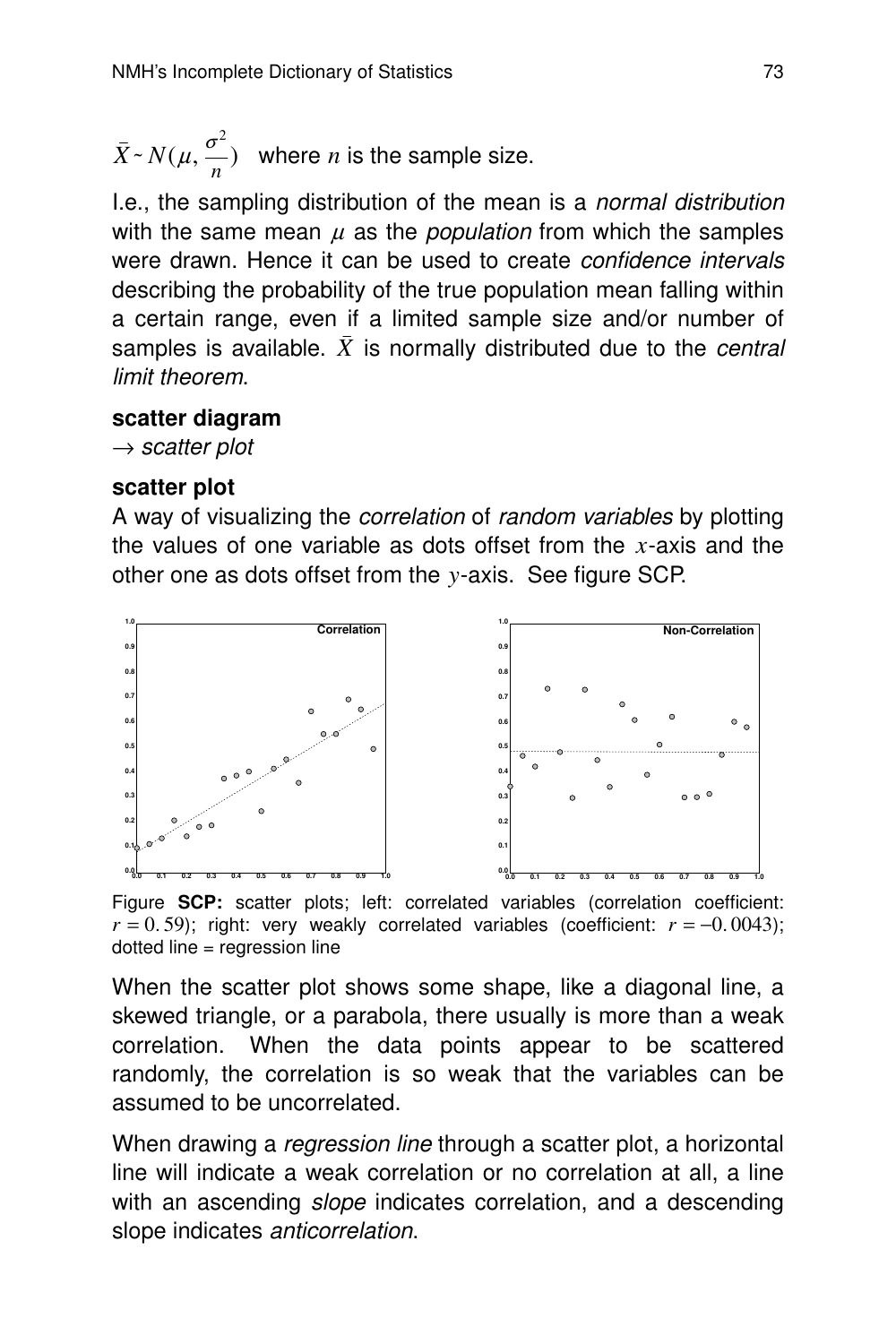$\bar{X} \sim N(\mu, \frac{\sigma^2}{n})$ where $n$ is the sample size.

I.e., the sampling distribution of the mean is a *normal distribution* with the same mean $\mu$ as the *population* from which the samples were drawn. Hence it can be used to create *confidence intervals* describing the probability of the true population mean falling within a certain range, even if a limited sample size and/or number of samples is available. $\bar{X}$ is normally distributed due to the *central limit theorem*.

**scatter diagram**

→ *scatter plot*

**scatter plot**

A way of visualizing the *correlation* of *random variables* by plotting the values of one variable as dots offset from the $x$-axis and the other one as dots offset from the $y$-axis. See figure SCP.

Figure **SCP:** scatter plots; left: correlated variables (correlation coefficient: $r = 0.59$); right: very weakly correlated variables (coefficient: $r = -0.0043$); dotted line = regression line

When the scatter plot shows some shape, like a diagonal line, a skewed triangle, or a parabola, there usually is more than a weak correlation. When the data points appear to be scattered randomly, the correlation is so weak that the variables can be assumed to be uncorrelated.

When drawing a *regression line* through a scatter plot, a horizontal line will indicate a weak correlation or no correlation at all, a line with an ascending *slope* indicates correlation, and a descending slope indicates *anticorrelation*.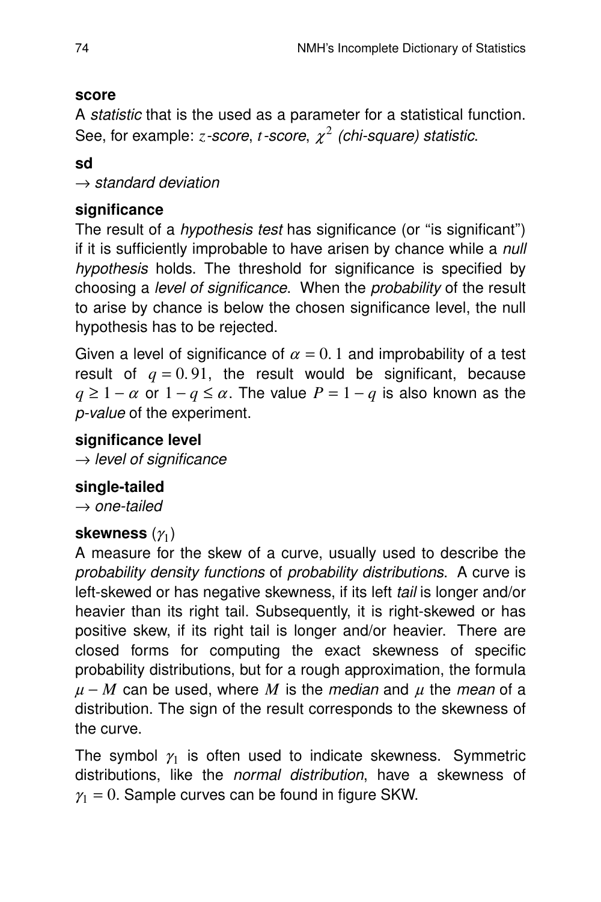**score**

A *statistic* that is the used as a parameter for a statistical function. See, for example: $z$*-score*, $t$*-score*, $\chi^2$ *(chi-square) statistic*.

**sd**

→ *standard deviation*

**significance**

The result of a *hypothesis test* has significance (or "is significant") if it is sufficiently improbable to have arisen by chance while a *null hypothesis* holds. The threshold for significance is specified by choosing a *level of significance*. When the *probability* of the result to arise by chance is below the chosen significance level, the null hypothesis has to be rejected.

Given a level of significance of $\alpha = 0.1$ and improbability of a test result of $q = 0.91$, the result would be significant, because $q \geq 1 - \alpha$ or $1 - q \leq \alpha$. The value $P = 1 - q$ is also known as the *p-value* of the experiment.

**significance level**

→ *level of significance*

**single-tailed**

→ *one-tailed*

**skewness** $(\gamma_1)$

A measure for the skew of a curve, usually used to describe the *probability density functions* of *probability distributions*. A curve is left-skewed or has negative skewness, if its left *tail* is longer and/or heavier than its right tail. Subsequently, it is right-skewed or has positive skew, if its right tail is longer and/or heavier. There are closed forms for computing the exact skewness of specific probability distributions, but for a rough approximation, the formula $\mu - M$ can be used, where $M$ is the *median* and $\mu$ the *mean* of a distribution. The sign of the result corresponds to the skewness of the curve.

The symbol $\gamma_1$ is often used to indicate skewness. Symmetric distributions, like the *normal distribution*, have a skewness of $\gamma_1 = 0$. Sample curves can be found in figure SKW.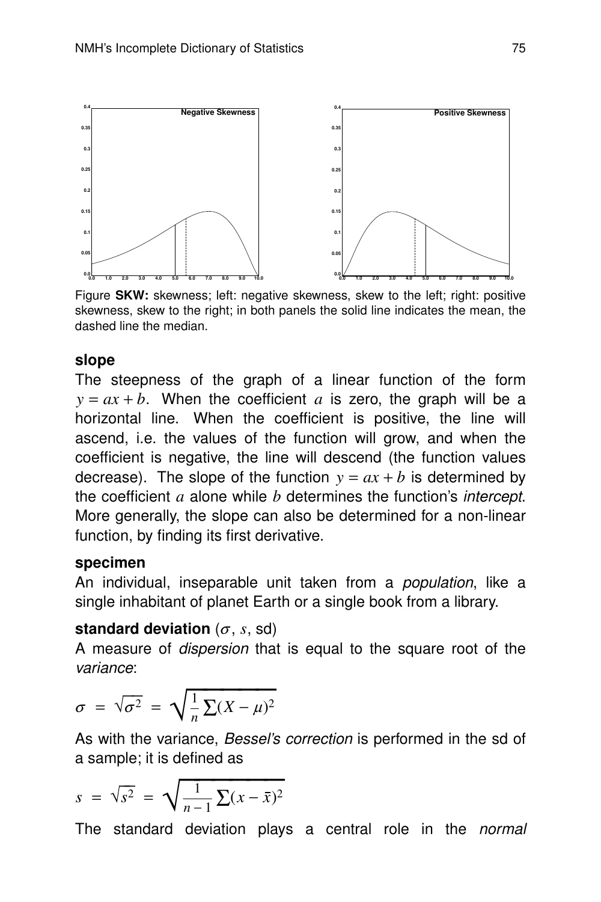Figure **SKW:** skewness; left: negative skewness, skew to the left; right: positive skewness, skew to the right; in both panels the solid line indicates the mean, the dashed line the median.

### slope

The steepness of the graph of a linear function of the form $y = ax + b$. When the coefficient $a$ is zero, the graph will be a horizontal line. When the coefficient is positive, the line will ascend, i.e. the values of the function will grow, and when the coefficient is negative, the line will descend (the function values decrease). The slope of the function $y = ax + b$ is determined by the coefficient $a$ alone while $b$ determines the function's *intercept*. More generally, the slope can also be determined for a non-linear function, by finding its first derivative.

### specimen

An individual, inseparable unit taken from a *population*, like a single inhabitant of planet Earth or a single book from a library.

### standard deviation ($\sigma$, $s$, sd)

A measure of *dispersion* that is equal to the square root of the *variance*:

$$\sigma = \sqrt{\sigma^2} = \sqrt{\frac{1}{n}\sum(X - \mu)^2}$$

As with the variance, *Bessel's correction* is performed in the sd of a sample; it is defined as

$$s = \sqrt{s^2} = \sqrt{\frac{1}{n-1}\sum(x - \bar{x})^2}$$

The standard deviation plays a central role in the *normal*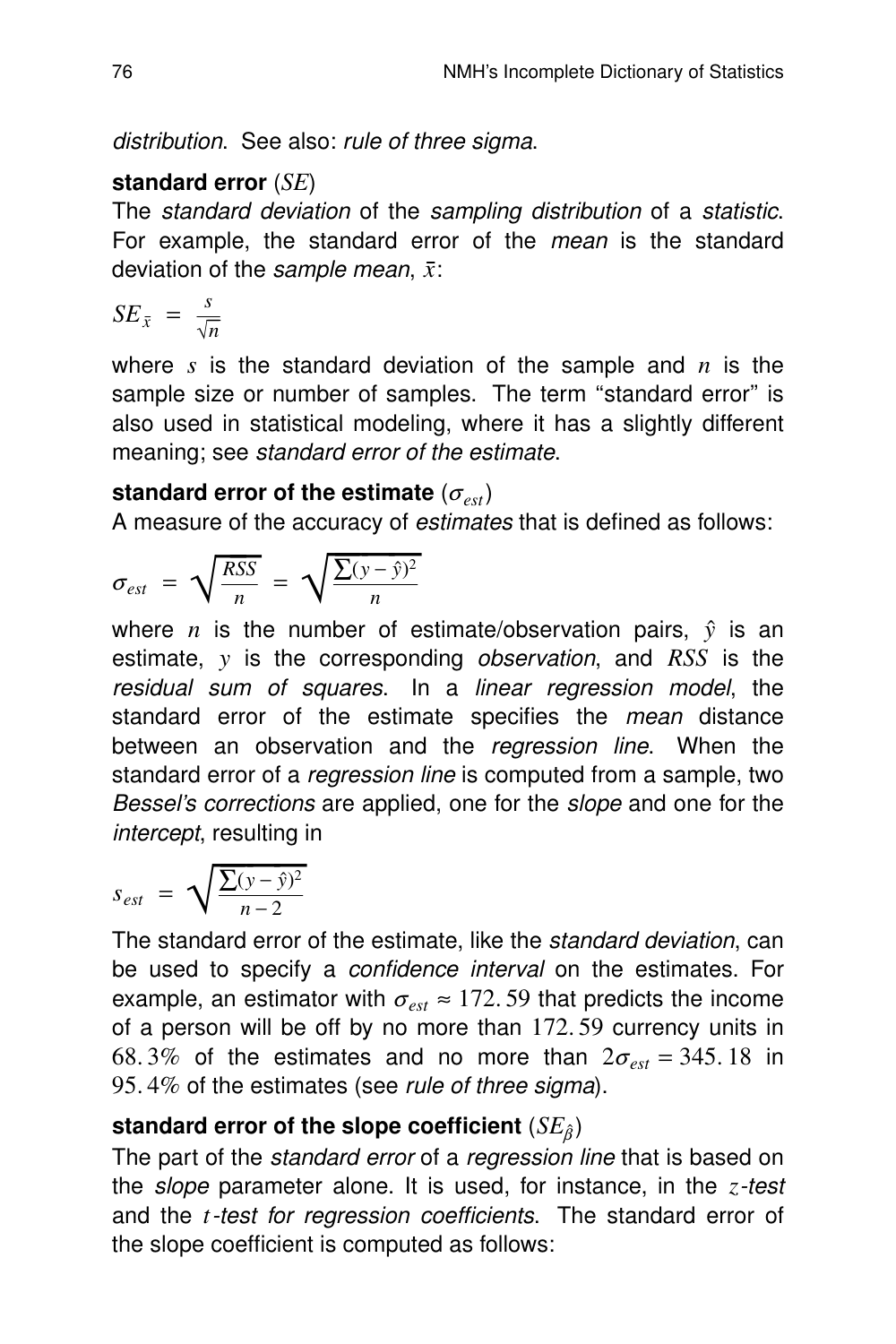*distribution*. See also: *rule of three sigma*.

**standard error** ($SE$)
The *standard deviation* of the *sampling distribution* of a *statistic*. For example, the standard error of the *mean* is the standard deviation of the *sample mean*, $\bar{x}$:

$$SE_{\bar{x}} = \frac{s}{\sqrt{n}}$$

where $s$ is the standard deviation of the sample and $n$ is the sample size or number of samples. The term "standard error" is also used in statistical modeling, where it has a slightly different meaning; see *standard error of the estimate*.

**standard error of the estimate** ($\sigma_{est}$)
A measure of the accuracy of *estimates* that is defined as follows:

$$\sigma_{est} = \sqrt{\frac{RSS}{n}} = \sqrt{\frac{\sum(y-\hat{y})^2}{n}}$$

where $n$ is the number of estimate/observation pairs, $\hat{y}$ is an estimate, $y$ is the corresponding *observation*, and $RSS$ is the *residual sum of squares*. In a *linear regression model*, the standard error of the estimate specifies the *mean* distance between an observation and the *regression line*. When the standard error of a *regression line* is computed from a sample, two *Bessel's corrections* are applied, one for the *slope* and one for the *intercept*, resulting in

$$s_{est} = \sqrt{\frac{\sum(y-\hat{y})^2}{n-2}}$$

The standard error of the estimate, like the *standard deviation*, can be used to specify a *confidence interval* on the estimates. For example, an estimator with $\sigma_{est} \approx 172.59$ that predicts the income of a person will be off by no more than $172.59$ currency units in $68.3\%$ of the estimates and no more than $2\sigma_{est} = 345.18$ in $95.4\%$ of the estimates (see *rule of three sigma*).

**standard error of the slope coefficient** ($SE_{\hat{\beta}}$)
The part of the *standard error* of a *regression line* that is based on the *slope* parameter alone. It is used, for instance, in the $z$*-test* and the $t$*-test for regression coefficients*. The standard error of the slope coefficient is computed as follows: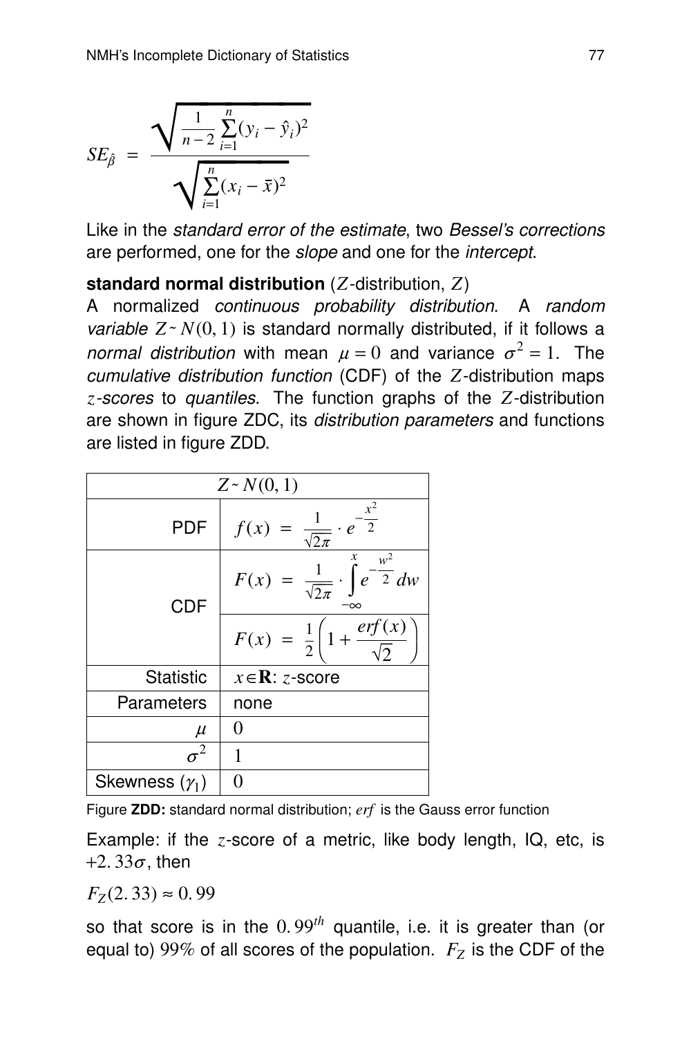$$SE_{\hat{\beta}} = \frac{\sqrt{\frac{1}{n-2}\sum_{i=1}^{n}(y_i - \hat{y}_i)^2}}{\sqrt{\sum_{i=1}^{n}(x_i - \bar{x})^2}}$$

Like in the *standard error of the estimate*, two *Bessel's corrections* are performed, one for the *slope* and one for the *intercept*.

**standard normal distribution** ($Z$-distribution, $Z$)
A normalized *continuous probability distribution*. A *random variable* $Z \sim N(0, 1)$ is standard normally distributed, if it follows a *normal distribution* with mean $\mu = 0$ and variance $\sigma^2 = 1$. The *cumulative distribution function* (CDF) of the $Z$-distribution maps *$z$-scores* to *quantiles*. The function graphs of the $Z$-distribution are shown in figure ZDC, its *distribution parameters* and functions are listed in figure ZDD.

| $Z \sim N(0, 1)$ | |
|---|---|
| PDF | $f(x) = \frac{1}{\sqrt{2\pi}} \cdot e^{-\frac{x^2}{2}}$ |
| CDF | $F(x) = \frac{1}{\sqrt{2\pi}} \cdot \int_{-\infty}^{x} e^{-\frac{w^2}{2}} dw$ |
| | $F(x) = \frac{1}{2}\left(1 + \frac{erf(x)}{\sqrt{2}}\right)$ |
| Statistic | $x \in \mathbf{R}$: $z$-score |
| Parameters | none |
| $\mu$ | $0$ |
| $\sigma^2$ | $1$ |
| Skewness ($\gamma_1$) | $0$ |

Figure **ZDD:** standard normal distribution; $erf$ is the Gauss error function

Example: if the $z$-score of a metric, like body length, IQ, etc, is $+2.33\sigma$, then

$F_Z(2.33) \approx 0.99$

so that score is in the $0.99^{th}$ quantile, i.e. it is greater than (or equal to) $99\%$ of all scores of the population. $F_Z$ is the CDF of the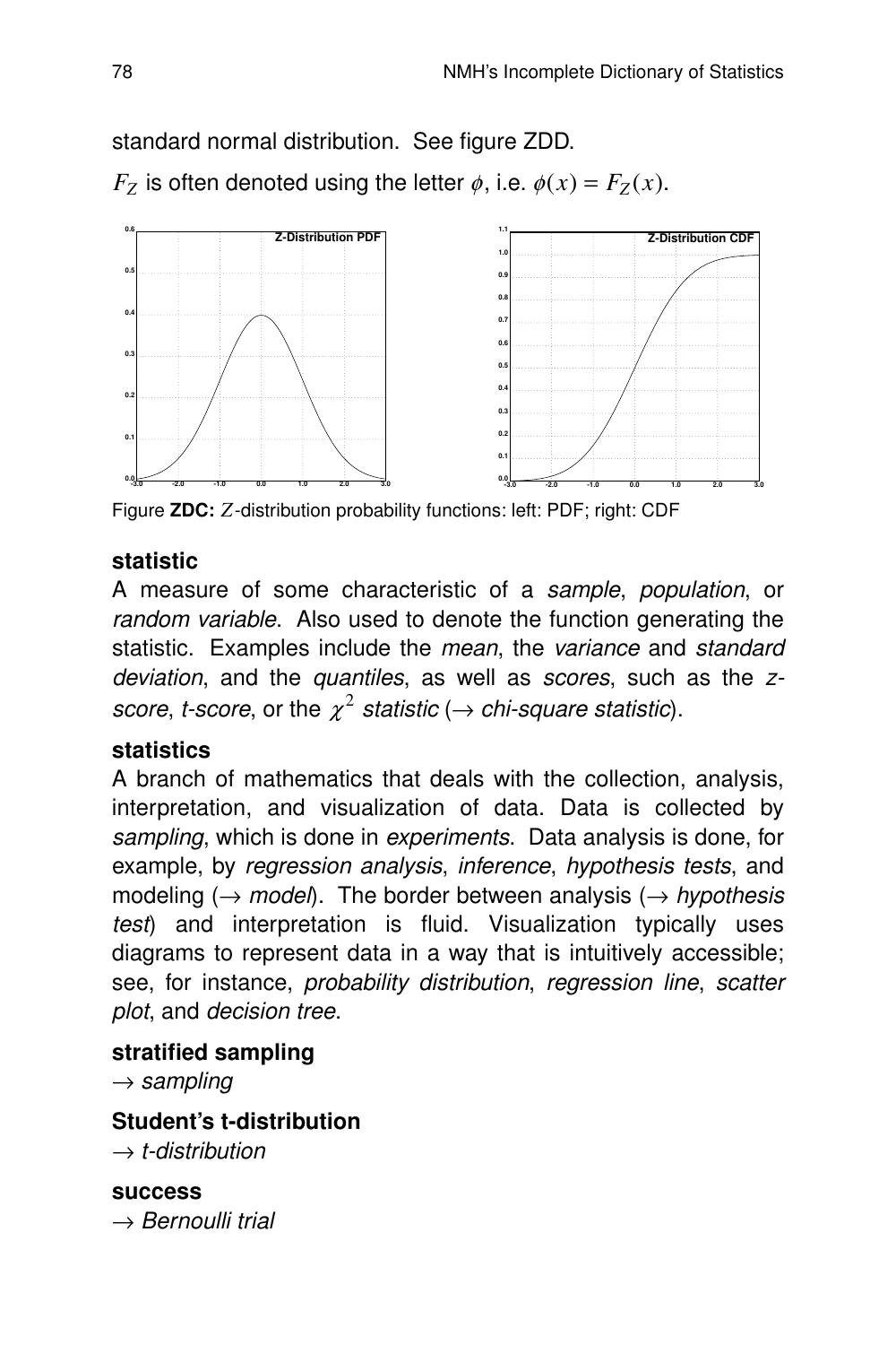standard normal distribution. See figure ZDD.

$F_Z$ is often denoted using the letter $\phi$, i.e. $\phi(x) = F_Z(x)$.

Figure **ZDC:** $Z$-distribution probability functions: left: PDF; right: CDF

**statistic**

A measure of some characteristic of a *sample*, *population*, or *random variable*. Also used to denote the function generating the statistic. Examples include the *mean*, the *variance* and *standard deviation*, and the *quantiles*, as well as *scores*, such as the *z-score*, *t-score*, or the $\chi^2$ *statistic* ($\rightarrow$ *chi-square statistic*).

**statistics**

A branch of mathematics that deals with the collection, analysis, interpretation, and visualization of data. Data is collected by *sampling*, which is done in *experiments*. Data analysis is done, for example, by *regression analysis*, *inference*, *hypothesis tests*, and modeling ($\rightarrow$ *model*). The border between analysis ($\rightarrow$ *hypothesis test*) and interpretation is fluid. Visualization typically uses diagrams to represent data in a way that is intuitively accessible; see, for instance, *probability distribution*, *regression line*, *scatter plot*, and *decision tree*.

**stratified sampling**

$\rightarrow$ *sampling*

**Student's t-distribution**

$\rightarrow$ *t-distribution*

**success**

$\rightarrow$ *Bernoulli trial*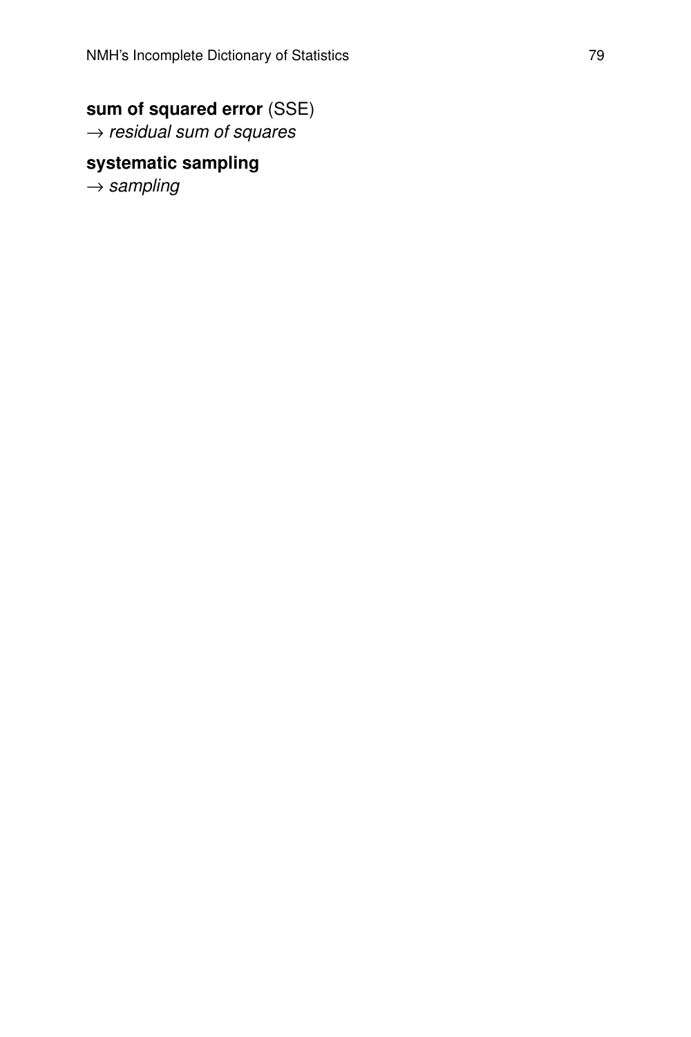**sum of squared error** (SSE)
$\rightarrow$ *residual sum of squares*

**systematic sampling**
$\rightarrow$ *sampling*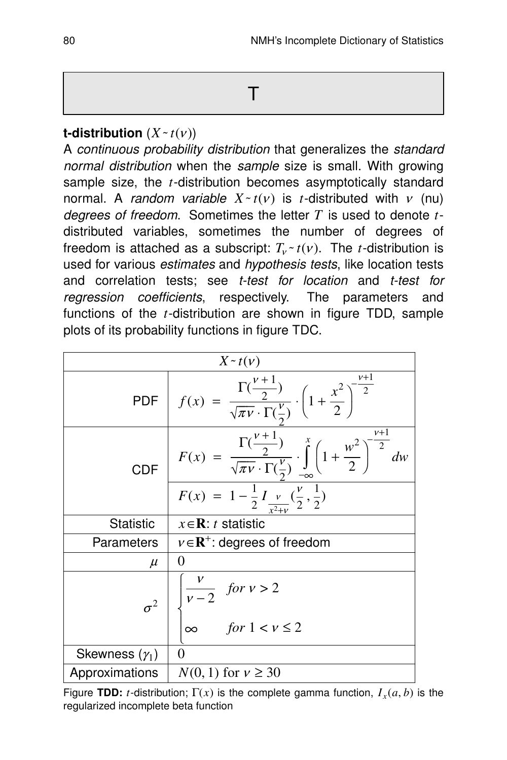# T

**t-distribution** ($X \sim t(\nu)$)

A *continuous probability distribution* that generalizes the *standard normal distribution* when the *sample* size is small. With growing sample size, the $t$-distribution becomes asymptotically standard normal. A *random variable* $X \sim t(\nu)$ is $t$-distributed with $\nu$ (nu) *degrees of freedom*. Sometimes the letter $T$ is used to denote $t$-distributed variables, sometimes the number of degrees of freedom is attached as a subscript: $T_\nu \sim t(\nu)$. The $t$-distribution is used for various *estimates* and *hypothesis tests*, like location tests and correlation tests; see *t-test for location* and *t-test for regression coefficients*, respectively. The parameters and functions of the $t$-distribution are shown in figure TDD, sample plots of its probability functions in figure TDC.

| $X \sim t(\nu)$ | |
|---|---|
| PDF | $f(x) = \dfrac{\Gamma(\frac{\nu+1}{2})}{\sqrt{\pi\nu} \cdot \Gamma(\frac{\nu}{2})} \cdot \left(1 + \dfrac{x^2}{2}\right)^{-\frac{\nu+1}{2}}$ |
| CDF | $F(x) = \dfrac{\Gamma(\frac{\nu+1}{2})}{\sqrt{\pi\nu} \cdot \Gamma(\frac{\nu}{2})} \cdot \displaystyle\int_{-\infty}^{x} \left(1 + \dfrac{w^2}{2}\right)^{-\frac{\nu+1}{2}} dw$ |
| | $F(x) = 1 - \frac{1}{2} I_{\frac{\nu}{x^2+\nu}}(\frac{\nu}{2}, \frac{1}{2})$ |
| Statistic | $x \in \mathbf{R}$: $t$ statistic |
| Parameters | $\nu \in \mathbf{R}^+$: degrees of freedom |
| $\mu$ | $0$ |
| $\sigma^2$ | $\begin{cases} \dfrac{\nu}{\nu-2} & \text{for } \nu > 2 \\ \infty & \text{for } 1 < \nu \le 2 \end{cases}$ |
| Skewness ($\gamma_1$) | $0$ |
| Approximations | $N(0, 1)$ for $\nu \ge 30$ |

Figure **TDD:** $t$-distribution; $\Gamma(x)$ is the complete gamma function, $I_x(a, b)$ is the regularized incomplete beta function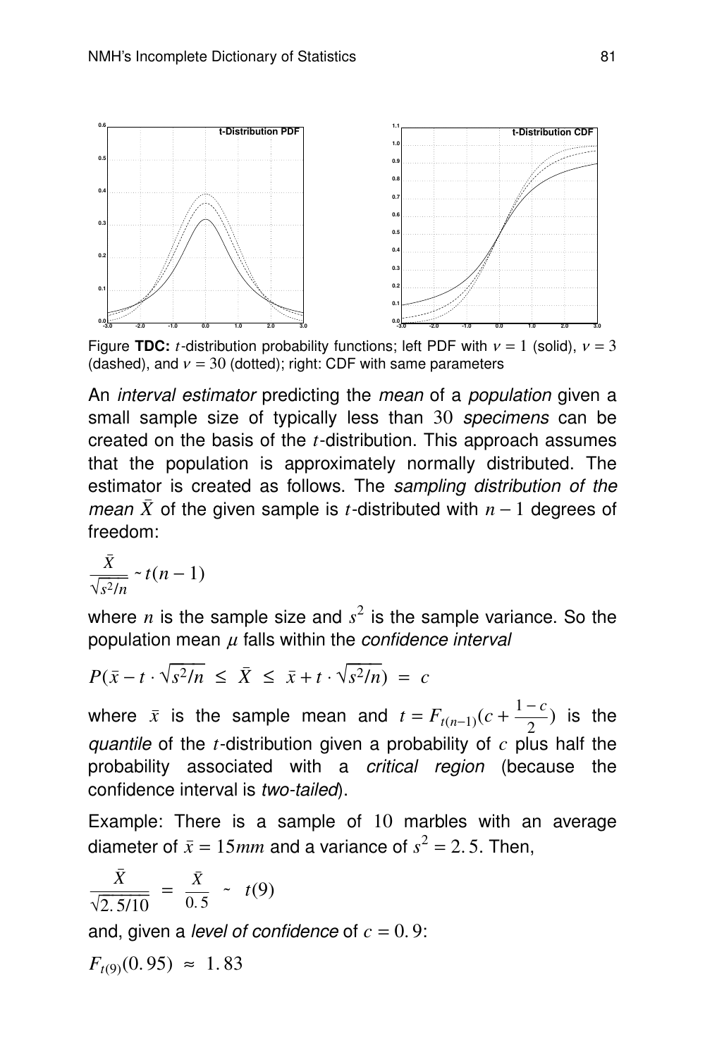Figure **TDC:** $t$-distribution probability functions; left PDF with $\nu = 1$ (solid), $\nu = 3$ (dashed), and $\nu = 30$ (dotted); right: CDF with same parameters

An *interval estimator* predicting the *mean* of a *population* given a small sample size of typically less than $30$ *specimens* can be created on the basis of the $t$-distribution. This approach assumes that the population is approximately normally distributed. The estimator is created as follows. The *sampling distribution of the mean* $\bar{X}$ of the given sample is $t$-distributed with $n - 1$ degrees of freedom:

$$\frac{\bar{X}}{\sqrt{s^2/n}} \sim t(n-1)$$

where $n$ is the sample size and $s^2$ is the sample variance. So the population mean $\mu$ falls within the *confidence interval*

$$P(\bar{x} - t \cdot \sqrt{s^2/n} \ \leq \ \bar{X} \ \leq \ \bar{x} + t \cdot \sqrt{s^2/n}) \ = \ c$$

where $\bar{x}$ is the sample mean and $t = F_{t(n-1)}(c + \frac{1-c}{2})$ is the *quantile* of the $t$-distribution given a probability of $c$ plus half the probability associated with a *critical region* (because the confidence interval is *two-tailed*).

Example: There is a sample of $10$ marbles with an average diameter of $\bar{x} = 15mm$ and a variance of $s^2 = 2.5$. Then,

$$\frac{\bar{X}}{\sqrt{2.5/10}} \ = \ \frac{\bar{X}}{0.5} \ \sim \ t(9)$$

and, given a *level of confidence* of $c = 0.9$:

$$F_{t(9)}(0.95) \ \approx \ 1.83$$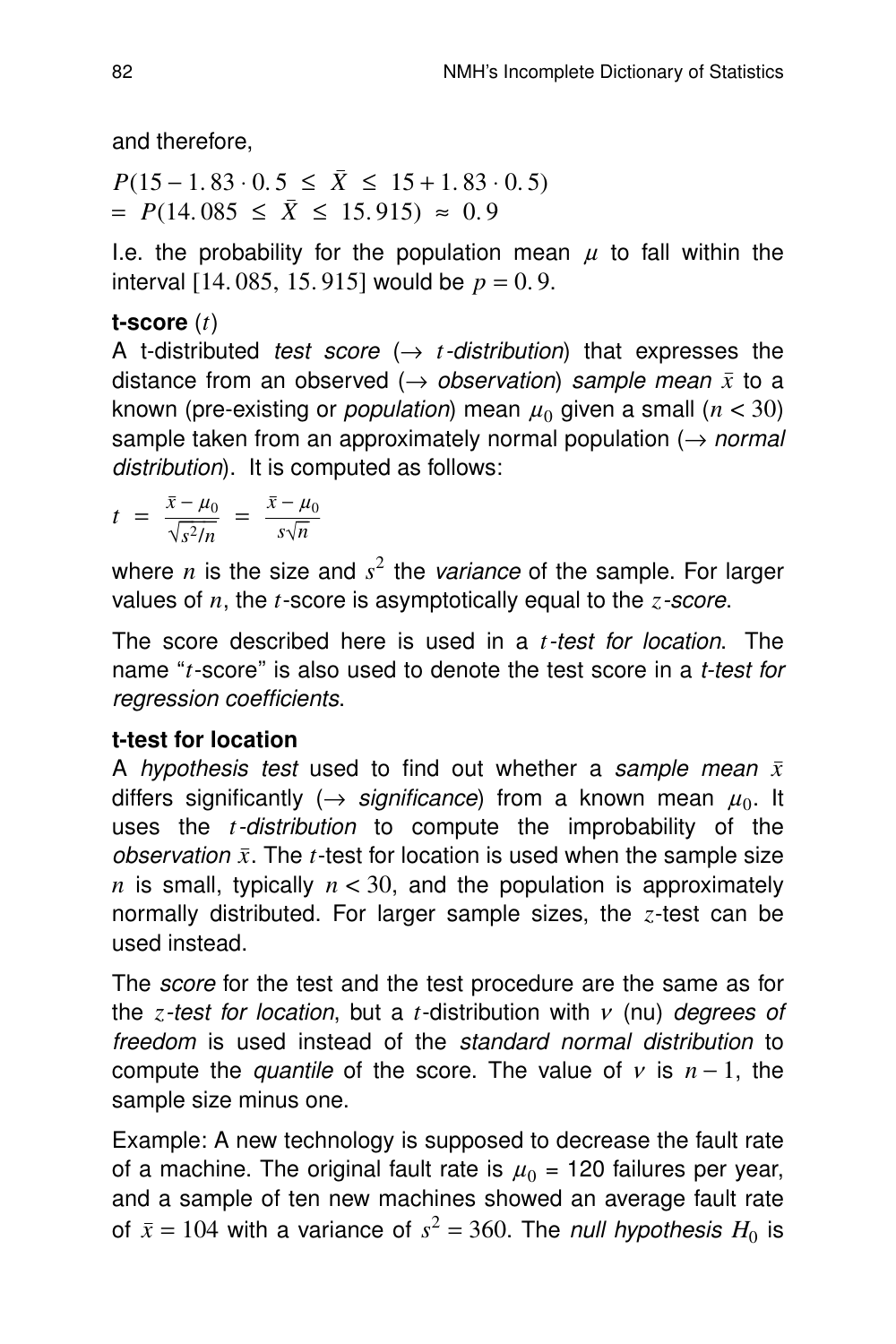and therefore,

$$P(15 - 1.83 \cdot 0.5 \ \leq \ \bar{X} \ \leq \ 15 + 1.83 \cdot 0.5)$$
$$= \ P(14.085 \ \leq \ \bar{X} \ \leq \ 15.915) \ \approx \ 0.9$$

I.e. the probability for the population mean $\mu$ to fall within the interval $[14.085, \ 15.915]$ would be $p = 0.9$.

**t-score** ($t$)

A t-distributed *test score* ($\rightarrow$ *$t$-distribution*) that expresses the distance from an observed ($\rightarrow$ *observation*) *sample mean* $\bar{x}$ to a known (pre-existing or *population*) mean $\mu_0$ given a small ($n < 30$) sample taken from an approximately normal population ($\rightarrow$ *normal distribution*). It is computed as follows:

$$t \ = \ \frac{\bar{x} - \mu_0}{\sqrt{s^2/n}} \ = \ \frac{\bar{x} - \mu_0}{s\sqrt{n}}$$

where $n$ is the size and $s^2$ the *variance* of the sample. For larger values of $n$, the $t$-score is asymptotically equal to the *$z$-score*.

The score described here is used in a *$t$-test for location*. The name "$t$-score" is also used to denote the test score in a *t-test for regression coefficients*.

**t-test for location**

A *hypothesis test* used to find out whether a *sample mean* $\bar{x}$ differs significantly ($\rightarrow$ *significance*) from a known mean $\mu_0$. It uses the *$t$-distribution* to compute the improbability of the *observation* $\bar{x}$. The $t$-test for location is used when the sample size $n$ is small, typically $n < 30$, and the population is approximately normally distributed. For larger sample sizes, the $z$-test can be used instead.

The *score* for the test and the test procedure are the same as for the *$z$-test for location*, but a $t$-distribution with $\nu$ (nu) *degrees of freedom* is used instead of the *standard normal distribution* to compute the *quantile* of the score. The value of $\nu$ is $n - 1$, the sample size minus one.

Example: A new technology is supposed to decrease the fault rate of a machine. The original fault rate is $\mu_0$ = 120 failures per year, and a sample of ten new machines showed an average fault rate of $\bar{x} = 104$ with a variance of $s^2 = 360$. The *null hypothesis* $H_0$ is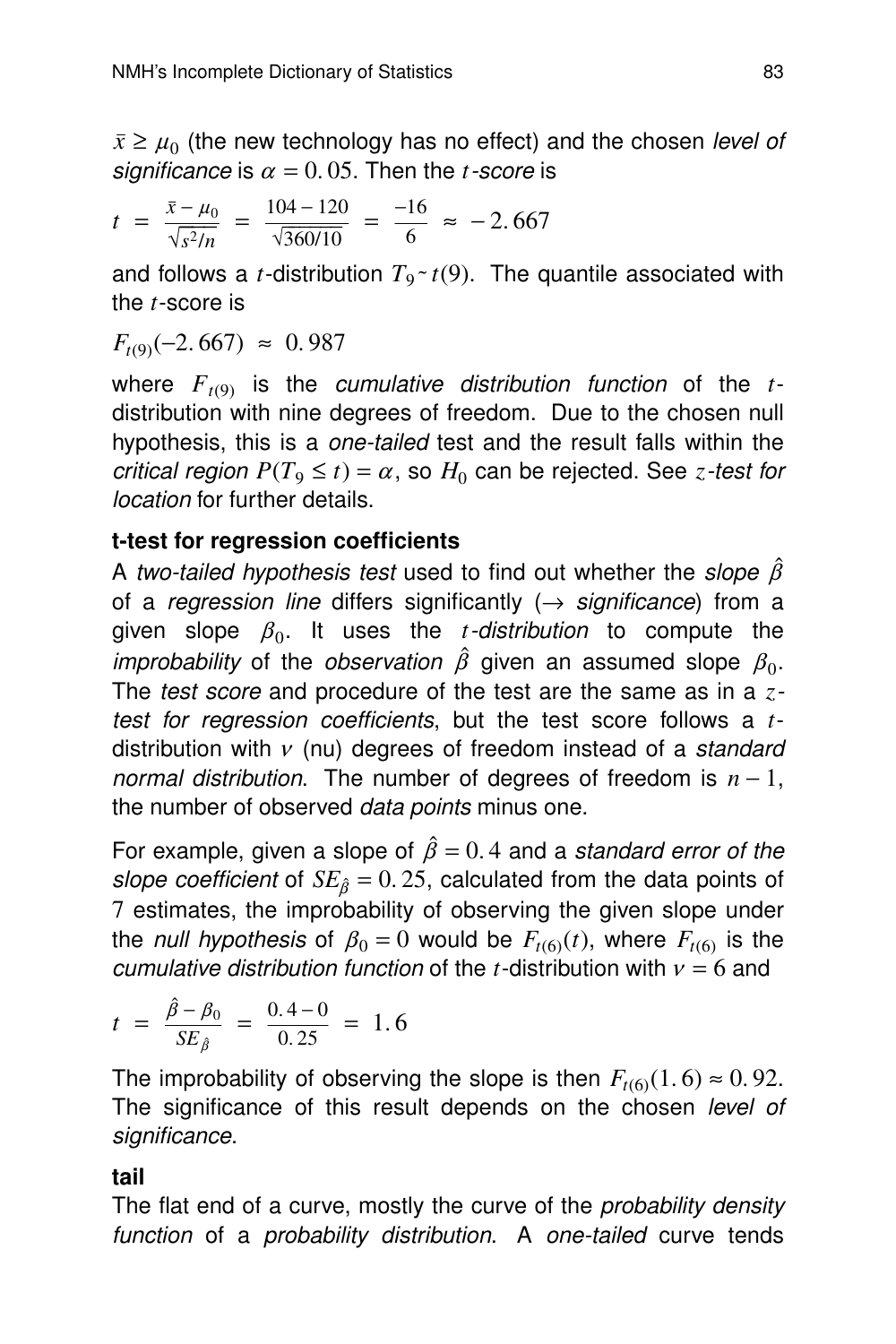$\bar{x} \geq \mu_0$ (the new technology has no effect) and the chosen *level of significance* is $\alpha = 0.05$. Then the $t$-*score* is

$$t = \frac{\bar{x} - \mu_0}{\sqrt{s^2/n}} = \frac{104 - 120}{\sqrt{360/10}} = \frac{-16}{6} \approx -2.667$$

and follows a $t$-distribution $T_9 \sim t(9)$. The quantile associated with the $t$-score is

$$F_{t(9)}(-2.667) \approx 0.987$$

where $F_{t(9)}$ is the *cumulative distribution function* of the $t$-distribution with nine degrees of freedom. Due to the chosen null hypothesis, this is a *one-tailed* test and the result falls within the *critical region* $P(T_9 \leq t) = \alpha$, so $H_0$ can be rejected. See $z$-*test for location* for further details.

**t-test for regression coefficients**

A *two-tailed hypothesis test* used to find out whether the *slope* $\hat{\beta}$ of a *regression line* differs significantly ($\rightarrow$ *significance*) from a given slope $\beta_0$. It uses the $t$-*distribution* to compute the *improbability* of the *observation* $\hat{\beta}$ given an assumed slope $\beta_0$. The *test score* and procedure of the test are the same as in a $z$-*test for regression coefficients*, but the test score follows a $t$-distribution with $\nu$ (nu) degrees of freedom instead of a *standard normal distribution*. The number of degrees of freedom is $n - 1$, the number of observed *data points* minus one.

For example, given a slope of $\hat{\beta} = 0.4$ and a *standard error of the slope coefficient* of $SE_{\hat{\beta}} = 0.25$, calculated from the data points of 7 estimates, the improbability of observing the given slope under the *null hypothesis* of $\beta_0 = 0$ would be $F_{t(6)}(t)$, where $F_{t(6)}$ is the *cumulative distribution function* of the $t$-distribution with $\nu = 6$ and

$$t = \frac{\hat{\beta} - \beta_0}{SE_{\hat{\beta}}} = \frac{0.4 - 0}{0.25} = 1.6$$

The improbability of observing the slope is then $F_{t(6)}(1.6) \approx 0.92$. The significance of this result depends on the chosen *level of significance*.

**tail**

The flat end of a curve, mostly the curve of the *probability density function* of a *probability distribution*. A *one-tailed* curve tends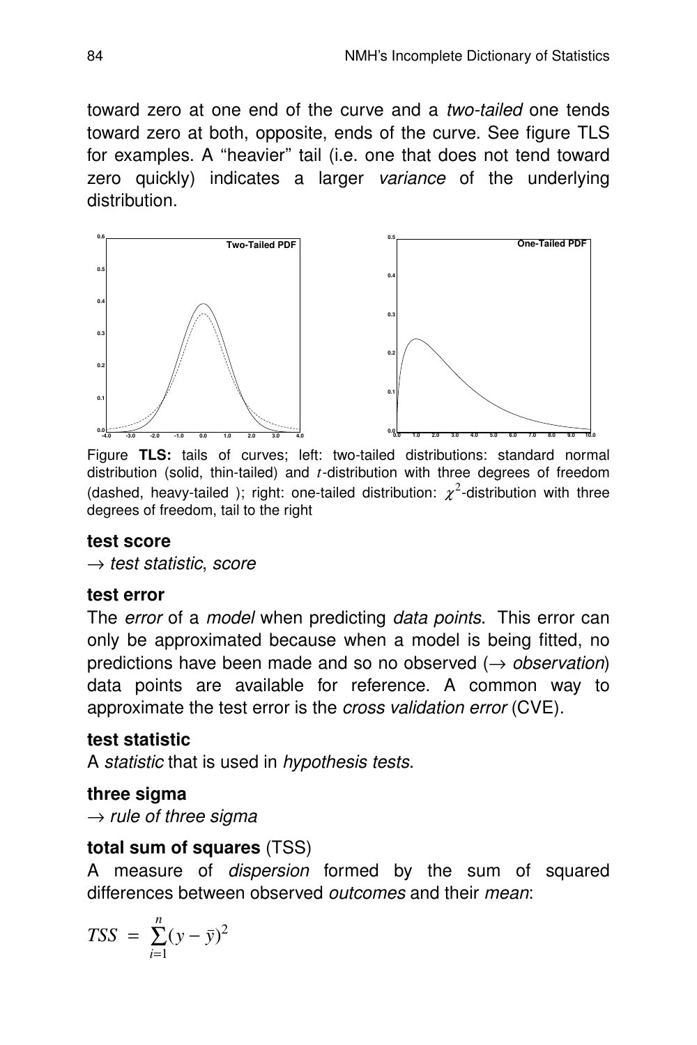toward zero at one end of the curve and a *two-tailed* one tends toward zero at both, opposite, ends of the curve. See figure TLS for examples. A “heavier” tail (i.e. one that does not tend toward zero quickly) indicates a larger *variance* of the underlying distribution.

Figure **TLS:** tails of curves; left: two-tailed distributions: standard normal distribution (solid, thin-tailed) and $t$-distribution with three degrees of freedom (dashed, heavy-tailed ); right: one-tailed distribution: $\chi^2$-distribution with three degrees of freedom, tail to the right

**test score**

→ *test statistic*, *score*

**test error**

The *error* of a *model* when predicting *data points*. This error can only be approximated because when a model is being fitted, no predictions have been made and so no observed (→ *observation*) data points are available for reference. A common way to approximate the test error is the *cross validation error* (CVE).

**test statistic**

A *statistic* that is used in *hypothesis tests*.

**three sigma**

→ *rule of three sigma*

**total sum of squares** (TSS)

A measure of *dispersion* formed by the sum of squared differences between observed *outcomes* and their *mean*:

$$TSS = \sum_{i=1}^{n}(y - \bar{y})^2$$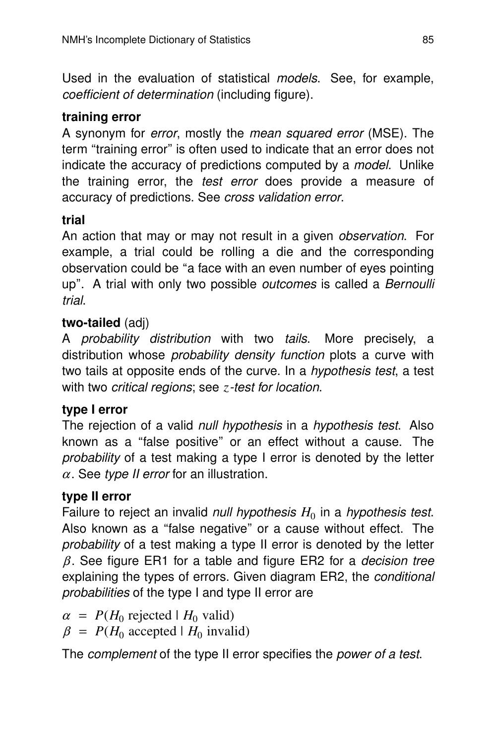Used in the evaluation of statistical *models*. See, for example, *coefficient of determination* (including figure).

**training error**
A synonym for *error*, mostly the *mean squared error* (MSE). The term "training error" is often used to indicate that an error does not indicate the accuracy of predictions computed by a *model*. Unlike the training error, the *test error* does provide a measure of accuracy of predictions. See *cross validation error*.

**trial**
An action that may or may not result in a given *observation*. For example, a trial could be rolling a die and the corresponding observation could be "a face with an even number of eyes pointing up". A trial with only two possible *outcomes* is called a *Bernoulli trial*.

**two-tailed** (adj)
A *probability distribution* with two *tails*. More precisely, a distribution whose *probability density function* plots a curve with two tails at opposite ends of the curve. In a *hypothesis test*, a test with two *critical regions*; see *$z$-test for location*.

**type I error**
The rejection of a valid *null hypothesis* in a *hypothesis test*. Also known as a "false positive" or an effect without a cause. The *probability* of a test making a type I error is denoted by the letter $\alpha$. See *type II error* for an illustration.

**type II error**
Failure to reject an invalid *null hypothesis* $H_0$ in a *hypothesis test*. Also known as a "false negative" or a cause without effect. The *probability* of a test making a type II error is denoted by the letter $\beta$. See figure ER1 for a table and figure ER2 for a *decision tree* explaining the types of errors. Given diagram ER2, the *conditional probabilities* of the type I and type II error are

$$\alpha = P(H_0 \text{ rejected} \mid H_0 \text{ valid})$$
$$\beta = P(H_0 \text{ accepted} \mid H_0 \text{ invalid})$$

The *complement* of the type II error specifies the *power of a test*.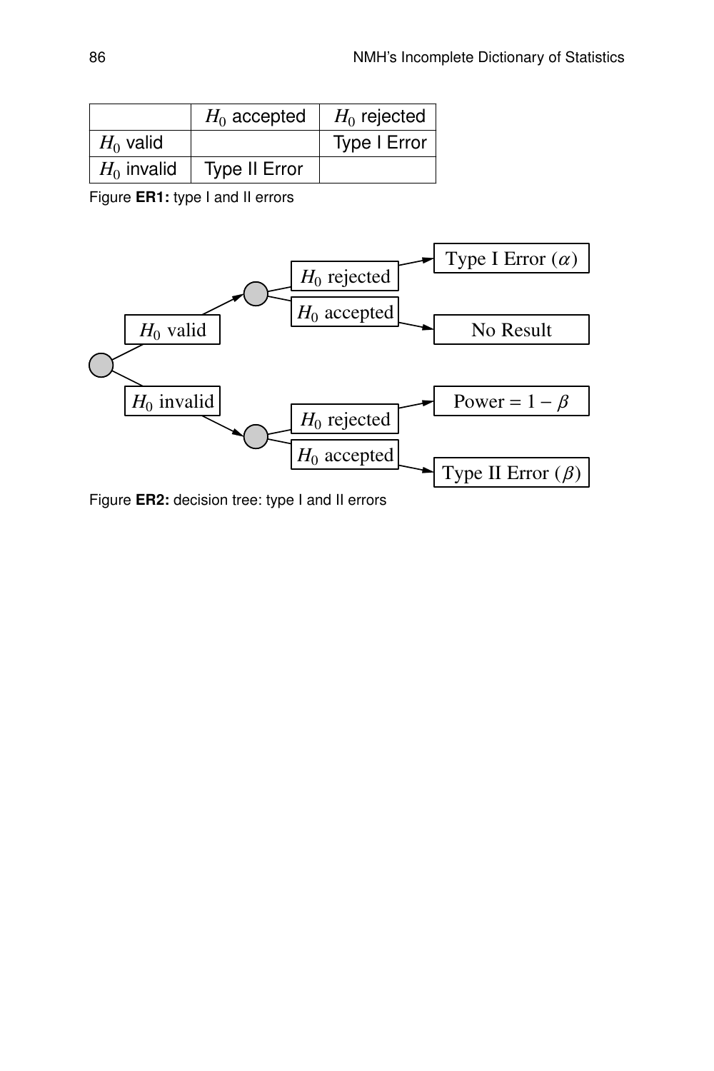| | $H_0$ accepted | $H_0$ rejected |
|---|---|---|
| $H_0$ valid | | Type I Error |
| $H_0$ invalid | Type II Error | |

Figure **ER1:** type I and II errors

Figure **ER2:** decision tree: type I and II errors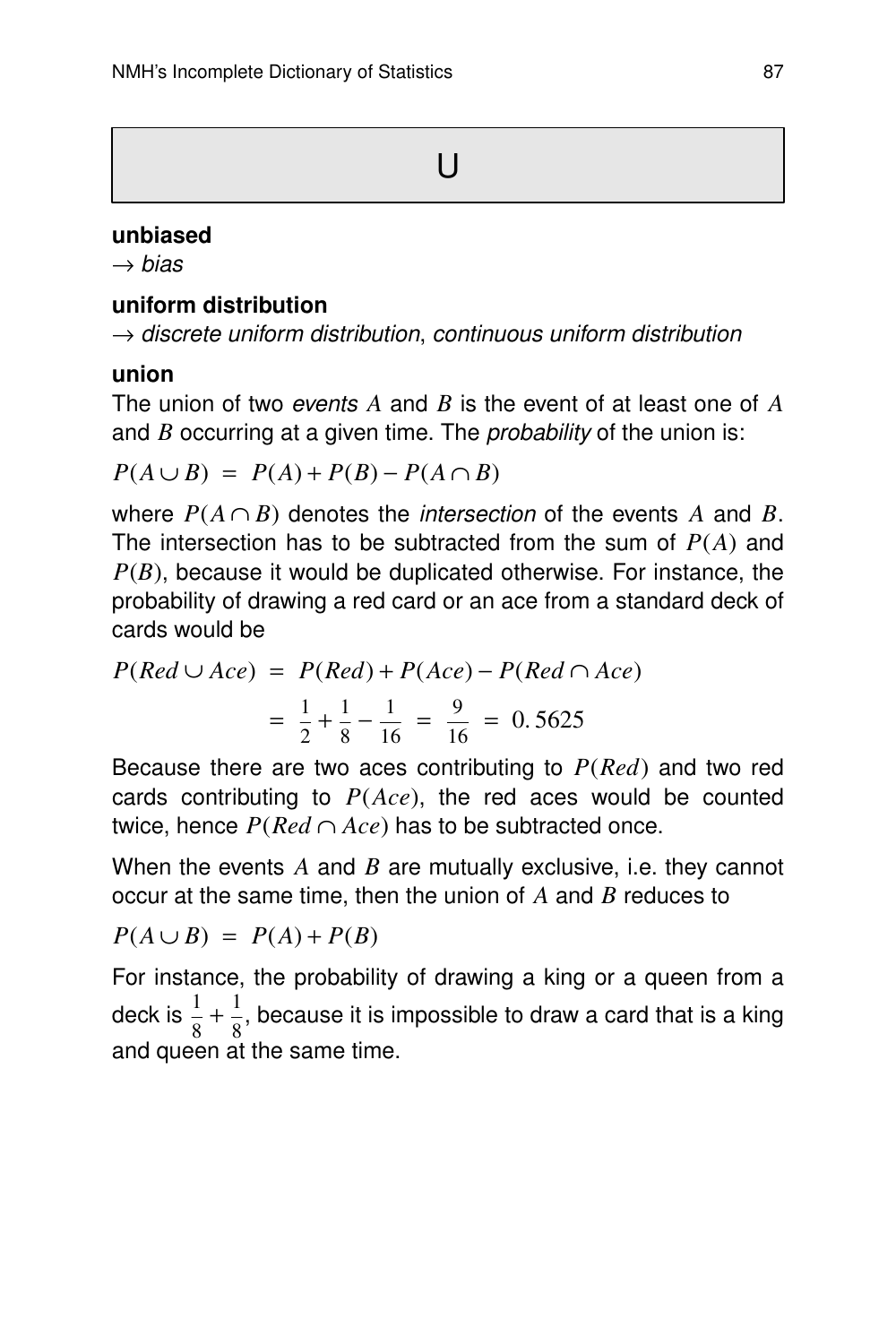# U

**unbiased**
→ *bias*

**uniform distribution**
→ *discrete uniform distribution*, *continuous uniform distribution*

**union**
The union of two *events* $A$ and $B$ is the event of at least one of $A$ and $B$ occurring at a given time. The *probability* of the union is:

$$P(A \cup B) = P(A) + P(B) - P(A \cap B)$$

where $P(A \cap B)$ denotes the *intersection* of the events $A$ and $B$. The intersection has to be subtracted from the sum of $P(A)$ and $P(B)$, because it would be duplicated otherwise. For instance, the probability of drawing a red card or an ace from a standard deck of cards would be

$$P(Red \cup Ace) = P(Red) + P(Ace) - P(Red \cap Ace)$$
$$= \frac{1}{2} + \frac{1}{8} - \frac{1}{16} = \frac{9}{16} = 0.5625$$

Because there are two aces contributing to $P(Red)$ and two red cards contributing to $P(Ace)$, the red aces would be counted twice, hence $P(Red \cap Ace)$ has to be subtracted once.

When the events $A$ and $B$ are mutually exclusive, i.e. they cannot occur at the same time, then the union of $A$ and $B$ reduces to

$$P(A \cup B) = P(A) + P(B)$$

For instance, the probability of drawing a king or a queen from a deck is $\frac{1}{8} + \frac{1}{8}$, because it is impossible to draw a card that is a king and queen at the same time.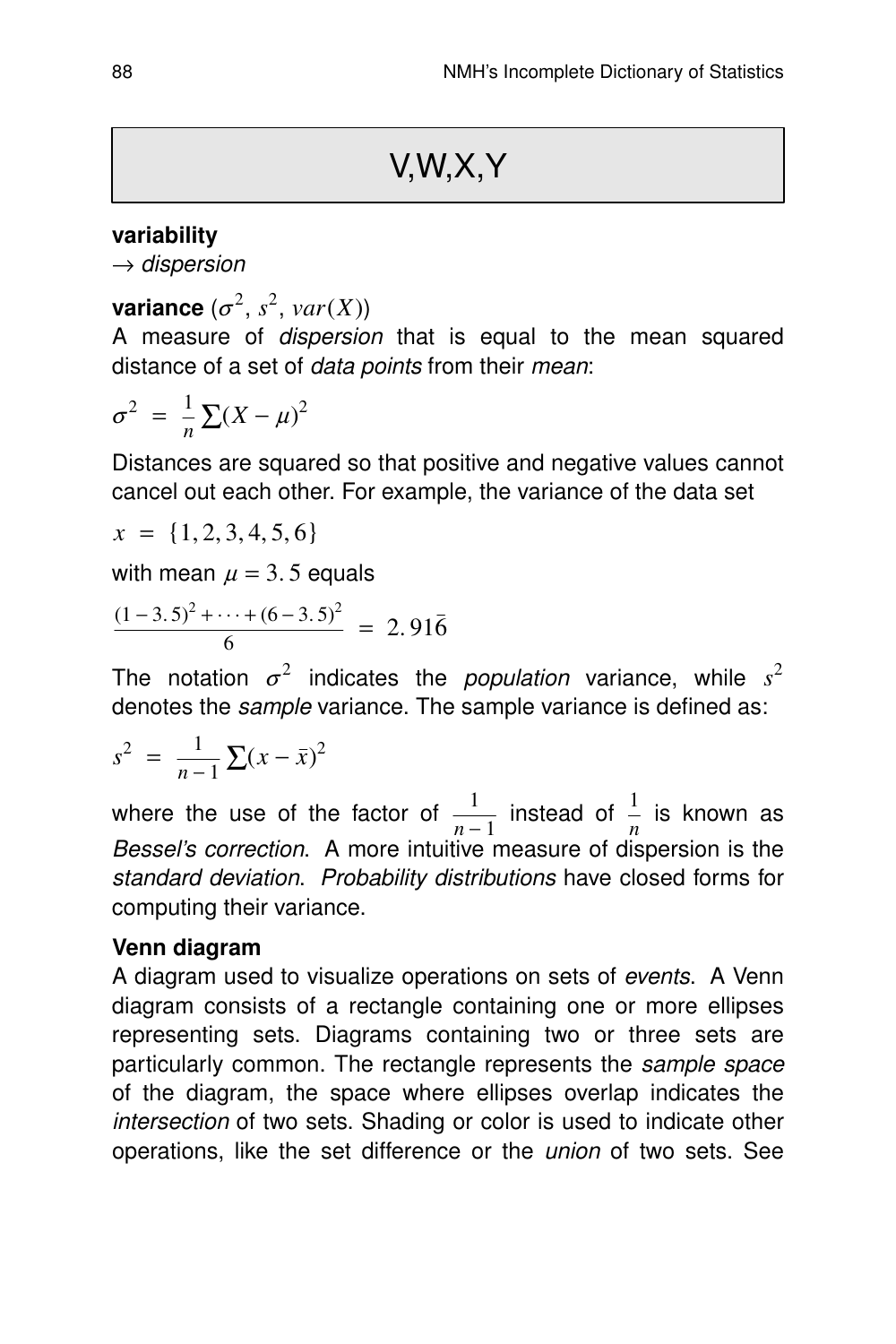# V,W,X,Y

**variability**
→ *dispersion*

**variance** ($\sigma^2$, $s^2$, $var(X)$)
A measure of *dispersion* that is equal to the mean squared distance of a set of *data points* from their *mean*:

$$\sigma^2 = \frac{1}{n}\sum(X-\mu)^2$$

Distances are squared so that positive and negative values cannot cancel out each other. For example, the variance of the data set

$$x = \{1, 2, 3, 4, 5, 6\}$$

with mean $\mu = 3.5$ equals

$$\frac{(1-3.5)^2 + \cdots + (6-3.5)^2}{6} = 2.91\bar{6}$$

The notation $\sigma^2$ indicates the *population* variance, while $s^2$ denotes the *sample* variance. The sample variance is defined as:

$$s^2 = \frac{1}{n-1}\sum(x-\bar{x})^2$$

where the use of the factor of $\frac{1}{n-1}$ instead of $\frac{1}{n}$ is known as *Bessel's correction*. A more intuitive measure of dispersion is the *standard deviation*. *Probability distributions* have closed forms for computing their variance.

**Venn diagram**
A diagram used to visualize operations on sets of *events*. A Venn diagram consists of a rectangle containing one or more ellipses representing sets. Diagrams containing two or three sets are particularly common. The rectangle represents the *sample space* of the diagram, the space where ellipses overlap indicates the *intersection* of two sets. Shading or color is used to indicate other operations, like the set difference or the *union* of two sets. See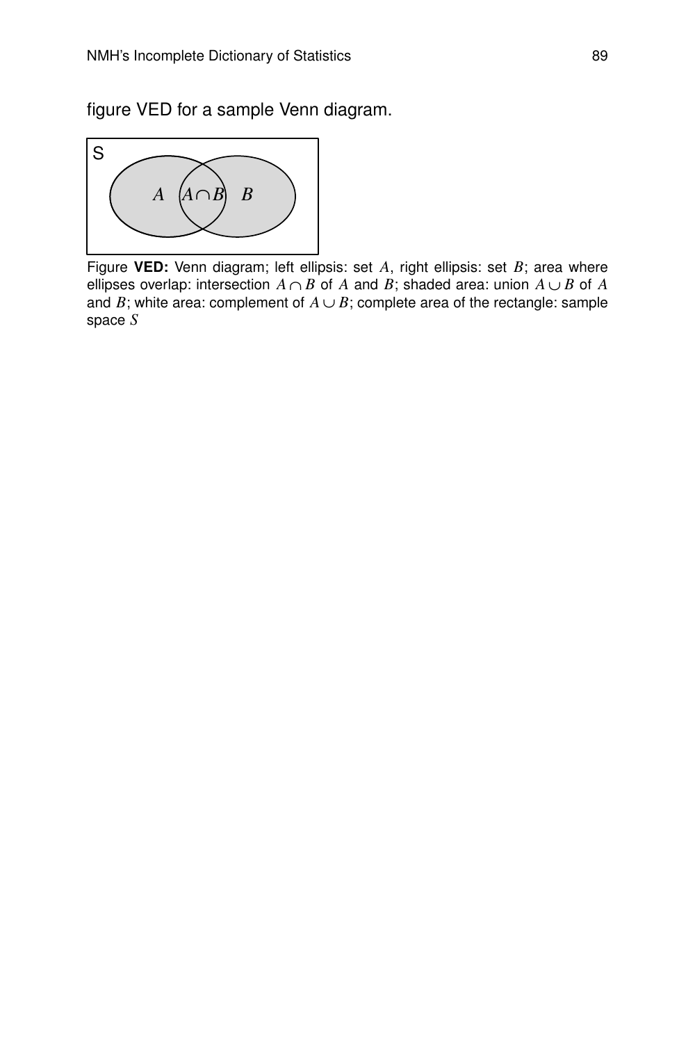figure VED for a sample Venn diagram.

Figure **VED:** Venn diagram; left ellipsis: set $A$, right ellipsis: set $B$; area where ellipses overlap: intersection $A \cap B$ of $A$ and $B$; shaded area: union $A \cup B$ of $A$ and $B$; white area: complement of $A \cup B$; complete area of the rectangle: sample space $S$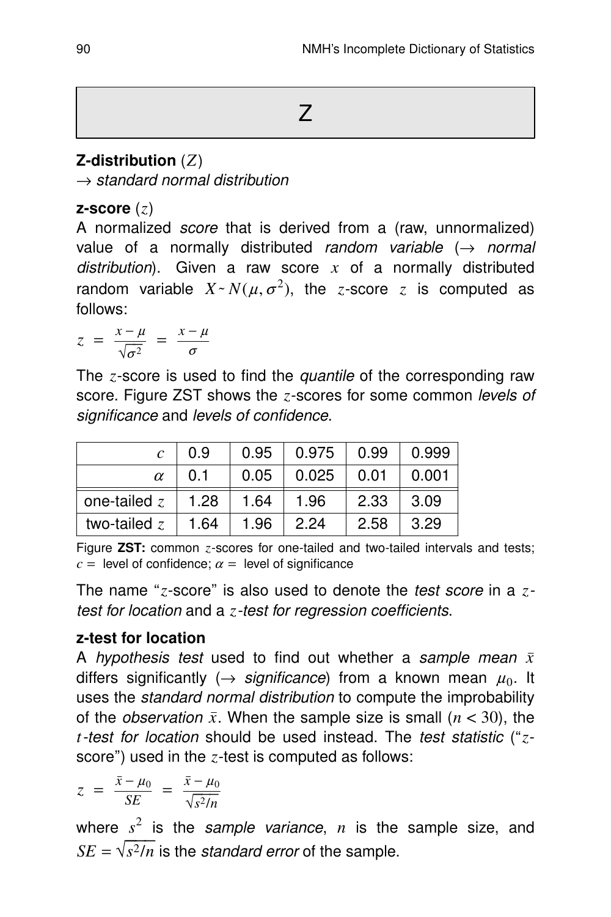# Z

**Z-distribution** ($Z$)
→ *standard normal distribution*

**z-score** ($z$)
A normalized *score* that is derived from a (raw, unnormalized) value of a normally distributed *random variable* (→ *normal distribution*). Given a raw score $x$ of a normally distributed random variable $X \sim N(\mu, \sigma^2)$, the $z$-score $z$ is computed as follows:

$$z = \frac{x-\mu}{\sqrt{\sigma^2}} = \frac{x-\mu}{\sigma}$$

The $z$-score is used to find the *quantile* of the corresponding raw score. Figure ZST shows the $z$-scores for some common *levels of significance* and *levels of confidence*.

| $c$ | 0.9 | 0.95 | 0.975 | 0.99 | 0.999 |
|---|---|---|---|---|---|
| $\alpha$ | 0.1 | 0.05 | 0.025 | 0.01 | 0.001 |
| one-tailed $z$ | 1.28 | 1.64 | 1.96 | 2.33 | 3.09 |
| two-tailed $z$ | 1.64 | 1.96 | 2.24 | 2.58 | 3.29 |

Figure **ZST:** common $z$-scores for one-tailed and two-tailed intervals and tests; $c =$ level of confidence; $\alpha =$ level of significance

The name "$z$-score" is also used to denote the *test score* in a *$z$-test for location* and a *$z$-test for regression coefficients*.

**z-test for location**
A *hypothesis test* used to find out whether a *sample mean* $\bar{x}$ differs significantly (→ *significance*) from a known mean $\mu_0$. It uses the *standard normal distribution* to compute the improbability of the *observation* $\bar{x}$. When the sample size is small ($n < 30$), the *$t$-test for location* should be used instead. The *test statistic* ("$z$-score") used in the $z$-test is computed as follows:

$$z = \frac{\bar{x}-\mu_0}{SE} = \frac{\bar{x}-\mu_0}{\sqrt{s^2/n}}$$

where $s^2$ is the *sample variance*, $n$ is the sample size, and $SE = \sqrt{s^2/n}$ is the *standard error* of the sample.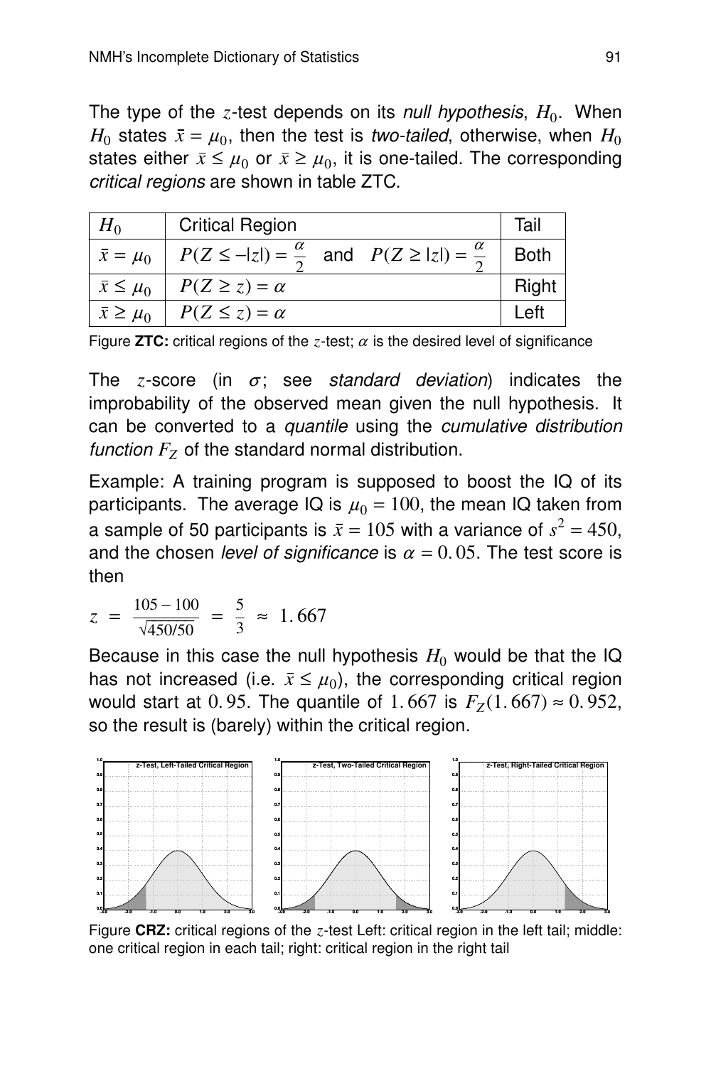The type of the $z$-test depends on its *null hypothesis*, $H_0$. When $H_0$ states $\bar{x} = \mu_0$, then the test is *two-tailed*, otherwise, when $H_0$ states either $\bar{x} \leq \mu_0$ or $\bar{x} \geq \mu_0$, it is one-tailed. The corresponding *critical regions* are shown in table ZTC.

| $H_0$ | Critical Region | Tail |
|---|---|---|
| $\bar{x} = \mu_0$ | $P(Z \leq -\lvert z \rvert) = \frac{\alpha}{2}$ and $P(Z \geq \lvert z \rvert) = \frac{\alpha}{2}$ | Both |
| $\bar{x} \leq \mu_0$ | $P(Z \geq z) = \alpha$ | Right |
| $\bar{x} \geq \mu_0$ | $P(Z \leq z) = \alpha$ | Left |

Figure **ZTC:** critical regions of the $z$-test; $\alpha$ is the desired level of significance

The $z$-score (in $\sigma$; see *standard deviation*) indicates the improbability of the observed mean given the null hypothesis. It can be converted to a *quantile* using the *cumulative distribution function* $F_Z$ of the standard normal distribution.

Example: A training program is supposed to boost the IQ of its participants. The average IQ is $\mu_0 = 100$, the mean IQ taken from a sample of 50 participants is $\bar{x} = 105$ with a variance of $s^2 = 450$, and the chosen *level of significance* is $\alpha = 0.05$. The test score is then

$$z = \frac{105 - 100}{\sqrt{450/50}} = \frac{5}{3} \approx 1.667$$

Because in this case the null hypothesis $H_0$ would be that the IQ has not increased (i.e. $\bar{x} \leq \mu_0$), the corresponding critical region would start at $0.95$. The quantile of $1.667$ is $F_Z(1.667) \approx 0.952$, so the result is (barely) within the critical region.

Figure **CRZ:** critical regions of the $z$-test Left: critical region in the left tail; middle: one critical region in each tail; right: critical region in the right tail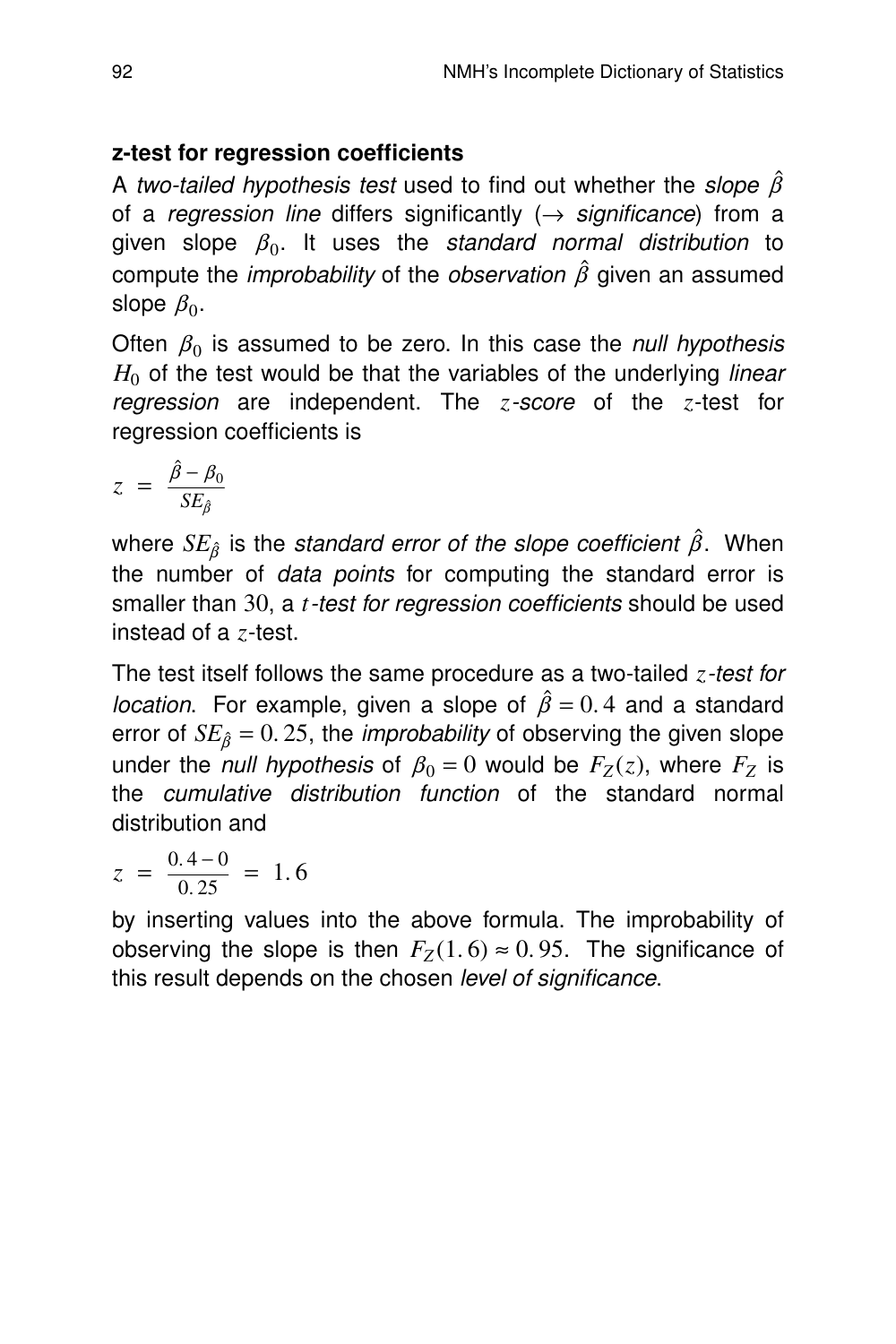**z-test for regression coefficients**

A *two-tailed hypothesis test* used to find out whether the *slope* $\hat{\beta}$ of a *regression line* differs significantly ($\rightarrow$ *significance*) from a given slope $\beta_0$. It uses the *standard normal distribution* to compute the *improbability* of the *observation* $\hat{\beta}$ given an assumed slope $\beta_0$.

Often $\beta_0$ is assumed to be zero. In this case the *null hypothesis* $H_0$ of the test would be that the variables of the underlying *linear regression* are independent. The $z$*-score* of the $z$-test for regression coefficients is

$$z = \frac{\hat{\beta} - \beta_0}{SE_{\hat{\beta}}}$$

where $SE_{\hat{\beta}}$ is the *standard error of the slope coefficient* $\hat{\beta}$. When the number of *data points* for computing the standard error is smaller than $30$, a $t$*-test for regression coefficients* should be used instead of a $z$-test.

The test itself follows the same procedure as a two-tailed $z$*-test for location*. For example, given a slope of $\hat{\beta} = 0.4$ and a standard error of $SE_{\hat{\beta}} = 0.25$, the *improbability* of observing the given slope under the *null hypothesis* of $\beta_0 = 0$ would be $F_Z(z)$, where $F_Z$ is the *cumulative distribution function* of the standard normal distribution and

$$z = \frac{0.4 - 0}{0.25} = 1.6$$

by inserting values into the above formula. The improbability of observing the slope is then $F_Z(1.6) \approx 0.95$. The significance of this result depends on the chosen *level of significance*.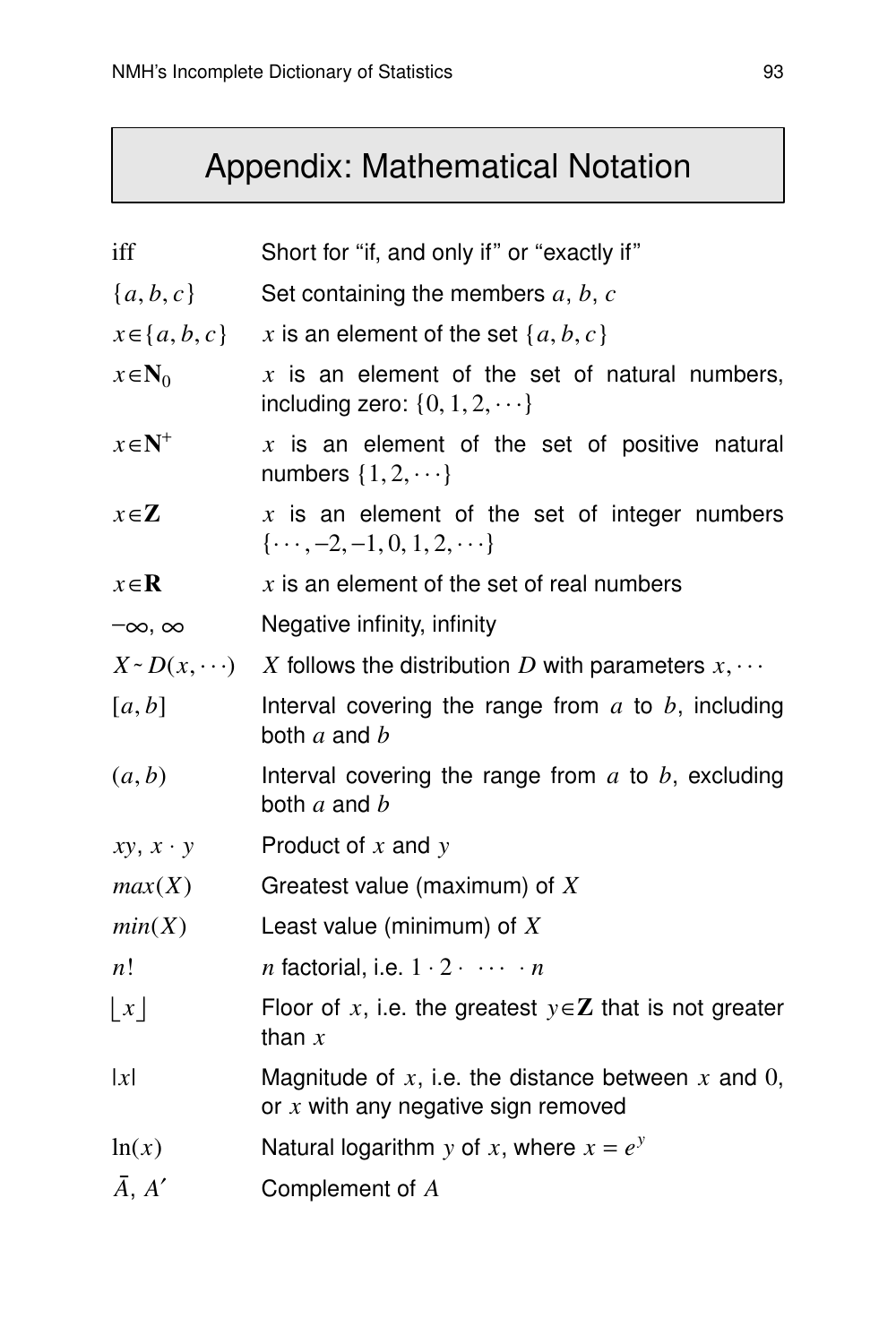# Appendix: Mathematical Notation

| | |
|---|---|
| iff | Short for “if, and only if” or “exactly if” |
| $\{a, b, c\}$ | Set containing the members $a$, $b$, $c$ |
| $x \in \{a, b, c\}$ | $x$ is an element of the set $\{a, b, c\}$ |
| $x \in \mathbf{N}_0$ | $x$ is an element of the set of natural numbers, including zero: $\{0, 1, 2, \cdots\}$ |
| $x \in \mathbf{N}^+$ | $x$ is an element of the set of positive natural numbers $\{1, 2, \cdots\}$ |
| $x \in \mathbf{Z}$ | $x$ is an element of the set of integer numbers $\{\cdots, -2, -1, 0, 1, 2, \cdots\}$ |
| $x \in \mathbf{R}$ | $x$ is an element of the set of real numbers |
| $-\infty$, $\infty$ | Negative infinity, infinity |
| $X \sim D(x, \cdots)$ | $X$ follows the distribution $D$ with parameters $x, \cdots$ |
| $[a, b]$ | Interval covering the range from $a$ to $b$, including both $a$ and $b$ |
| $(a, b)$ | Interval covering the range from $a$ to $b$, excluding both $a$ and $b$ |
| $xy$, $x \cdot y$ | Product of $x$ and $y$ |
| $max(X)$ | Greatest value (maximum) of $X$ |
| $min(X)$ | Least value (minimum) of $X$ |
| $n!$ | $n$ factorial, i.e. $1 \cdot 2 \cdot \cdots \cdot n$ |
| $\lfloor x \rfloor$ | Floor of $x$, i.e. the greatest $y \in \mathbf{Z}$ that is not greater than $x$ |
| $\lvert x \rvert$ | Magnitude of $x$, i.e. the distance between $x$ and $0$, or $x$ with any negative sign removed |
| $\ln(x)$ | Natural logarithm $y$ of $x$, where $x = e^y$ |
| $\bar{A}$, $A'$ | Complement of $A$ |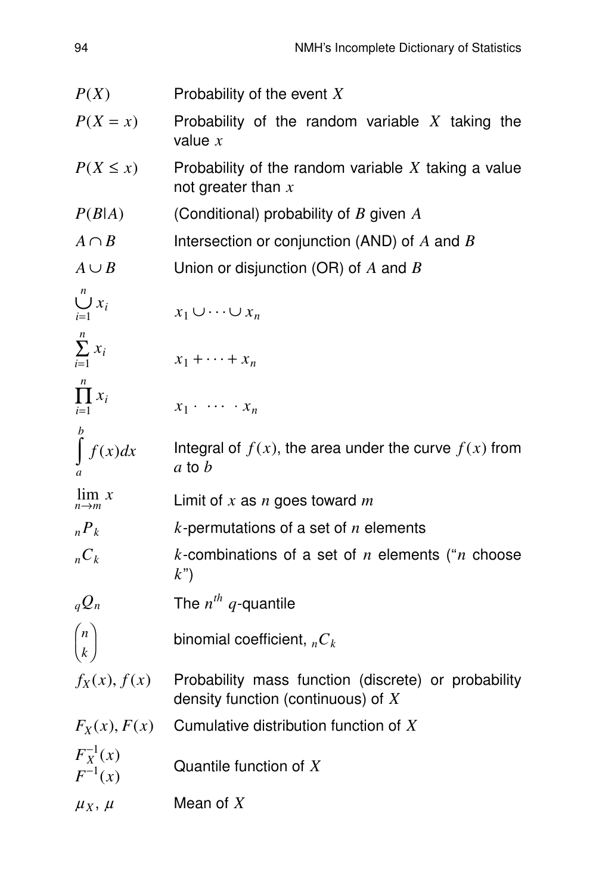| | |
|---|---|
| $P(X)$ | Probability of the event $X$ |
| $P(X = x)$ | Probability of the random variable $X$ taking the value $x$ |
| $P(X \leq x)$ | Probability of the random variable $X$ taking a value not greater than $x$ |
| $P(B\|A)$ | (Conditional) probability of $B$ given $A$ |
| $A \cap B$ | Intersection or conjunction (AND) of $A$ and $B$ |
| $A \cup B$ | Union or disjunction (OR) of $A$ and $B$ |
| $\bigcup_{i=1}^{n} x_i$ | $x_1 \cup \cdots \cup x_n$ |
| $\sum_{i=1}^{n} x_i$ | $x_1 + \cdots + x_n$ |
| $\prod_{i=1}^{n} x_i$ | $x_1 \cdot \ \cdots \ \cdot x_n$ |
| $\int_a^b f(x)dx$ | Integral of $f(x)$, the area under the curve $f(x)$ from $a$ to $b$ |
| $\lim_{n \to m} x$ | Limit of $x$ as $n$ goes toward $m$ |
| ${}_nP_k$ | $k$-permutations of a set of $n$ elements |
| ${}_nC_k$ | $k$-combinations of a set of $n$ elements ("$n$ choose $k$") |
| ${}_qQ_n$ | The $n^{th}$ $q$-quantile |
| $\binom{n}{k}$ | binomial coefficient, ${}_nC_k$ |
| $f_X(x), f(x)$ | Probability mass function (discrete) or probability density function (continuous) of $X$ |
| $F_X(x), F(x)$ | Cumulative distribution function of $X$ |
| $F_X^{-1}(x)$ $F^{-1}(x)$ | Quantile function of $X$ |
| $\mu_X$, $\mu$ | Mean of $X$ |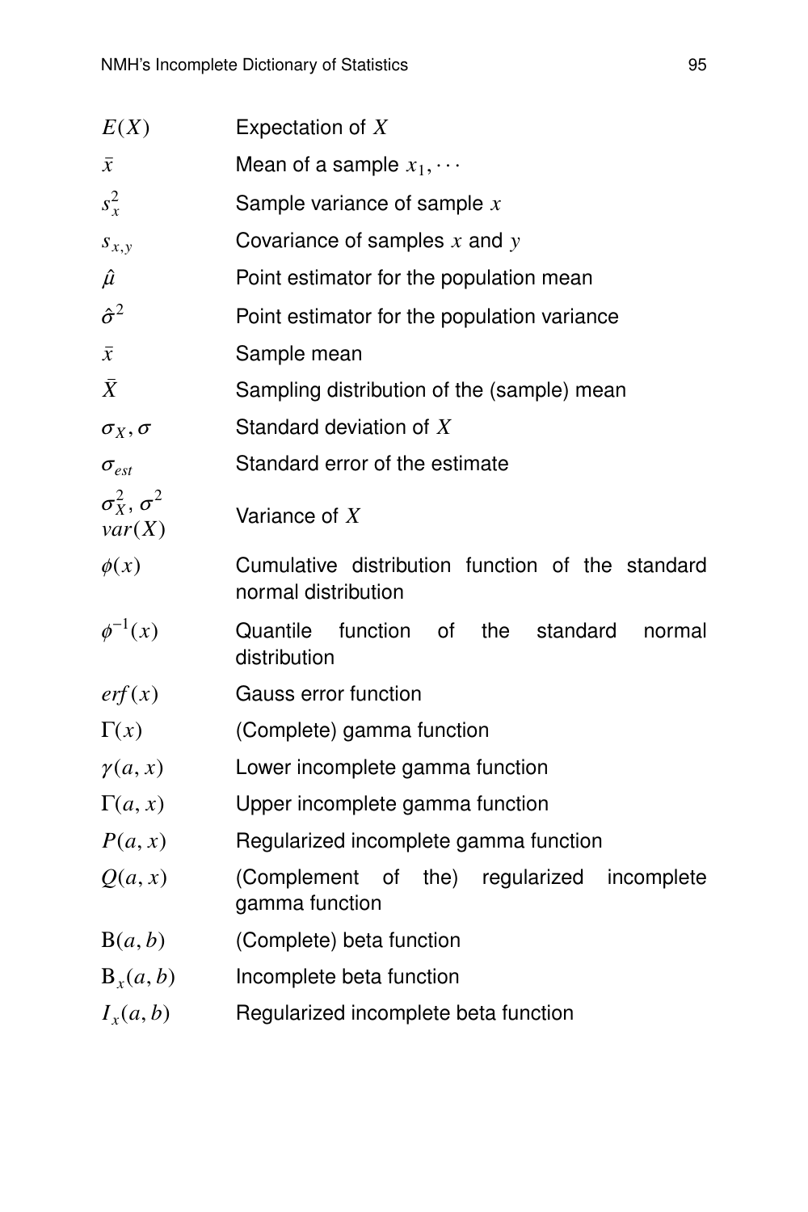| | |
|---|---|
| $E(X)$ | Expectation of $X$ |
| $\bar{x}$ | Mean of a sample $x_1, \cdots$ |
| $s_x^2$ | Sample variance of sample $x$ |
| $s_{x,y}$ | Covariance of samples $x$ and $y$ |
| $\hat{\mu}$ | Point estimator for the population mean |
| $\hat{\sigma}^2$ | Point estimator for the population variance |
| $\bar{x}$ | Sample mean |
| $\bar{X}$ | Sampling distribution of the (sample) mean |
| $\sigma_X, \sigma$ | Standard deviation of $X$ |
| $\sigma_{est}$ | Standard error of the estimate |
| $\sigma_X^2$, $\sigma^2$ $var(X)$ | Variance of $X$ |
| $\phi(x)$ | Cumulative distribution function of the standard normal distribution |
| $\phi^{-1}(x)$ | Quantile function of the standard normal distribution |
| $erf(x)$ | Gauss error function |
| $\Gamma(x)$ | (Complete) gamma function |
| $\gamma(a, x)$ | Lower incomplete gamma function |
| $\Gamma(a, x)$ | Upper incomplete gamma function |
| $P(a, x)$ | Regularized incomplete gamma function |
| $Q(a, x)$ | (Complement of the) regularized incomplete gamma function |
| $\mathrm{B}(a, b)$ | (Complete) beta function |
| $\mathrm{B}_x(a, b)$ | Incomplete beta function |
| $I_x(a, b)$ | Regularized incomplete beta function |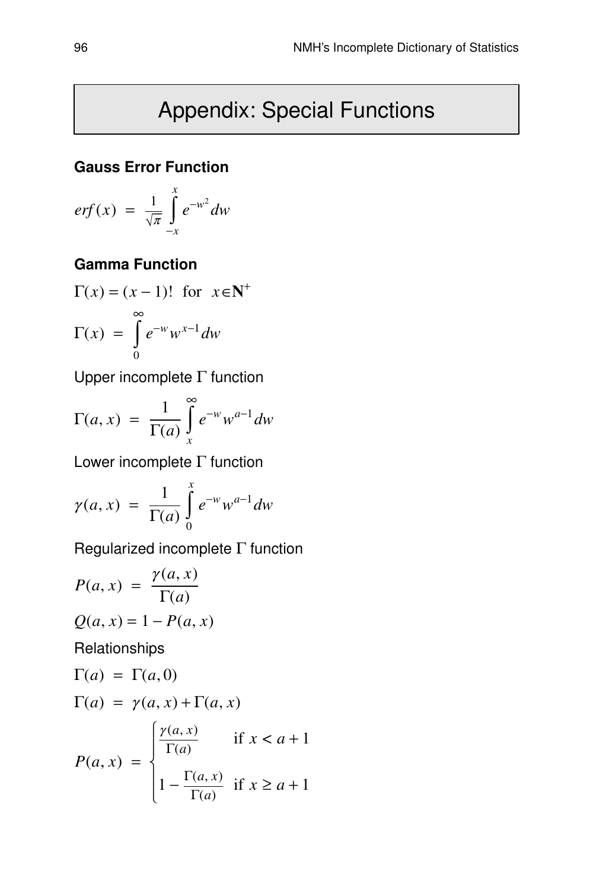# Appendix: Special Functions

**Gauss Error Function**

$$erf(x) = \frac{1}{\sqrt{\pi}} \int_{-x}^{x} e^{-w^2} dw$$

**Gamma Function**

$$\Gamma(x) = (x-1)! \text{ for } x \in \mathbf{N}^+$$

$$\Gamma(x) = \int_0^{\infty} e^{-w} w^{x-1} dw$$

Upper incomplete $\Gamma$ function

$$\Gamma(a, x) = \frac{1}{\Gamma(a)} \int_x^{\infty} e^{-w} w^{a-1} dw$$

Lower incomplete $\Gamma$ function

$$\gamma(a, x) = \frac{1}{\Gamma(a)} \int_0^{x} e^{-w} w^{a-1} dw$$

Regularized incomplete $\Gamma$ function

$$P(a, x) = \frac{\gamma(a, x)}{\Gamma(a)}$$

$$Q(a, x) = 1 - P(a, x)$$

Relationships

$$\Gamma(a) = \Gamma(a, 0)$$

$$\Gamma(a) = \gamma(a, x) + \Gamma(a, x)$$

$$P(a, x) = \begin{cases} \frac{\gamma(a, x)}{\Gamma(a)} & \text{if } x < a + 1 \\ 1 - \frac{\Gamma(a, x)}{\Gamma(a)} & \text{if } x \geq a + 1 \end{cases}$$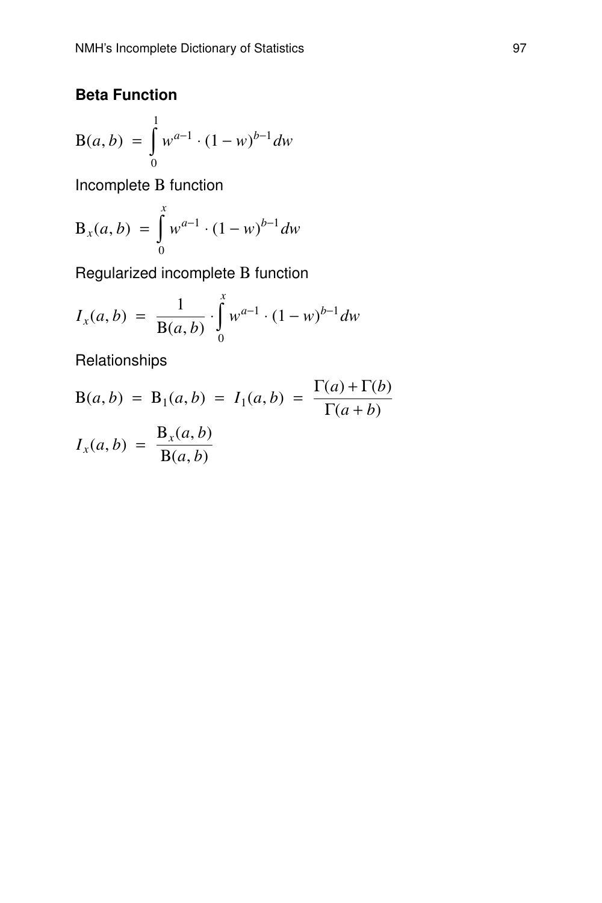## Beta Function

$$\mathrm{B}(a, b) = \int_0^1 w^{a-1} \cdot (1-w)^{b-1} dw$$

Incomplete $\mathrm{B}$ function

$$\mathrm{B}_x(a, b) = \int_0^x w^{a-1} \cdot (1-w)^{b-1} dw$$

Regularized incomplete $\mathrm{B}$ function

$$I_x(a, b) = \frac{1}{\mathrm{B}(a, b)} \cdot \int_0^x w^{a-1} \cdot (1-w)^{b-1} dw$$

Relationships

$$\mathrm{B}(a, b) = \mathrm{B}_1(a, b) = I_1(a, b) = \frac{\Gamma(a) + \Gamma(b)}{\Gamma(a+b)}$$

$$I_x(a, b) = \frac{\mathrm{B}_x(a, b)}{\mathrm{B}(a, b)}$$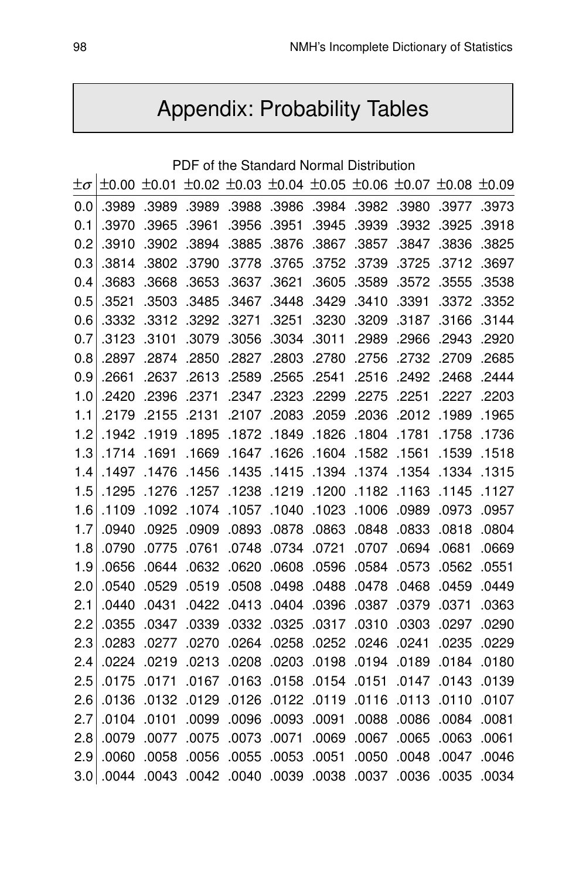# Appendix: Probability Tables

PDF of the Standard Normal Distribution

| $\pm\sigma$ | $\pm$0.00 | $\pm$0.01 | $\pm$0.02 | $\pm$0.03 | $\pm$0.04 | $\pm$0.05 | $\pm$0.06 | $\pm$0.07 | $\pm$0.08 | $\pm$0.09 |
|---|---|---|---|---|---|---|---|---|---|---|
| 0.0 | .3989 | .3989 | .3989 | .3988 | .3986 | .3984 | .3982 | .3980 | .3977 | .3973 |
| 0.1 | .3970 | .3965 | .3961 | .3956 | .3951 | .3945 | .3939 | .3932 | .3925 | .3918 |
| 0.2 | .3910 | .3902 | .3894 | .3885 | .3876 | .3867 | .3857 | .3847 | .3836 | .3825 |
| 0.3 | .3814 | .3802 | .3790 | .3778 | .3765 | .3752 | .3739 | .3725 | .3712 | .3697 |
| 0.4 | .3683 | .3668 | .3653 | .3637 | .3621 | .3605 | .3589 | .3572 | .3555 | .3538 |
| 0.5 | .3521 | .3503 | .3485 | .3467 | .3448 | .3429 | .3410 | .3391 | .3372 | .3352 |
| 0.6 | .3332 | .3312 | .3292 | .3271 | .3251 | .3230 | .3209 | .3187 | .3166 | .3144 |
| 0.7 | .3123 | .3101 | .3079 | .3056 | .3034 | .3011 | .2989 | .2966 | .2943 | .2920 |
| 0.8 | .2897 | .2874 | .2850 | .2827 | .2803 | .2780 | .2756 | .2732 | .2709 | .2685 |
| 0.9 | .2661 | .2637 | .2613 | .2589 | .2565 | .2541 | .2516 | .2492 | .2468 | .2444 |
| 1.0 | .2420 | .2396 | .2371 | .2347 | .2323 | .2299 | .2275 | .2251 | .2227 | .2203 |
| 1.1 | .2179 | .2155 | .2131 | .2107 | .2083 | .2059 | .2036 | .2012 | .1989 | .1965 |
| 1.2 | .1942 | .1919 | .1895 | .1872 | .1849 | .1826 | .1804 | .1781 | .1758 | .1736 |
| 1.3 | .1714 | .1691 | .1669 | .1647 | .1626 | .1604 | .1582 | .1561 | .1539 | .1518 |
| 1.4 | .1497 | .1476 | .1456 | .1435 | .1415 | .1394 | .1374 | .1354 | .1334 | .1315 |
| 1.5 | .1295 | .1276 | .1257 | .1238 | .1219 | .1200 | .1182 | .1163 | .1145 | .1127 |
| 1.6 | .1109 | .1092 | .1074 | .1057 | .1040 | .1023 | .1006 | .0989 | .0973 | .0957 |
| 1.7 | .0940 | .0925 | .0909 | .0893 | .0878 | .0863 | .0848 | .0833 | .0818 | .0804 |
| 1.8 | .0790 | .0775 | .0761 | .0748 | .0734 | .0721 | .0707 | .0694 | .0681 | .0669 |
| 1.9 | .0656 | .0644 | .0632 | .0620 | .0608 | .0596 | .0584 | .0573 | .0562 | .0551 |
| 2.0 | .0540 | .0529 | .0519 | .0508 | .0498 | .0488 | .0478 | .0468 | .0459 | .0449 |
| 2.1 | .0440 | .0431 | .0422 | .0413 | .0404 | .0396 | .0387 | .0379 | .0371 | .0363 |
| 2.2 | .0355 | .0347 | .0339 | .0332 | .0325 | .0317 | .0310 | .0303 | .0297 | .0290 |
| 2.3 | .0283 | .0277 | .0270 | .0264 | .0258 | .0252 | .0246 | .0241 | .0235 | .0229 |
| 2.4 | .0224 | .0219 | .0213 | .0208 | .0203 | .0198 | .0194 | .0189 | .0184 | .0180 |
| 2.5 | .0175 | .0171 | .0167 | .0163 | .0158 | .0154 | .0151 | .0147 | .0143 | .0139 |
| 2.6 | .0136 | .0132 | .0129 | .0126 | .0122 | .0119 | .0116 | .0113 | .0110 | .0107 |
| 2.7 | .0104 | .0101 | .0099 | .0096 | .0093 | .0091 | .0088 | .0086 | .0084 | .0081 |
| 2.8 | .0079 | .0077 | .0075 | .0073 | .0071 | .0069 | .0067 | .0065 | .0063 | .0061 |
| 2.9 | .0060 | .0058 | .0056 | .0055 | .0053 | .0051 | .0050 | .0048 | .0047 | .0046 |
| 3.0 | .0044 | .0043 | .0042 | .0040 | .0039 | .0038 | .0037 | .0036 | .0035 | .0034 |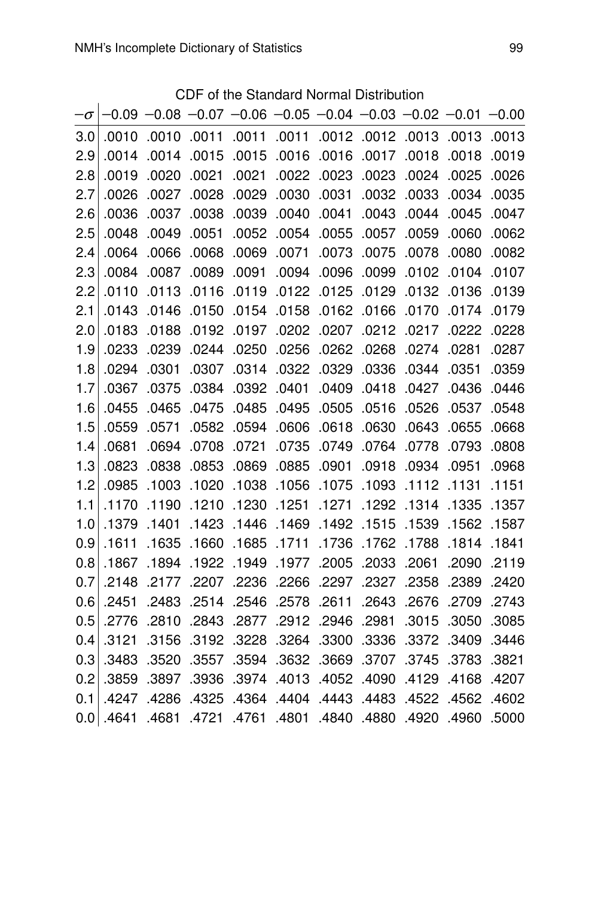CDF of the Standard Normal Distribution

| $-\sigma$ | $-0.09$ | $-0.08$ | $-0.07$ | $-0.06$ | $-0.05$ | $-0.04$ | $-0.03$ | $-0.02$ | $-0.01$ | $-0.00$ |
|---|---|---|---|---|---|---|---|---|---|---|
| 3.0 | .0010 | .0010 | .0011 | .0011 | .0011 | .0012 | .0012 | .0013 | .0013 | .0013 |
| 2.9 | .0014 | .0014 | .0015 | .0015 | .0016 | .0016 | .0017 | .0018 | .0018 | .0019 |
| 2.8 | .0019 | .0020 | .0021 | .0021 | .0022 | .0023 | .0023 | .0024 | .0025 | .0026 |
| 2.7 | .0026 | .0027 | .0028 | .0029 | .0030 | .0031 | .0032 | .0033 | .0034 | .0035 |
| 2.6 | .0036 | .0037 | .0038 | .0039 | .0040 | .0041 | .0043 | .0044 | .0045 | .0047 |
| 2.5 | .0048 | .0049 | .0051 | .0052 | .0054 | .0055 | .0057 | .0059 | .0060 | .0062 |
| 2.4 | .0064 | .0066 | .0068 | .0069 | .0071 | .0073 | .0075 | .0078 | .0080 | .0082 |
| 2.3 | .0084 | .0087 | .0089 | .0091 | .0094 | .0096 | .0099 | .0102 | .0104 | .0107 |
| 2.2 | .0110 | .0113 | .0116 | .0119 | .0122 | .0125 | .0129 | .0132 | .0136 | .0139 |
| 2.1 | .0143 | .0146 | .0150 | .0154 | .0158 | .0162 | .0166 | .0170 | .0174 | .0179 |
| 2.0 | .0183 | .0188 | .0192 | .0197 | .0202 | .0207 | .0212 | .0217 | .0222 | .0228 |
| 1.9 | .0233 | .0239 | .0244 | .0250 | .0256 | .0262 | .0268 | .0274 | .0281 | .0287 |
| 1.8 | .0294 | .0301 | .0307 | .0314 | .0322 | .0329 | .0336 | .0344 | .0351 | .0359 |
| 1.7 | .0367 | .0375 | .0384 | .0392 | .0401 | .0409 | .0418 | .0427 | .0436 | .0446 |
| 1.6 | .0455 | .0465 | .0475 | .0485 | .0495 | .0505 | .0516 | .0526 | .0537 | .0548 |
| 1.5 | .0559 | .0571 | .0582 | .0594 | .0606 | .0618 | .0630 | .0643 | .0655 | .0668 |
| 1.4 | .0681 | .0694 | .0708 | .0721 | .0735 | .0749 | .0764 | .0778 | .0793 | .0808 |
| 1.3 | .0823 | .0838 | .0853 | .0869 | .0885 | .0901 | .0918 | .0934 | .0951 | .0968 |
| 1.2 | .0985 | .1003 | .1020 | .1038 | .1056 | .1075 | .1093 | .1112 | .1131 | .1151 |
| 1.1 | .1170 | .1190 | .1210 | .1230 | .1251 | .1271 | .1292 | .1314 | .1335 | .1357 |
| 1.0 | .1379 | .1401 | .1423 | .1446 | .1469 | .1492 | .1515 | .1539 | .1562 | .1587 |
| 0.9 | .1611 | .1635 | .1660 | .1685 | .1711 | .1736 | .1762 | .1788 | .1814 | .1841 |
| 0.8 | .1867 | .1894 | .1922 | .1949 | .1977 | .2005 | .2033 | .2061 | .2090 | .2119 |
| 0.7 | .2148 | .2177 | .2207 | .2236 | .2266 | .2297 | .2327 | .2358 | .2389 | .2420 |
| 0.6 | .2451 | .2483 | .2514 | .2546 | .2578 | .2611 | .2643 | .2676 | .2709 | .2743 |
| 0.5 | .2776 | .2810 | .2843 | .2877 | .2912 | .2946 | .2981 | .3015 | .3050 | .3085 |
| 0.4 | .3121 | .3156 | .3192 | .3228 | .3264 | .3300 | .3336 | .3372 | .3409 | .3446 |
| 0.3 | .3483 | .3520 | .3557 | .3594 | .3632 | .3669 | .3707 | .3745 | .3783 | .3821 |
| 0.2 | .3859 | .3897 | .3936 | .3974 | .4013 | .4052 | .4090 | .4129 | .4168 | .4207 |
| 0.1 | .4247 | .4286 | .4325 | .4364 | .4404 | .4443 | .4483 | .4522 | .4562 | .4602 |
| 0.0 | .4641 | .4681 | .4721 | .4761 | .4801 | .4840 | .4880 | .4920 | .4960 | .5000 |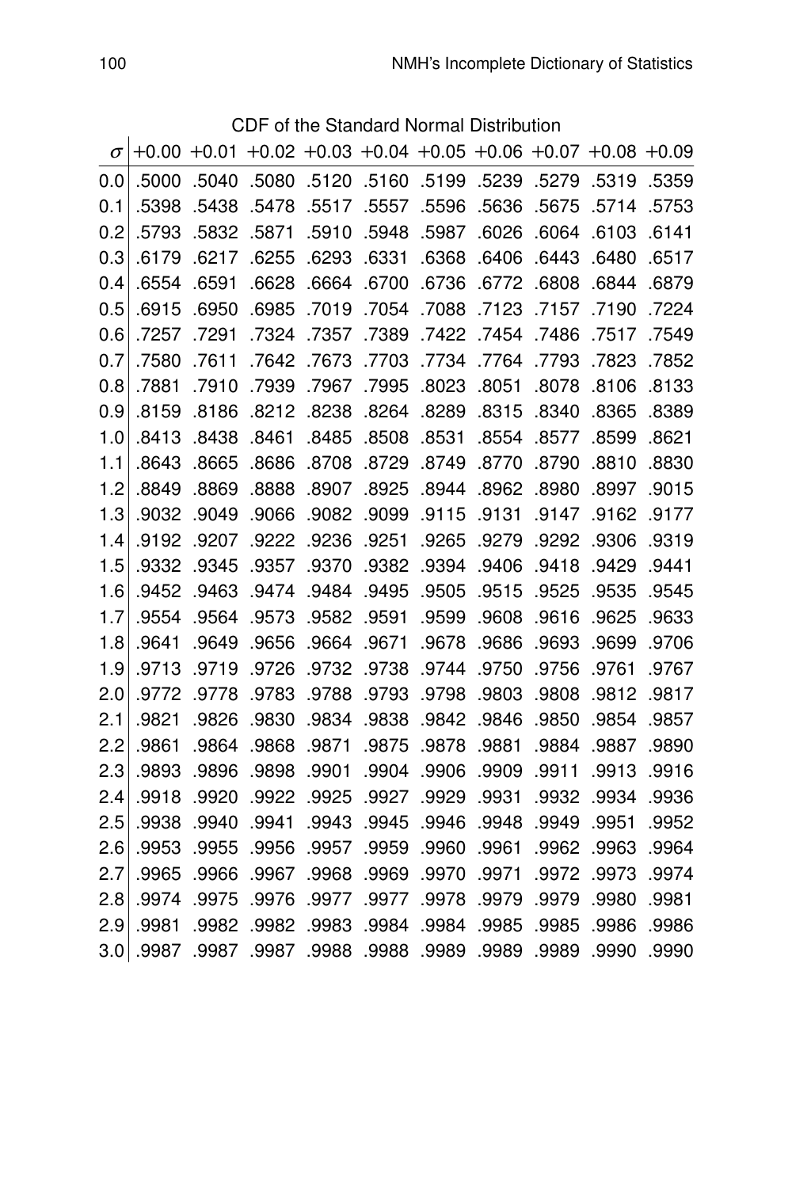CDF of the Standard Normal Distribution

| $\sigma$ | +0.00 | +0.01 | +0.02 | +0.03 | +0.04 | +0.05 | +0.06 | +0.07 | +0.08 | +0.09 |
|---|---|---|---|---|---|---|---|---|---|---|
| 0.0 | .5000 | .5040 | .5080 | .5120 | .5160 | .5199 | .5239 | .5279 | .5319 | .5359 |
| 0.1 | .5398 | .5438 | .5478 | .5517 | .5557 | .5596 | .5636 | .5675 | .5714 | .5753 |
| 0.2 | .5793 | .5832 | .5871 | .5910 | .5948 | .5987 | .6026 | .6064 | .6103 | .6141 |
| 0.3 | .6179 | .6217 | .6255 | .6293 | .6331 | .6368 | .6406 | .6443 | .6480 | .6517 |
| 0.4 | .6554 | .6591 | .6628 | .6664 | .6700 | .6736 | .6772 | .6808 | .6844 | .6879 |
| 0.5 | .6915 | .6950 | .6985 | .7019 | .7054 | .7088 | .7123 | .7157 | .7190 | .7224 |
| 0.6 | .7257 | .7291 | .7324 | .7357 | .7389 | .7422 | .7454 | .7486 | .7517 | .7549 |
| 0.7 | .7580 | .7611 | .7642 | .7673 | .7703 | .7734 | .7764 | .7793 | .7823 | .7852 |
| 0.8 | .7881 | .7910 | .7939 | .7967 | .7995 | .8023 | .8051 | .8078 | .8106 | .8133 |
| 0.9 | .8159 | .8186 | .8212 | .8238 | .8264 | .8289 | .8315 | .8340 | .8365 | .8389 |
| 1.0 | .8413 | .8438 | .8461 | .8485 | .8508 | .8531 | .8554 | .8577 | .8599 | .8621 |
| 1.1 | .8643 | .8665 | .8686 | .8708 | .8729 | .8749 | .8770 | .8790 | .8810 | .8830 |
| 1.2 | .8849 | .8869 | .8888 | .8907 | .8925 | .8944 | .8962 | .8980 | .8997 | .9015 |
| 1.3 | .9032 | .9049 | .9066 | .9082 | .9099 | .9115 | .9131 | .9147 | .9162 | .9177 |
| 1.4 | .9192 | .9207 | .9222 | .9236 | .9251 | .9265 | .9279 | .9292 | .9306 | .9319 |
| 1.5 | .9332 | .9345 | .9357 | .9370 | .9382 | .9394 | .9406 | .9418 | .9429 | .9441 |
| 1.6 | .9452 | .9463 | .9474 | .9484 | .9495 | .9505 | .9515 | .9525 | .9535 | .9545 |
| 1.7 | .9554 | .9564 | .9573 | .9582 | .9591 | .9599 | .9608 | .9616 | .9625 | .9633 |
| 1.8 | .9641 | .9649 | .9656 | .9664 | .9671 | .9678 | .9686 | .9693 | .9699 | .9706 |
| 1.9 | .9713 | .9719 | .9726 | .9732 | .9738 | .9744 | .9750 | .9756 | .9761 | .9767 |
| 2.0 | .9772 | .9778 | .9783 | .9788 | .9793 | .9798 | .9803 | .9808 | .9812 | .9817 |
| 2.1 | .9821 | .9826 | .9830 | .9834 | .9838 | .9842 | .9846 | .9850 | .9854 | .9857 |
| 2.2 | .9861 | .9864 | .9868 | .9871 | .9875 | .9878 | .9881 | .9884 | .9887 | .9890 |
| 2.3 | .9893 | .9896 | .9898 | .9901 | .9904 | .9906 | .9909 | .9911 | .9913 | .9916 |
| 2.4 | .9918 | .9920 | .9922 | .9925 | .9927 | .9929 | .9931 | .9932 | .9934 | .9936 |
| 2.5 | .9938 | .9940 | .9941 | .9943 | .9945 | .9946 | .9948 | .9949 | .9951 | .9952 |
| 2.6 | .9953 | .9955 | .9956 | .9957 | .9959 | .9960 | .9961 | .9962 | .9963 | .9964 |
| 2.7 | .9965 | .9966 | .9967 | .9968 | .9969 | .9970 | .9971 | .9972 | .9973 | .9974 |
| 2.8 | .9974 | .9975 | .9976 | .9977 | .9977 | .9978 | .9979 | .9979 | .9980 | .9981 |
| 2.9 | .9981 | .9982 | .9982 | .9983 | .9984 | .9984 | .9985 | .9985 | .9986 | .9986 |
| 3.0 | .9987 | .9987 | .9987 | .9988 | .9988 | .9989 | .9989 | .9989 | .9990 | .9990 |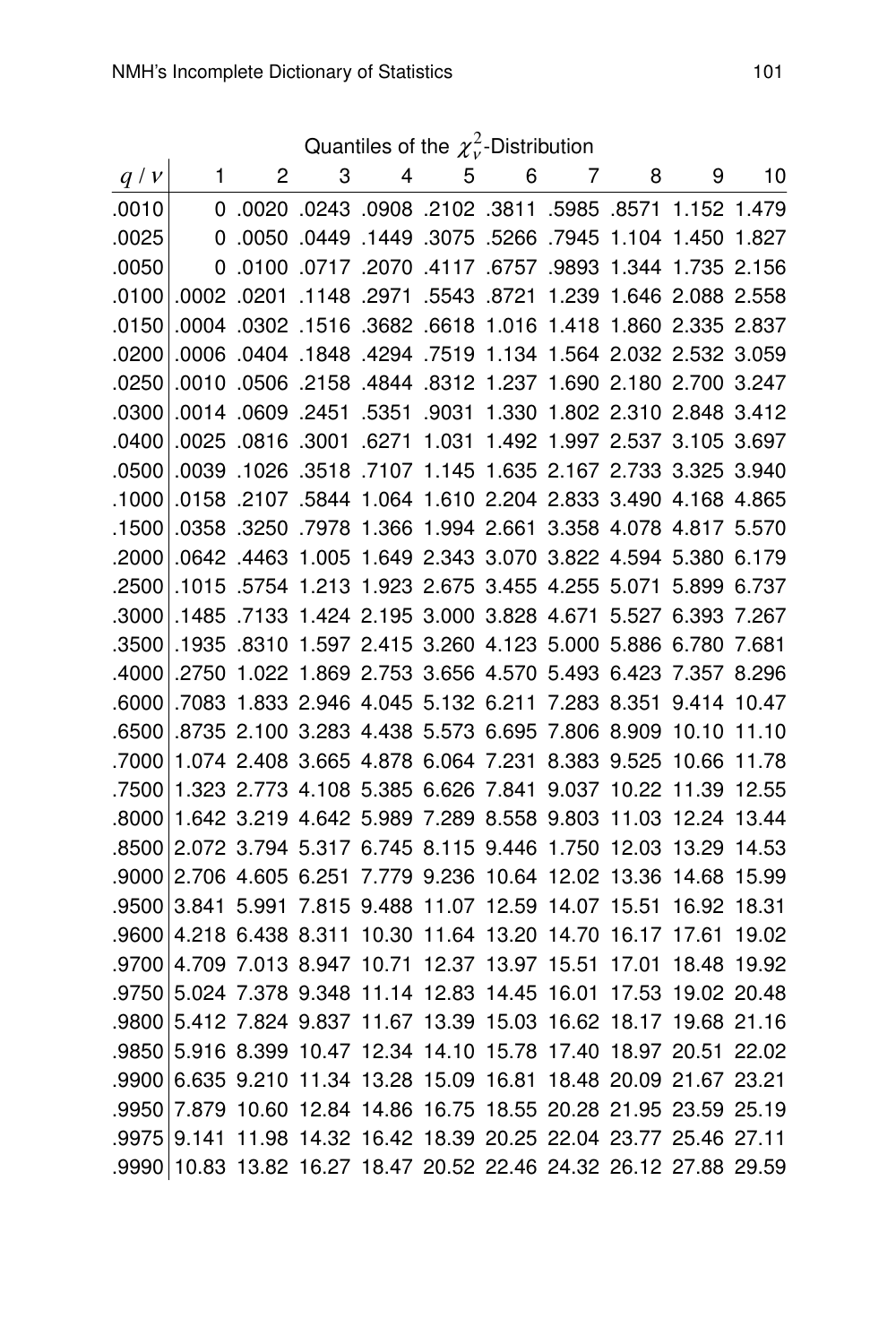Quantiles of the $\chi^2_\nu$-Distribution

| $q$ / $\nu$ | 1 | 2 | 3 | 4 | 5 | 6 | 7 | 8 | 9 | 10 |
|---|---|---|---|---|---|---|---|---|---|---|
| .0010 | 0 | .0020 | .0243 | .0908 | .2102 | .3811 | .5985 | .8571 | 1.152 | 1.479 |
| .0025 | 0 | .0050 | .0449 | .1449 | .3075 | .5266 | .7945 | 1.104 | 1.450 | 1.827 |
| .0050 | 0 | .0100 | .0717 | .2070 | .4117 | .6757 | .9893 | 1.344 | 1.735 | 2.156 |
| .0100 | .0002 | .0201 | .1148 | .2971 | .5543 | .8721 | 1.239 | 1.646 | 2.088 | 2.558 |
| .0150 | .0004 | .0302 | .1516 | .3682 | .6618 | 1.016 | 1.418 | 1.860 | 2.335 | 2.837 |
| .0200 | .0006 | .0404 | .1848 | .4294 | .7519 | 1.134 | 1.564 | 2.032 | 2.532 | 3.059 |
| .0250 | .0010 | .0506 | .2158 | .4844 | .8312 | 1.237 | 1.690 | 2.180 | 2.700 | 3.247 |
| .0300 | .0014 | .0609 | .2451 | .5351 | .9031 | 1.330 | 1.802 | 2.310 | 2.848 | 3.412 |
| .0400 | .0025 | .0816 | .3001 | .6271 | 1.031 | 1.492 | 1.997 | 2.537 | 3.105 | 3.697 |
| .0500 | .0039 | .1026 | .3518 | .7107 | 1.145 | 1.635 | 2.167 | 2.733 | 3.325 | 3.940 |
| .1000 | .0158 | .2107 | .5844 | 1.064 | 1.610 | 2.204 | 2.833 | 3.490 | 4.168 | 4.865 |
| .1500 | .0358 | .3250 | .7978 | 1.366 | 1.994 | 2.661 | 3.358 | 4.078 | 4.817 | 5.570 |
| .2000 | .0642 | .4463 | 1.005 | 1.649 | 2.343 | 3.070 | 3.822 | 4.594 | 5.380 | 6.179 |
| .2500 | .1015 | .5754 | 1.213 | 1.923 | 2.675 | 3.455 | 4.255 | 5.071 | 5.899 | 6.737 |
| .3000 | .1485 | .7133 | 1.424 | 2.195 | 3.000 | 3.828 | 4.671 | 5.527 | 6.393 | 7.267 |
| .3500 | .1935 | .8310 | 1.597 | 2.415 | 3.260 | 4.123 | 5.000 | 5.886 | 6.780 | 7.681 |
| .4000 | .2750 | 1.022 | 1.869 | 2.753 | 3.656 | 4.570 | 5.493 | 6.423 | 7.357 | 8.296 |
| .6000 | .7083 | 1.833 | 2.946 | 4.045 | 5.132 | 6.211 | 7.283 | 8.351 | 9.414 | 10.47 |
| .6500 | .8735 | 2.100 | 3.283 | 4.438 | 5.573 | 6.695 | 7.806 | 8.909 | 10.10 | 11.10 |
| .7000 | 1.074 | 2.408 | 3.665 | 4.878 | 6.064 | 7.231 | 8.383 | 9.525 | 10.66 | 11.78 |
| .7500 | 1.323 | 2.773 | 4.108 | 5.385 | 6.626 | 7.841 | 9.037 | 10.22 | 11.39 | 12.55 |
| .8000 | 1.642 | 3.219 | 4.642 | 5.989 | 7.289 | 8.558 | 9.803 | 11.03 | 12.24 | 13.44 |
| .8500 | 2.072 | 3.794 | 5.317 | 6.745 | 8.115 | 9.446 | 1.750 | 12.03 | 13.29 | 14.53 |
| .9000 | 2.706 | 4.605 | 6.251 | 7.779 | 9.236 | 10.64 | 12.02 | 13.36 | 14.68 | 15.99 |
| .9500 | 3.841 | 5.991 | 7.815 | 9.488 | 11.07 | 12.59 | 14.07 | 15.51 | 16.92 | 18.31 |
| .9600 | 4.218 | 6.438 | 8.311 | 10.30 | 11.64 | 13.20 | 14.70 | 16.17 | 17.61 | 19.02 |
| .9700 | 4.709 | 7.013 | 8.947 | 10.71 | 12.37 | 13.97 | 15.51 | 17.01 | 18.48 | 19.92 |
| .9750 | 5.024 | 7.378 | 9.348 | 11.14 | 12.83 | 14.45 | 16.01 | 17.53 | 19.02 | 20.48 |
| .9800 | 5.412 | 7.824 | 9.837 | 11.67 | 13.39 | 15.03 | 16.62 | 18.17 | 19.68 | 21.16 |
| .9850 | 5.916 | 8.399 | 10.47 | 12.34 | 14.10 | 15.78 | 17.40 | 18.97 | 20.51 | 22.02 |
| .9900 | 6.635 | 9.210 | 11.34 | 13.28 | 15.09 | 16.81 | 18.48 | 20.09 | 21.67 | 23.21 |
| .9950 | 7.879 | 10.60 | 12.84 | 14.86 | 16.75 | 18.55 | 20.28 | 21.95 | 23.59 | 25.19 |
| .9975 | 9.141 | 11.98 | 14.32 | 16.42 | 18.39 | 20.25 | 22.04 | 23.77 | 25.46 | 27.11 |
| .9990 | 10.83 | 13.82 | 16.27 | 18.47 | 20.52 | 22.46 | 24.32 | 26.12 | 27.88 | 29.59 |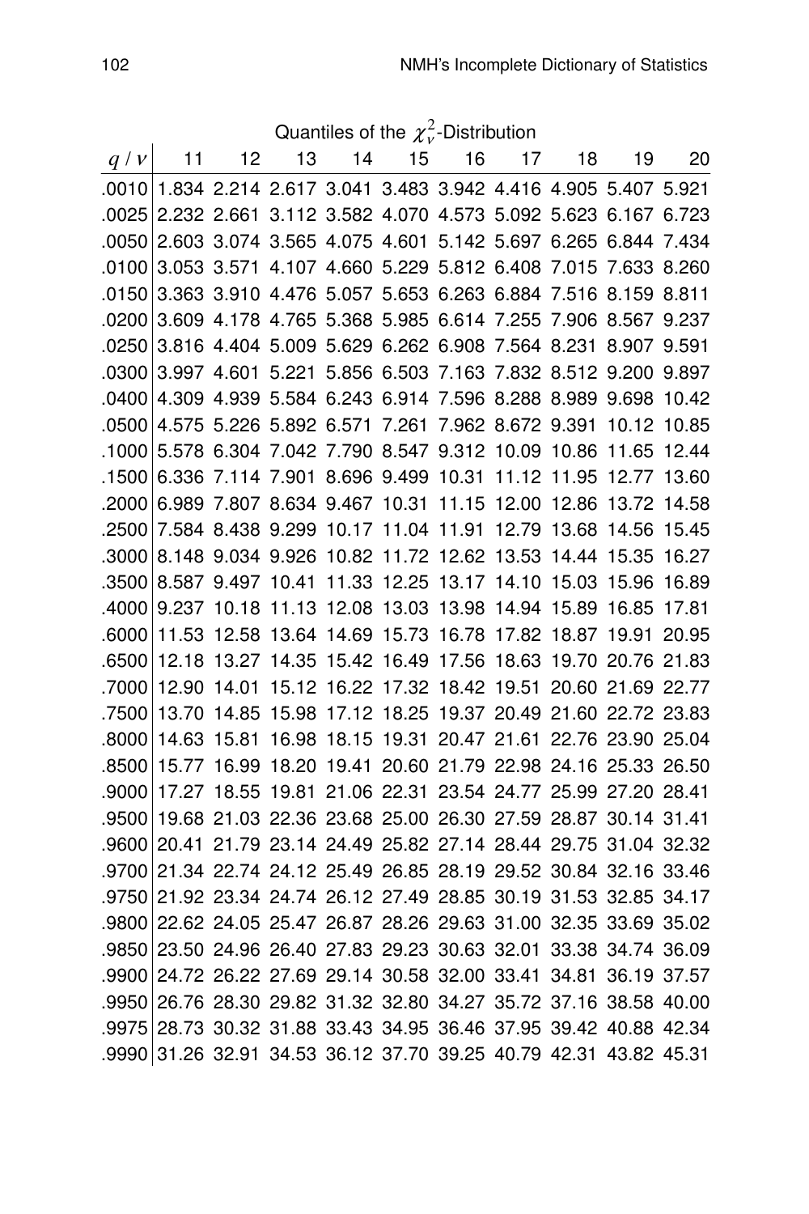Quantiles of the $\chi^2_\nu$-Distribution

| $q$ / $\nu$ | 11 | 12 | 13 | 14 | 15 | 16 | 17 | 18 | 19 | 20 |
|---|---|---|---|---|---|---|---|---|---|---|
| .0010 | 1.834 | 2.214 | 2.617 | 3.041 | 3.483 | 3.942 | 4.416 | 4.905 | 5.407 | 5.921 |
| .0025 | 2.232 | 2.661 | 3.112 | 3.582 | 4.070 | 4.573 | 5.092 | 5.623 | 6.167 | 6.723 |
| .0050 | 2.603 | 3.074 | 3.565 | 4.075 | 4.601 | 5.142 | 5.697 | 6.265 | 6.844 | 7.434 |
| .0100 | 3.053 | 3.571 | 4.107 | 4.660 | 5.229 | 5.812 | 6.408 | 7.015 | 7.633 | 8.260 |
| .0150 | 3.363 | 3.910 | 4.476 | 5.057 | 5.653 | 6.263 | 6.884 | 7.516 | 8.159 | 8.811 |
| .0200 | 3.609 | 4.178 | 4.765 | 5.368 | 5.985 | 6.614 | 7.255 | 7.906 | 8.567 | 9.237 |
| .0250 | 3.816 | 4.404 | 5.009 | 5.629 | 6.262 | 6.908 | 7.564 | 8.231 | 8.907 | 9.591 |
| .0300 | 3.997 | 4.601 | 5.221 | 5.856 | 6.503 | 7.163 | 7.832 | 8.512 | 9.200 | 9.897 |
| .0400 | 4.309 | 4.939 | 5.584 | 6.243 | 6.914 | 7.596 | 8.288 | 8.989 | 9.698 | 10.42 |
| .0500 | 4.575 | 5.226 | 5.892 | 6.571 | 7.261 | 7.962 | 8.672 | 9.391 | 10.12 | 10.85 |
| .1000 | 5.578 | 6.304 | 7.042 | 7.790 | 8.547 | 9.312 | 10.09 | 10.86 | 11.65 | 12.44 |
| .1500 | 6.336 | 7.114 | 7.901 | 8.696 | 9.499 | 10.31 | 11.12 | 11.95 | 12.77 | 13.60 |
| .2000 | 6.989 | 7.807 | 8.634 | 9.467 | 10.31 | 11.15 | 12.00 | 12.86 | 13.72 | 14.58 |
| .2500 | 7.584 | 8.438 | 9.299 | 10.17 | 11.04 | 11.91 | 12.79 | 13.68 | 14.56 | 15.45 |
| .3000 | 8.148 | 9.034 | 9.926 | 10.82 | 11.72 | 12.62 | 13.53 | 14.44 | 15.35 | 16.27 |
| .3500 | 8.587 | 9.497 | 10.41 | 11.33 | 12.25 | 13.17 | 14.10 | 15.03 | 15.96 | 16.89 |
| .4000 | 9.237 | 10.18 | 11.13 | 12.08 | 13.03 | 13.98 | 14.94 | 15.89 | 16.85 | 17.81 |
| .6000 | 11.53 | 12.58 | 13.64 | 14.69 | 15.73 | 16.78 | 17.82 | 18.87 | 19.91 | 20.95 |
| .6500 | 12.18 | 13.27 | 14.35 | 15.42 | 16.49 | 17.56 | 18.63 | 19.70 | 20.76 | 21.83 |
| .7000 | 12.90 | 14.01 | 15.12 | 16.22 | 17.32 | 18.42 | 19.51 | 20.60 | 21.69 | 22.77 |
| .7500 | 13.70 | 14.85 | 15.98 | 17.12 | 18.25 | 19.37 | 20.49 | 21.60 | 22.72 | 23.83 |
| .8000 | 14.63 | 15.81 | 16.98 | 18.15 | 19.31 | 20.47 | 21.61 | 22.76 | 23.90 | 25.04 |
| .8500 | 15.77 | 16.99 | 18.20 | 19.41 | 20.60 | 21.79 | 22.98 | 24.16 | 25.33 | 26.50 |
| .9000 | 17.27 | 18.55 | 19.81 | 21.06 | 22.31 | 23.54 | 24.77 | 25.99 | 27.20 | 28.41 |
| .9500 | 19.68 | 21.03 | 22.36 | 23.68 | 25.00 | 26.30 | 27.59 | 28.87 | 30.14 | 31.41 |
| .9600 | 20.41 | 21.79 | 23.14 | 24.49 | 25.82 | 27.14 | 28.44 | 29.75 | 31.04 | 32.32 |
| .9700 | 21.34 | 22.74 | 24.12 | 25.49 | 26.85 | 28.19 | 29.52 | 30.84 | 32.16 | 33.46 |
| .9750 | 21.92 | 23.34 | 24.74 | 26.12 | 27.49 | 28.85 | 30.19 | 31.53 | 32.85 | 34.17 |
| .9800 | 22.62 | 24.05 | 25.47 | 26.87 | 28.26 | 29.63 | 31.00 | 32.35 | 33.69 | 35.02 |
| .9850 | 23.50 | 24.96 | 26.40 | 27.83 | 29.23 | 30.63 | 32.01 | 33.38 | 34.74 | 36.09 |
| .9900 | 24.72 | 26.22 | 27.69 | 29.14 | 30.58 | 32.00 | 33.41 | 34.81 | 36.19 | 37.57 |
| .9950 | 26.76 | 28.30 | 29.82 | 31.32 | 32.80 | 34.27 | 35.72 | 37.16 | 38.58 | 40.00 |
| .9975 | 28.73 | 30.32 | 31.88 | 33.43 | 34.95 | 36.46 | 37.95 | 39.42 | 40.88 | 42.34 |
| .9990 | 31.26 | 32.91 | 34.53 | 36.12 | 37.70 | 39.25 | 40.79 | 42.31 | 43.82 | 45.31 |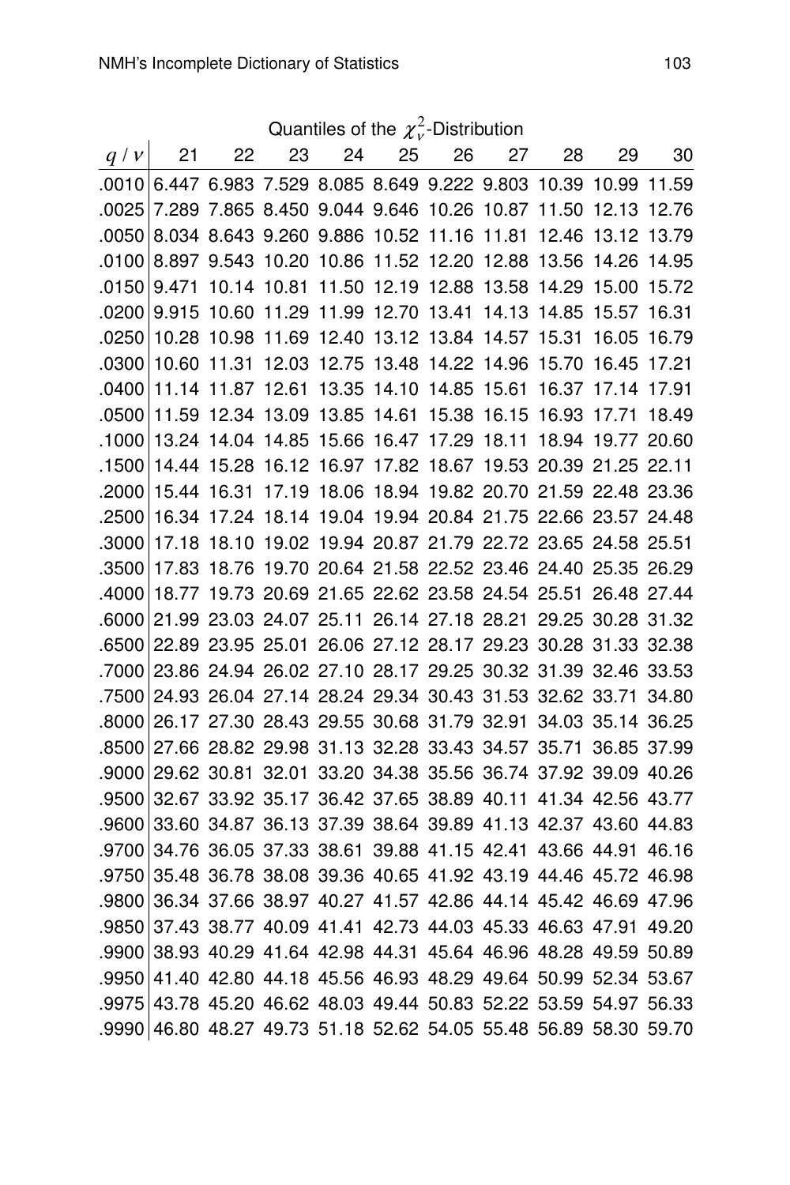Quantiles of the $\chi^2_\nu$-Distribution

| $q$ / $\nu$ | 21 | 22 | 23 | 24 | 25 | 26 | 27 | 28 | 29 | 30 |
|---|---|---|---|---|---|---|---|---|---|---|
| .0010 | 6.447 | 6.983 | 7.529 | 8.085 | 8.649 | 9.222 | 9.803 | 10.39 | 10.99 | 11.59 |
| .0025 | 7.289 | 7.865 | 8.450 | 9.044 | 9.646 | 10.26 | 10.87 | 11.50 | 12.13 | 12.76 |
| .0050 | 8.034 | 8.643 | 9.260 | 9.886 | 10.52 | 11.16 | 11.81 | 12.46 | 13.12 | 13.79 |
| .0100 | 8.897 | 9.543 | 10.20 | 10.86 | 11.52 | 12.20 | 12.88 | 13.56 | 14.26 | 14.95 |
| .0150 | 9.471 | 10.14 | 10.81 | 11.50 | 12.19 | 12.88 | 13.58 | 14.29 | 15.00 | 15.72 |
| .0200 | 9.915 | 10.60 | 11.29 | 11.99 | 12.70 | 13.41 | 14.13 | 14.85 | 15.57 | 16.31 |
| .0250 | 10.28 | 10.98 | 11.69 | 12.40 | 13.12 | 13.84 | 14.57 | 15.31 | 16.05 | 16.79 |
| .0300 | 10.60 | 11.31 | 12.03 | 12.75 | 13.48 | 14.22 | 14.96 | 15.70 | 16.45 | 17.21 |
| .0400 | 11.14 | 11.87 | 12.61 | 13.35 | 14.10 | 14.85 | 15.61 | 16.37 | 17.14 | 17.91 |
| .0500 | 11.59 | 12.34 | 13.09 | 13.85 | 14.61 | 15.38 | 16.15 | 16.93 | 17.71 | 18.49 |
| .1000 | 13.24 | 14.04 | 14.85 | 15.66 | 16.47 | 17.29 | 18.11 | 18.94 | 19.77 | 20.60 |
| .1500 | 14.44 | 15.28 | 16.12 | 16.97 | 17.82 | 18.67 | 19.53 | 20.39 | 21.25 | 22.11 |
| .2000 | 15.44 | 16.31 | 17.19 | 18.06 | 18.94 | 19.82 | 20.70 | 21.59 | 22.48 | 23.36 |
| .2500 | 16.34 | 17.24 | 18.14 | 19.04 | 19.94 | 20.84 | 21.75 | 22.66 | 23.57 | 24.48 |
| .3000 | 17.18 | 18.10 | 19.02 | 19.94 | 20.87 | 21.79 | 22.72 | 23.65 | 24.58 | 25.51 |
| .3500 | 17.83 | 18.76 | 19.70 | 20.64 | 21.58 | 22.52 | 23.46 | 24.40 | 25.35 | 26.29 |
| .4000 | 18.77 | 19.73 | 20.69 | 21.65 | 22.62 | 23.58 | 24.54 | 25.51 | 26.48 | 27.44 |
| .6000 | 21.99 | 23.03 | 24.07 | 25.11 | 26.14 | 27.18 | 28.21 | 29.25 | 30.28 | 31.32 |
| .6500 | 22.89 | 23.95 | 25.01 | 26.06 | 27.12 | 28.17 | 29.23 | 30.28 | 31.33 | 32.38 |
| .7000 | 23.86 | 24.94 | 26.02 | 27.10 | 28.17 | 29.25 | 30.32 | 31.39 | 32.46 | 33.53 |
| .7500 | 24.93 | 26.04 | 27.14 | 28.24 | 29.34 | 30.43 | 31.53 | 32.62 | 33.71 | 34.80 |
| .8000 | 26.17 | 27.30 | 28.43 | 29.55 | 30.68 | 31.79 | 32.91 | 34.03 | 35.14 | 36.25 |
| .8500 | 27.66 | 28.82 | 29.98 | 31.13 | 32.28 | 33.43 | 34.57 | 35.71 | 36.85 | 37.99 |
| .9000 | 29.62 | 30.81 | 32.01 | 33.20 | 34.38 | 35.56 | 36.74 | 37.92 | 39.09 | 40.26 |
| .9500 | 32.67 | 33.92 | 35.17 | 36.42 | 37.65 | 38.89 | 40.11 | 41.34 | 42.56 | 43.77 |
| .9600 | 33.60 | 34.87 | 36.13 | 37.39 | 38.64 | 39.89 | 41.13 | 42.37 | 43.60 | 44.83 |
| .9700 | 34.76 | 36.05 | 37.33 | 38.61 | 39.88 | 41.15 | 42.41 | 43.66 | 44.91 | 46.16 |
| .9750 | 35.48 | 36.78 | 38.08 | 39.36 | 40.65 | 41.92 | 43.19 | 44.46 | 45.72 | 46.98 |
| .9800 | 36.34 | 37.66 | 38.97 | 40.27 | 41.57 | 42.86 | 44.14 | 45.42 | 46.69 | 47.96 |
| .9850 | 37.43 | 38.77 | 40.09 | 41.41 | 42.73 | 44.03 | 45.33 | 46.63 | 47.91 | 49.20 |
| .9900 | 38.93 | 40.29 | 41.64 | 42.98 | 44.31 | 45.64 | 46.96 | 48.28 | 49.59 | 50.89 |
| .9950 | 41.40 | 42.80 | 44.18 | 45.56 | 46.93 | 48.29 | 49.64 | 50.99 | 52.34 | 53.67 |
| .9975 | 43.78 | 45.20 | 46.62 | 48.03 | 49.44 | 50.83 | 52.22 | 53.59 | 54.97 | 56.33 |
| .9990 | 46.80 | 48.27 | 49.73 | 51.18 | 52.62 | 54.05 | 55.48 | 56.89 | 58.30 | 59.70 |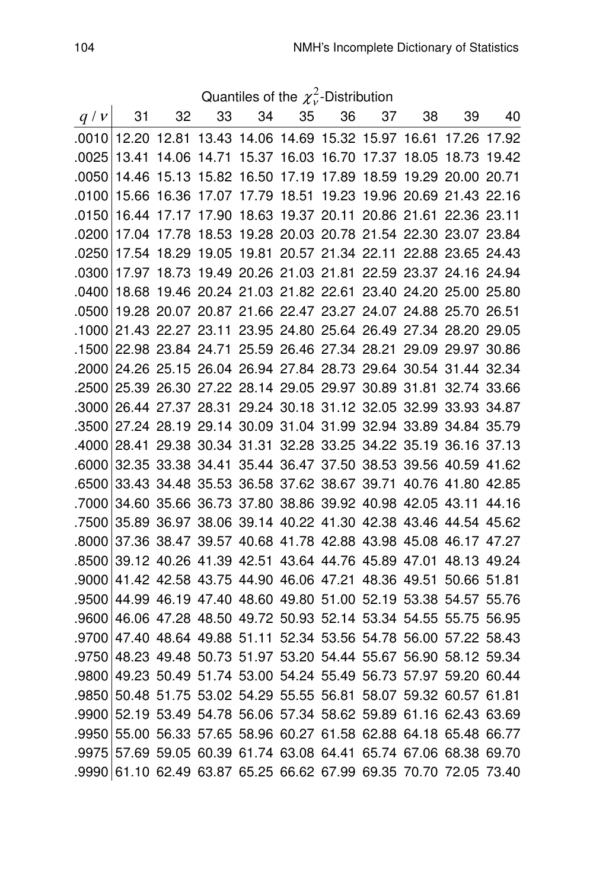Quantiles of the $\chi^2_\nu$-Distribution

| $q$ / $\nu$ | 31 | 32 | 33 | 34 | 35 | 36 | 37 | 38 | 39 | 40 |
|---|---|---|---|---|---|---|---|---|---|---|
| .0010 | 12.20 | 12.81 | 13.43 | 14.06 | 14.69 | 15.32 | 15.97 | 16.61 | 17.26 | 17.92 |
| .0025 | 13.41 | 14.06 | 14.71 | 15.37 | 16.03 | 16.70 | 17.37 | 18.05 | 18.73 | 19.42 |
| .0050 | 14.46 | 15.13 | 15.82 | 16.50 | 17.19 | 17.89 | 18.59 | 19.29 | 20.00 | 20.71 |
| .0100 | 15.66 | 16.36 | 17.07 | 17.79 | 18.51 | 19.23 | 19.96 | 20.69 | 21.43 | 22.16 |
| .0150 | 16.44 | 17.17 | 17.90 | 18.63 | 19.37 | 20.11 | 20.86 | 21.61 | 22.36 | 23.11 |
| .0200 | 17.04 | 17.78 | 18.53 | 19.28 | 20.03 | 20.78 | 21.54 | 22.30 | 23.07 | 23.84 |
| .0250 | 17.54 | 18.29 | 19.05 | 19.81 | 20.57 | 21.34 | 22.11 | 22.88 | 23.65 | 24.43 |
| .0300 | 17.97 | 18.73 | 19.49 | 20.26 | 21.03 | 21.81 | 22.59 | 23.37 | 24.16 | 24.94 |
| .0400 | 18.68 | 19.46 | 20.24 | 21.03 | 21.82 | 22.61 | 23.40 | 24.20 | 25.00 | 25.80 |
| .0500 | 19.28 | 20.07 | 20.87 | 21.66 | 22.47 | 23.27 | 24.07 | 24.88 | 25.70 | 26.51 |
| .1000 | 21.43 | 22.27 | 23.11 | 23.95 | 24.80 | 25.64 | 26.49 | 27.34 | 28.20 | 29.05 |
| .1500 | 22.98 | 23.84 | 24.71 | 25.59 | 26.46 | 27.34 | 28.21 | 29.09 | 29.97 | 30.86 |
| .2000 | 24.26 | 25.15 | 26.04 | 26.94 | 27.84 | 28.73 | 29.64 | 30.54 | 31.44 | 32.34 |
| .2500 | 25.39 | 26.30 | 27.22 | 28.14 | 29.05 | 29.97 | 30.89 | 31.81 | 32.74 | 33.66 |
| .3000 | 26.44 | 27.37 | 28.31 | 29.24 | 30.18 | 31.12 | 32.05 | 32.99 | 33.93 | 34.87 |
| .3500 | 27.24 | 28.19 | 29.14 | 30.09 | 31.04 | 31.99 | 32.94 | 33.89 | 34.84 | 35.79 |
| .4000 | 28.41 | 29.38 | 30.34 | 31.31 | 32.28 | 33.25 | 34.22 | 35.19 | 36.16 | 37.13 |
| .6000 | 32.35 | 33.38 | 34.41 | 35.44 | 36.47 | 37.50 | 38.53 | 39.56 | 40.59 | 41.62 |
| .6500 | 33.43 | 34.48 | 35.53 | 36.58 | 37.62 | 38.67 | 39.71 | 40.76 | 41.80 | 42.85 |
| .7000 | 34.60 | 35.66 | 36.73 | 37.80 | 38.86 | 39.92 | 40.98 | 42.05 | 43.11 | 44.16 |
| .7500 | 35.89 | 36.97 | 38.06 | 39.14 | 40.22 | 41.30 | 42.38 | 43.46 | 44.54 | 45.62 |
| .8000 | 37.36 | 38.47 | 39.57 | 40.68 | 41.78 | 42.88 | 43.98 | 45.08 | 46.17 | 47.27 |
| .8500 | 39.12 | 40.26 | 41.39 | 42.51 | 43.64 | 44.76 | 45.89 | 47.01 | 48.13 | 49.24 |
| .9000 | 41.42 | 42.58 | 43.75 | 44.90 | 46.06 | 47.21 | 48.36 | 49.51 | 50.66 | 51.81 |
| .9500 | 44.99 | 46.19 | 47.40 | 48.60 | 49.80 | 51.00 | 52.19 | 53.38 | 54.57 | 55.76 |
| .9600 | 46.06 | 47.28 | 48.50 | 49.72 | 50.93 | 52.14 | 53.34 | 54.55 | 55.75 | 56.95 |
| .9700 | 47.40 | 48.64 | 49.88 | 51.11 | 52.34 | 53.56 | 54.78 | 56.00 | 57.22 | 58.43 |
| .9750 | 48.23 | 49.48 | 50.73 | 51.97 | 53.20 | 54.44 | 55.67 | 56.90 | 58.12 | 59.34 |
| .9800 | 49.23 | 50.49 | 51.74 | 53.00 | 54.24 | 55.49 | 56.73 | 57.97 | 59.20 | 60.44 |
| .9850 | 50.48 | 51.75 | 53.02 | 54.29 | 55.55 | 56.81 | 58.07 | 59.32 | 60.57 | 61.81 |
| .9900 | 52.19 | 53.49 | 54.78 | 56.06 | 57.34 | 58.62 | 59.89 | 61.16 | 62.43 | 63.69 |
| .9950 | 55.00 | 56.33 | 57.65 | 58.96 | 60.27 | 61.58 | 62.88 | 64.18 | 65.48 | 66.77 |
| .9975 | 57.69 | 59.05 | 60.39 | 61.74 | 63.08 | 64.41 | 65.74 | 67.06 | 68.38 | 69.70 |
| .9990 | 61.10 | 62.49 | 63.87 | 65.25 | 66.62 | 67.99 | 69.35 | 70.70 | 72.05 | 73.40 |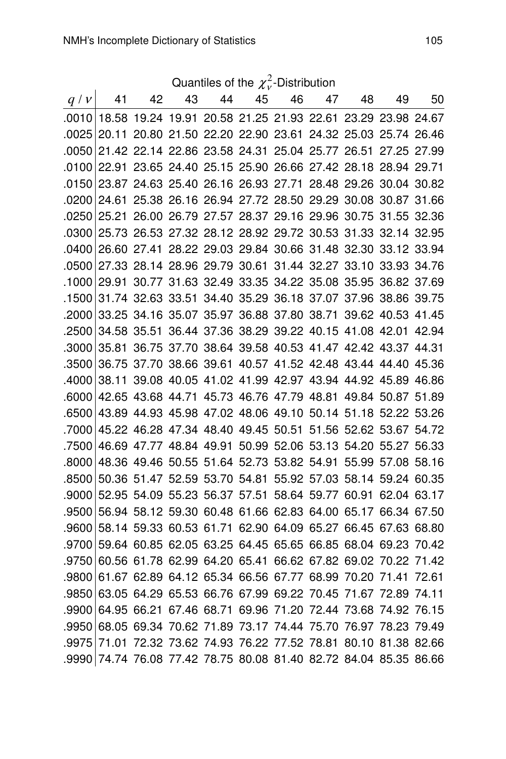Quantiles of the $\chi^2_\nu$-Distribution

| $q$ / $\nu$ | 41 | 42 | 43 | 44 | 45 | 46 | 47 | 48 | 49 | 50 |
|---|---|---|---|---|---|---|---|---|---|---|
| .0010 | 18.58 | 19.24 | 19.91 | 20.58 | 21.25 | 21.93 | 22.61 | 23.29 | 23.98 | 24.67 |
| .0025 | 20.11 | 20.80 | 21.50 | 22.20 | 22.90 | 23.61 | 24.32 | 25.03 | 25.74 | 26.46 |
| .0050 | 21.42 | 22.14 | 22.86 | 23.58 | 24.31 | 25.04 | 25.77 | 26.51 | 27.25 | 27.99 |
| .0100 | 22.91 | 23.65 | 24.40 | 25.15 | 25.90 | 26.66 | 27.42 | 28.18 | 28.94 | 29.71 |
| .0150 | 23.87 | 24.63 | 25.40 | 26.16 | 26.93 | 27.71 | 28.48 | 29.26 | 30.04 | 30.82 |
| .0200 | 24.61 | 25.38 | 26.16 | 26.94 | 27.72 | 28.50 | 29.29 | 30.08 | 30.87 | 31.66 |
| .0250 | 25.21 | 26.00 | 26.79 | 27.57 | 28.37 | 29.16 | 29.96 | 30.75 | 31.55 | 32.36 |
| .0300 | 25.73 | 26.53 | 27.32 | 28.12 | 28.92 | 29.72 | 30.53 | 31.33 | 32.14 | 32.95 |
| .0400 | 26.60 | 27.41 | 28.22 | 29.03 | 29.84 | 30.66 | 31.48 | 32.30 | 33.12 | 33.94 |
| .0500 | 27.33 | 28.14 | 28.96 | 29.79 | 30.61 | 31.44 | 32.27 | 33.10 | 33.93 | 34.76 |
| .1000 | 29.91 | 30.77 | 31.63 | 32.49 | 33.35 | 34.22 | 35.08 | 35.95 | 36.82 | 37.69 |
| .1500 | 31.74 | 32.63 | 33.51 | 34.40 | 35.29 | 36.18 | 37.07 | 37.96 | 38.86 | 39.75 |
| .2000 | 33.25 | 34.16 | 35.07 | 35.97 | 36.88 | 37.80 | 38.71 | 39.62 | 40.53 | 41.45 |
| .2500 | 34.58 | 35.51 | 36.44 | 37.36 | 38.29 | 39.22 | 40.15 | 41.08 | 42.01 | 42.94 |
| .3000 | 35.81 | 36.75 | 37.70 | 38.64 | 39.58 | 40.53 | 41.47 | 42.42 | 43.37 | 44.31 |
| .3500 | 36.75 | 37.70 | 38.66 | 39.61 | 40.57 | 41.52 | 42.48 | 43.44 | 44.40 | 45.36 |
| .4000 | 38.11 | 39.08 | 40.05 | 41.02 | 41.99 | 42.97 | 43.94 | 44.92 | 45.89 | 46.86 |
| .6000 | 42.65 | 43.68 | 44.71 | 45.73 | 46.76 | 47.79 | 48.81 | 49.84 | 50.87 | 51.89 |
| .6500 | 43.89 | 44.93 | 45.98 | 47.02 | 48.06 | 49.10 | 50.14 | 51.18 | 52.22 | 53.26 |
| .7000 | 45.22 | 46.28 | 47.34 | 48.40 | 49.45 | 50.51 | 51.56 | 52.62 | 53.67 | 54.72 |
| .7500 | 46.69 | 47.77 | 48.84 | 49.91 | 50.99 | 52.06 | 53.13 | 54.20 | 55.27 | 56.33 |
| .8000 | 48.36 | 49.46 | 50.55 | 51.64 | 52.73 | 53.82 | 54.91 | 55.99 | 57.08 | 58.16 |
| .8500 | 50.36 | 51.47 | 52.59 | 53.70 | 54.81 | 55.92 | 57.03 | 58.14 | 59.24 | 60.35 |
| .9000 | 52.95 | 54.09 | 55.23 | 56.37 | 57.51 | 58.64 | 59.77 | 60.91 | 62.04 | 63.17 |
| .9500 | 56.94 | 58.12 | 59.30 | 60.48 | 61.66 | 62.83 | 64.00 | 65.17 | 66.34 | 67.50 |
| .9600 | 58.14 | 59.33 | 60.53 | 61.71 | 62.90 | 64.09 | 65.27 | 66.45 | 67.63 | 68.80 |
| .9700 | 59.64 | 60.85 | 62.05 | 63.25 | 64.45 | 65.65 | 66.85 | 68.04 | 69.23 | 70.42 |
| .9750 | 60.56 | 61.78 | 62.99 | 64.20 | 65.41 | 66.62 | 67.82 | 69.02 | 70.22 | 71.42 |
| .9800 | 61.67 | 62.89 | 64.12 | 65.34 | 66.56 | 67.77 | 68.99 | 70.20 | 71.41 | 72.61 |
| .9850 | 63.05 | 64.29 | 65.53 | 66.76 | 67.99 | 69.22 | 70.45 | 71.67 | 72.89 | 74.11 |
| .9900 | 64.95 | 66.21 | 67.46 | 68.71 | 69.96 | 71.20 | 72.44 | 73.68 | 74.92 | 76.15 |
| .9950 | 68.05 | 69.34 | 70.62 | 71.89 | 73.17 | 74.44 | 75.70 | 76.97 | 78.23 | 79.49 |
| .9975 | 71.01 | 72.32 | 73.62 | 74.93 | 76.22 | 77.52 | 78.81 | 80.10 | 81.38 | 82.66 |
| .9990 | 74.74 | 76.08 | 77.42 | 78.75 | 80.08 | 81.40 | 82.72 | 84.04 | 85.35 | 86.66 |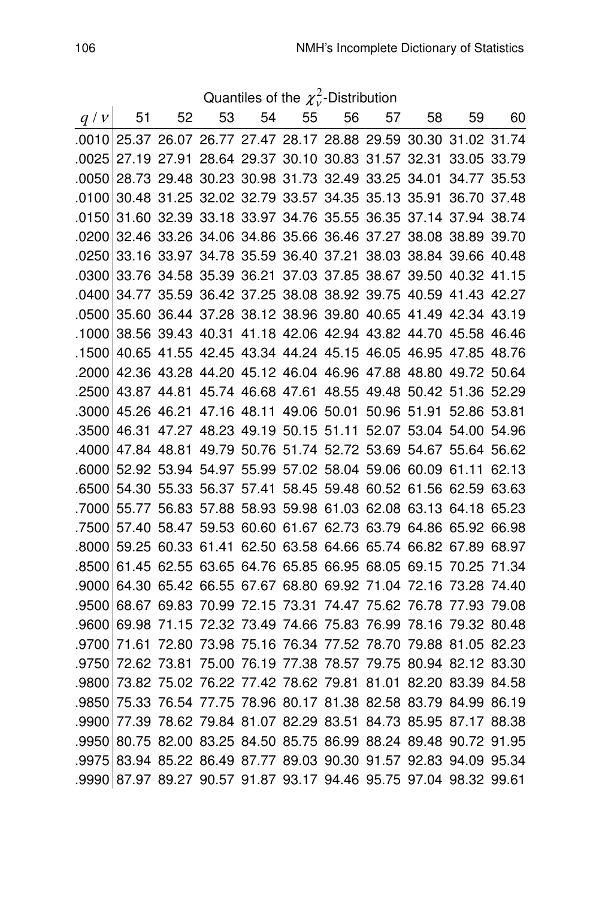Quantiles of the $\chi^2_\nu$-Distribution

| $q$ / $\nu$ | 51 | 52 | 53 | 54 | 55 | 56 | 57 | 58 | 59 | 60 |
|---|---|---|---|---|---|---|---|---|---|---|
| .0010 | 25.37 | 26.07 | 26.77 | 27.47 | 28.17 | 28.88 | 29.59 | 30.30 | 31.02 | 31.74 |
| .0025 | 27.19 | 27.91 | 28.64 | 29.37 | 30.10 | 30.83 | 31.57 | 32.31 | 33.05 | 33.79 |
| .0050 | 28.73 | 29.48 | 30.23 | 30.98 | 31.73 | 32.49 | 33.25 | 34.01 | 34.77 | 35.53 |
| .0100 | 30.48 | 31.25 | 32.02 | 32.79 | 33.57 | 34.35 | 35.13 | 35.91 | 36.70 | 37.48 |
| .0150 | 31.60 | 32.39 | 33.18 | 33.97 | 34.76 | 35.55 | 36.35 | 37.14 | 37.94 | 38.74 |
| .0200 | 32.46 | 33.26 | 34.06 | 34.86 | 35.66 | 36.46 | 37.27 | 38.08 | 38.89 | 39.70 |
| .0250 | 33.16 | 33.97 | 34.78 | 35.59 | 36.40 | 37.21 | 38.03 | 38.84 | 39.66 | 40.48 |
| .0300 | 33.76 | 34.58 | 35.39 | 36.21 | 37.03 | 37.85 | 38.67 | 39.50 | 40.32 | 41.15 |
| .0400 | 34.77 | 35.59 | 36.42 | 37.25 | 38.08 | 38.92 | 39.75 | 40.59 | 41.43 | 42.27 |
| .0500 | 35.60 | 36.44 | 37.28 | 38.12 | 38.96 | 39.80 | 40.65 | 41.49 | 42.34 | 43.19 |
| .1000 | 38.56 | 39.43 | 40.31 | 41.18 | 42.06 | 42.94 | 43.82 | 44.70 | 45.58 | 46.46 |
| .1500 | 40.65 | 41.55 | 42.45 | 43.34 | 44.24 | 45.15 | 46.05 | 46.95 | 47.85 | 48.76 |
| .2000 | 42.36 | 43.28 | 44.20 | 45.12 | 46.04 | 46.96 | 47.88 | 48.80 | 49.72 | 50.64 |
| .2500 | 43.87 | 44.81 | 45.74 | 46.68 | 47.61 | 48.55 | 49.48 | 50.42 | 51.36 | 52.29 |
| .3000 | 45.26 | 46.21 | 47.16 | 48.11 | 49.06 | 50.01 | 50.96 | 51.91 | 52.86 | 53.81 |
| .3500 | 46.31 | 47.27 | 48.23 | 49.19 | 50.15 | 51.11 | 52.07 | 53.04 | 54.00 | 54.96 |
| .4000 | 47.84 | 48.81 | 49.79 | 50.76 | 51.74 | 52.72 | 53.69 | 54.67 | 55.64 | 56.62 |
| .6000 | 52.92 | 53.94 | 54.97 | 55.99 | 57.02 | 58.04 | 59.06 | 60.09 | 61.11 | 62.13 |
| .6500 | 54.30 | 55.33 | 56.37 | 57.41 | 58.45 | 59.48 | 60.52 | 61.56 | 62.59 | 63.63 |
| .7000 | 55.77 | 56.83 | 57.88 | 58.93 | 59.98 | 61.03 | 62.08 | 63.13 | 64.18 | 65.23 |
| .7500 | 57.40 | 58.47 | 59.53 | 60.60 | 61.67 | 62.73 | 63.79 | 64.86 | 65.92 | 66.98 |
| .8000 | 59.25 | 60.33 | 61.41 | 62.50 | 63.58 | 64.66 | 65.74 | 66.82 | 67.89 | 68.97 |
| .8500 | 61.45 | 62.55 | 63.65 | 64.76 | 65.85 | 66.95 | 68.05 | 69.15 | 70.25 | 71.34 |
| .9000 | 64.30 | 65.42 | 66.55 | 67.67 | 68.80 | 69.92 | 71.04 | 72.16 | 73.28 | 74.40 |
| .9500 | 68.67 | 69.83 | 70.99 | 72.15 | 73.31 | 74.47 | 75.62 | 76.78 | 77.93 | 79.08 |
| .9600 | 69.98 | 71.15 | 72.32 | 73.49 | 74.66 | 75.83 | 76.99 | 78.16 | 79.32 | 80.48 |
| .9700 | 71.61 | 72.80 | 73.98 | 75.16 | 76.34 | 77.52 | 78.70 | 79.88 | 81.05 | 82.23 |
| .9750 | 72.62 | 73.81 | 75.00 | 76.19 | 77.38 | 78.57 | 79.75 | 80.94 | 82.12 | 83.30 |
| .9800 | 73.82 | 75.02 | 76.22 | 77.42 | 78.62 | 79.81 | 81.01 | 82.20 | 83.39 | 84.58 |
| .9850 | 75.33 | 76.54 | 77.75 | 78.96 | 80.17 | 81.38 | 82.58 | 83.79 | 84.99 | 86.19 |
| .9900 | 77.39 | 78.62 | 79.84 | 81.07 | 82.29 | 83.51 | 84.73 | 85.95 | 87.17 | 88.38 |
| .9950 | 80.75 | 82.00 | 83.25 | 84.50 | 85.75 | 86.99 | 88.24 | 89.48 | 90.72 | 91.95 |
| .9975 | 83.94 | 85.22 | 86.49 | 87.77 | 89.03 | 90.30 | 91.57 | 92.83 | 94.09 | 95.34 |
| .9990 | 87.97 | 89.27 | 90.57 | 91.87 | 93.17 | 94.46 | 95.75 | 97.04 | 98.32 | 99.61 |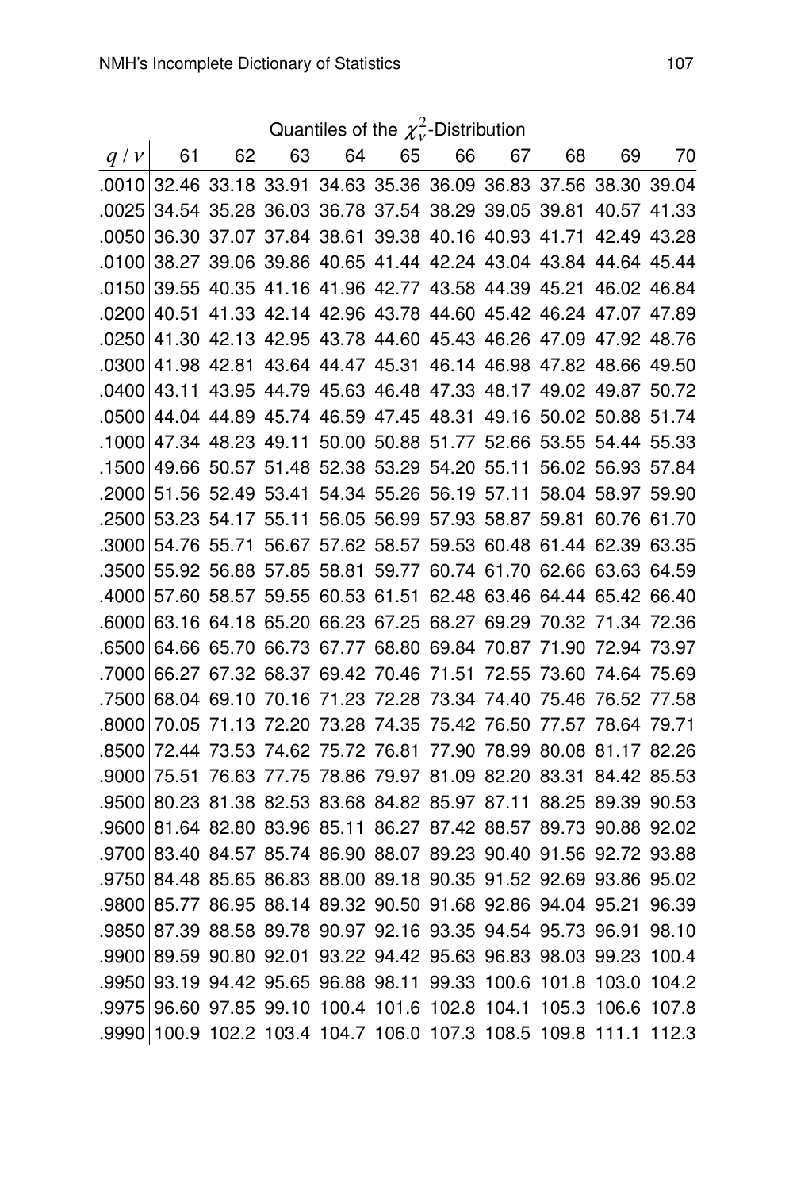Quantiles of the $\chi^2_\nu$-Distribution

| $q$ / $\nu$ | 61 | 62 | 63 | 64 | 65 | 66 | 67 | 68 | 69 | 70 |
|---|---|---|---|---|---|---|---|---|---|---|
| .0010 | 32.46 | 33.18 | 33.91 | 34.63 | 35.36 | 36.09 | 36.83 | 37.56 | 38.30 | 39.04 |
| .0025 | 34.54 | 35.28 | 36.03 | 36.78 | 37.54 | 38.29 | 39.05 | 39.81 | 40.57 | 41.33 |
| .0050 | 36.30 | 37.07 | 37.84 | 38.61 | 39.38 | 40.16 | 40.93 | 41.71 | 42.49 | 43.28 |
| .0100 | 38.27 | 39.06 | 39.86 | 40.65 | 41.44 | 42.24 | 43.04 | 43.84 | 44.64 | 45.44 |
| .0150 | 39.55 | 40.35 | 41.16 | 41.96 | 42.77 | 43.58 | 44.39 | 45.21 | 46.02 | 46.84 |
| .0200 | 40.51 | 41.33 | 42.14 | 42.96 | 43.78 | 44.60 | 45.42 | 46.24 | 47.07 | 47.89 |
| .0250 | 41.30 | 42.13 | 42.95 | 43.78 | 44.60 | 45.43 | 46.26 | 47.09 | 47.92 | 48.76 |
| .0300 | 41.98 | 42.81 | 43.64 | 44.47 | 45.31 | 46.14 | 46.98 | 47.82 | 48.66 | 49.50 |
| .0400 | 43.11 | 43.95 | 44.79 | 45.63 | 46.48 | 47.33 | 48.17 | 49.02 | 49.87 | 50.72 |
| .0500 | 44.04 | 44.89 | 45.74 | 46.59 | 47.45 | 48.31 | 49.16 | 50.02 | 50.88 | 51.74 |
| .1000 | 47.34 | 48.23 | 49.11 | 50.00 | 50.88 | 51.77 | 52.66 | 53.55 | 54.44 | 55.33 |
| .1500 | 49.66 | 50.57 | 51.48 | 52.38 | 53.29 | 54.20 | 55.11 | 56.02 | 56.93 | 57.84 |
| .2000 | 51.56 | 52.49 | 53.41 | 54.34 | 55.26 | 56.19 | 57.11 | 58.04 | 58.97 | 59.90 |
| .2500 | 53.23 | 54.17 | 55.11 | 56.05 | 56.99 | 57.93 | 58.87 | 59.81 | 60.76 | 61.70 |
| .3000 | 54.76 | 55.71 | 56.67 | 57.62 | 58.57 | 59.53 | 60.48 | 61.44 | 62.39 | 63.35 |
| .3500 | 55.92 | 56.88 | 57.85 | 58.81 | 59.77 | 60.74 | 61.70 | 62.66 | 63.63 | 64.59 |
| .4000 | 57.60 | 58.57 | 59.55 | 60.53 | 61.51 | 62.48 | 63.46 | 64.44 | 65.42 | 66.40 |
| .6000 | 63.16 | 64.18 | 65.20 | 66.23 | 67.25 | 68.27 | 69.29 | 70.32 | 71.34 | 72.36 |
| .6500 | 64.66 | 65.70 | 66.73 | 67.77 | 68.80 | 69.84 | 70.87 | 71.90 | 72.94 | 73.97 |
| .7000 | 66.27 | 67.32 | 68.37 | 69.42 | 70.46 | 71.51 | 72.55 | 73.60 | 74.64 | 75.69 |
| .7500 | 68.04 | 69.10 | 70.16 | 71.23 | 72.28 | 73.34 | 74.40 | 75.46 | 76.52 | 77.58 |
| .8000 | 70.05 | 71.13 | 72.20 | 73.28 | 74.35 | 75.42 | 76.50 | 77.57 | 78.64 | 79.71 |
| .8500 | 72.44 | 73.53 | 74.62 | 75.72 | 76.81 | 77.90 | 78.99 | 80.08 | 81.17 | 82.26 |
| .9000 | 75.51 | 76.63 | 77.75 | 78.86 | 79.97 | 81.09 | 82.20 | 83.31 | 84.42 | 85.53 |
| .9500 | 80.23 | 81.38 | 82.53 | 83.68 | 84.82 | 85.97 | 87.11 | 88.25 | 89.39 | 90.53 |
| .9600 | 81.64 | 82.80 | 83.96 | 85.11 | 86.27 | 87.42 | 88.57 | 89.73 | 90.88 | 92.02 |
| .9700 | 83.40 | 84.57 | 85.74 | 86.90 | 88.07 | 89.23 | 90.40 | 91.56 | 92.72 | 93.88 |
| .9750 | 84.48 | 85.65 | 86.83 | 88.00 | 89.18 | 90.35 | 91.52 | 92.69 | 93.86 | 95.02 |
| .9800 | 85.77 | 86.95 | 88.14 | 89.32 | 90.50 | 91.68 | 92.86 | 94.04 | 95.21 | 96.39 |
| .9850 | 87.39 | 88.58 | 89.78 | 90.97 | 92.16 | 93.35 | 94.54 | 95.73 | 96.91 | 98.10 |
| .9900 | 89.59 | 90.80 | 92.01 | 93.22 | 94.42 | 95.63 | 96.83 | 98.03 | 99.23 | 100.4 |
| .9950 | 93.19 | 94.42 | 95.65 | 96.88 | 98.11 | 99.33 | 100.6 | 101.8 | 103.0 | 104.2 |
| .9975 | 96.60 | 97.85 | 99.10 | 100.4 | 101.6 | 102.8 | 104.1 | 105.3 | 106.6 | 107.8 |
| .9990 | 100.9 | 102.2 | 103.4 | 104.7 | 106.0 | 107.3 | 108.5 | 109.8 | 111.1 | 112.3 |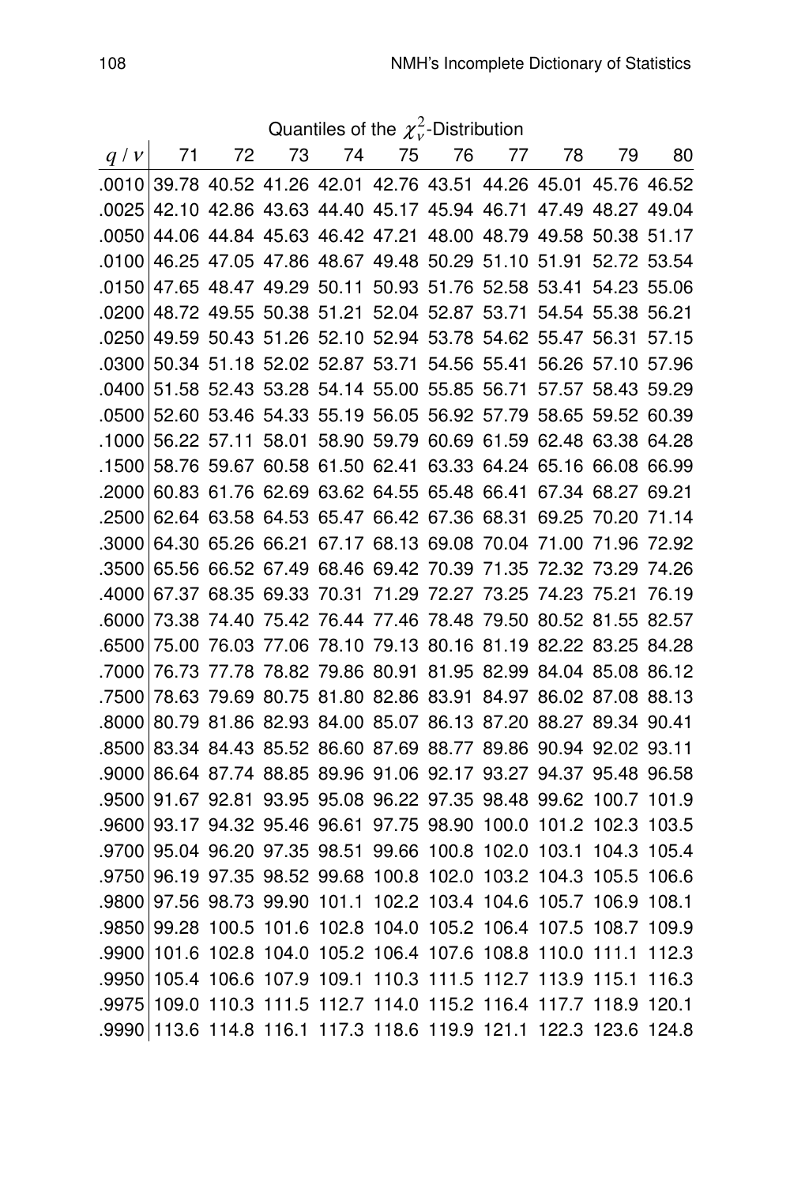Quantiles of the $\chi^2_\nu$-Distribution

| $q$ / $\nu$ | 71 | 72 | 73 | 74 | 75 | 76 | 77 | 78 | 79 | 80 |
|---|---|---|---|---|---|---|---|---|---|---|
| .0010 | 39.78 | 40.52 | 41.26 | 42.01 | 42.76 | 43.51 | 44.26 | 45.01 | 45.76 | 46.52 |
| .0025 | 42.10 | 42.86 | 43.63 | 44.40 | 45.17 | 45.94 | 46.71 | 47.49 | 48.27 | 49.04 |
| .0050 | 44.06 | 44.84 | 45.63 | 46.42 | 47.21 | 48.00 | 48.79 | 49.58 | 50.38 | 51.17 |
| .0100 | 46.25 | 47.05 | 47.86 | 48.67 | 49.48 | 50.29 | 51.10 | 51.91 | 52.72 | 53.54 |
| .0150 | 47.65 | 48.47 | 49.29 | 50.11 | 50.93 | 51.76 | 52.58 | 53.41 | 54.23 | 55.06 |
| .0200 | 48.72 | 49.55 | 50.38 | 51.21 | 52.04 | 52.87 | 53.71 | 54.54 | 55.38 | 56.21 |
| .0250 | 49.59 | 50.43 | 51.26 | 52.10 | 52.94 | 53.78 | 54.62 | 55.47 | 56.31 | 57.15 |
| .0300 | 50.34 | 51.18 | 52.02 | 52.87 | 53.71 | 54.56 | 55.41 | 56.26 | 57.10 | 57.96 |
| .0400 | 51.58 | 52.43 | 53.28 | 54.14 | 55.00 | 55.85 | 56.71 | 57.57 | 58.43 | 59.29 |
| .0500 | 52.60 | 53.46 | 54.33 | 55.19 | 56.05 | 56.92 | 57.79 | 58.65 | 59.52 | 60.39 |
| .1000 | 56.22 | 57.11 | 58.01 | 58.90 | 59.79 | 60.69 | 61.59 | 62.48 | 63.38 | 64.28 |
| .1500 | 58.76 | 59.67 | 60.58 | 61.50 | 62.41 | 63.33 | 64.24 | 65.16 | 66.08 | 66.99 |
| .2000 | 60.83 | 61.76 | 62.69 | 63.62 | 64.55 | 65.48 | 66.41 | 67.34 | 68.27 | 69.21 |
| .2500 | 62.64 | 63.58 | 64.53 | 65.47 | 66.42 | 67.36 | 68.31 | 69.25 | 70.20 | 71.14 |
| .3000 | 64.30 | 65.26 | 66.21 | 67.17 | 68.13 | 69.08 | 70.04 | 71.00 | 71.96 | 72.92 |
| .3500 | 65.56 | 66.52 | 67.49 | 68.46 | 69.42 | 70.39 | 71.35 | 72.32 | 73.29 | 74.26 |
| .4000 | 67.37 | 68.35 | 69.33 | 70.31 | 71.29 | 72.27 | 73.25 | 74.23 | 75.21 | 76.19 |
| .6000 | 73.38 | 74.40 | 75.42 | 76.44 | 77.46 | 78.48 | 79.50 | 80.52 | 81.55 | 82.57 |
| .6500 | 75.00 | 76.03 | 77.06 | 78.10 | 79.13 | 80.16 | 81.19 | 82.22 | 83.25 | 84.28 |
| .7000 | 76.73 | 77.78 | 78.82 | 79.86 | 80.91 | 81.95 | 82.99 | 84.04 | 85.08 | 86.12 |
| .7500 | 78.63 | 79.69 | 80.75 | 81.80 | 82.86 | 83.91 | 84.97 | 86.02 | 87.08 | 88.13 |
| .8000 | 80.79 | 81.86 | 82.93 | 84.00 | 85.07 | 86.13 | 87.20 | 88.27 | 89.34 | 90.41 |
| .8500 | 83.34 | 84.43 | 85.52 | 86.60 | 87.69 | 88.77 | 89.86 | 90.94 | 92.02 | 93.11 |
| .9000 | 86.64 | 87.74 | 88.85 | 89.96 | 91.06 | 92.17 | 93.27 | 94.37 | 95.48 | 96.58 |
| .9500 | 91.67 | 92.81 | 93.95 | 95.08 | 96.22 | 97.35 | 98.48 | 99.62 | 100.7 | 101.9 |
| .9600 | 93.17 | 94.32 | 95.46 | 96.61 | 97.75 | 98.90 | 100.0 | 101.2 | 102.3 | 103.5 |
| .9700 | 95.04 | 96.20 | 97.35 | 98.51 | 99.66 | 100.8 | 102.0 | 103.1 | 104.3 | 105.4 |
| .9750 | 96.19 | 97.35 | 98.52 | 99.68 | 100.8 | 102.0 | 103.2 | 104.3 | 105.5 | 106.6 |
| .9800 | 97.56 | 98.73 | 99.90 | 101.1 | 102.2 | 103.4 | 104.6 | 105.7 | 106.9 | 108.1 |
| .9850 | 99.28 | 100.5 | 101.6 | 102.8 | 104.0 | 105.2 | 106.4 | 107.5 | 108.7 | 109.9 |
| .9900 | 101.6 | 102.8 | 104.0 | 105.2 | 106.4 | 107.6 | 108.8 | 110.0 | 111.1 | 112.3 |
| .9950 | 105.4 | 106.6 | 107.9 | 109.1 | 110.3 | 111.5 | 112.7 | 113.9 | 115.1 | 116.3 |
| .9975 | 109.0 | 110.3 | 111.5 | 112.7 | 114.0 | 115.2 | 116.4 | 117.7 | 118.9 | 120.1 |
| .9990 | 113.6 | 114.8 | 116.1 | 117.3 | 118.6 | 119.9 | 121.1 | 122.3 | 123.6 | 124.8 |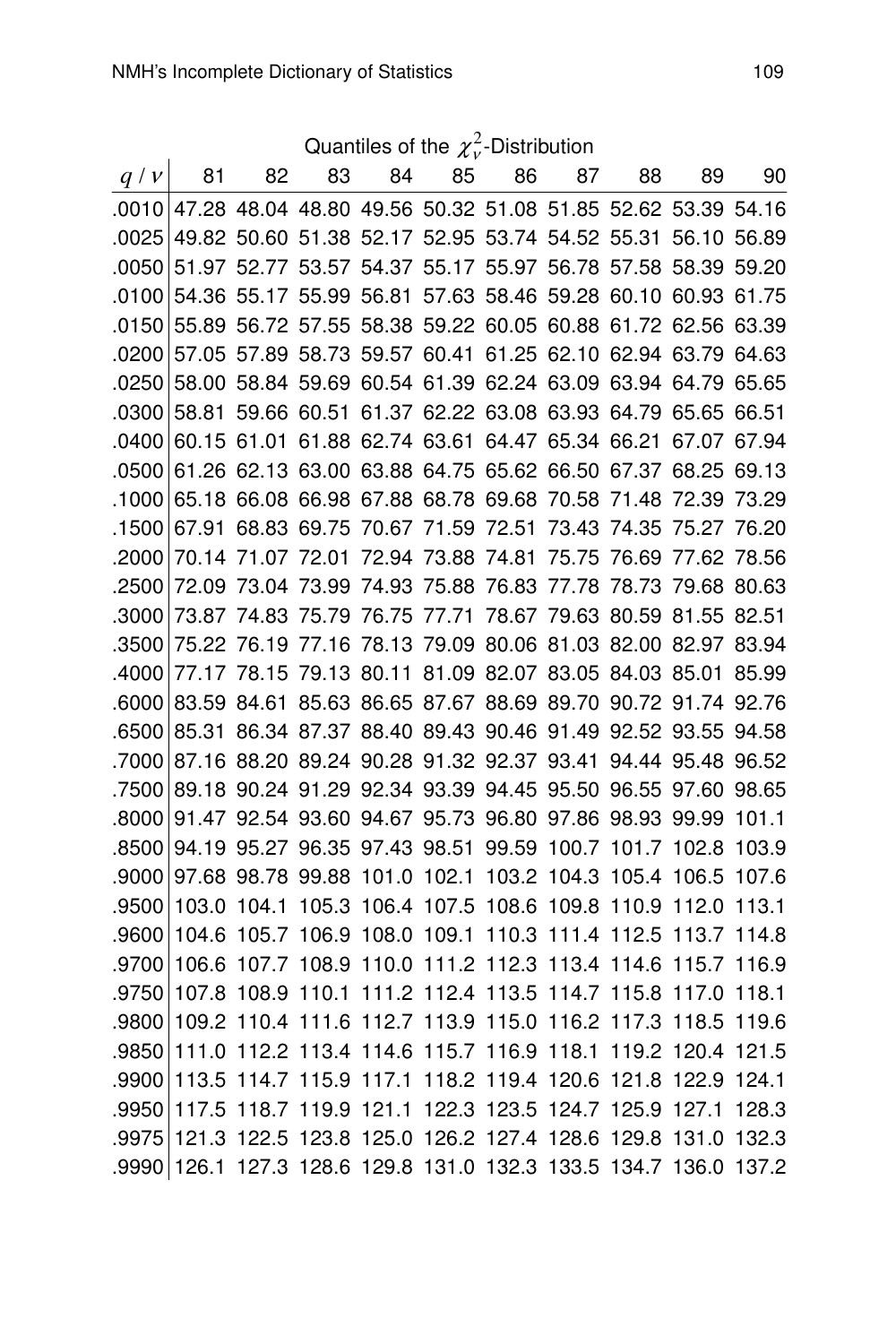Quantiles of the $\chi^2_\nu$-Distribution

| $q$ / $\nu$ | 81 | 82 | 83 | 84 | 85 | 86 | 87 | 88 | 89 | 90 |
|---|---|---|---|---|---|---|---|---|---|---|
| .0010 | 47.28 | 48.04 | 48.80 | 49.56 | 50.32 | 51.08 | 51.85 | 52.62 | 53.39 | 54.16 |
| .0025 | 49.82 | 50.60 | 51.38 | 52.17 | 52.95 | 53.74 | 54.52 | 55.31 | 56.10 | 56.89 |
| .0050 | 51.97 | 52.77 | 53.57 | 54.37 | 55.17 | 55.97 | 56.78 | 57.58 | 58.39 | 59.20 |
| .0100 | 54.36 | 55.17 | 55.99 | 56.81 | 57.63 | 58.46 | 59.28 | 60.10 | 60.93 | 61.75 |
| .0150 | 55.89 | 56.72 | 57.55 | 58.38 | 59.22 | 60.05 | 60.88 | 61.72 | 62.56 | 63.39 |
| .0200 | 57.05 | 57.89 | 58.73 | 59.57 | 60.41 | 61.25 | 62.10 | 62.94 | 63.79 | 64.63 |
| .0250 | 58.00 | 58.84 | 59.69 | 60.54 | 61.39 | 62.24 | 63.09 | 63.94 | 64.79 | 65.65 |
| .0300 | 58.81 | 59.66 | 60.51 | 61.37 | 62.22 | 63.08 | 63.93 | 64.79 | 65.65 | 66.51 |
| .0400 | 60.15 | 61.01 | 61.88 | 62.74 | 63.61 | 64.47 | 65.34 | 66.21 | 67.07 | 67.94 |
| .0500 | 61.26 | 62.13 | 63.00 | 63.88 | 64.75 | 65.62 | 66.50 | 67.37 | 68.25 | 69.13 |
| .1000 | 65.18 | 66.08 | 66.98 | 67.88 | 68.78 | 69.68 | 70.58 | 71.48 | 72.39 | 73.29 |
| .1500 | 67.91 | 68.83 | 69.75 | 70.67 | 71.59 | 72.51 | 73.43 | 74.35 | 75.27 | 76.20 |
| .2000 | 70.14 | 71.07 | 72.01 | 72.94 | 73.88 | 74.81 | 75.75 | 76.69 | 77.62 | 78.56 |
| .2500 | 72.09 | 73.04 | 73.99 | 74.93 | 75.88 | 76.83 | 77.78 | 78.73 | 79.68 | 80.63 |
| .3000 | 73.87 | 74.83 | 75.79 | 76.75 | 77.71 | 78.67 | 79.63 | 80.59 | 81.55 | 82.51 |
| .3500 | 75.22 | 76.19 | 77.16 | 78.13 | 79.09 | 80.06 | 81.03 | 82.00 | 82.97 | 83.94 |
| .4000 | 77.17 | 78.15 | 79.13 | 80.11 | 81.09 | 82.07 | 83.05 | 84.03 | 85.01 | 85.99 |
| .6000 | 83.59 | 84.61 | 85.63 | 86.65 | 87.67 | 88.69 | 89.70 | 90.72 | 91.74 | 92.76 |
| .6500 | 85.31 | 86.34 | 87.37 | 88.40 | 89.43 | 90.46 | 91.49 | 92.52 | 93.55 | 94.58 |
| .7000 | 87.16 | 88.20 | 89.24 | 90.28 | 91.32 | 92.37 | 93.41 | 94.44 | 95.48 | 96.52 |
| .7500 | 89.18 | 90.24 | 91.29 | 92.34 | 93.39 | 94.45 | 95.50 | 96.55 | 97.60 | 98.65 |
| .8000 | 91.47 | 92.54 | 93.60 | 94.67 | 95.73 | 96.80 | 97.86 | 98.93 | 99.99 | 101.1 |
| .8500 | 94.19 | 95.27 | 96.35 | 97.43 | 98.51 | 99.59 | 100.7 | 101.7 | 102.8 | 103.9 |
| .9000 | 97.68 | 98.78 | 99.88 | 101.0 | 102.1 | 103.2 | 104.3 | 105.4 | 106.5 | 107.6 |
| .9500 | 103.0 | 104.1 | 105.3 | 106.4 | 107.5 | 108.6 | 109.8 | 110.9 | 112.0 | 113.1 |
| .9600 | 104.6 | 105.7 | 106.9 | 108.0 | 109.1 | 110.3 | 111.4 | 112.5 | 113.7 | 114.8 |
| .9700 | 106.6 | 107.7 | 108.9 | 110.0 | 111.2 | 112.3 | 113.4 | 114.6 | 115.7 | 116.9 |
| .9750 | 107.8 | 108.9 | 110.1 | 111.2 | 112.4 | 113.5 | 114.7 | 115.8 | 117.0 | 118.1 |
| .9800 | 109.2 | 110.4 | 111.6 | 112.7 | 113.9 | 115.0 | 116.2 | 117.3 | 118.5 | 119.6 |
| .9850 | 111.0 | 112.2 | 113.4 | 114.6 | 115.7 | 116.9 | 118.1 | 119.2 | 120.4 | 121.5 |
| .9900 | 113.5 | 114.7 | 115.9 | 117.1 | 118.2 | 119.4 | 120.6 | 121.8 | 122.9 | 124.1 |
| .9950 | 117.5 | 118.7 | 119.9 | 121.1 | 122.3 | 123.5 | 124.7 | 125.9 | 127.1 | 128.3 |
| .9975 | 121.3 | 122.5 | 123.8 | 125.0 | 126.2 | 127.4 | 128.6 | 129.8 | 131.0 | 132.3 |
| .9990 | 126.1 | 127.3 | 128.6 | 129.8 | 131.0 | 132.3 | 133.5 | 134.7 | 136.0 | 137.2 |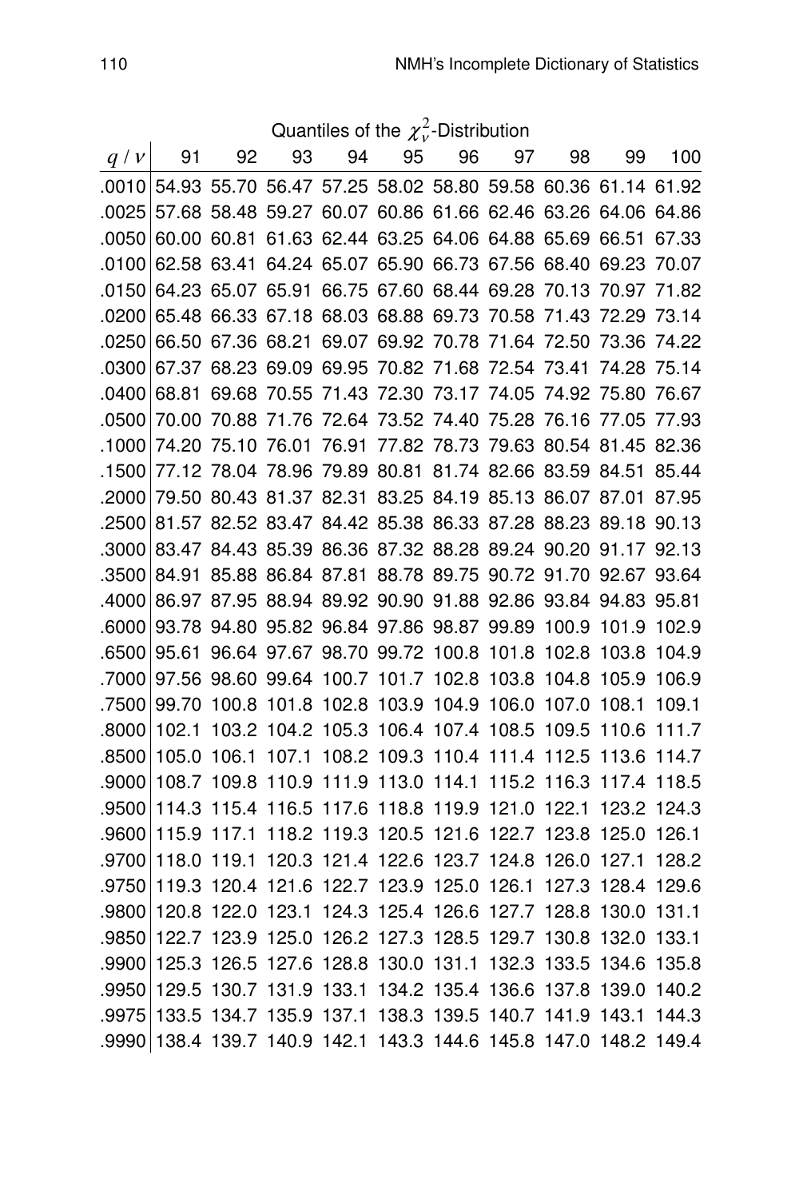Quantiles of the $\chi^2_\nu$-Distribution

| $q$ / $\nu$ | 91 | 92 | 93 | 94 | 95 | 96 | 97 | 98 | 99 | 100 |
|---|---|---|---|---|---|---|---|---|---|---|
| .0010 | 54.93 | 55.70 | 56.47 | 57.25 | 58.02 | 58.80 | 59.58 | 60.36 | 61.14 | 61.92 |
| .0025 | 57.68 | 58.48 | 59.27 | 60.07 | 60.86 | 61.66 | 62.46 | 63.26 | 64.06 | 64.86 |
| .0050 | 60.00 | 60.81 | 61.63 | 62.44 | 63.25 | 64.06 | 64.88 | 65.69 | 66.51 | 67.33 |
| .0100 | 62.58 | 63.41 | 64.24 | 65.07 | 65.90 | 66.73 | 67.56 | 68.40 | 69.23 | 70.07 |
| .0150 | 64.23 | 65.07 | 65.91 | 66.75 | 67.60 | 68.44 | 69.28 | 70.13 | 70.97 | 71.82 |
| .0200 | 65.48 | 66.33 | 67.18 | 68.03 | 68.88 | 69.73 | 70.58 | 71.43 | 72.29 | 73.14 |
| .0250 | 66.50 | 67.36 | 68.21 | 69.07 | 69.92 | 70.78 | 71.64 | 72.50 | 73.36 | 74.22 |
| .0300 | 67.37 | 68.23 | 69.09 | 69.95 | 70.82 | 71.68 | 72.54 | 73.41 | 74.28 | 75.14 |
| .0400 | 68.81 | 69.68 | 70.55 | 71.43 | 72.30 | 73.17 | 74.05 | 74.92 | 75.80 | 76.67 |
| .0500 | 70.00 | 70.88 | 71.76 | 72.64 | 73.52 | 74.40 | 75.28 | 76.16 | 77.05 | 77.93 |
| .1000 | 74.20 | 75.10 | 76.01 | 76.91 | 77.82 | 78.73 | 79.63 | 80.54 | 81.45 | 82.36 |
| .1500 | 77.12 | 78.04 | 78.96 | 79.89 | 80.81 | 81.74 | 82.66 | 83.59 | 84.51 | 85.44 |
| .2000 | 79.50 | 80.43 | 81.37 | 82.31 | 83.25 | 84.19 | 85.13 | 86.07 | 87.01 | 87.95 |
| .2500 | 81.57 | 82.52 | 83.47 | 84.42 | 85.38 | 86.33 | 87.28 | 88.23 | 89.18 | 90.13 |
| .3000 | 83.47 | 84.43 | 85.39 | 86.36 | 87.32 | 88.28 | 89.24 | 90.20 | 91.17 | 92.13 |
| .3500 | 84.91 | 85.88 | 86.84 | 87.81 | 88.78 | 89.75 | 90.72 | 91.70 | 92.67 | 93.64 |
| .4000 | 86.97 | 87.95 | 88.94 | 89.92 | 90.90 | 91.88 | 92.86 | 93.84 | 94.83 | 95.81 |
| .6000 | 93.78 | 94.80 | 95.82 | 96.84 | 97.86 | 98.87 | 99.89 | 100.9 | 101.9 | 102.9 |
| .6500 | 95.61 | 96.64 | 97.67 | 98.70 | 99.72 | 100.8 | 101.8 | 102.8 | 103.8 | 104.9 |
| .7000 | 97.56 | 98.60 | 99.64 | 100.7 | 101.7 | 102.8 | 103.8 | 104.8 | 105.9 | 106.9 |
| .7500 | 99.70 | 100.8 | 101.8 | 102.8 | 103.9 | 104.9 | 106.0 | 107.0 | 108.1 | 109.1 |
| .8000 | 102.1 | 103.2 | 104.2 | 105.3 | 106.4 | 107.4 | 108.5 | 109.5 | 110.6 | 111.7 |
| .8500 | 105.0 | 106.1 | 107.1 | 108.2 | 109.3 | 110.4 | 111.4 | 112.5 | 113.6 | 114.7 |
| .9000 | 108.7 | 109.8 | 110.9 | 111.9 | 113.0 | 114.1 | 115.2 | 116.3 | 117.4 | 118.5 |
| .9500 | 114.3 | 115.4 | 116.5 | 117.6 | 118.8 | 119.9 | 121.0 | 122.1 | 123.2 | 124.3 |
| .9600 | 115.9 | 117.1 | 118.2 | 119.3 | 120.5 | 121.6 | 122.7 | 123.8 | 125.0 | 126.1 |
| .9700 | 118.0 | 119.1 | 120.3 | 121.4 | 122.6 | 123.7 | 124.8 | 126.0 | 127.1 | 128.2 |
| .9750 | 119.3 | 120.4 | 121.6 | 122.7 | 123.9 | 125.0 | 126.1 | 127.3 | 128.4 | 129.6 |
| .9800 | 120.8 | 122.0 | 123.1 | 124.3 | 125.4 | 126.6 | 127.7 | 128.8 | 130.0 | 131.1 |
| .9850 | 122.7 | 123.9 | 125.0 | 126.2 | 127.3 | 128.5 | 129.7 | 130.8 | 132.0 | 133.1 |
| .9900 | 125.3 | 126.5 | 127.6 | 128.8 | 130.0 | 131.1 | 132.3 | 133.5 | 134.6 | 135.8 |
| .9950 | 129.5 | 130.7 | 131.9 | 133.1 | 134.2 | 135.4 | 136.6 | 137.8 | 139.0 | 140.2 |
| .9975 | 133.5 | 134.7 | 135.9 | 137.1 | 138.3 | 139.5 | 140.7 | 141.9 | 143.1 | 144.3 |
| .9990 | 138.4 | 139.7 | 140.9 | 142.1 | 143.3 | 144.6 | 145.8 | 147.0 | 148.2 | 149.4 |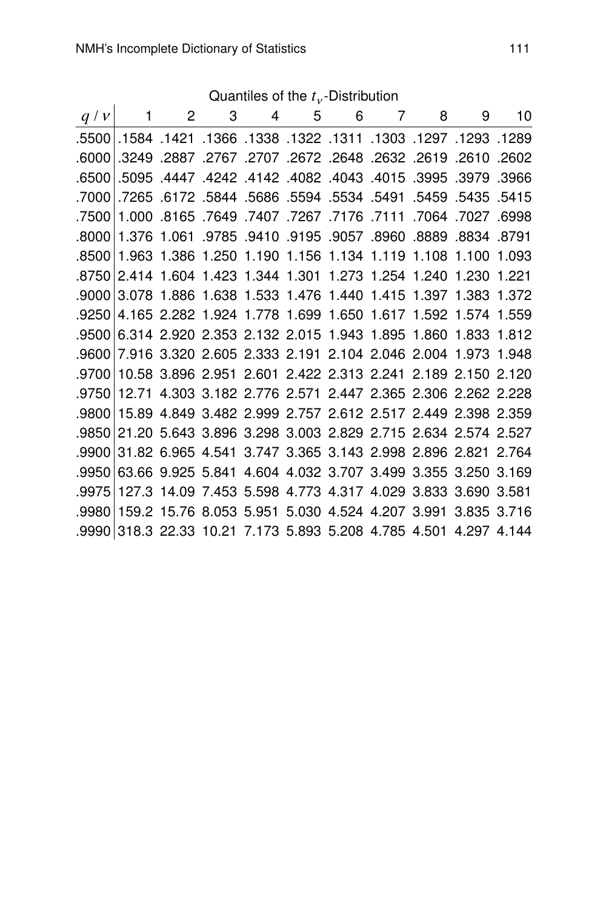Quantiles of the $t_\nu$-Distribution

| $q$ / $\nu$ | 1 | 2 | 3 | 4 | 5 | 6 | 7 | 8 | 9 | 10 |
|---|---|---|---|---|---|---|---|---|---|---|
| .5500 | .1584 | .1421 | .1366 | .1338 | .1322 | .1311 | .1303 | .1297 | .1293 | .1289 |
| .6000 | .3249 | .2887 | .2767 | .2707 | .2672 | .2648 | .2632 | .2619 | .2610 | .2602 |
| .6500 | .5095 | .4447 | .4242 | .4142 | .4082 | .4043 | .4015 | .3995 | .3979 | .3966 |
| .7000 | .7265 | .6172 | .5844 | .5686 | .5594 | .5534 | .5491 | .5459 | .5435 | .5415 |
| .7500 | 1.000 | .8165 | .7649 | .7407 | .7267 | .7176 | .7111 | .7064 | .7027 | .6998 |
| .8000 | 1.376 | 1.061 | .9785 | .9410 | .9195 | .9057 | .8960 | .8889 | .8834 | .8791 |
| .8500 | 1.963 | 1.386 | 1.250 | 1.190 | 1.156 | 1.134 | 1.119 | 1.108 | 1.100 | 1.093 |
| .8750 | 2.414 | 1.604 | 1.423 | 1.344 | 1.301 | 1.273 | 1.254 | 1.240 | 1.230 | 1.221 |
| .9000 | 3.078 | 1.886 | 1.638 | 1.533 | 1.476 | 1.440 | 1.415 | 1.397 | 1.383 | 1.372 |
| .9250 | 4.165 | 2.282 | 1.924 | 1.778 | 1.699 | 1.650 | 1.617 | 1.592 | 1.574 | 1.559 |
| .9500 | 6.314 | 2.920 | 2.353 | 2.132 | 2.015 | 1.943 | 1.895 | 1.860 | 1.833 | 1.812 |
| .9600 | 7.916 | 3.320 | 2.605 | 2.333 | 2.191 | 2.104 | 2.046 | 2.004 | 1.973 | 1.948 |
| .9700 | 10.58 | 3.896 | 2.951 | 2.601 | 2.422 | 2.313 | 2.241 | 2.189 | 2.150 | 2.120 |
| .9750 | 12.71 | 4.303 | 3.182 | 2.776 | 2.571 | 2.447 | 2.365 | 2.306 | 2.262 | 2.228 |
| .9800 | 15.89 | 4.849 | 3.482 | 2.999 | 2.757 | 2.612 | 2.517 | 2.449 | 2.398 | 2.359 |
| .9850 | 21.20 | 5.643 | 3.896 | 3.298 | 3.003 | 2.829 | 2.715 | 2.634 | 2.574 | 2.527 |
| .9900 | 31.82 | 6.965 | 4.541 | 3.747 | 3.365 | 3.143 | 2.998 | 2.896 | 2.821 | 2.764 |
| .9950 | 63.66 | 9.925 | 5.841 | 4.604 | 4.032 | 3.707 | 3.499 | 3.355 | 3.250 | 3.169 |
| .9975 | 127.3 | 14.09 | 7.453 | 5.598 | 4.773 | 4.317 | 4.029 | 3.833 | 3.690 | 3.581 |
| .9980 | 159.2 | 15.76 | 8.053 | 5.951 | 5.030 | 4.524 | 4.207 | 3.991 | 3.835 | 3.716 |
| .9990 | 318.3 | 22.33 | 10.21 | 7.173 | 5.893 | 5.208 | 4.785 | 4.501 | 4.297 | 4.144 |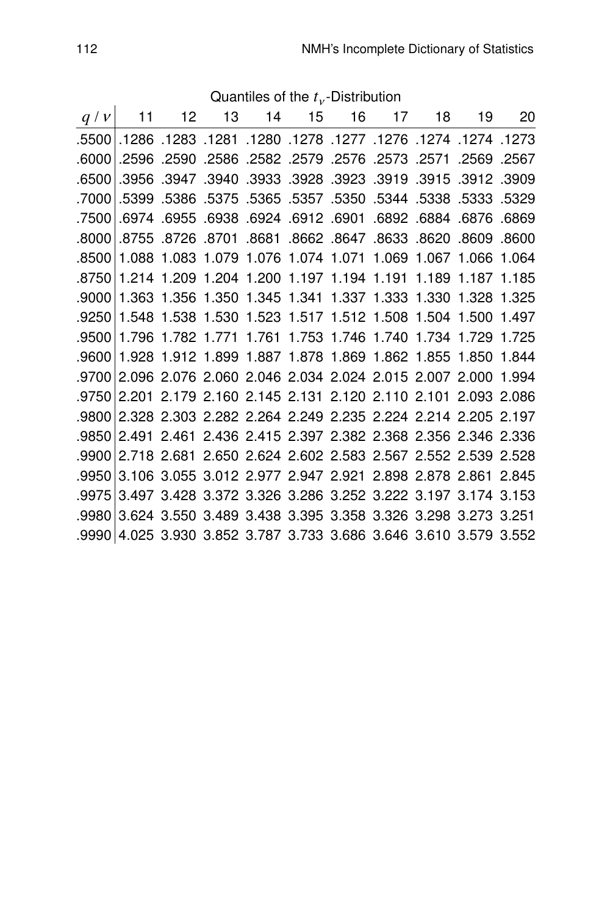Quantiles of the $t_\nu$-Distribution

| $q$ / $\nu$ | 11 | 12 | 13 | 14 | 15 | 16 | 17 | 18 | 19 | 20 |
|---|---|---|---|---|---|---|---|---|---|---|
| .5500 | .1286 | .1283 | .1281 | .1280 | .1278 | .1277 | .1276 | .1274 | .1274 | .1273 |
| .6000 | .2596 | .2590 | .2586 | .2582 | .2579 | .2576 | .2573 | .2571 | .2569 | .2567 |
| .6500 | .3956 | .3947 | .3940 | .3933 | .3928 | .3923 | .3919 | .3915 | .3912 | .3909 |
| .7000 | .5399 | .5386 | .5375 | .5365 | .5357 | .5350 | .5344 | .5338 | .5333 | .5329 |
| .7500 | .6974 | .6955 | .6938 | .6924 | .6912 | .6901 | .6892 | .6884 | .6876 | .6869 |
| .8000 | .8755 | .8726 | .8701 | .8681 | .8662 | .8647 | .8633 | .8620 | .8609 | .8600 |
| .8500 | 1.088 | 1.083 | 1.079 | 1.076 | 1.074 | 1.071 | 1.069 | 1.067 | 1.066 | 1.064 |
| .8750 | 1.214 | 1.209 | 1.204 | 1.200 | 1.197 | 1.194 | 1.191 | 1.189 | 1.187 | 1.185 |
| .9000 | 1.363 | 1.356 | 1.350 | 1.345 | 1.341 | 1.337 | 1.333 | 1.330 | 1.328 | 1.325 |
| .9250 | 1.548 | 1.538 | 1.530 | 1.523 | 1.517 | 1.512 | 1.508 | 1.504 | 1.500 | 1.497 |
| .9500 | 1.796 | 1.782 | 1.771 | 1.761 | 1.753 | 1.746 | 1.740 | 1.734 | 1.729 | 1.725 |
| .9600 | 1.928 | 1.912 | 1.899 | 1.887 | 1.878 | 1.869 | 1.862 | 1.855 | 1.850 | 1.844 |
| .9700 | 2.096 | 2.076 | 2.060 | 2.046 | 2.034 | 2.024 | 2.015 | 2.007 | 2.000 | 1.994 |
| .9750 | 2.201 | 2.179 | 2.160 | 2.145 | 2.131 | 2.120 | 2.110 | 2.101 | 2.093 | 2.086 |
| .9800 | 2.328 | 2.303 | 2.282 | 2.264 | 2.249 | 2.235 | 2.224 | 2.214 | 2.205 | 2.197 |
| .9850 | 2.491 | 2.461 | 2.436 | 2.415 | 2.397 | 2.382 | 2.368 | 2.356 | 2.346 | 2.336 |
| .9900 | 2.718 | 2.681 | 2.650 | 2.624 | 2.602 | 2.583 | 2.567 | 2.552 | 2.539 | 2.528 |
| .9950 | 3.106 | 3.055 | 3.012 | 2.977 | 2.947 | 2.921 | 2.898 | 2.878 | 2.861 | 2.845 |
| .9975 | 3.497 | 3.428 | 3.372 | 3.326 | 3.286 | 3.252 | 3.222 | 3.197 | 3.174 | 3.153 |
| .9980 | 3.624 | 3.550 | 3.489 | 3.438 | 3.395 | 3.358 | 3.326 | 3.298 | 3.273 | 3.251 |
| .9990 | 4.025 | 3.930 | 3.852 | 3.787 | 3.733 | 3.686 | 3.646 | 3.610 | 3.579 | 3.552 |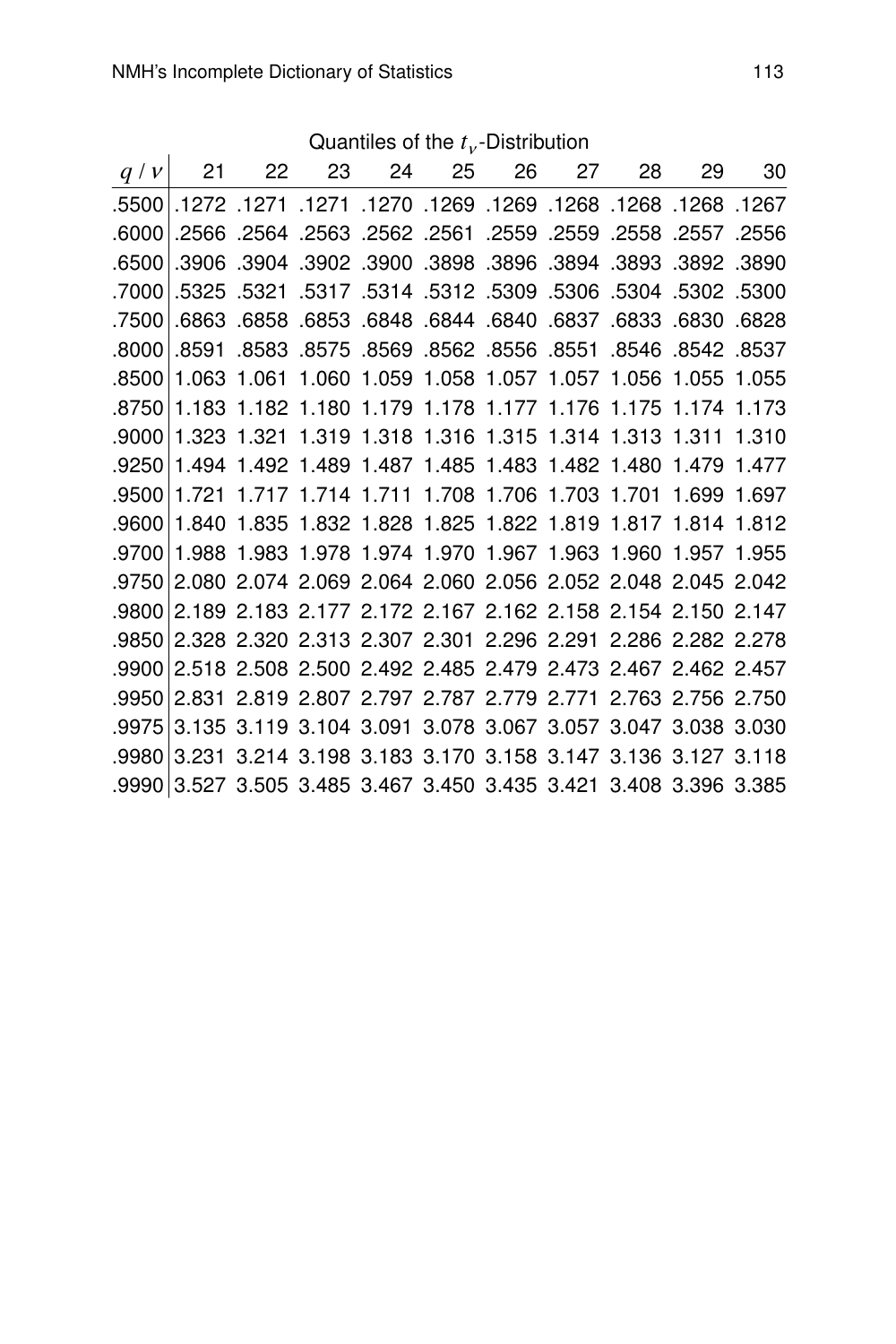Quantiles of the $t_\nu$-Distribution

| $q$ / $\nu$ | 21 | 22 | 23 | 24 | 25 | 26 | 27 | 28 | 29 | 30 |
|---|---|---|---|---|---|---|---|---|---|---|
| .5500 | .1272 | .1271 | .1271 | .1270 | .1269 | .1269 | .1268 | .1268 | .1268 | .1267 |
| .6000 | .2566 | .2564 | .2563 | .2562 | .2561 | .2559 | .2559 | .2558 | .2557 | .2556 |
| .6500 | .3906 | .3904 | .3902 | .3900 | .3898 | .3896 | .3894 | .3893 | .3892 | .3890 |
| .7000 | .5325 | .5321 | .5317 | .5314 | .5312 | .5309 | .5306 | .5304 | .5302 | .5300 |
| .7500 | .6863 | .6858 | .6853 | .6848 | .6844 | .6840 | .6837 | .6833 | .6830 | .6828 |
| .8000 | .8591 | .8583 | .8575 | .8569 | .8562 | .8556 | .8551 | .8546 | .8542 | .8537 |
| .8500 | 1.063 | 1.061 | 1.060 | 1.059 | 1.058 | 1.057 | 1.057 | 1.056 | 1.055 | 1.055 |
| .8750 | 1.183 | 1.182 | 1.180 | 1.179 | 1.178 | 1.177 | 1.176 | 1.175 | 1.174 | 1.173 |
| .9000 | 1.323 | 1.321 | 1.319 | 1.318 | 1.316 | 1.315 | 1.314 | 1.313 | 1.311 | 1.310 |
| .9250 | 1.494 | 1.492 | 1.489 | 1.487 | 1.485 | 1.483 | 1.482 | 1.480 | 1.479 | 1.477 |
| .9500 | 1.721 | 1.717 | 1.714 | 1.711 | 1.708 | 1.706 | 1.703 | 1.701 | 1.699 | 1.697 |
| .9600 | 1.840 | 1.835 | 1.832 | 1.828 | 1.825 | 1.822 | 1.819 | 1.817 | 1.814 | 1.812 |
| .9700 | 1.988 | 1.983 | 1.978 | 1.974 | 1.970 | 1.967 | 1.963 | 1.960 | 1.957 | 1.955 |
| .9750 | 2.080 | 2.074 | 2.069 | 2.064 | 2.060 | 2.056 | 2.052 | 2.048 | 2.045 | 2.042 |
| .9800 | 2.189 | 2.183 | 2.177 | 2.172 | 2.167 | 2.162 | 2.158 | 2.154 | 2.150 | 2.147 |
| .9850 | 2.328 | 2.320 | 2.313 | 2.307 | 2.301 | 2.296 | 2.291 | 2.286 | 2.282 | 2.278 |
| .9900 | 2.518 | 2.508 | 2.500 | 2.492 | 2.485 | 2.479 | 2.473 | 2.467 | 2.462 | 2.457 |
| .9950 | 2.831 | 2.819 | 2.807 | 2.797 | 2.787 | 2.779 | 2.771 | 2.763 | 2.756 | 2.750 |
| .9975 | 3.135 | 3.119 | 3.104 | 3.091 | 3.078 | 3.067 | 3.057 | 3.047 | 3.038 | 3.030 |
| .9980 | 3.231 | 3.214 | 3.198 | 3.183 | 3.170 | 3.158 | 3.147 | 3.136 | 3.127 | 3.118 |
| .9990 | 3.527 | 3.505 | 3.485 | 3.467 | 3.450 | 3.435 | 3.421 | 3.408 | 3.396 | 3.385 |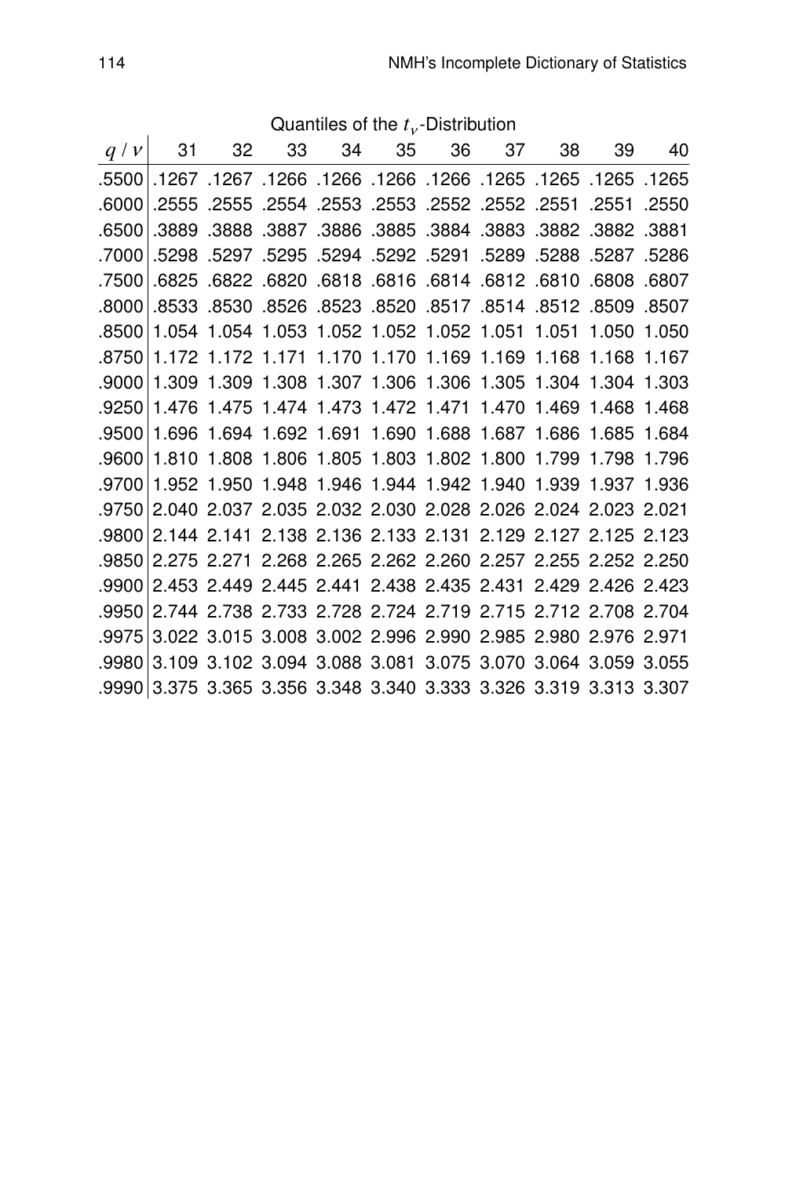Quantiles of the $t_\nu$-Distribution

| $q$ / $\nu$ | 31 | 32 | 33 | 34 | 35 | 36 | 37 | 38 | 39 | 40 |
|---|---|---|---|---|---|---|---|---|---|---|
| .5500 | .1267 | .1267 | .1266 | .1266 | .1266 | .1266 | .1265 | .1265 | .1265 | .1265 |
| .6000 | .2555 | .2555 | .2554 | .2553 | .2553 | .2552 | .2552 | .2551 | .2551 | .2550 |
| .6500 | .3889 | .3888 | .3887 | .3886 | .3885 | .3884 | .3883 | .3882 | .3882 | .3881 |
| .7000 | .5298 | .5297 | .5295 | .5294 | .5292 | .5291 | .5289 | .5288 | .5287 | .5286 |
| .7500 | .6825 | .6822 | .6820 | .6818 | .6816 | .6814 | .6812 | .6810 | .6808 | .6807 |
| .8000 | .8533 | .8530 | .8526 | .8523 | .8520 | .8517 | .8514 | .8512 | .8509 | .8507 |
| .8500 | 1.054 | 1.054 | 1.053 | 1.052 | 1.052 | 1.052 | 1.051 | 1.051 | 1.050 | 1.050 |
| .8750 | 1.172 | 1.172 | 1.171 | 1.170 | 1.170 | 1.169 | 1.169 | 1.168 | 1.168 | 1.167 |
| .9000 | 1.309 | 1.309 | 1.308 | 1.307 | 1.306 | 1.306 | 1.305 | 1.304 | 1.304 | 1.303 |
| .9250 | 1.476 | 1.475 | 1.474 | 1.473 | 1.472 | 1.471 | 1.470 | 1.469 | 1.468 | 1.468 |
| .9500 | 1.696 | 1.694 | 1.692 | 1.691 | 1.690 | 1.688 | 1.687 | 1.686 | 1.685 | 1.684 |
| .9600 | 1.810 | 1.808 | 1.806 | 1.805 | 1.803 | 1.802 | 1.800 | 1.799 | 1.798 | 1.796 |
| .9700 | 1.952 | 1.950 | 1.948 | 1.946 | 1.944 | 1.942 | 1.940 | 1.939 | 1.937 | 1.936 |
| .9750 | 2.040 | 2.037 | 2.035 | 2.032 | 2.030 | 2.028 | 2.026 | 2.024 | 2.023 | 2.021 |
| .9800 | 2.144 | 2.141 | 2.138 | 2.136 | 2.133 | 2.131 | 2.129 | 2.127 | 2.125 | 2.123 |
| .9850 | 2.275 | 2.271 | 2.268 | 2.265 | 2.262 | 2.260 | 2.257 | 2.255 | 2.252 | 2.250 |
| .9900 | 2.453 | 2.449 | 2.445 | 2.441 | 2.438 | 2.435 | 2.431 | 2.429 | 2.426 | 2.423 |
| .9950 | 2.744 | 2.738 | 2.733 | 2.728 | 2.724 | 2.719 | 2.715 | 2.712 | 2.708 | 2.704 |
| .9975 | 3.022 | 3.015 | 3.008 | 3.002 | 2.996 | 2.990 | 2.985 | 2.980 | 2.976 | 2.971 |
| .9980 | 3.109 | 3.102 | 3.094 | 3.088 | 3.081 | 3.075 | 3.070 | 3.064 | 3.059 | 3.055 |
| .9990 | 3.375 | 3.365 | 3.356 | 3.348 | 3.340 | 3.333 | 3.326 | 3.319 | 3.313 | 3.307 |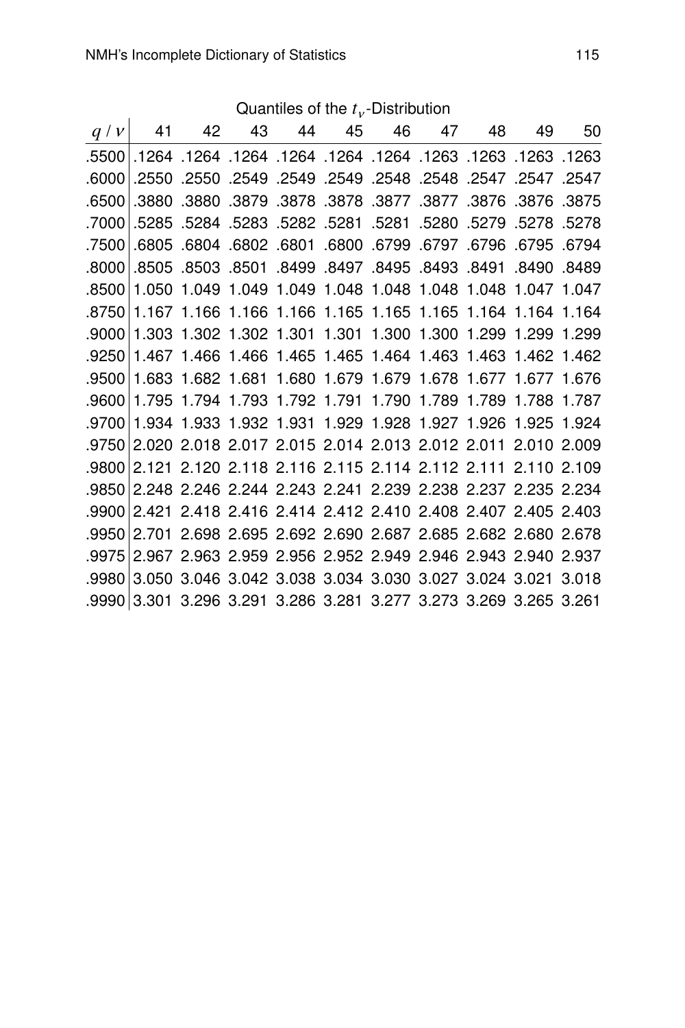Quantiles of the $t_\nu$-Distribution

| $q$ / $\nu$ | 41 | 42 | 43 | 44 | 45 | 46 | 47 | 48 | 49 | 50 |
|---|---|---|---|---|---|---|---|---|---|---|
| .5500 | .1264 | .1264 | .1264 | .1264 | .1264 | .1264 | .1263 | .1263 | .1263 | .1263 |
| .6000 | .2550 | .2550 | .2549 | .2549 | .2549 | .2548 | .2548 | .2547 | .2547 | .2547 |
| .6500 | .3880 | .3880 | .3879 | .3878 | .3878 | .3877 | .3877 | .3876 | .3876 | .3875 |
| .7000 | .5285 | .5284 | .5283 | .5282 | .5281 | .5281 | .5280 | .5279 | .5278 | .5278 |
| .7500 | .6805 | .6804 | .6802 | .6801 | .6800 | .6799 | .6797 | .6796 | .6795 | .6794 |
| .8000 | .8505 | .8503 | .8501 | .8499 | .8497 | .8495 | .8493 | .8491 | .8490 | .8489 |
| .8500 | 1.050 | 1.049 | 1.049 | 1.049 | 1.048 | 1.048 | 1.048 | 1.048 | 1.047 | 1.047 |
| .8750 | 1.167 | 1.166 | 1.166 | 1.166 | 1.165 | 1.165 | 1.165 | 1.164 | 1.164 | 1.164 |
| .9000 | 1.303 | 1.302 | 1.302 | 1.301 | 1.301 | 1.300 | 1.300 | 1.299 | 1.299 | 1.299 |
| .9250 | 1.467 | 1.466 | 1.466 | 1.465 | 1.465 | 1.464 | 1.463 | 1.463 | 1.462 | 1.462 |
| .9500 | 1.683 | 1.682 | 1.681 | 1.680 | 1.679 | 1.679 | 1.678 | 1.677 | 1.677 | 1.676 |
| .9600 | 1.795 | 1.794 | 1.793 | 1.792 | 1.791 | 1.790 | 1.789 | 1.789 | 1.788 | 1.787 |
| .9700 | 1.934 | 1.933 | 1.932 | 1.931 | 1.929 | 1.928 | 1.927 | 1.926 | 1.925 | 1.924 |
| .9750 | 2.020 | 2.018 | 2.017 | 2.015 | 2.014 | 2.013 | 2.012 | 2.011 | 2.010 | 2.009 |
| .9800 | 2.121 | 2.120 | 2.118 | 2.116 | 2.115 | 2.114 | 2.112 | 2.111 | 2.110 | 2.109 |
| .9850 | 2.248 | 2.246 | 2.244 | 2.243 | 2.241 | 2.239 | 2.238 | 2.237 | 2.235 | 2.234 |
| .9900 | 2.421 | 2.418 | 2.416 | 2.414 | 2.412 | 2.410 | 2.408 | 2.407 | 2.405 | 2.403 |
| .9950 | 2.701 | 2.698 | 2.695 | 2.692 | 2.690 | 2.687 | 2.685 | 2.682 | 2.680 | 2.678 |
| .9975 | 2.967 | 2.963 | 2.959 | 2.956 | 2.952 | 2.949 | 2.946 | 2.943 | 2.940 | 2.937 |
| .9980 | 3.050 | 3.046 | 3.042 | 3.038 | 3.034 | 3.030 | 3.027 | 3.024 | 3.021 | 3.018 |
| .9990 | 3.301 | 3.296 | 3.291 | 3.286 | 3.281 | 3.277 | 3.273 | 3.269 | 3.265 | 3.261 |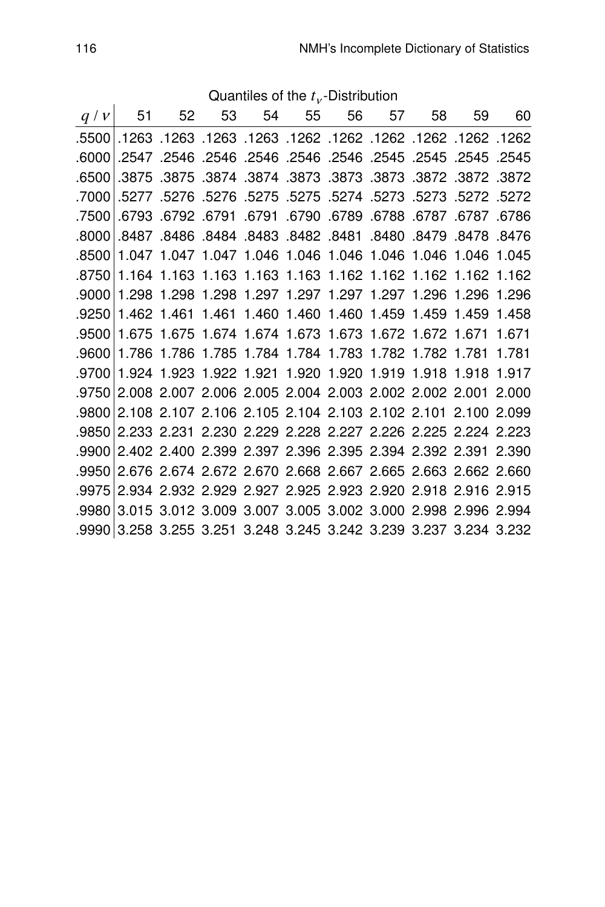Quantiles of the $t_\nu$-Distribution

| $q$ / $\nu$ | 51 | 52 | 53 | 54 | 55 | 56 | 57 | 58 | 59 | 60 |
|---|---|---|---|---|---|---|---|---|---|---|
| .5500 | .1263 | .1263 | .1263 | .1263 | .1262 | .1262 | .1262 | .1262 | .1262 | .1262 |
| .6000 | .2547 | .2546 | .2546 | .2546 | .2546 | .2546 | .2545 | .2545 | .2545 | .2545 |
| .6500 | .3875 | .3875 | .3874 | .3874 | .3873 | .3873 | .3873 | .3872 | .3872 | .3872 |
| .7000 | .5277 | .5276 | .5276 | .5275 | .5275 | .5274 | .5273 | .5273 | .5272 | .5272 |
| .7500 | .6793 | .6792 | .6791 | .6791 | .6790 | .6789 | .6788 | .6787 | .6787 | .6786 |
| .8000 | .8487 | .8486 | .8484 | .8483 | .8482 | .8481 | .8480 | .8479 | .8478 | .8476 |
| .8500 | 1.047 | 1.047 | 1.047 | 1.046 | 1.046 | 1.046 | 1.046 | 1.046 | 1.046 | 1.045 |
| .8750 | 1.164 | 1.163 | 1.163 | 1.163 | 1.163 | 1.162 | 1.162 | 1.162 | 1.162 | 1.162 |
| .9000 | 1.298 | 1.298 | 1.298 | 1.297 | 1.297 | 1.297 | 1.297 | 1.296 | 1.296 | 1.296 |
| .9250 | 1.462 | 1.461 | 1.461 | 1.460 | 1.460 | 1.460 | 1.459 | 1.459 | 1.459 | 1.458 |
| .9500 | 1.675 | 1.675 | 1.674 | 1.674 | 1.673 | 1.673 | 1.672 | 1.672 | 1.671 | 1.671 |
| .9600 | 1.786 | 1.786 | 1.785 | 1.784 | 1.784 | 1.783 | 1.782 | 1.782 | 1.781 | 1.781 |
| .9700 | 1.924 | 1.923 | 1.922 | 1.921 | 1.920 | 1.920 | 1.919 | 1.918 | 1.918 | 1.917 |
| .9750 | 2.008 | 2.007 | 2.006 | 2.005 | 2.004 | 2.003 | 2.002 | 2.002 | 2.001 | 2.000 |
| .9800 | 2.108 | 2.107 | 2.106 | 2.105 | 2.104 | 2.103 | 2.102 | 2.101 | 2.100 | 2.099 |
| .9850 | 2.233 | 2.231 | 2.230 | 2.229 | 2.228 | 2.227 | 2.226 | 2.225 | 2.224 | 2.223 |
| .9900 | 2.402 | 2.400 | 2.399 | 2.397 | 2.396 | 2.395 | 2.394 | 2.392 | 2.391 | 2.390 |
| .9950 | 2.676 | 2.674 | 2.672 | 2.670 | 2.668 | 2.667 | 2.665 | 2.663 | 2.662 | 2.660 |
| .9975 | 2.934 | 2.932 | 2.929 | 2.927 | 2.925 | 2.923 | 2.920 | 2.918 | 2.916 | 2.915 |
| .9980 | 3.015 | 3.012 | 3.009 | 3.007 | 3.005 | 3.002 | 3.000 | 2.998 | 2.996 | 2.994 |
| .9990 | 3.258 | 3.255 | 3.251 | 3.248 | 3.245 | 3.242 | 3.239 | 3.237 | 3.234 | 3.232 |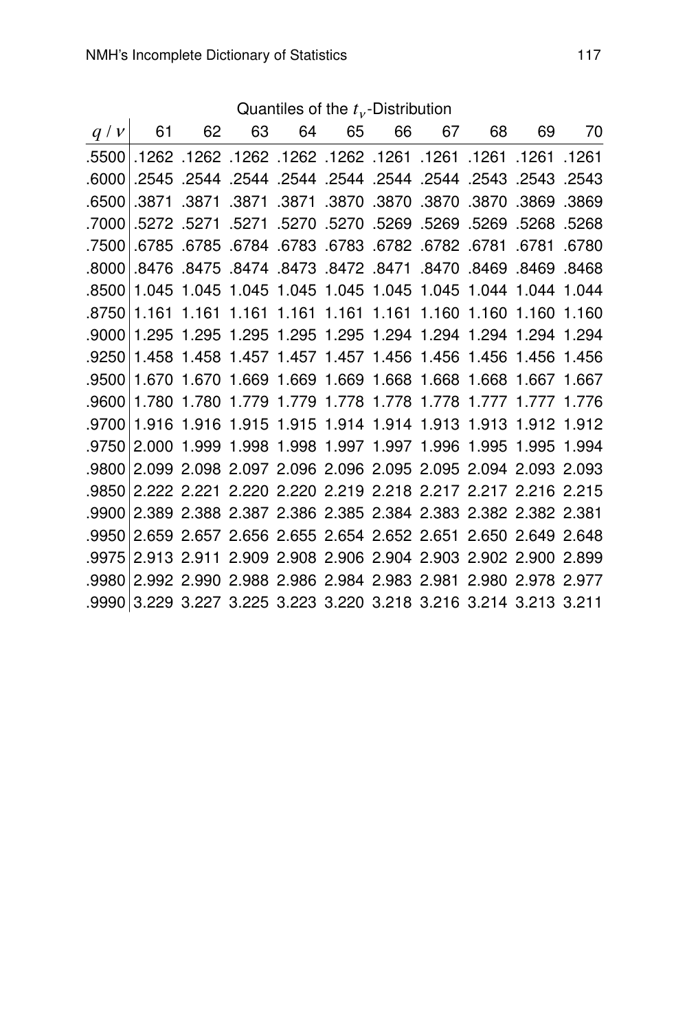Quantiles of the $t_\nu$-Distribution

| $q$ / $\nu$ | 61 | 62 | 63 | 64 | 65 | 66 | 67 | 68 | 69 | 70 |
|---|---|---|---|---|---|---|---|---|---|---|
| .5500 | .1262 | .1262 | .1262 | .1262 | .1262 | .1261 | .1261 | .1261 | .1261 | .1261 |
| .6000 | .2545 | .2544 | .2544 | .2544 | .2544 | .2544 | .2544 | .2543 | .2543 | .2543 |
| .6500 | .3871 | .3871 | .3871 | .3871 | .3870 | .3870 | .3870 | .3870 | .3869 | .3869 |
| .7000 | .5272 | .5271 | .5271 | .5270 | .5270 | .5269 | .5269 | .5269 | .5268 | .5268 |
| .7500 | .6785 | .6785 | .6784 | .6783 | .6783 | .6782 | .6782 | .6781 | .6781 | .6780 |
| .8000 | .8476 | .8475 | .8474 | .8473 | .8472 | .8471 | .8470 | .8469 | .8469 | .8468 |
| .8500 | 1.045 | 1.045 | 1.045 | 1.045 | 1.045 | 1.045 | 1.045 | 1.044 | 1.044 | 1.044 |
| .8750 | 1.161 | 1.161 | 1.161 | 1.161 | 1.161 | 1.161 | 1.160 | 1.160 | 1.160 | 1.160 |
| .9000 | 1.295 | 1.295 | 1.295 | 1.295 | 1.295 | 1.294 | 1.294 | 1.294 | 1.294 | 1.294 |
| .9250 | 1.458 | 1.458 | 1.457 | 1.457 | 1.457 | 1.456 | 1.456 | 1.456 | 1.456 | 1.456 |
| .9500 | 1.670 | 1.670 | 1.669 | 1.669 | 1.669 | 1.668 | 1.668 | 1.668 | 1.667 | 1.667 |
| .9600 | 1.780 | 1.780 | 1.779 | 1.779 | 1.778 | 1.778 | 1.778 | 1.777 | 1.777 | 1.776 |
| .9700 | 1.916 | 1.916 | 1.915 | 1.915 | 1.914 | 1.914 | 1.913 | 1.913 | 1.912 | 1.912 |
| .9750 | 2.000 | 1.999 | 1.998 | 1.998 | 1.997 | 1.997 | 1.996 | 1.995 | 1.995 | 1.994 |
| .9800 | 2.099 | 2.098 | 2.097 | 2.096 | 2.096 | 2.095 | 2.095 | 2.094 | 2.093 | 2.093 |
| .9850 | 2.222 | 2.221 | 2.220 | 2.220 | 2.219 | 2.218 | 2.217 | 2.217 | 2.216 | 2.215 |
| .9900 | 2.389 | 2.388 | 2.387 | 2.386 | 2.385 | 2.384 | 2.383 | 2.382 | 2.382 | 2.381 |
| .9950 | 2.659 | 2.657 | 2.656 | 2.655 | 2.654 | 2.652 | 2.651 | 2.650 | 2.649 | 2.648 |
| .9975 | 2.913 | 2.911 | 2.909 | 2.908 | 2.906 | 2.904 | 2.903 | 2.902 | 2.900 | 2.899 |
| .9980 | 2.992 | 2.990 | 2.988 | 2.986 | 2.984 | 2.983 | 2.981 | 2.980 | 2.978 | 2.977 |
| .9990 | 3.229 | 3.227 | 3.225 | 3.223 | 3.220 | 3.218 | 3.216 | 3.214 | 3.213 | 3.211 |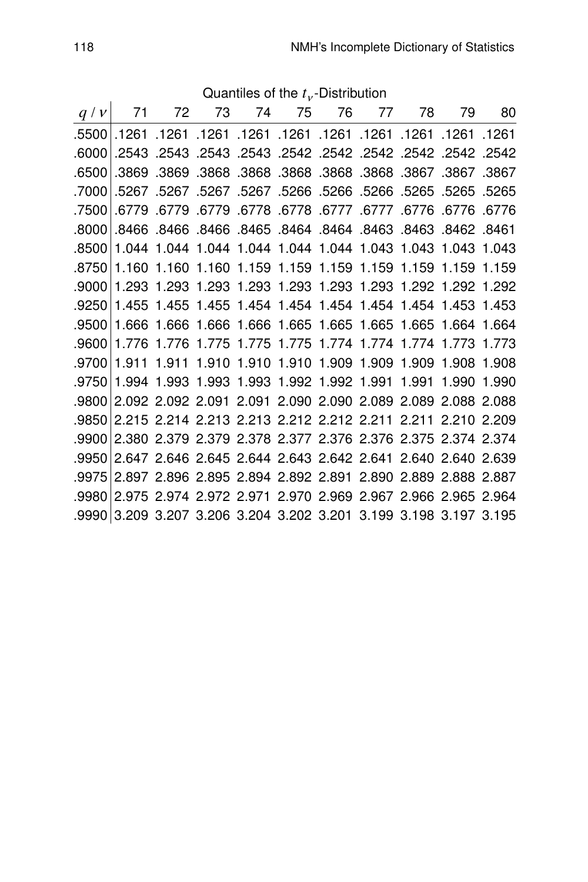Quantiles of the $t_\nu$-Distribution

| $q$ / $\nu$ | 71 | 72 | 73 | 74 | 75 | 76 | 77 | 78 | 79 | 80 |
|---|---|---|---|---|---|---|---|---|---|---|
| .5500 | .1261 | .1261 | .1261 | .1261 | .1261 | .1261 | .1261 | .1261 | .1261 | .1261 |
| .6000 | .2543 | .2543 | .2543 | .2543 | .2542 | .2542 | .2542 | .2542 | .2542 | .2542 |
| .6500 | .3869 | .3869 | .3868 | .3868 | .3868 | .3868 | .3868 | .3867 | .3867 | .3867 |
| .7000 | .5267 | .5267 | .5267 | .5267 | .5266 | .5266 | .5266 | .5265 | .5265 | .5265 |
| .7500 | .6779 | .6779 | .6779 | .6778 | .6778 | .6777 | .6777 | .6776 | .6776 | .6776 |
| .8000 | .8466 | .8466 | .8466 | .8465 | .8464 | .8464 | .8463 | .8463 | .8462 | .8461 |
| .8500 | 1.044 | 1.044 | 1.044 | 1.044 | 1.044 | 1.044 | 1.043 | 1.043 | 1.043 | 1.043 |
| .8750 | 1.160 | 1.160 | 1.160 | 1.159 | 1.159 | 1.159 | 1.159 | 1.159 | 1.159 | 1.159 |
| .9000 | 1.293 | 1.293 | 1.293 | 1.293 | 1.293 | 1.293 | 1.293 | 1.292 | 1.292 | 1.292 |
| .9250 | 1.455 | 1.455 | 1.455 | 1.454 | 1.454 | 1.454 | 1.454 | 1.454 | 1.453 | 1.453 |
| .9500 | 1.666 | 1.666 | 1.666 | 1.666 | 1.665 | 1.665 | 1.665 | 1.665 | 1.664 | 1.664 |
| .9600 | 1.776 | 1.776 | 1.775 | 1.775 | 1.775 | 1.774 | 1.774 | 1.774 | 1.773 | 1.773 |
| .9700 | 1.911 | 1.911 | 1.910 | 1.910 | 1.910 | 1.909 | 1.909 | 1.909 | 1.908 | 1.908 |
| .9750 | 1.994 | 1.993 | 1.993 | 1.993 | 1.992 | 1.992 | 1.991 | 1.991 | 1.990 | 1.990 |
| .9800 | 2.092 | 2.092 | 2.091 | 2.091 | 2.090 | 2.090 | 2.089 | 2.089 | 2.088 | 2.088 |
| .9850 | 2.215 | 2.214 | 2.213 | 2.213 | 2.212 | 2.212 | 2.211 | 2.211 | 2.210 | 2.209 |
| .9900 | 2.380 | 2.379 | 2.379 | 2.378 | 2.377 | 2.376 | 2.376 | 2.375 | 2.374 | 2.374 |
| .9950 | 2.647 | 2.646 | 2.645 | 2.644 | 2.643 | 2.642 | 2.641 | 2.640 | 2.640 | 2.639 |
| .9975 | 2.897 | 2.896 | 2.895 | 2.894 | 2.892 | 2.891 | 2.890 | 2.889 | 2.888 | 2.887 |
| .9980 | 2.975 | 2.974 | 2.972 | 2.971 | 2.970 | 2.969 | 2.967 | 2.966 | 2.965 | 2.964 |
| .9990 | 3.209 | 3.207 | 3.206 | 3.204 | 3.202 | 3.201 | 3.199 | 3.198 | 3.197 | 3.195 |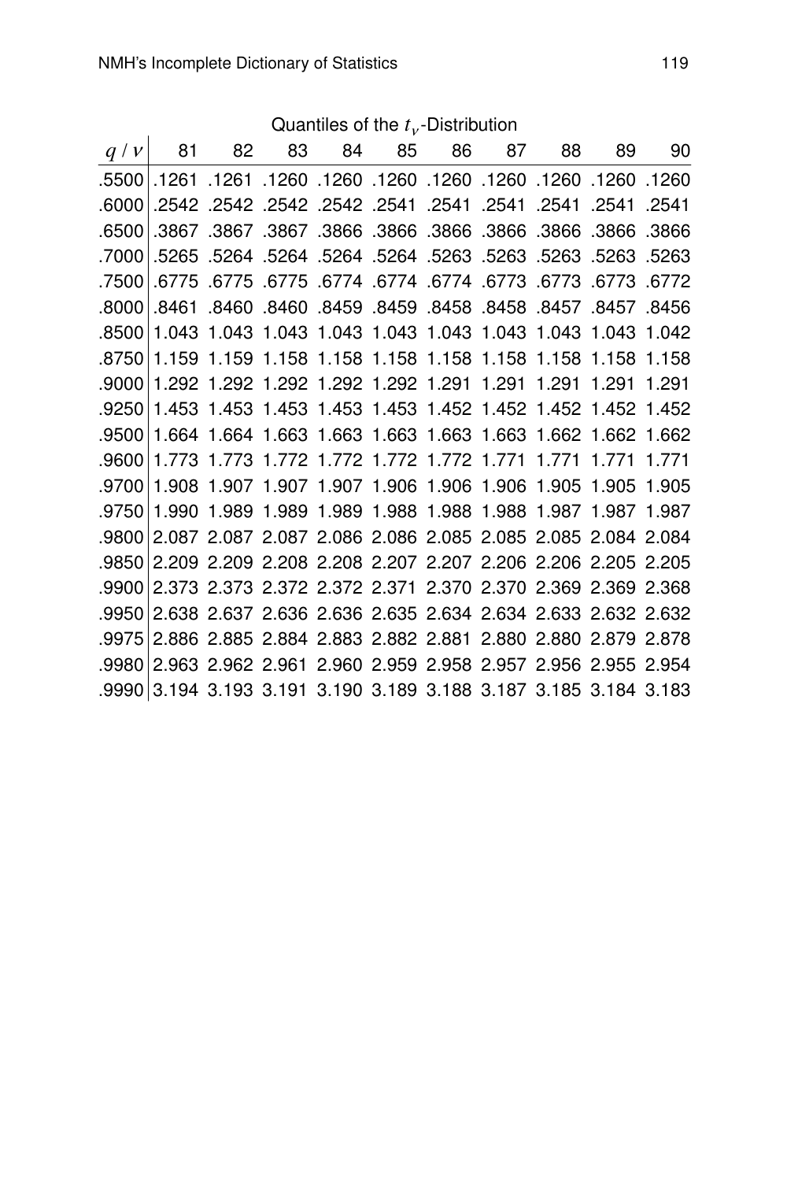Quantiles of the $t_\nu$-Distribution

| $q$ / $\nu$ | 81 | 82 | 83 | 84 | 85 | 86 | 87 | 88 | 89 | 90 |
|---|---|---|---|---|---|---|---|---|---|---|
| .5500 | .1261 | .1261 | .1260 | .1260 | .1260 | .1260 | .1260 | .1260 | .1260 | .1260 |
| .6000 | .2542 | .2542 | .2542 | .2542 | .2541 | .2541 | .2541 | .2541 | .2541 | .2541 |
| .6500 | .3867 | .3867 | .3867 | .3866 | .3866 | .3866 | .3866 | .3866 | .3866 | .3866 |
| .7000 | .5265 | .5264 | .5264 | .5264 | .5264 | .5263 | .5263 | .5263 | .5263 | .5263 |
| .7500 | .6775 | .6775 | .6775 | .6774 | .6774 | .6774 | .6773 | .6773 | .6773 | .6772 |
| .8000 | .8461 | .8460 | .8460 | .8459 | .8459 | .8458 | .8458 | .8457 | .8457 | .8456 |
| .8500 | 1.043 | 1.043 | 1.043 | 1.043 | 1.043 | 1.043 | 1.043 | 1.043 | 1.043 | 1.042 |
| .8750 | 1.159 | 1.159 | 1.158 | 1.158 | 1.158 | 1.158 | 1.158 | 1.158 | 1.158 | 1.158 |
| .9000 | 1.292 | 1.292 | 1.292 | 1.292 | 1.292 | 1.291 | 1.291 | 1.291 | 1.291 | 1.291 |
| .9250 | 1.453 | 1.453 | 1.453 | 1.453 | 1.453 | 1.452 | 1.452 | 1.452 | 1.452 | 1.452 |
| .9500 | 1.664 | 1.664 | 1.663 | 1.663 | 1.663 | 1.663 | 1.663 | 1.662 | 1.662 | 1.662 |
| .9600 | 1.773 | 1.773 | 1.772 | 1.772 | 1.772 | 1.772 | 1.771 | 1.771 | 1.771 | 1.771 |
| .9700 | 1.908 | 1.907 | 1.907 | 1.907 | 1.906 | 1.906 | 1.906 | 1.905 | 1.905 | 1.905 |
| .9750 | 1.990 | 1.989 | 1.989 | 1.989 | 1.988 | 1.988 | 1.988 | 1.987 | 1.987 | 1.987 |
| .9800 | 2.087 | 2.087 | 2.087 | 2.086 | 2.086 | 2.085 | 2.085 | 2.085 | 2.084 | 2.084 |
| .9850 | 2.209 | 2.209 | 2.208 | 2.208 | 2.207 | 2.207 | 2.206 | 2.206 | 2.205 | 2.205 |
| .9900 | 2.373 | 2.373 | 2.372 | 2.372 | 2.371 | 2.370 | 2.370 | 2.369 | 2.369 | 2.368 |
| .9950 | 2.638 | 2.637 | 2.636 | 2.636 | 2.635 | 2.634 | 2.634 | 2.633 | 2.632 | 2.632 |
| .9975 | 2.886 | 2.885 | 2.884 | 2.883 | 2.882 | 2.881 | 2.880 | 2.880 | 2.879 | 2.878 |
| .9980 | 2.963 | 2.962 | 2.961 | 2.960 | 2.959 | 2.958 | 2.957 | 2.956 | 2.955 | 2.954 |
| .9990 | 3.194 | 3.193 | 3.191 | 3.190 | 3.189 | 3.188 | 3.187 | 3.185 | 3.184 | 3.183 |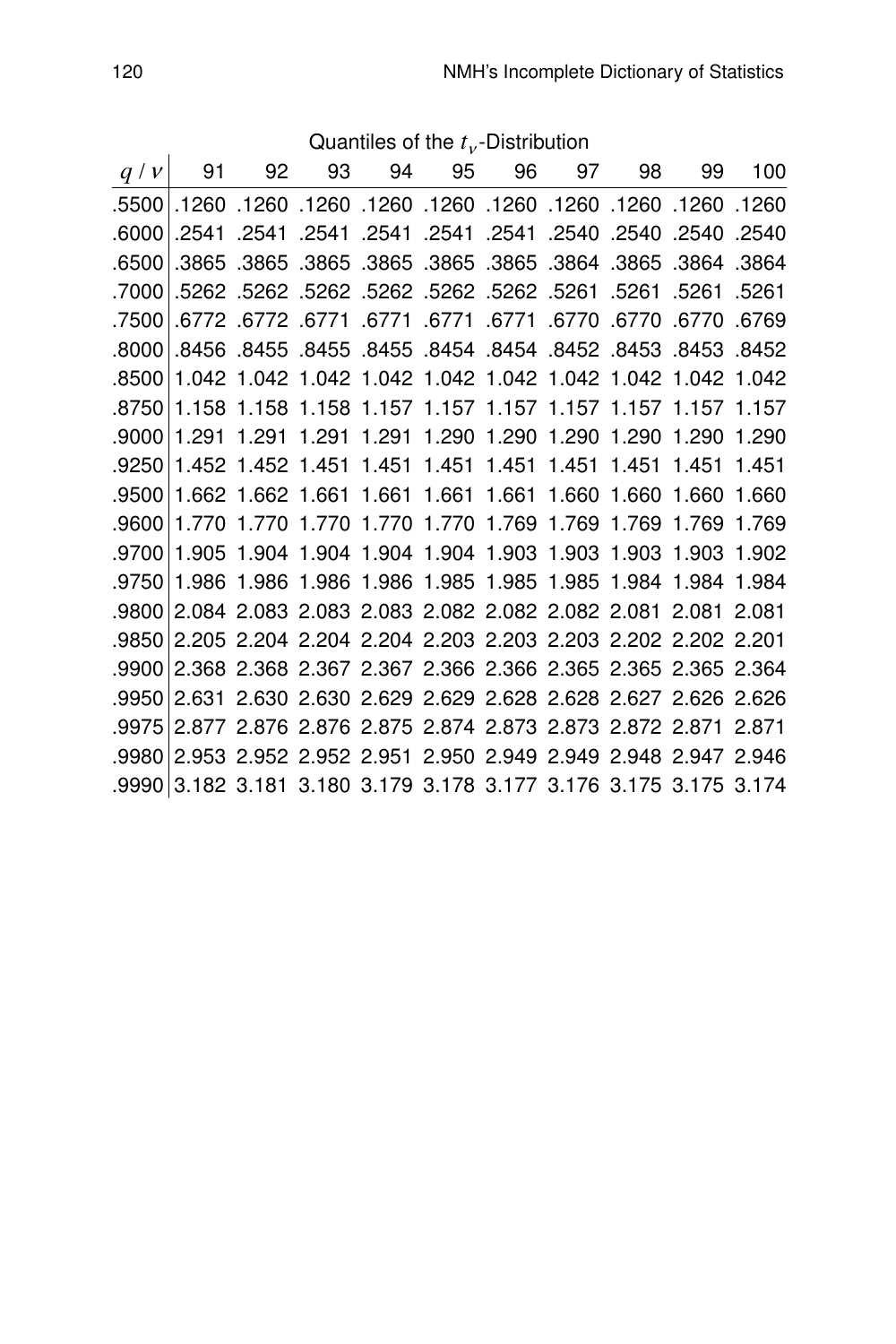Quantiles of the $t_\nu$-Distribution

| $q$ / $\nu$ | 91 | 92 | 93 | 94 | 95 | 96 | 97 | 98 | 99 | 100 |
|---|---|---|---|---|---|---|---|---|---|---|
| .5500 | .1260 | .1260 | .1260 | .1260 | .1260 | .1260 | .1260 | .1260 | .1260 | .1260 |
| .6000 | .2541 | .2541 | .2541 | .2541 | .2541 | .2541 | .2540 | .2540 | .2540 | .2540 |
| .6500 | .3865 | .3865 | .3865 | .3865 | .3865 | .3865 | .3864 | .3865 | .3864 | .3864 |
| .7000 | .5262 | .5262 | .5262 | .5262 | .5262 | .5262 | .5261 | .5261 | .5261 | .5261 |
| .7500 | .6772 | .6772 | .6771 | .6771 | .6771 | .6771 | .6770 | .6770 | .6770 | .6769 |
| .8000 | .8456 | .8455 | .8455 | .8455 | .8454 | .8454 | .8452 | .8453 | .8453 | .8452 |
| .8500 | 1.042 | 1.042 | 1.042 | 1.042 | 1.042 | 1.042 | 1.042 | 1.042 | 1.042 | 1.042 |
| .8750 | 1.158 | 1.158 | 1.158 | 1.157 | 1.157 | 1.157 | 1.157 | 1.157 | 1.157 | 1.157 |
| .9000 | 1.291 | 1.291 | 1.291 | 1.291 | 1.290 | 1.290 | 1.290 | 1.290 | 1.290 | 1.290 |
| .9250 | 1.452 | 1.452 | 1.451 | 1.451 | 1.451 | 1.451 | 1.451 | 1.451 | 1.451 | 1.451 |
| .9500 | 1.662 | 1.662 | 1.661 | 1.661 | 1.661 | 1.661 | 1.660 | 1.660 | 1.660 | 1.660 |
| .9600 | 1.770 | 1.770 | 1.770 | 1.770 | 1.770 | 1.769 | 1.769 | 1.769 | 1.769 | 1.769 |
| .9700 | 1.905 | 1.904 | 1.904 | 1.904 | 1.904 | 1.903 | 1.903 | 1.903 | 1.903 | 1.902 |
| .9750 | 1.986 | 1.986 | 1.986 | 1.986 | 1.985 | 1.985 | 1.985 | 1.984 | 1.984 | 1.984 |
| .9800 | 2.084 | 2.083 | 2.083 | 2.083 | 2.082 | 2.082 | 2.082 | 2.081 | 2.081 | 2.081 |
| .9850 | 2.205 | 2.204 | 2.204 | 2.204 | 2.203 | 2.203 | 2.203 | 2.202 | 2.202 | 2.201 |
| .9900 | 2.368 | 2.368 | 2.367 | 2.367 | 2.366 | 2.366 | 2.365 | 2.365 | 2.365 | 2.364 |
| .9950 | 2.631 | 2.630 | 2.630 | 2.629 | 2.629 | 2.628 | 2.628 | 2.627 | 2.626 | 2.626 |
| .9975 | 2.877 | 2.876 | 2.876 | 2.875 | 2.874 | 2.873 | 2.873 | 2.872 | 2.871 | 2.871 |
| .9980 | 2.953 | 2.952 | 2.952 | 2.951 | 2.950 | 2.949 | 2.949 | 2.948 | 2.947 | 2.946 |
| .9990 | 3.182 | 3.181 | 3.180 | 3.179 | 3.178 | 3.177 | 3.176 | 3.175 | 3.175 | 3.174 |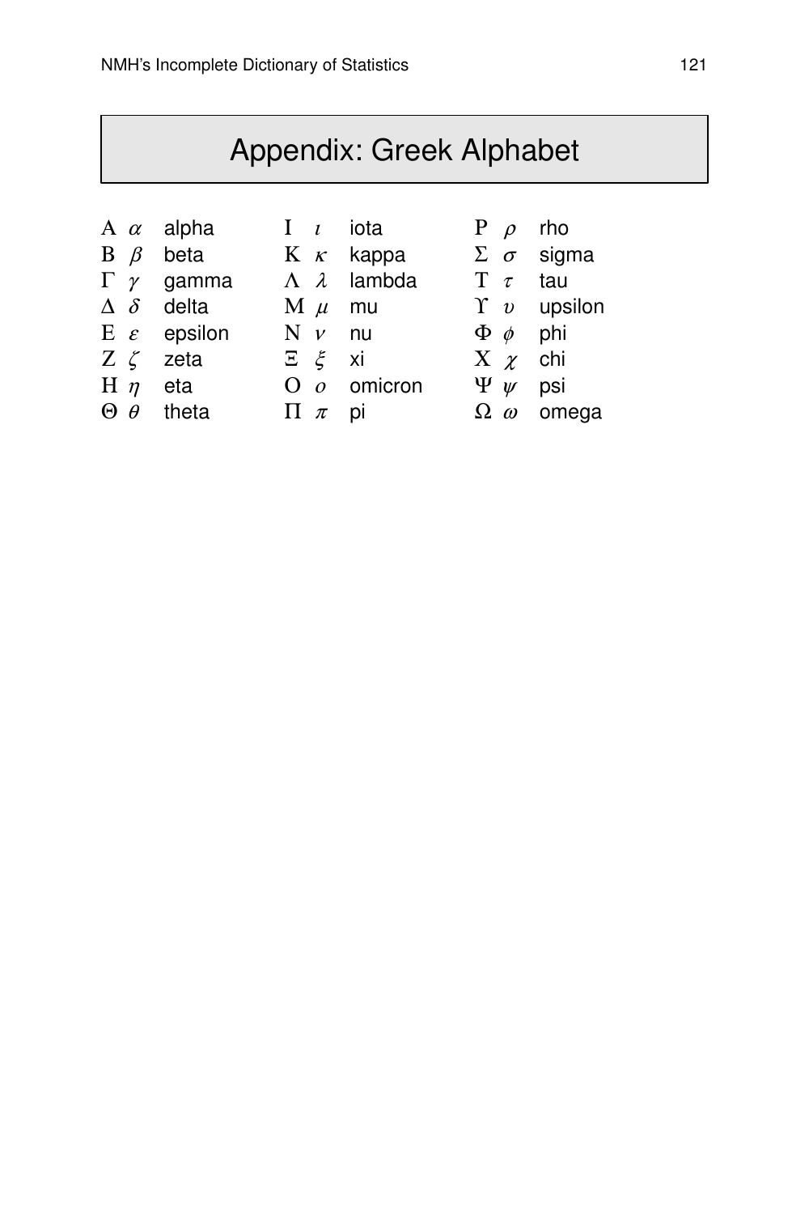# Appendix: Greek Alphabet

| | | | | | | | | |
|---|---|---|---|---|---|---|---|---|
| A | $\alpha$ | alpha | I | $\iota$ | iota | P | $\rho$ | rho |
| B | $\beta$ | beta | K | $\kappa$ | kappa | $\Sigma$ | $\sigma$ | sigma |
| $\Gamma$ | $\gamma$ | gamma | $\Lambda$ | $\lambda$ | lambda | T | $\tau$ | tau |
| $\Delta$ | $\delta$ | delta | M | $\mu$ | mu | $\Upsilon$ | $\upsilon$ | upsilon |
| E | $\varepsilon$ | epsilon | N | $\nu$ | nu | $\Phi$ | $\phi$ | phi |
| Z | $\zeta$ | zeta | $\Xi$ | $\xi$ | xi | X | $\chi$ | chi |
| H | $\eta$ | eta | O | $o$ | omicron | $\Psi$ | $\psi$ | psi |
| $\Theta$ | $\theta$ | theta | $\Pi$ | $\pi$ | pi | $\Omega$ | $\omega$ | omega |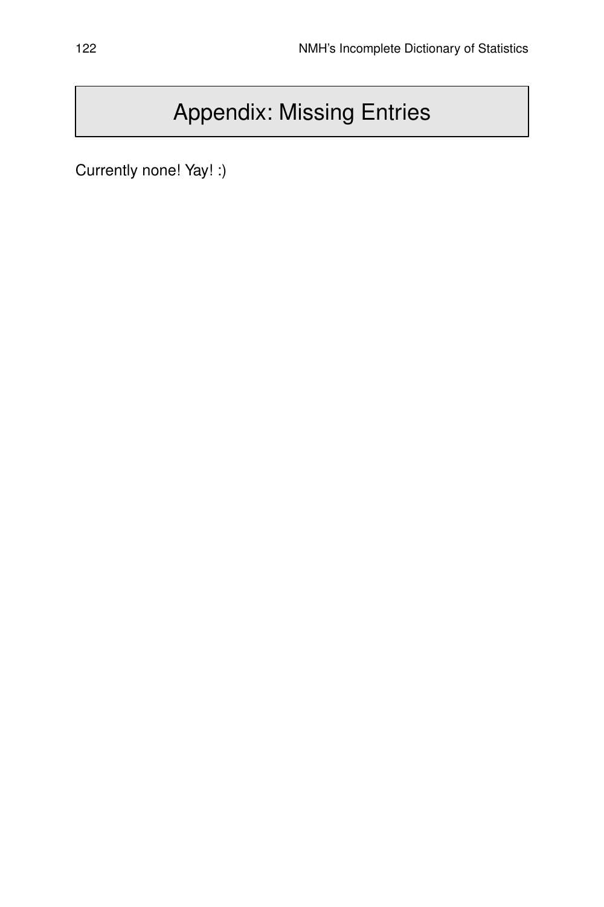# Appendix: Missing Entries

Currently none! Yay! :)